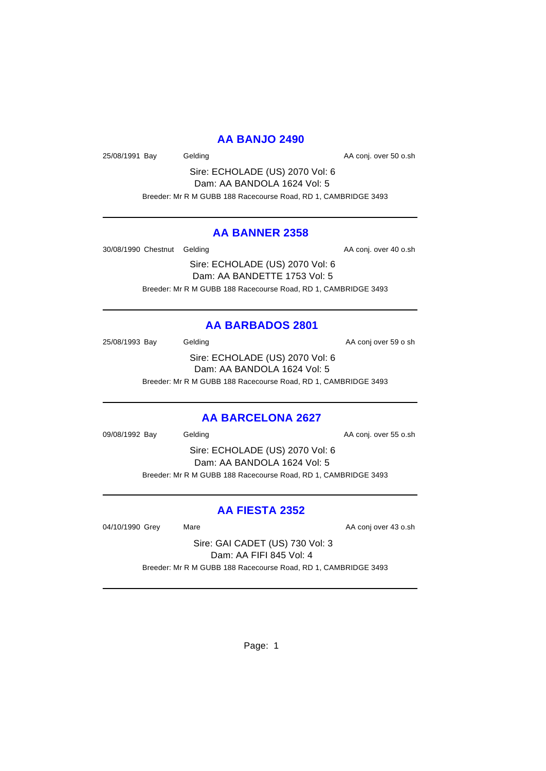## AA BANJO 2490

25/08/1991 Bay Gelding AA conj. over 50 o.sh

Sire: ECHOLADE (US) 2070 Vol: 6
Dam: AA BANDOLA 1624 Vol: 5

Breeder: Mr R M GUBB 188 Racecourse Road, RD 1, CAMBRIDGE 3493

---

## AA BANNER 2358

30/08/1990 Chestnut Gelding AA conj. over 40 o.sh

Sire: ECHOLADE (US) 2070 Vol: 6
Dam: AA BANDETTE 1753 Vol: 5

Breeder: Mr R M GUBB 188 Racecourse Road, RD 1, CAMBRIDGE 3493

---

## AA BARBADOS 2801

25/08/1993 Bay Gelding AA conj over 59 o sh

Sire: ECHOLADE (US) 2070 Vol: 6
Dam: AA BANDOLA 1624 Vol: 5

Breeder: Mr R M GUBB 188 Racecourse Road, RD 1, CAMBRIDGE 3493

---

## AA BARCELONA 2627

09/08/1992 Bay Gelding AA conj. over 55 o.sh

Sire: ECHOLADE (US) 2070 Vol: 6
Dam: AA BANDOLA 1624 Vol: 5

Breeder: Mr R M GUBB 188 Racecourse Road, RD 1, CAMBRIDGE 3493

---

## AA FIESTA 2352

04/10/1990 Grey Mare AA conj over 43 o.sh

Sire: GAI CADET (US) 730 Vol: 3
Dam: AA FIFI 845 Vol: 4

Breeder: Mr R M GUBB 188 Racecourse Road, RD 1, CAMBRIDGE 3493

---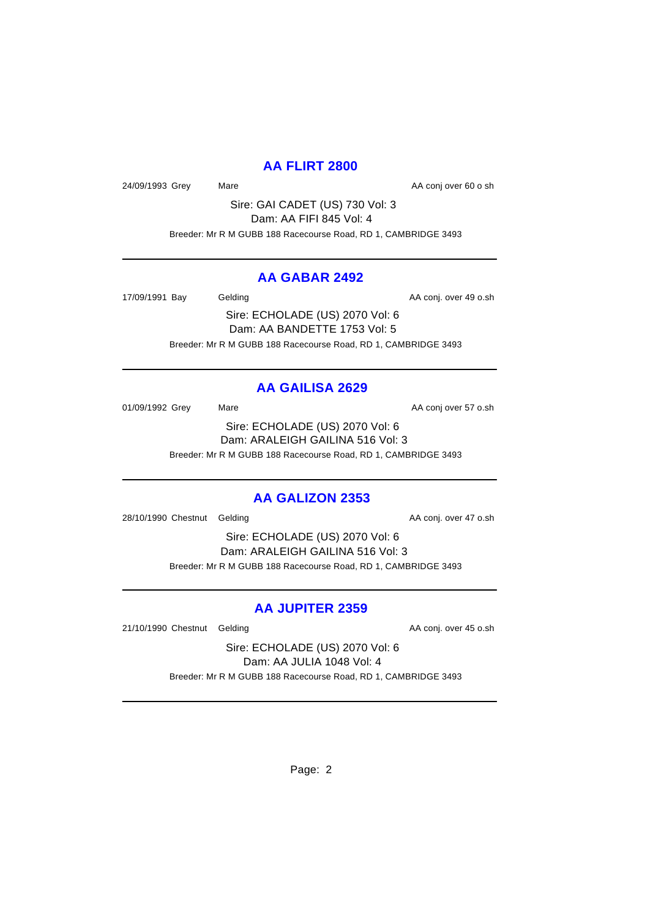## AA FLIRT 2800

24/09/1993 Grey  Mare  AA conj over 60 o sh

Sire: GAI CADET (US) 730 Vol: 3
Dam: AA FIFI 845 Vol: 4
Breeder: Mr R M GUBB 188 Racecourse Road, RD 1, CAMBRIDGE 3493

---

## AA GABAR 2492

17/09/1991 Bay  Gelding  AA conj. over 49 o.sh

Sire: ECHOLADE (US) 2070 Vol: 6
Dam: AA BANDETTE 1753 Vol: 5
Breeder: Mr R M GUBB 188 Racecourse Road, RD 1, CAMBRIDGE 3493

---

## AA GAILISA 2629

01/09/1992 Grey  Mare  AA conj over 57 o.sh

Sire: ECHOLADE (US) 2070 Vol: 6
Dam: ARALEIGH GAILINA 516 Vol: 3
Breeder: Mr R M GUBB 188 Racecourse Road, RD 1, CAMBRIDGE 3493

---

## AA GALIZON 2353

28/10/1990 Chestnut  Gelding  AA conj. over 47 o.sh

Sire: ECHOLADE (US) 2070 Vol: 6
Dam: ARALEIGH GAILINA 516 Vol: 3
Breeder: Mr R M GUBB 188 Racecourse Road, RD 1, CAMBRIDGE 3493

---

## AA JUPITER 2359

21/10/1990 Chestnut  Gelding  AA conj. over 45 o.sh

Sire: ECHOLADE (US) 2070 Vol: 6
Dam: AA JULIA 1048 Vol: 4
Breeder: Mr R M GUBB 188 Racecourse Road, RD 1, CAMBRIDGE 3493

---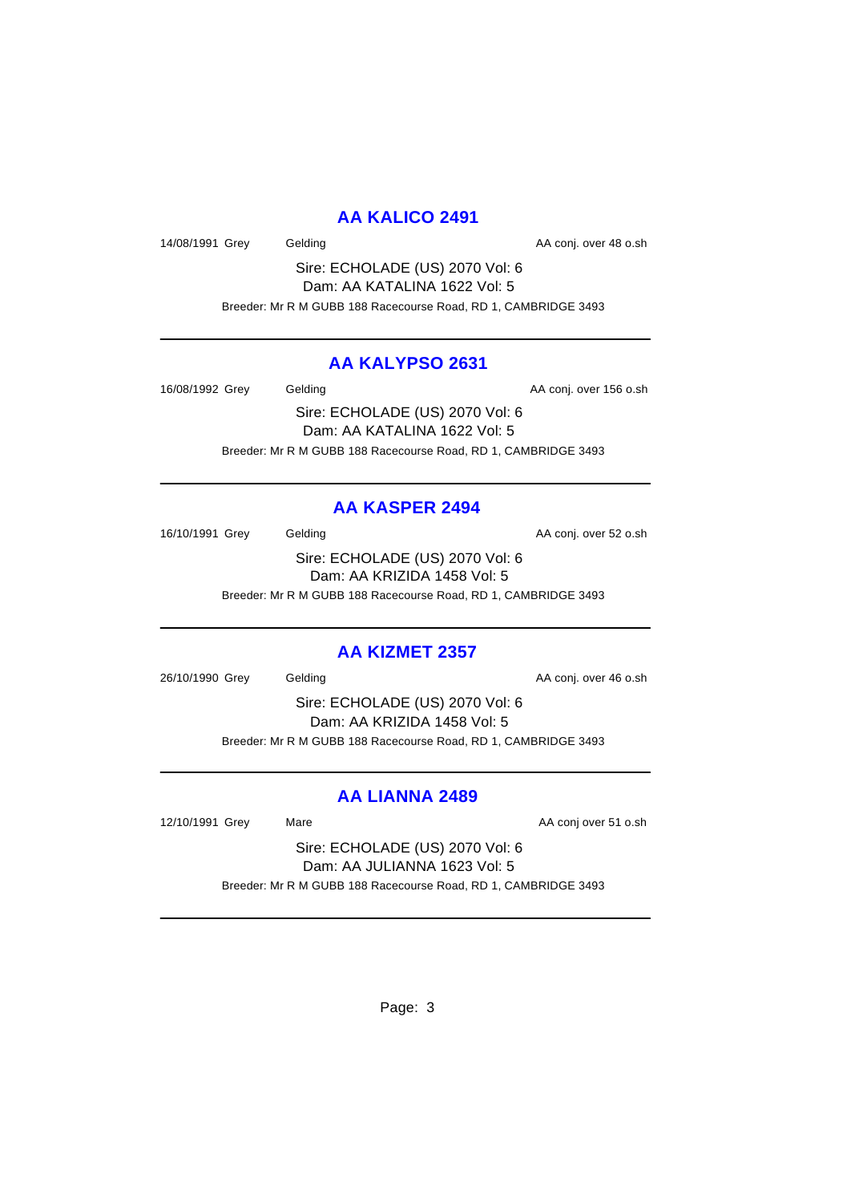## AA KALICO 2491

14/08/1991 Grey Gelding AA conj. over 48 o.sh

Sire: ECHOLADE (US) 2070 Vol: 6

Dam: AA KATALINA 1622 Vol: 5

Breeder: Mr R M GUBB 188 Racecourse Road, RD 1, CAMBRIDGE 3493

---

## AA KALYPSO 2631

16/08/1992 Grey Gelding AA conj. over 156 o.sh

Sire: ECHOLADE (US) 2070 Vol: 6

Dam: AA KATALINA 1622 Vol: 5

Breeder: Mr R M GUBB 188 Racecourse Road, RD 1, CAMBRIDGE 3493

---

## AA KASPER 2494

16/10/1991 Grey Gelding AA conj. over 52 o.sh

Sire: ECHOLADE (US) 2070 Vol: 6

Dam: AA KRIZIDA 1458 Vol: 5

Breeder: Mr R M GUBB 188 Racecourse Road, RD 1, CAMBRIDGE 3493

---

## AA KIZMET 2357

26/10/1990 Grey Gelding AA conj. over 46 o.sh

Sire: ECHOLADE (US) 2070 Vol: 6

Dam: AA KRIZIDA 1458 Vol: 5

Breeder: Mr R M GUBB 188 Racecourse Road, RD 1, CAMBRIDGE 3493

---

## AA LIANNA 2489

12/10/1991 Grey Mare AA conj over 51 o.sh

Sire: ECHOLADE (US) 2070 Vol: 6

Dam: AA JULIANNA 1623 Vol: 5

Breeder: Mr R M GUBB 188 Racecourse Road, RD 1, CAMBRIDGE 3493

---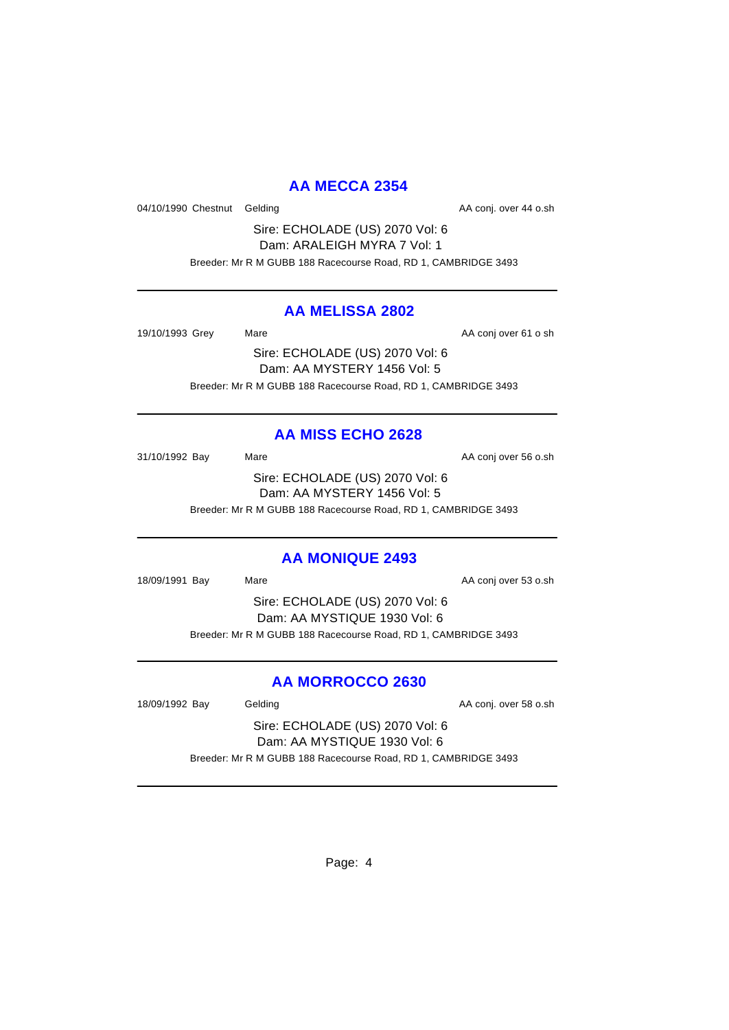## AA MECCA 2354

04/10/1990 Chestnut Gelding AA conj. over 44 o.sh

Sire: ECHOLADE (US) 2070 Vol: 6
Dam: ARALEIGH MYRA 7 Vol: 1

Breeder: Mr R M GUBB 188 Racecourse Road, RD 1, CAMBRIDGE 3493

---

## AA MELISSA 2802

19/10/1993 Grey Mare AA conj over 61 o sh

Sire: ECHOLADE (US) 2070 Vol: 6
Dam: AA MYSTERY 1456 Vol: 5

Breeder: Mr R M GUBB 188 Racecourse Road, RD 1, CAMBRIDGE 3493

---

## AA MISS ECHO 2628

31/10/1992 Bay Mare AA conj over 56 o.sh

Sire: ECHOLADE (US) 2070 Vol: 6
Dam: AA MYSTERY 1456 Vol: 5

Breeder: Mr R M GUBB 188 Racecourse Road, RD 1, CAMBRIDGE 3493

---

## AA MONIQUE 2493

18/09/1991 Bay Mare AA conj over 53 o.sh

Sire: ECHOLADE (US) 2070 Vol: 6
Dam: AA MYSTIQUE 1930 Vol: 6

Breeder: Mr R M GUBB 188 Racecourse Road, RD 1, CAMBRIDGE 3493

---

## AA MORROCCO 2630

18/09/1992 Bay Gelding AA conj. over 58 o.sh

Sire: ECHOLADE (US) 2070 Vol: 6
Dam: AA MYSTIQUE 1930 Vol: 6

Breeder: Mr R M GUBB 188 Racecourse Road, RD 1, CAMBRIDGE 3493

---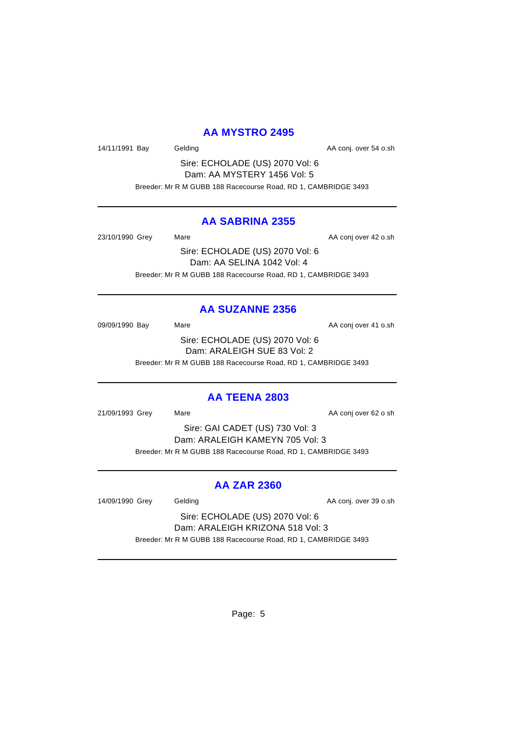## AA MYSTRO 2495

14/11/1991 Bay    Gelding    AA conj. over 54 o.sh

Sire: ECHOLADE (US) 2070 Vol: 6
Dam: AA MYSTERY 1456 Vol: 5

Breeder: Mr R M GUBB 188 Racecourse Road, RD 1, CAMBRIDGE 3493

---

## AA SABRINA 2355

23/10/1990 Grey    Mare    AA conj over 42 o.sh

Sire: ECHOLADE (US) 2070 Vol: 6
Dam: AA SELINA 1042 Vol: 4

Breeder: Mr R M GUBB 188 Racecourse Road, RD 1, CAMBRIDGE 3493

---

## AA SUZANNE 2356

09/09/1990 Bay    Mare    AA conj over 41 o.sh

Sire: ECHOLADE (US) 2070 Vol: 6
Dam: ARALEIGH SUE 83 Vol: 2

Breeder: Mr R M GUBB 188 Racecourse Road, RD 1, CAMBRIDGE 3493

---

## AA TEENA 2803

21/09/1993 Grey    Mare    AA conj over 62 o sh

Sire: GAI CADET (US) 730 Vol: 3
Dam: ARALEIGH KAMEYN 705 Vol: 3

Breeder: Mr R M GUBB 188 Racecourse Road, RD 1, CAMBRIDGE 3493

---

## AA ZAR 2360

14/09/1990 Grey    Gelding    AA conj. over 39 o.sh

Sire: ECHOLADE (US) 2070 Vol: 6
Dam: ARALEIGH KRIZONA 518 Vol: 3

Breeder: Mr R M GUBB 188 Racecourse Road, RD 1, CAMBRIDGE 3493

---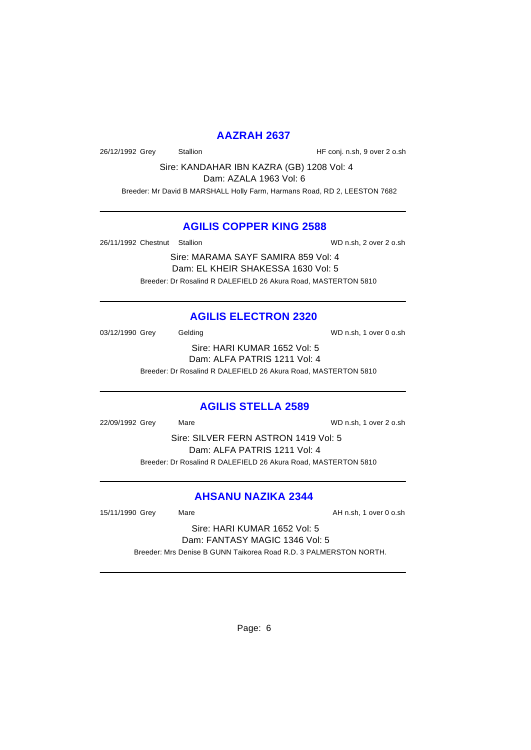## AAZRAH 2637

26/12/1992 Grey Stallion HF conj. n.sh, 9 over 2 o.sh

Sire: KANDAHAR IBN KAZRA (GB) 1208 Vol: 4
Dam: AZALA 1963 Vol: 6
Breeder: Mr David B MARSHALL Holly Farm, Harmans Road, RD 2, LEESTON 7682

---

## AGILIS COPPER KING 2588

26/11/1992 Chestnut Stallion WD n.sh, 2 over 2 o.sh

Sire: MARAMA SAYF SAMIRA 859 Vol: 4
Dam: EL KHEIR SHAKESSA 1630 Vol: 5
Breeder: Dr Rosalind R DALEFIELD 26 Akura Road, MASTERTON 5810

---

## AGILIS ELECTRON 2320

03/12/1990 Grey Gelding WD n.sh, 1 over 0 o.sh

Sire: HARI KUMAR 1652 Vol: 5
Dam: ALFA PATRIS 1211 Vol: 4
Breeder: Dr Rosalind R DALEFIELD 26 Akura Road, MASTERTON 5810

---

## AGILIS STELLA 2589

22/09/1992 Grey Mare WD n.sh, 1 over 2 o.sh

Sire: SILVER FERN ASTRON 1419 Vol: 5
Dam: ALFA PATRIS 1211 Vol: 4
Breeder: Dr Rosalind R DALEFIELD 26 Akura Road, MASTERTON 5810

---

## AHSANU NAZIKA 2344

15/11/1990 Grey Mare AH n.sh, 1 over 0 o.sh

Sire: HARI KUMAR 1652 Vol: 5
Dam: FANTASY MAGIC 1346 Vol: 5
Breeder: Mrs Denise B GUNN Taikorea Road R.D. 3 PALMERSTON NORTH.

---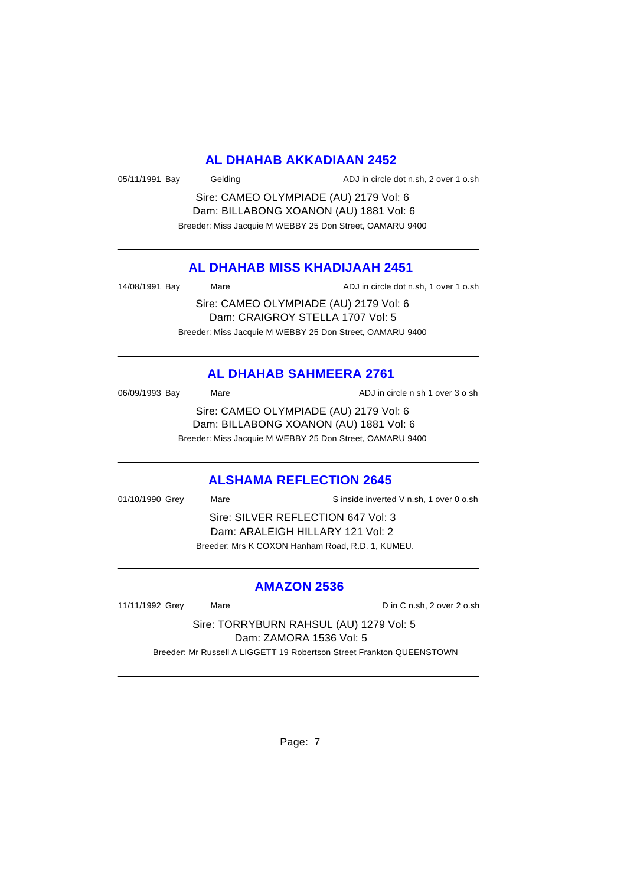## AL DHAHAB AKKADIAAN 2452

05/11/1991 Bay Gelding ADJ in circle dot n.sh, 2 over 1 o.sh

Sire: CAMEO OLYMPIADE (AU) 2179 Vol: 6
Dam: BILLABONG XOANON (AU) 1881 Vol: 6
Breeder: Miss Jacquie M WEBBY 25 Don Street, OAMARU 9400

---

## AL DHAHAB MISS KHADIJAAH 2451

14/08/1991 Bay Mare ADJ in circle dot n.sh, 1 over 1 o.sh

Sire: CAMEO OLYMPIADE (AU) 2179 Vol: 6
Dam: CRAIGROY STELLA 1707 Vol: 5
Breeder: Miss Jacquie M WEBBY 25 Don Street, OAMARU 9400

---

## AL DHAHAB SAHMEERA 2761

06/09/1993 Bay Mare ADJ in circle n sh 1 over 3 o sh

Sire: CAMEO OLYMPIADE (AU) 2179 Vol: 6
Dam: BILLABONG XOANON (AU) 1881 Vol: 6
Breeder: Miss Jacquie M WEBBY 25 Don Street, OAMARU 9400

---

## ALSHAMA REFLECTION 2645

01/10/1990 Grey Mare S inside inverted V n.sh, 1 over 0 o.sh

Sire: SILVER REFLECTION 647 Vol: 3
Dam: ARALEIGH HILLARY 121 Vol: 2
Breeder: Mrs K COXON Hanham Road, R.D. 1, KUMEU.

---

## AMAZON 2536

11/11/1992 Grey Mare D in C n.sh, 2 over 2 o.sh

Sire: TORRYBURN RAHSUL (AU) 1279 Vol: 5
Dam: ZAMORA 1536 Vol: 5
Breeder: Mr Russell A LIGGETT 19 Robertson Street Frankton QUEENSTOWN

---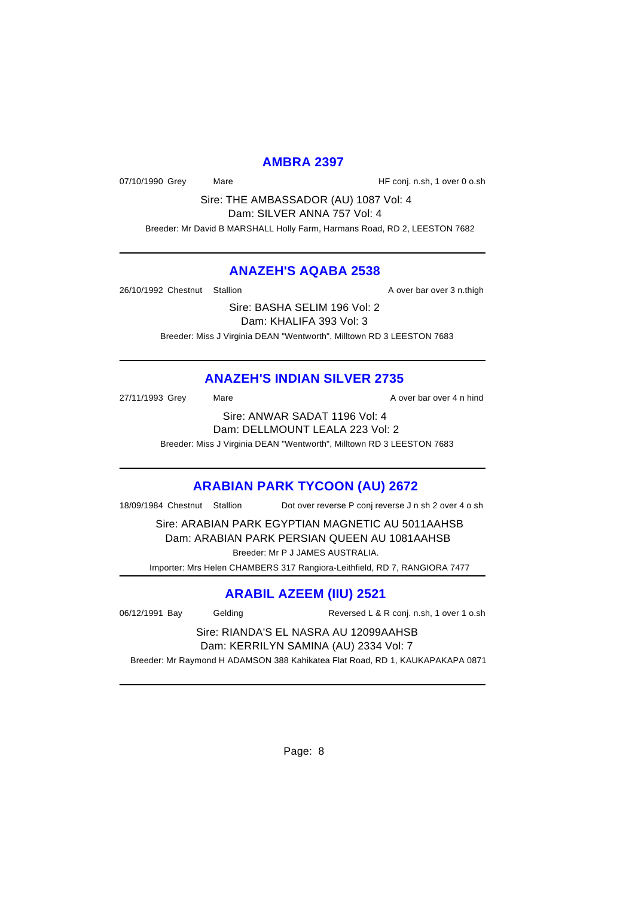## AMBRA 2397

07/10/1990 Grey    Mare    HF conj. n.sh, 1 over 0 o.sh

Sire: THE AMBASSADOR (AU) 1087 Vol: 4
Dam: SILVER ANNA 757 Vol: 4

Breeder: Mr David B MARSHALL Holly Farm, Harmans Road, RD 2, LEESTON 7682

---

## ANAZEH'S AQABA 2538

26/10/1992 Chestnut    Stallion    A over bar over 3 n.thigh

Sire: BASHA SELIM 196 Vol: 2
Dam: KHALIFA 393 Vol: 3

Breeder: Miss J Virginia DEAN "Wentworth", Milltown RD 3 LEESTON 7683

---

## ANAZEH'S INDIAN SILVER 2735

27/11/1993 Grey    Mare    A over bar over 4 n hind

Sire: ANWAR SADAT 1196 Vol: 4
Dam: DELLMOUNT LEALA 223 Vol: 2

Breeder: Miss J Virginia DEAN "Wentworth", Milltown RD 3 LEESTON 7683

---

## ARABIAN PARK TYCOON (AU) 2672

18/09/1984 Chestnut    Stallion    Dot over reverse P conj reverse J n sh 2 over 4 o sh

Sire: ARABIAN PARK EGYPTIAN MAGNETIC AU 5011AAHSB
Dam: ARABIAN PARK PERSIAN QUEEN AU 1081AAHSB

Breeder: Mr P J JAMES AUSTRALIA.

Importer: Mrs Helen CHAMBERS 317 Rangiora-Leithfield, RD 7, RANGIORA 7477

---

## ARABIL AZEEM (IIU) 2521

06/12/1991 Bay    Gelding    Reversed L & R conj. n.sh, 1 over 1 o.sh

Sire: RIANDA'S EL NASRA AU 12099AAHSB
Dam: KERRILYN SAMINA (AU) 2334 Vol: 7

Breeder: Mr Raymond H ADAMSON 388 Kahikatea Flat Road, RD 1, KAUKAPAKAPA 0871

---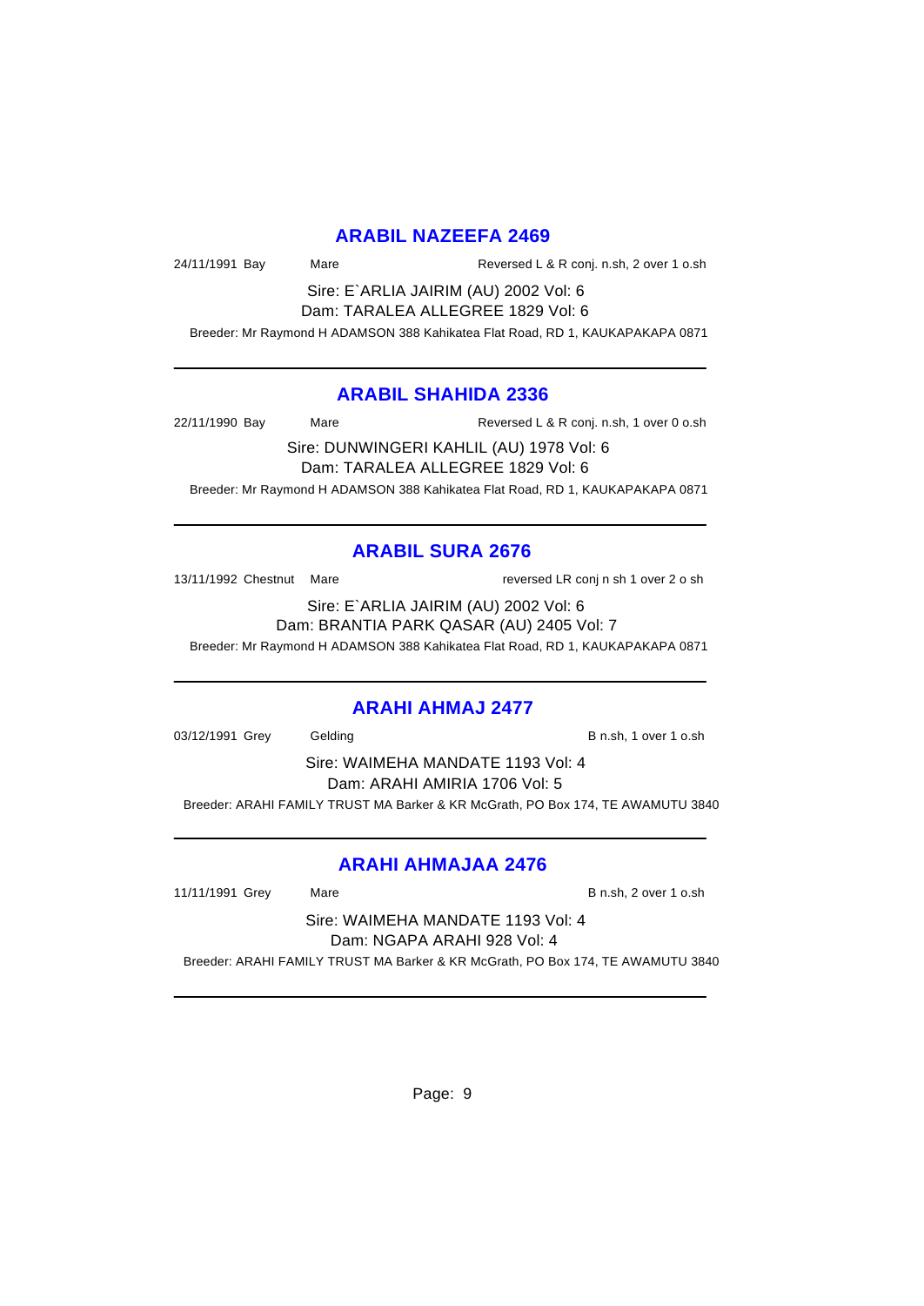## ARABIL NAZEEFA 2469

24/11/1991 Bay Mare Reversed L & R conj. n.sh, 2 over 1 o.sh

Sire: E`ARLIA JAIRIM (AU) 2002 Vol: 6
Dam: TARALEA ALLEGREE 1829 Vol: 6

Breeder: Mr Raymond H ADAMSON 388 Kahikatea Flat Road, RD 1, KAUKAPAKAPA 0871

---

## ARABIL SHAHIDA 2336

22/11/1990 Bay Mare Reversed L & R conj. n.sh, 1 over 0 o.sh

Sire: DUNWINGERI KAHLIL (AU) 1978 Vol: 6
Dam: TARALEA ALLEGREE 1829 Vol: 6

Breeder: Mr Raymond H ADAMSON 388 Kahikatea Flat Road, RD 1, KAUKAPAKAPA 0871

---

## ARABIL SURA 2676

13/11/1992 Chestnut Mare reversed LR conj n sh 1 over 2 o sh

Sire: E`ARLIA JAIRIM (AU) 2002 Vol: 6
Dam: BRANTIA PARK QASAR (AU) 2405 Vol: 7

Breeder: Mr Raymond H ADAMSON 388 Kahikatea Flat Road, RD 1, KAUKAPAKAPA 0871

---

## ARAHI AHMAJ 2477

03/12/1991 Grey Gelding B n.sh, 1 over 1 o.sh

Sire: WAIMEHA MANDATE 1193 Vol: 4
Dam: ARAHI AMIRIA 1706 Vol: 5

Breeder: ARAHI FAMILY TRUST MA Barker & KR McGrath, PO Box 174, TE AWAMUTU 3840

---

## ARAHI AHMAJAA 2476

11/11/1991 Grey Mare B n.sh, 2 over 1 o.sh

Sire: WAIMEHA MANDATE 1193 Vol: 4
Dam: NGAPA ARAHI 928 Vol: 4

Breeder: ARAHI FAMILY TRUST MA Barker & KR McGrath, PO Box 174, TE AWAMUTU 3840

---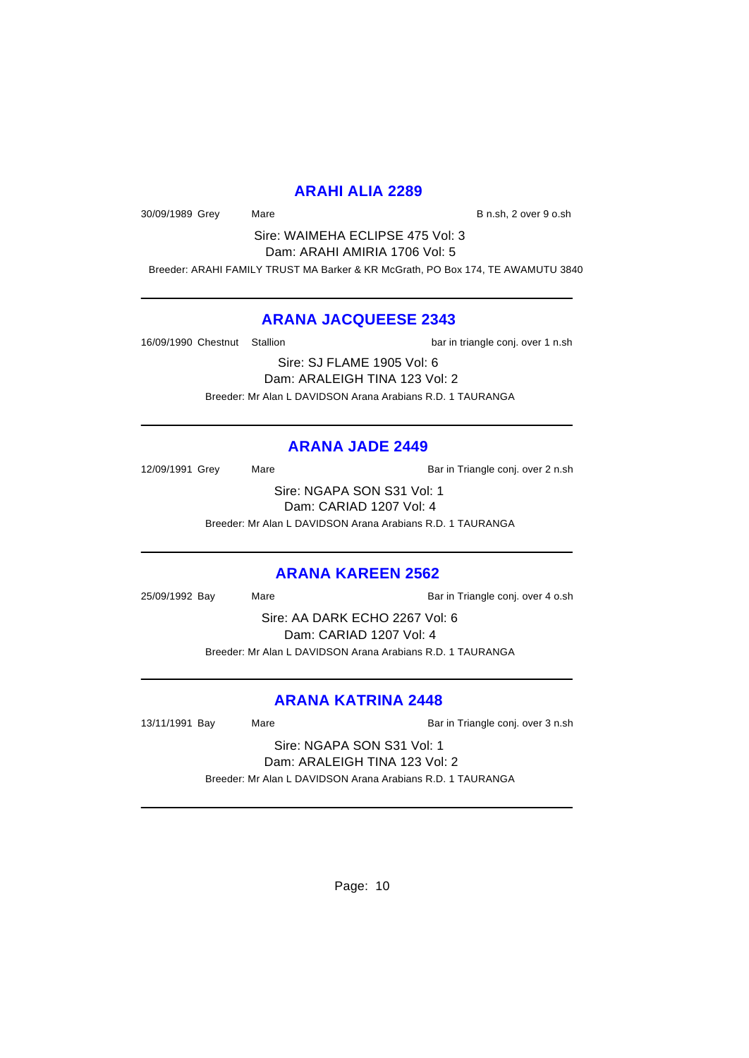## ARAHI ALIA 2289

30/09/1989 Grey Mare B n.sh, 2 over 9 o.sh

Sire: WAIMEHA ECLIPSE 475 Vol: 3
Dam: ARAHI AMIRIA 1706 Vol: 5

Breeder: ARAHI FAMILY TRUST MA Barker & KR McGrath, PO Box 174, TE AWAMUTU 3840

---

## ARANA JACQUEESE 2343

16/09/1990 Chestnut Stallion bar in triangle conj. over 1 n.sh

Sire: SJ FLAME 1905 Vol: 6
Dam: ARALEIGH TINA 123 Vol: 2

Breeder: Mr Alan L DAVIDSON Arana Arabians R.D. 1 TAURANGA

---

## ARANA JADE 2449

12/09/1991 Grey Mare Bar in Triangle conj. over 2 n.sh

Sire: NGAPA SON S31 Vol: 1
Dam: CARIAD 1207 Vol: 4

Breeder: Mr Alan L DAVIDSON Arana Arabians R.D. 1 TAURANGA

---

## ARANA KAREEN 2562

25/09/1992 Bay Mare Bar in Triangle conj. over 4 o.sh

Sire: AA DARK ECHO 2267 Vol: 6
Dam: CARIAD 1207 Vol: 4

Breeder: Mr Alan L DAVIDSON Arana Arabians R.D. 1 TAURANGA

---

## ARANA KATRINA 2448

13/11/1991 Bay Mare Bar in Triangle conj. over 3 n.sh

Sire: NGAPA SON S31 Vol: 1
Dam: ARALEIGH TINA 123 Vol: 2

Breeder: Mr Alan L DAVIDSON Arana Arabians R.D. 1 TAURANGA

---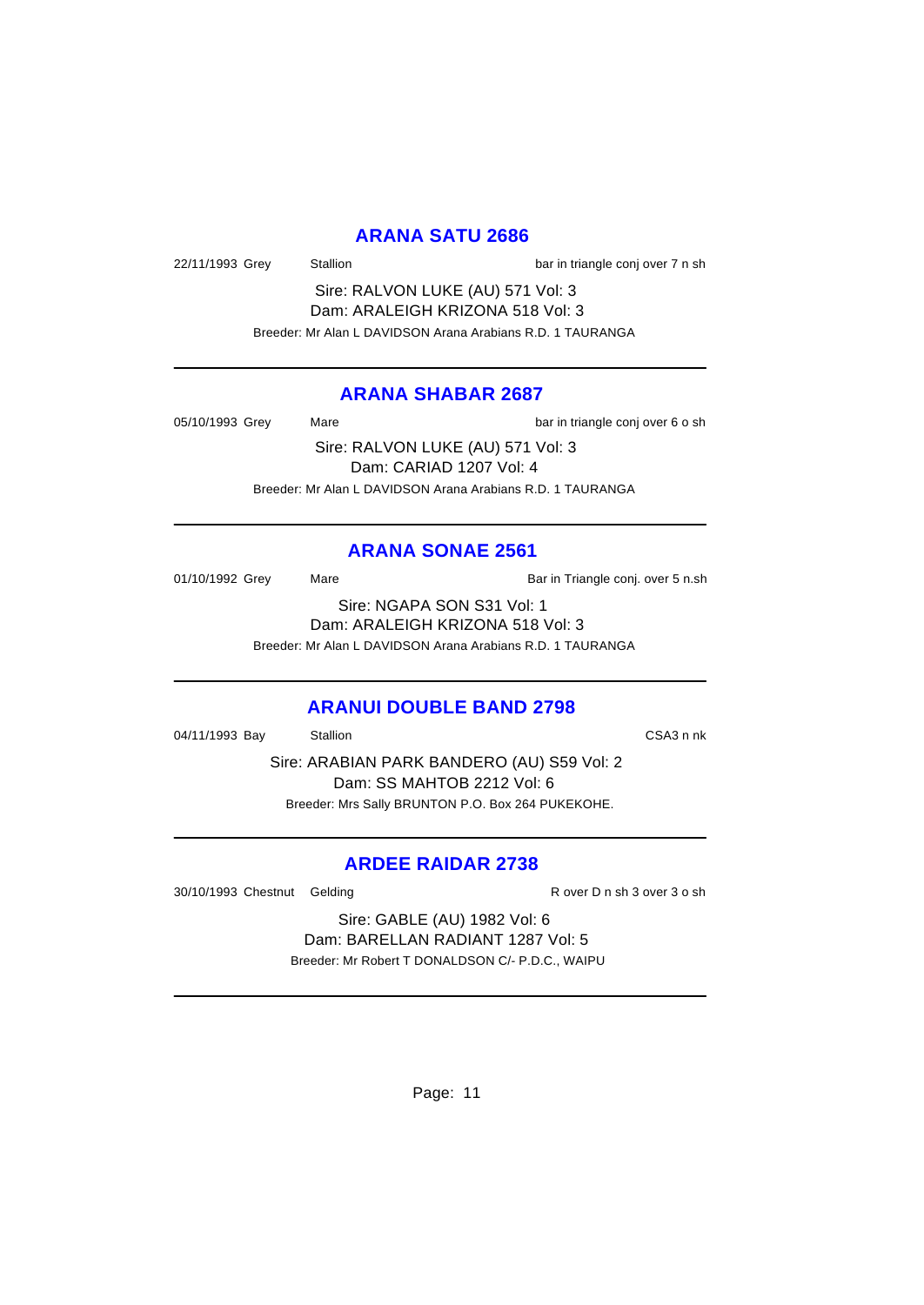## ARANA SATU 2686

22/11/1993 Grey    Stallion    bar in triangle conj over 7 n sh

Sire: RALVON LUKE (AU) 571 Vol: 3
Dam: ARALEIGH KRIZONA 518 Vol: 3
Breeder: Mr Alan L DAVIDSON Arana Arabians R.D. 1 TAURANGA

---

## ARANA SHABAR 2687

05/10/1993 Grey    Mare    bar in triangle conj over 6 o sh

Sire: RALVON LUKE (AU) 571 Vol: 3
Dam: CARIAD 1207 Vol: 4
Breeder: Mr Alan L DAVIDSON Arana Arabians R.D. 1 TAURANGA

---

## ARANA SONAE 2561

01/10/1992 Grey    Mare    Bar in Triangle conj. over 5 n.sh

Sire: NGAPA SON S31 Vol: 1
Dam: ARALEIGH KRIZONA 518 Vol: 3
Breeder: Mr Alan L DAVIDSON Arana Arabians R.D. 1 TAURANGA

---

## ARANUI DOUBLE BAND 2798

04/11/1993 Bay    Stallion    CSA3 n nk

Sire: ARABIAN PARK BANDERO (AU) S59 Vol: 2
Dam: SS MAHTOB 2212 Vol: 6
Breeder: Mrs Sally BRUNTON P.O. Box 264 PUKEKOHE.

---

## ARDEE RAIDAR 2738

30/10/1993 Chestnut    Gelding    R over D n sh 3 over 3 o sh

Sire: GABLE (AU) 1982 Vol: 6
Dam: BARELLAN RADIANT 1287 Vol: 5
Breeder: Mr Robert T DONALDSON C/- P.D.C., WAIPU

---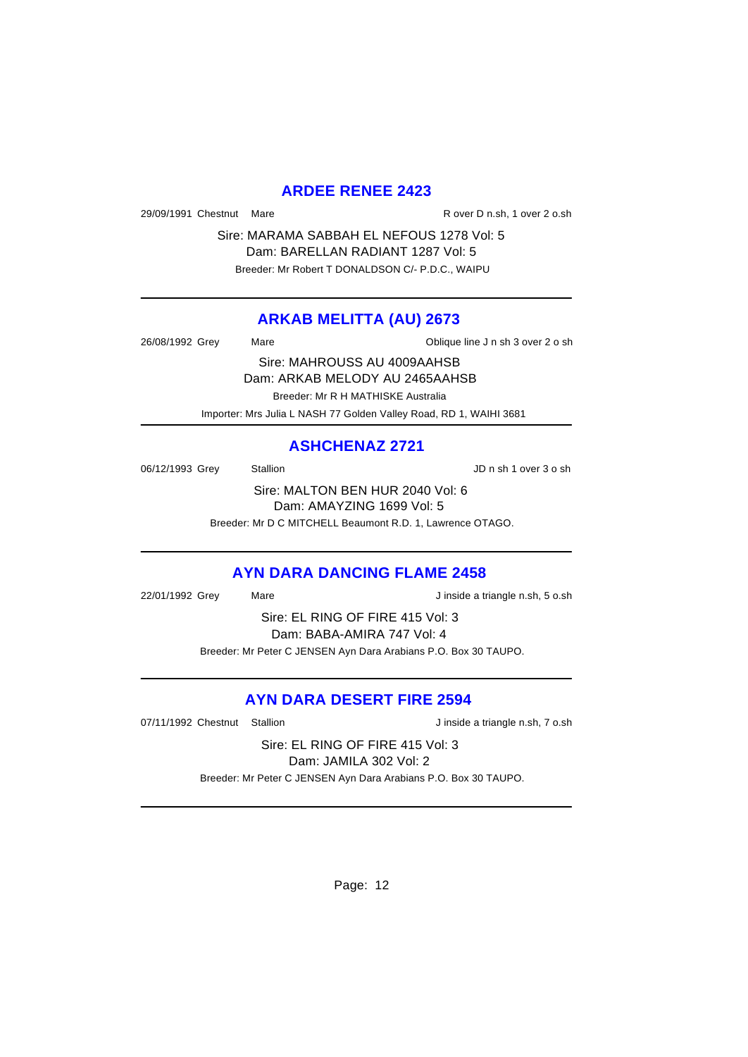## ARDEE RENEE 2423

29/09/1991 Chestnut Mare R over D n.sh, 1 over 2 o.sh

Sire: MARAMA SABBAH EL NEFOUS 1278 Vol: 5
Dam: BARELLAN RADIANT 1287 Vol: 5
Breeder: Mr Robert T DONALDSON C/- P.D.C., WAIPU

---

## ARKAB MELITTA (AU) 2673

26/08/1992 Grey Mare Oblique line J n sh 3 over 2 o sh

Sire: MAHROUSS AU 4009AAHSB
Dam: ARKAB MELODY AU 2465AAHSB
Breeder: Mr R H MATHISKE Australia
Importer: Mrs Julia L NASH 77 Golden Valley Road, RD 1, WAIHI 3681

---

## ASHCHENAZ 2721

06/12/1993 Grey Stallion JD n sh 1 over 3 o sh

Sire: MALTON BEN HUR 2040 Vol: 6
Dam: AMAYZING 1699 Vol: 5
Breeder: Mr D C MITCHELL Beaumont R.D. 1, Lawrence OTAGO.

---

## AYN DARA DANCING FLAME 2458

22/01/1992 Grey Mare J inside a triangle n.sh, 5 o.sh

Sire: EL RING OF FIRE 415 Vol: 3
Dam: BABA-AMIRA 747 Vol: 4
Breeder: Mr Peter C JENSEN Ayn Dara Arabians P.O. Box 30 TAUPO.

---

## AYN DARA DESERT FIRE 2594

07/11/1992 Chestnut Stallion J inside a triangle n.sh, 7 o.sh

Sire: EL RING OF FIRE 415 Vol: 3
Dam: JAMILA 302 Vol: 2
Breeder: Mr Peter C JENSEN Ayn Dara Arabians P.O. Box 30 TAUPO.

---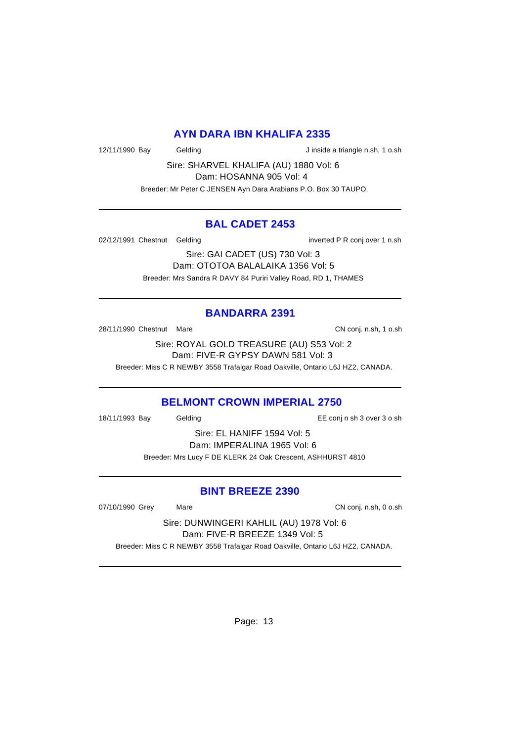## AYN DARA IBN KHALIFA 2335

12/11/1990 Bay Gelding J inside a triangle n.sh, 1 o.sh

Sire: SHARVEL KHALIFA (AU) 1880 Vol: 6
Dam: HOSANNA 905 Vol: 4

Breeder: Mr Peter C JENSEN Ayn Dara Arabians P.O. Box 30 TAUPO.

---

## BAL CADET 2453

02/12/1991 Chestnut Gelding inverted P R conj over 1 n.sh

Sire: GAI CADET (US) 730 Vol: 3
Dam: OTOTOA BALALAIKA 1356 Vol: 5

Breeder: Mrs Sandra R DAVY 84 Puriri Valley Road, RD 1, THAMES

---

## BANDARRA 2391

28/11/1990 Chestnut Mare CN conj. n.sh, 1 o.sh

Sire: ROYAL GOLD TREASURE (AU) S53 Vol: 2
Dam: FIVE-R GYPSY DAWN 581 Vol: 3

Breeder: Miss C R NEWBY 3558 Trafalgar Road Oakville, Ontario L6J HZ2, CANADA.

---

## BELMONT CROWN IMPERIAL 2750

18/11/1993 Bay Gelding EE conj n sh 3 over 3 o sh

Sire: EL HANIFF 1594 Vol: 5
Dam: IMPERALINA 1965 Vol: 6

Breeder: Mrs Lucy F DE KLERK 24 Oak Crescent, ASHHURST 4810

---

## BINT BREEZE 2390

07/10/1990 Grey Mare CN conj. n.sh, 0 o.sh

Sire: DUNWINGERI KAHLIL (AU) 1978 Vol: 6
Dam: FIVE-R BREEZE 1349 Vol: 5

Breeder: Miss C R NEWBY 3558 Trafalgar Road Oakville, Ontario L6J HZ2, CANADA.

---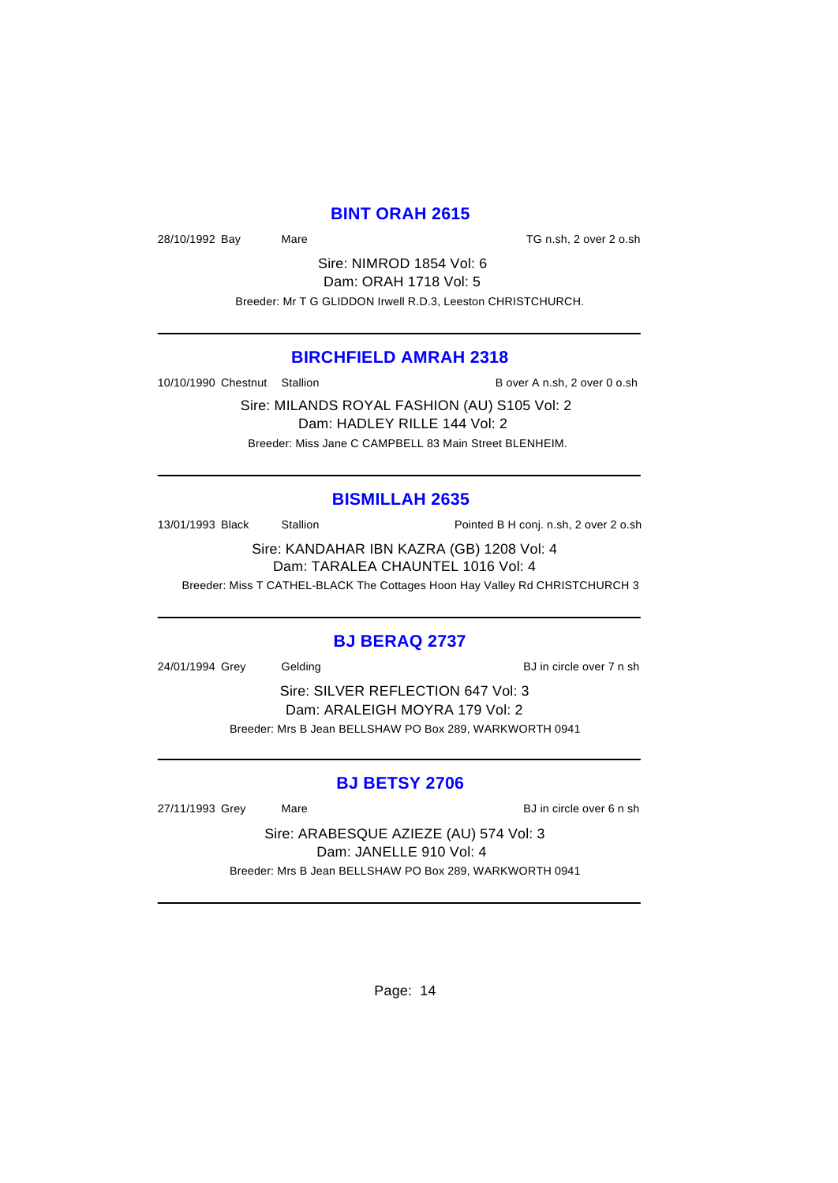## BINT ORAH 2615

28/10/1992 Bay Mare TG n.sh, 2 over 2 o.sh

Sire: NIMROD 1854 Vol: 6
Dam: ORAH 1718 Vol: 5
Breeder: Mr T G GLIDDON Irwell R.D.3, Leeston CHRISTCHURCH.

---

## BIRCHFIELD AMRAH 2318

10/10/1990 Chestnut Stallion B over A n.sh, 2 over 0 o.sh

Sire: MILANDS ROYAL FASHION (AU) S105 Vol: 2
Dam: HADLEY RILLE 144 Vol: 2
Breeder: Miss Jane C CAMPBELL 83 Main Street BLENHEIM.

---

## BISMILLAH 2635

13/01/1993 Black Stallion Pointed B H conj. n.sh, 2 over 2 o.sh

Sire: KANDAHAR IBN KAZRA (GB) 1208 Vol: 4
Dam: TARALEA CHAUNTEL 1016 Vol: 4
Breeder: Miss T CATHEL-BLACK The Cottages Hoon Hay Valley Rd CHRISTCHURCH 3

---

## BJ BERAQ 2737

24/01/1994 Grey Gelding BJ in circle over 7 n sh

Sire: SILVER REFLECTION 647 Vol: 3
Dam: ARALEIGH MOYRA 179 Vol: 2
Breeder: Mrs B Jean BELLSHAW PO Box 289, WARKWORTH 0941

---

## BJ BETSY 2706

27/11/1993 Grey Mare BJ in circle over 6 n sh

Sire: ARABESQUE AZIEZE (AU) 574 Vol: 3
Dam: JANELLE 910 Vol: 4
Breeder: Mrs B Jean BELLSHAW PO Box 289, WARKWORTH 0941

---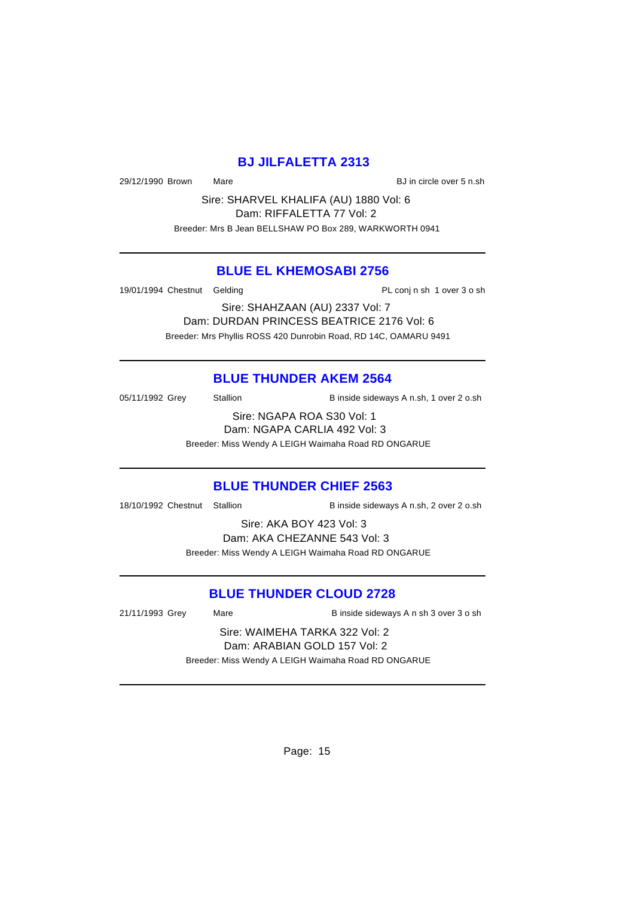## BJ JILFALETTA 2313

29/12/1990 Brown Mare BJ in circle over 5 n.sh

Sire: SHARVEL KHALIFA (AU) 1880 Vol: 6
Dam: RIFFALETTA 77 Vol: 2
Breeder: Mrs B Jean BELLSHAW PO Box 289, WARKWORTH 0941

---

## BLUE EL KHEMOSABI 2756

19/01/1994 Chestnut Gelding PL conj n sh 1 over 3 o sh

Sire: SHAHZAAN (AU) 2337 Vol: 7
Dam: DURDAN PRINCESS BEATRICE 2176 Vol: 6
Breeder: Mrs Phyllis ROSS 420 Dunrobin Road, RD 14C, OAMARU 9491

---

## BLUE THUNDER AKEM 2564

05/11/1992 Grey Stallion B inside sideways A n.sh, 1 over 2 o.sh

Sire: NGAPA ROA S30 Vol: 1
Dam: NGAPA CARLIA 492 Vol: 3
Breeder: Miss Wendy A LEIGH Waimaha Road RD ONGARUE

---

## BLUE THUNDER CHIEF 2563

18/10/1992 Chestnut Stallion B inside sideways A n.sh, 2 over 2 o.sh

Sire: AKA BOY 423 Vol: 3
Dam: AKA CHEZANNE 543 Vol: 3
Breeder: Miss Wendy A LEIGH Waimaha Road RD ONGARUE

---

## BLUE THUNDER CLOUD 2728

21/11/1993 Grey Mare B inside sideways A n sh 3 over 3 o sh

Sire: WAIMEHA TARKA 322 Vol: 2
Dam: ARABIAN GOLD 157 Vol: 2
Breeder: Miss Wendy A LEIGH Waimaha Road RD ONGARUE

---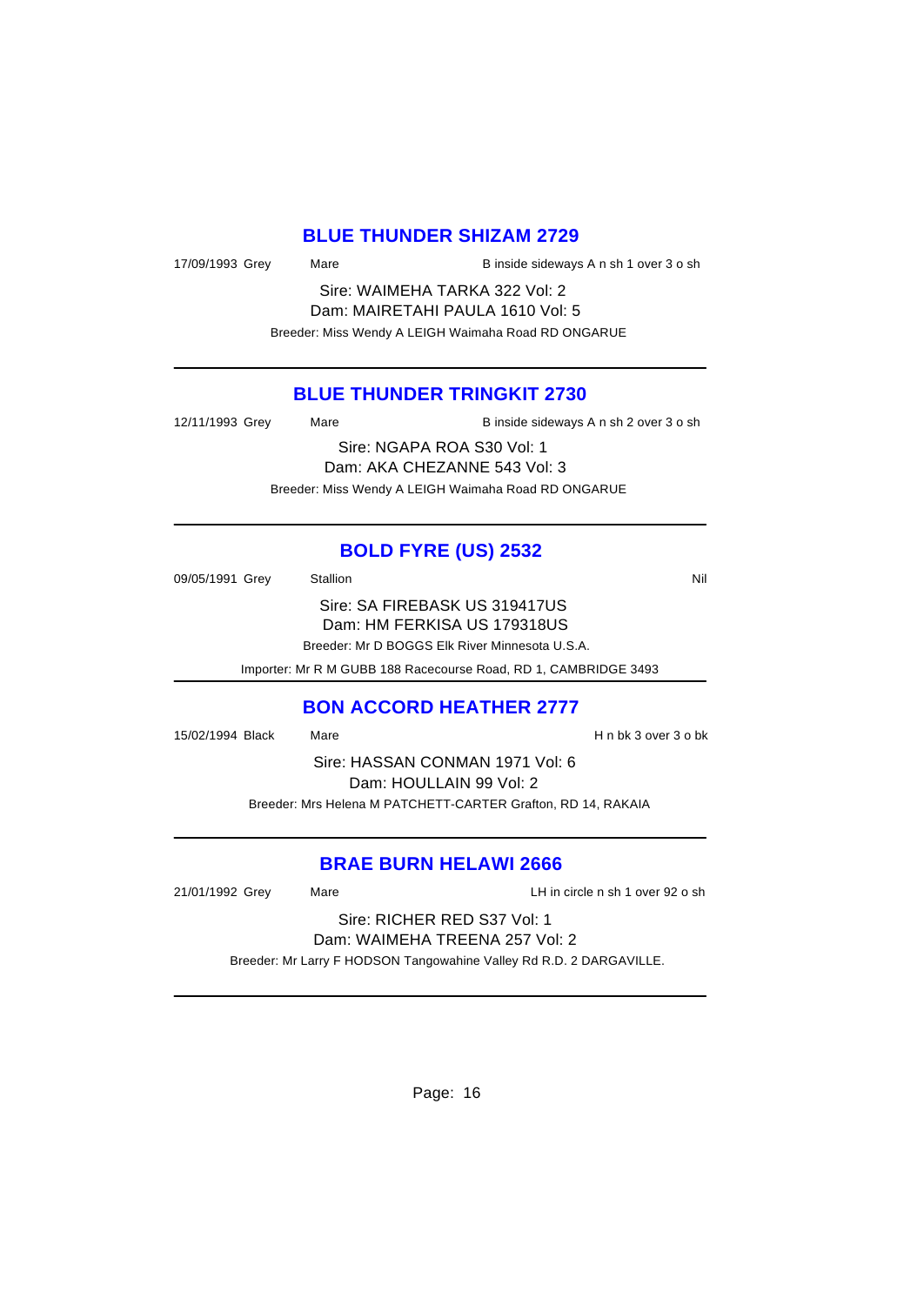## BLUE THUNDER SHIZAM 2729

17/09/1993 Grey Mare B inside sideways A n sh 1 over 3 o sh

Sire: WAIMEHA TARKA 322 Vol: 2
Dam: MAIRETAHI PAULA 1610 Vol: 5

Breeder: Miss Wendy A LEIGH Waimaha Road RD ONGARUE

---

## BLUE THUNDER TRINGKIT 2730

12/11/1993 Grey Mare B inside sideways A n sh 2 over 3 o sh

Sire: NGAPA ROA S30 Vol: 1
Dam: AKA CHEZANNE 543 Vol: 3

Breeder: Miss Wendy A LEIGH Waimaha Road RD ONGARUE

---

## BOLD FYRE (US) 2532

09/05/1991 Grey Stallion Nil

Sire: SA FIREBASK US 319417US
Dam: HM FERKISA US 179318US

Breeder: Mr D BOGGS Elk River Minnesota U.S.A.

Importer: Mr R M GUBB 188 Racecourse Road, RD 1, CAMBRIDGE 3493

---

## BON ACCORD HEATHER 2777

15/02/1994 Black Mare H n bk 3 over 3 o bk

Sire: HASSAN CONMAN 1971 Vol: 6
Dam: HOULLAIN 99 Vol: 2

Breeder: Mrs Helena M PATCHETT-CARTER Grafton, RD 14, RAKAIA

---

## BRAE BURN HELAWI 2666

21/01/1992 Grey Mare LH in circle n sh 1 over 92 o sh

Sire: RICHER RED S37 Vol: 1
Dam: WAIMEHA TREENA 257 Vol: 2

Breeder: Mr Larry F HODSON Tangowahine Valley Rd R.D. 2 DARGAVILLE.

---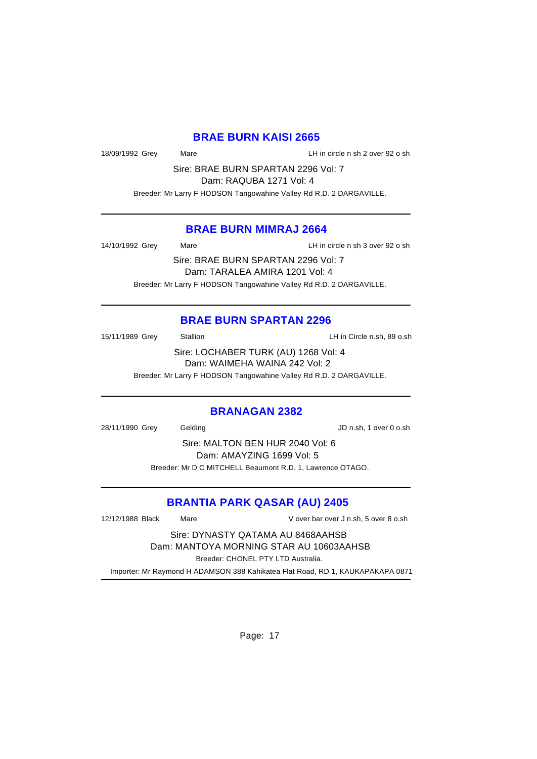## BRAE BURN KAISI 2665

18/09/1992 Grey Mare LH in circle n sh 2 over 92 o sh

Sire: BRAE BURN SPARTAN 2296 Vol: 7
Dam: RAQUBA 1271 Vol: 4

Breeder: Mr Larry F HODSON Tangowahine Valley Rd R.D. 2 DARGAVILLE.

---

## BRAE BURN MIMRAJ 2664

14/10/1992 Grey Mare LH in circle n sh 3 over 92 o sh

Sire: BRAE BURN SPARTAN 2296 Vol: 7
Dam: TARALEA AMIRA 1201 Vol: 4

Breeder: Mr Larry F HODSON Tangowahine Valley Rd R.D. 2 DARGAVILLE.

---

## BRAE BURN SPARTAN 2296

15/11/1989 Grey Stallion LH in Circle n.sh, 89 o.sh

Sire: LOCHABER TURK (AU) 1268 Vol: 4
Dam: WAIMEHA WAINA 242 Vol: 2

Breeder: Mr Larry F HODSON Tangowahine Valley Rd R.D. 2 DARGAVILLE.

---

## BRANAGAN 2382

28/11/1990 Grey Gelding JD n.sh, 1 over 0 o.sh

Sire: MALTON BEN HUR 2040 Vol: 6
Dam: AMAYZING 1699 Vol: 5

Breeder: Mr D C MITCHELL Beaumont R.D. 1, Lawrence OTAGO.

---

## BRANTIA PARK QASAR (AU) 2405

12/12/1988 Black Mare V over bar over J n.sh, 5 over 8 o.sh

Sire: DYNASTY QATAMA AU 8468AAHSB
Dam: MANTOYA MORNING STAR AU 10603AAHSB

Breeder: CHONEL PTY LTD Australia.

Importer: Mr Raymond H ADAMSON 388 Kahikatea Flat Road, RD 1, KAUKAPAKAPA 0871

---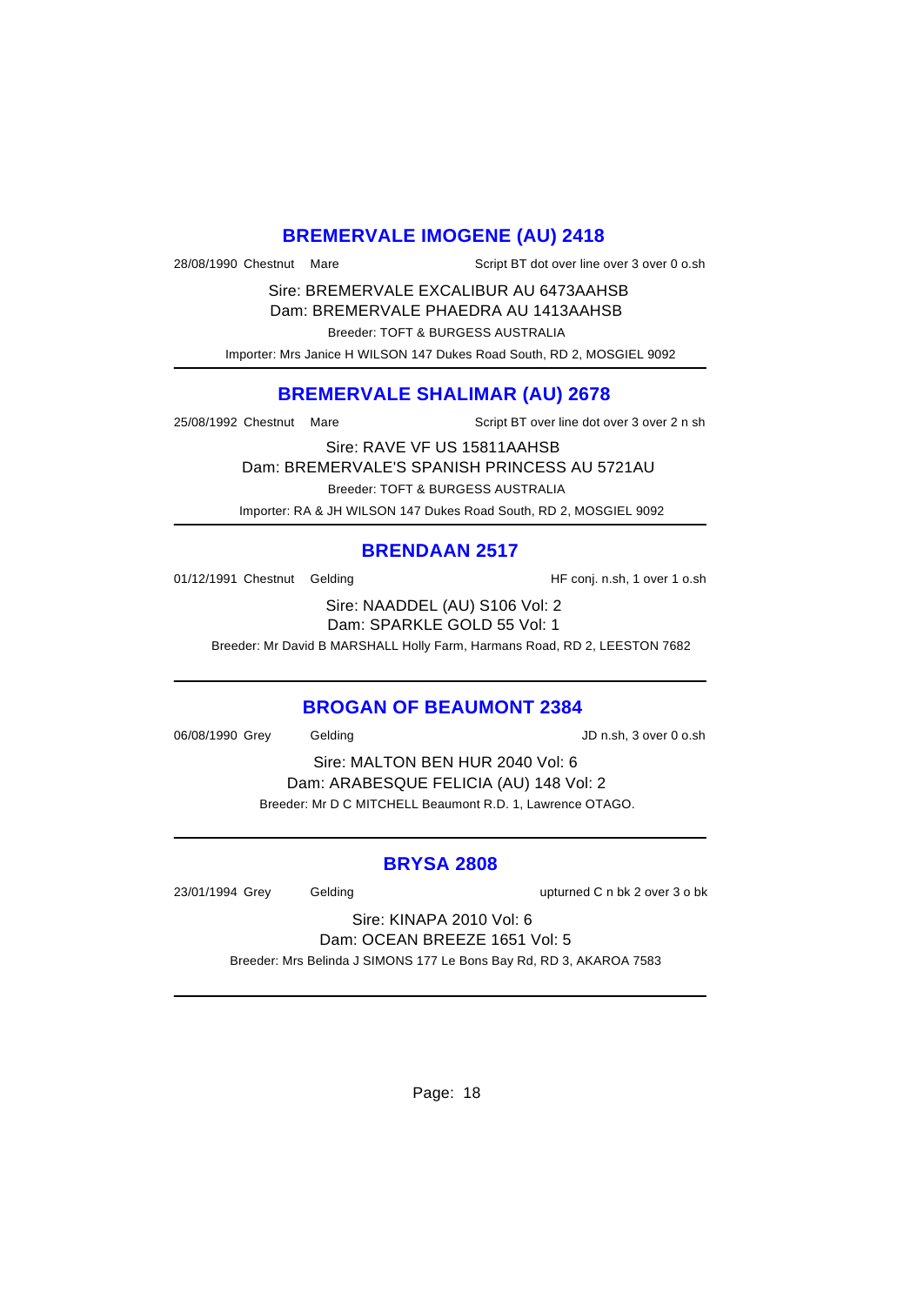## BREMERVALE IMOGENE (AU) 2418

28/08/1990 Chestnut Mare Script BT dot over line over 3 over 0 o.sh

Sire: BREMERVALE EXCALIBUR AU 6473AAHSB
Dam: BREMERVALE PHAEDRA AU 1413AAHSB
Breeder: TOFT & BURGESS AUSTRALIA
Importer: Mrs Janice H WILSON 147 Dukes Road South, RD 2, MOSGIEL 9092

---

## BREMERVALE SHALIMAR (AU) 2678

25/08/1992 Chestnut Mare Script BT over line dot over 3 over 2 n sh

Sire: RAVE VF US 15811AAHSB
Dam: BREMERVALE'S SPANISH PRINCESS AU 5721AU
Breeder: TOFT & BURGESS AUSTRALIA
Importer: RA & JH WILSON 147 Dukes Road South, RD 2, MOSGIEL 9092

---

## BRENDAAN 2517

01/12/1991 Chestnut Gelding HF conj. n.sh, 1 over 1 o.sh

Sire: NAADDEL (AU) S106 Vol: 2
Dam: SPARKLE GOLD 55 Vol: 1
Breeder: Mr David B MARSHALL Holly Farm, Harmans Road, RD 2, LEESTON 7682

---

## BROGAN OF BEAUMONT 2384

06/08/1990 Grey Gelding JD n.sh, 3 over 0 o.sh

Sire: MALTON BEN HUR 2040 Vol: 6
Dam: ARABESQUE FELICIA (AU) 148 Vol: 2
Breeder: Mr D C MITCHELL Beaumont R.D. 1, Lawrence OTAGO.

---

## BRYSA 2808

23/01/1994 Grey Gelding upturned C n bk 2 over 3 o bk

Sire: KINAPA 2010 Vol: 6
Dam: OCEAN BREEZE 1651 Vol: 5
Breeder: Mrs Belinda J SIMONS 177 Le Bons Bay Rd, RD 3, AKAROA 7583

---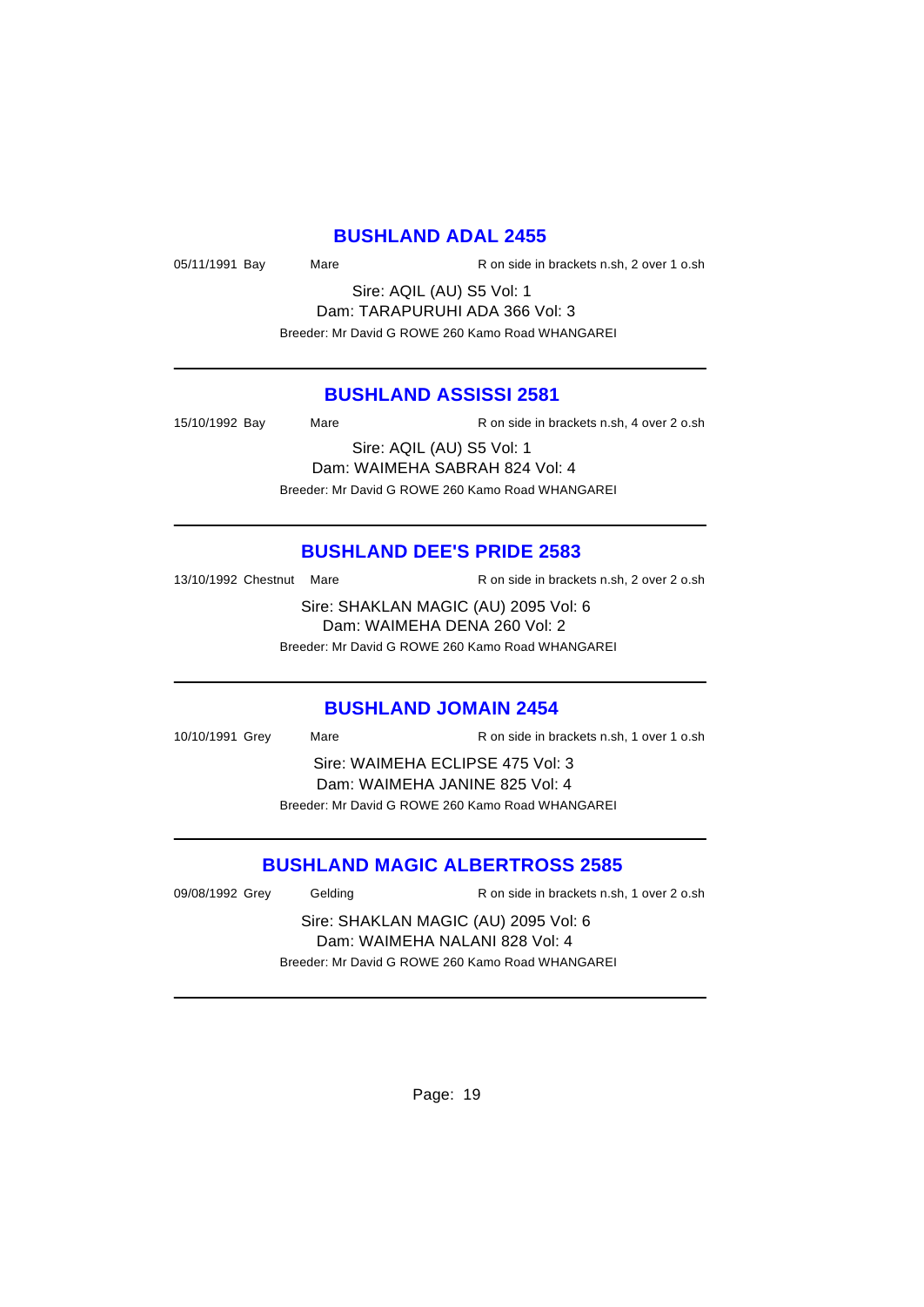## BUSHLAND ADAL 2455

05/11/1991 Bay Mare R on side in brackets n.sh, 2 over 1 o.sh

Sire: AQIL (AU) S5 Vol: 1
Dam: TARAPURUHI ADA 366 Vol: 3
Breeder: Mr David G ROWE 260 Kamo Road WHANGAREI

---

## BUSHLAND ASSISSI 2581

15/10/1992 Bay Mare R on side in brackets n.sh, 4 over 2 o.sh

Sire: AQIL (AU) S5 Vol: 1
Dam: WAIMEHA SABRAH 824 Vol: 4
Breeder: Mr David G ROWE 260 Kamo Road WHANGAREI

---

## BUSHLAND DEE'S PRIDE 2583

13/10/1992 Chestnut Mare R on side in brackets n.sh, 2 over 2 o.sh

Sire: SHAKLAN MAGIC (AU) 2095 Vol: 6
Dam: WAIMEHA DENA 260 Vol: 2
Breeder: Mr David G ROWE 260 Kamo Road WHANGAREI

---

## BUSHLAND JOMAIN 2454

10/10/1991 Grey Mare R on side in brackets n.sh, 1 over 1 o.sh

Sire: WAIMEHA ECLIPSE 475 Vol: 3
Dam: WAIMEHA JANINE 825 Vol: 4
Breeder: Mr David G ROWE 260 Kamo Road WHANGAREI

---

## BUSHLAND MAGIC ALBERTROSS 2585

09/08/1992 Grey Gelding R on side in brackets n.sh, 1 over 2 o.sh

Sire: SHAKLAN MAGIC (AU) 2095 Vol: 6
Dam: WAIMEHA NALANI 828 Vol: 4
Breeder: Mr David G ROWE 260 Kamo Road WHANGAREI

---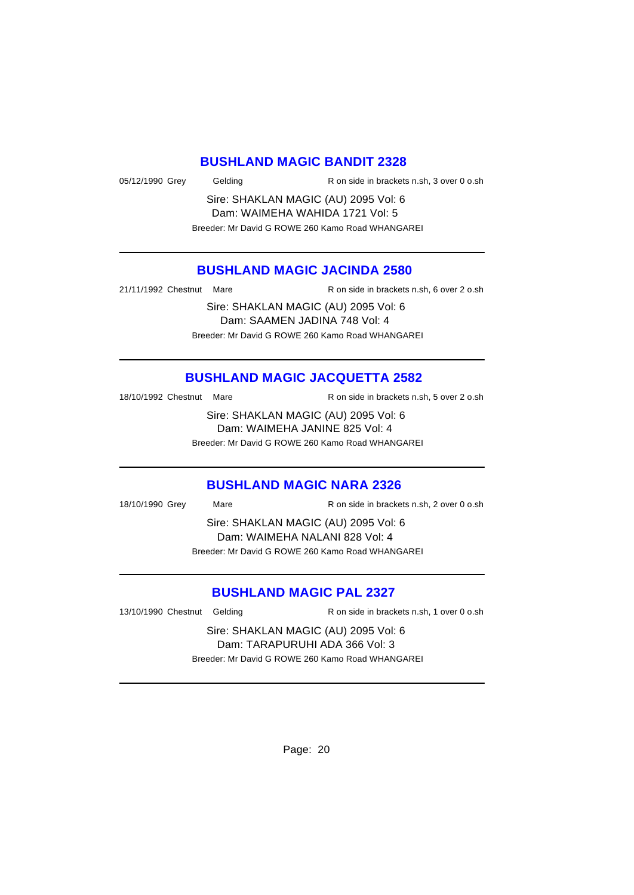## BUSHLAND MAGIC BANDIT 2328

05/12/1990 Grey Gelding R on side in brackets n.sh, 3 over 0 o.sh

Sire: SHAKLAN MAGIC (AU) 2095 Vol: 6
Dam: WAIMEHA WAHIDA 1721 Vol: 5

Breeder: Mr David G ROWE 260 Kamo Road WHANGAREI

---

## BUSHLAND MAGIC JACINDA 2580

21/11/1992 Chestnut Mare R on side in brackets n.sh, 6 over 2 o.sh

Sire: SHAKLAN MAGIC (AU) 2095 Vol: 6
Dam: SAAMEN JADINA 748 Vol: 4

Breeder: Mr David G ROWE 260 Kamo Road WHANGAREI

---

## BUSHLAND MAGIC JACQUETTA 2582

18/10/1992 Chestnut Mare R on side in brackets n.sh, 5 over 2 o.sh

Sire: SHAKLAN MAGIC (AU) 2095 Vol: 6
Dam: WAIMEHA JANINE 825 Vol: 4

Breeder: Mr David G ROWE 260 Kamo Road WHANGAREI

---

## BUSHLAND MAGIC NARA 2326

18/10/1990 Grey Mare R on side in brackets n.sh, 2 over 0 o.sh

Sire: SHAKLAN MAGIC (AU) 2095 Vol: 6
Dam: WAIMEHA NALANI 828 Vol: 4

Breeder: Mr David G ROWE 260 Kamo Road WHANGAREI

---

## BUSHLAND MAGIC PAL 2327

13/10/1990 Chestnut Gelding R on side in brackets n.sh, 1 over 0 o.sh

Sire: SHAKLAN MAGIC (AU) 2095 Vol: 6
Dam: TARAPURUHI ADA 366 Vol: 3

Breeder: Mr David G ROWE 260 Kamo Road WHANGAREI

---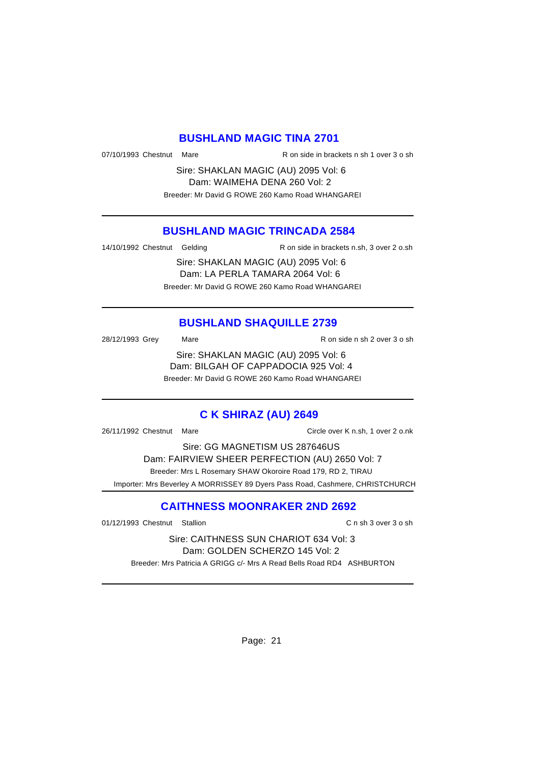## BUSHLAND MAGIC TINA 2701

07/10/1993 Chestnut Mare R on side in brackets n sh 1 over 3 o sh

Sire: SHAKLAN MAGIC (AU) 2095 Vol: 6

Dam: WAIMEHA DENA 260 Vol: 2

Breeder: Mr David G ROWE 260 Kamo Road WHANGAREI

---

## BUSHLAND MAGIC TRINCADA 2584

14/10/1992 Chestnut Gelding R on side in brackets n.sh, 3 over 2 o.sh

Sire: SHAKLAN MAGIC (AU) 2095 Vol: 6

Dam: LA PERLA TAMARA 2064 Vol: 6

Breeder: Mr David G ROWE 260 Kamo Road WHANGAREI

---

## BUSHLAND SHAQUILLE 2739

28/12/1993 Grey Mare R on side n sh 2 over 3 o sh

Sire: SHAKLAN MAGIC (AU) 2095 Vol: 6

Dam: BILGAH OF CAPPADOCIA 925 Vol: 4

Breeder: Mr David G ROWE 260 Kamo Road WHANGAREI

---

## C K SHIRAZ (AU) 2649

26/11/1992 Chestnut Mare Circle over K n.sh, 1 over 2 o.nk

Sire: GG MAGNETISM US 287646US

Dam: FAIRVIEW SHEER PERFECTION (AU) 2650 Vol: 7

Breeder: Mrs L Rosemary SHAW Okoroire Road 179, RD 2, TIRAU

Importer: Mrs Beverley A MORRISSEY 89 Dyers Pass Road, Cashmere, CHRISTCHURCH

---

## CAITHNESS MOONRAKER 2ND 2692

01/12/1993 Chestnut Stallion C n sh 3 over 3 o sh

Sire: CAITHNESS SUN CHARIOT 634 Vol: 3

Dam: GOLDEN SCHERZO 145 Vol: 2

Breeder: Mrs Patricia A GRIGG c/- Mrs A Read Bells Road RD4 ASHBURTON

---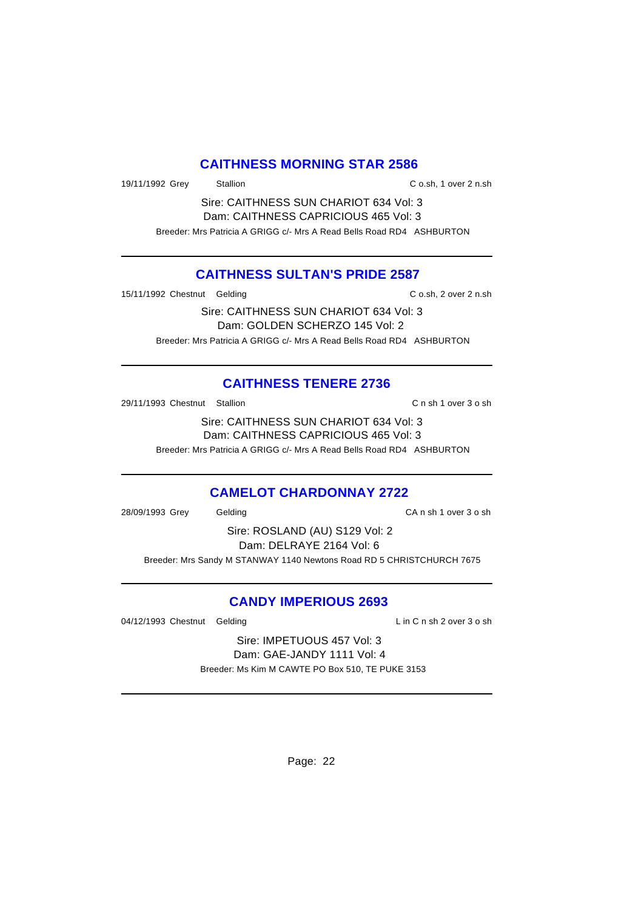## CAITHNESS MORNING STAR 2586

19/11/1992 Grey Stallion C o.sh, 1 over 2 n.sh

Sire: CAITHNESS SUN CHARIOT 634 Vol: 3
Dam: CAITHNESS CAPRICIOUS 465 Vol: 3

Breeder: Mrs Patricia A GRIGG c/- Mrs A Read Bells Road RD4 ASHBURTON

---

## CAITHNESS SULTAN'S PRIDE 2587

15/11/1992 Chestnut Gelding C o.sh, 2 over 2 n.sh

Sire: CAITHNESS SUN CHARIOT 634 Vol: 3
Dam: GOLDEN SCHERZO 145 Vol: 2

Breeder: Mrs Patricia A GRIGG c/- Mrs A Read Bells Road RD4 ASHBURTON

---

## CAITHNESS TENERE 2736

29/11/1993 Chestnut Stallion C n sh 1 over 3 o sh

Sire: CAITHNESS SUN CHARIOT 634 Vol: 3
Dam: CAITHNESS CAPRICIOUS 465 Vol: 3

Breeder: Mrs Patricia A GRIGG c/- Mrs A Read Bells Road RD4 ASHBURTON

---

## CAMELOT CHARDONNAY 2722

28/09/1993 Grey Gelding CA n sh 1 over 3 o sh

Sire: ROSLAND (AU) S129 Vol: 2
Dam: DELRAYE 2164 Vol: 6

Breeder: Mrs Sandy M STANWAY 1140 Newtons Road RD 5 CHRISTCHURCH 7675

---

## CANDY IMPERIOUS 2693

04/12/1993 Chestnut Gelding L in C n sh 2 over 3 o sh

Sire: IMPETUOUS 457 Vol: 3
Dam: GAE-JANDY 1111 Vol: 4

Breeder: Ms Kim M CAWTE PO Box 510, TE PUKE 3153

---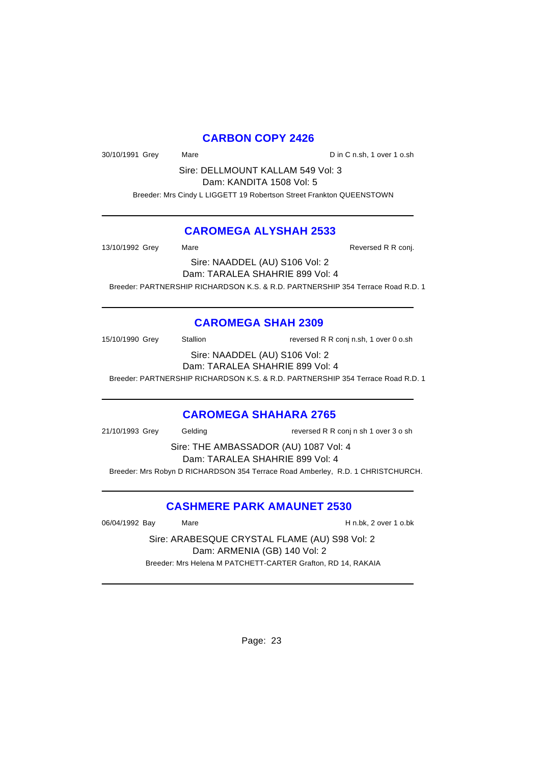## CARBON COPY 2426

30/10/1991 Grey Mare D in C n.sh, 1 over 1 o.sh

Sire: DELLMOUNT KALLAM 549 Vol: 3

Dam: KANDITA 1508 Vol: 5

Breeder: Mrs Cindy L LIGGETT 19 Robertson Street Frankton QUEENSTOWN

---

## CAROMEGA ALYSHAH 2533

13/10/1992 Grey Mare Reversed R R conj.

Sire: NAADDEL (AU) S106 Vol: 2

Dam: TARALEA SHAHRIE 899 Vol: 4

Breeder: PARTNERSHIP RICHARDSON K.S. & R.D. PARTNERSHIP 354 Terrace Road R.D. 1

---

## CAROMEGA SHAH 2309

15/10/1990 Grey Stallion reversed R R conj n.sh, 1 over 0 o.sh

Sire: NAADDEL (AU) S106 Vol: 2

Dam: TARALEA SHAHRIE 899 Vol: 4

Breeder: PARTNERSHIP RICHARDSON K.S. & R.D. PARTNERSHIP 354 Terrace Road R.D. 1

---

## CAROMEGA SHAHARA 2765

21/10/1993 Grey Gelding reversed R R conj n sh 1 over 3 o sh

Sire: THE AMBASSADOR (AU) 1087 Vol: 4

Dam: TARALEA SHAHRIE 899 Vol: 4

Breeder: Mrs Robyn D RICHARDSON 354 Terrace Road Amberley, R.D. 1 CHRISTCHURCH.

---

## CASHMERE PARK AMAUNET 2530

06/04/1992 Bay Mare H n.bk, 2 over 1 o.bk

Sire: ARABESQUE CRYSTAL FLAME (AU) S98 Vol: 2

Dam: ARMENIA (GB) 140 Vol: 2

Breeder: Mrs Helena M PATCHETT-CARTER Grafton, RD 14, RAKAIA

---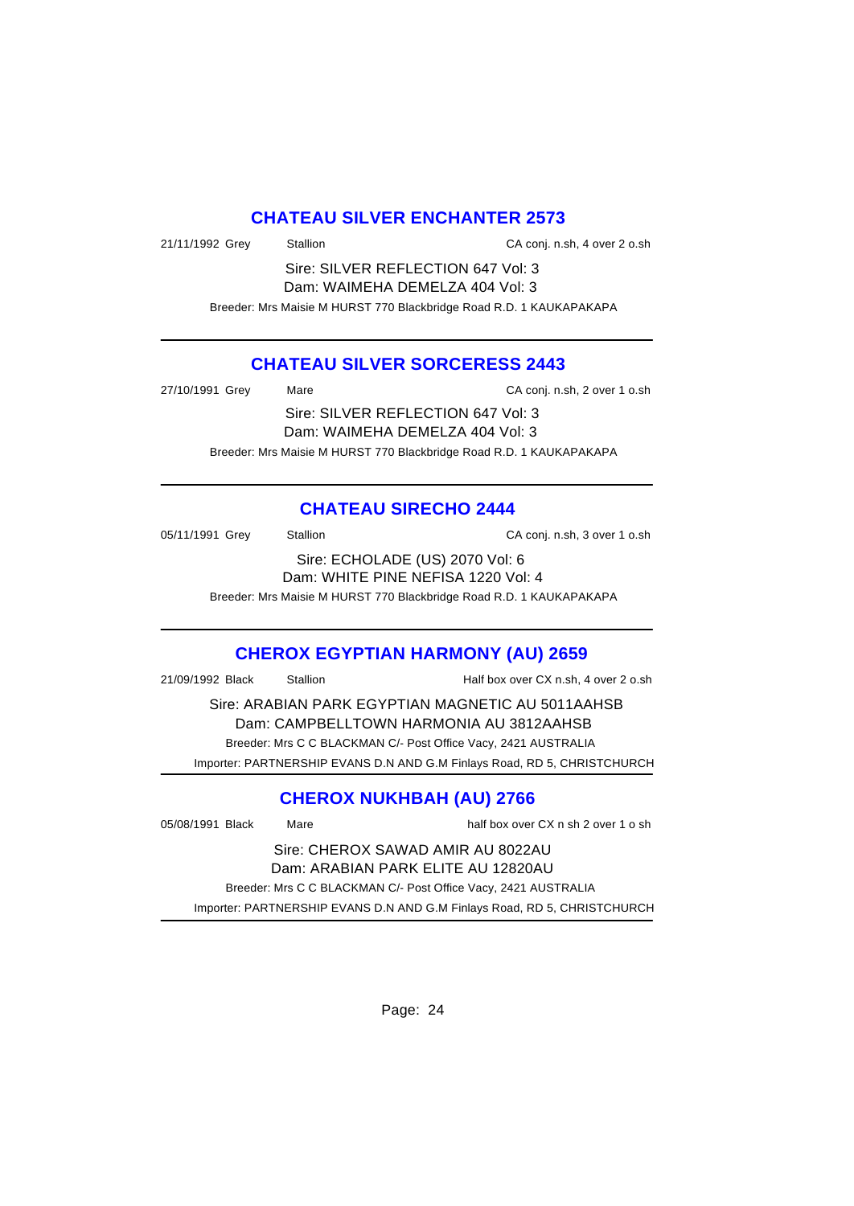## CHATEAU SILVER ENCHANTER 2573

21/11/1992 Grey Stallion CA conj. n.sh, 4 over 2 o.sh

Sire: SILVER REFLECTION 647 Vol: 3
Dam: WAIMEHA DEMELZA 404 Vol: 3

Breeder: Mrs Maisie M HURST 770 Blackbridge Road R.D. 1 KAUKAPAKAPA

---

## CHATEAU SILVER SORCERESS 2443

27/10/1991 Grey Mare CA conj. n.sh, 2 over 1 o.sh

Sire: SILVER REFLECTION 647 Vol: 3
Dam: WAIMEHA DEMELZA 404 Vol: 3

Breeder: Mrs Maisie M HURST 770 Blackbridge Road R.D. 1 KAUKAPAKAPA

---

## CHATEAU SIRECHO 2444

05/11/1991 Grey Stallion CA conj. n.sh, 3 over 1 o.sh

Sire: ECHOLADE (US) 2070 Vol: 6
Dam: WHITE PINE NEFISA 1220 Vol: 4

Breeder: Mrs Maisie M HURST 770 Blackbridge Road R.D. 1 KAUKAPAKAPA

---

## CHEROX EGYPTIAN HARMONY (AU) 2659

21/09/1992 Black Stallion Half box over CX n.sh, 4 over 2 o.sh

Sire: ARABIAN PARK EGYPTIAN MAGNETIC AU 5011AAHSB
Dam: CAMPBELLTOWN HARMONIA AU 3812AAHSB

Breeder: Mrs C C BLACKMAN C/- Post Office Vacy, 2421 AUSTRALIA

Importer: PARTNERSHIP EVANS D.N AND G.M Finlays Road, RD 5, CHRISTCHURCH

---

## CHEROX NUKHBAH (AU) 2766

05/08/1991 Black Mare half box over CX n sh 2 over 1 o sh

Sire: CHEROX SAWAD AMIR AU 8022AU
Dam: ARABIAN PARK ELITE AU 12820AU

Breeder: Mrs C C BLACKMAN C/- Post Office Vacy, 2421 AUSTRALIA

Importer: PARTNERSHIP EVANS D.N AND G.M Finlays Road, RD 5, CHRISTCHURCH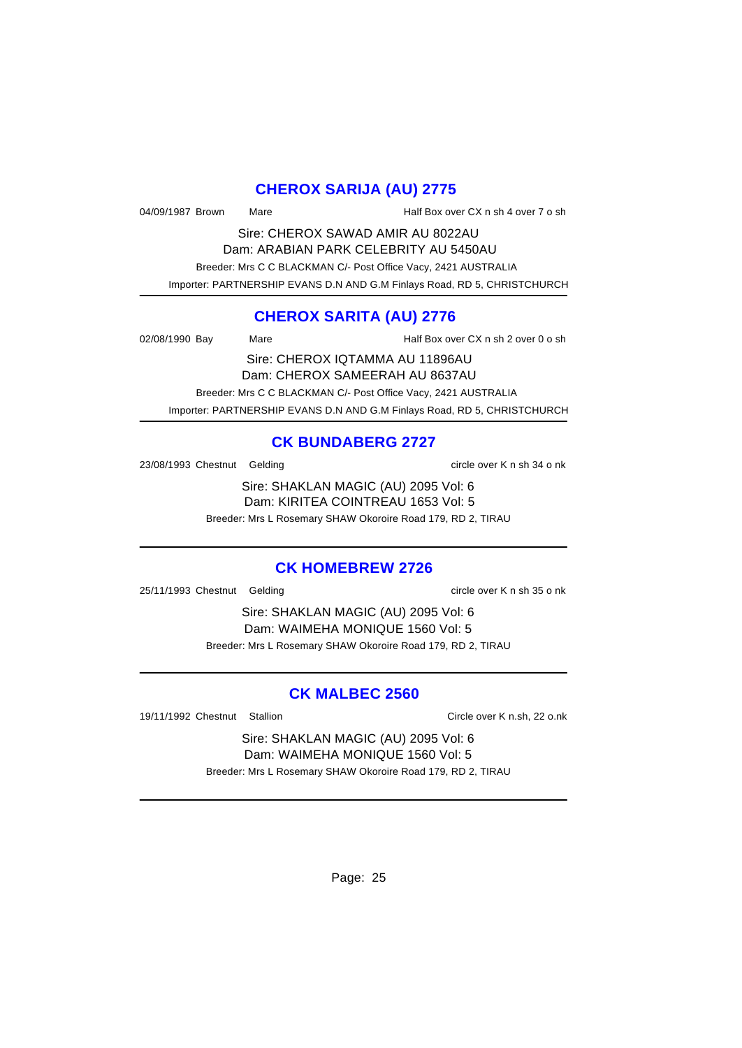## CHEROX SARIJA (AU) 2775

04/09/1987 Brown Mare Half Box over CX n sh 4 over 7 o sh

Sire: CHEROX SAWAD AMIR AU 8022AU
Dam: ARABIAN PARK CELEBRITY AU 5450AU
Breeder: Mrs C C BLACKMAN C/- Post Office Vacy, 2421 AUSTRALIA
Importer: PARTNERSHIP EVANS D.N AND G.M Finlays Road, RD 5, CHRISTCHURCH

---

## CHEROX SARITA (AU) 2776

02/08/1990 Bay Mare Half Box over CX n sh 2 over 0 o sh

Sire: CHEROX IQTAMMA AU 11896AU
Dam: CHEROX SAMEERAH AU 8637AU
Breeder: Mrs C C BLACKMAN C/- Post Office Vacy, 2421 AUSTRALIA
Importer: PARTNERSHIP EVANS D.N AND G.M Finlays Road, RD 5, CHRISTCHURCH

---

## CK BUNDABERG 2727

23/08/1993 Chestnut Gelding circle over K n sh 34 o nk

Sire: SHAKLAN MAGIC (AU) 2095 Vol: 6
Dam: KIRITEA COINTREAU 1653 Vol: 5
Breeder: Mrs L Rosemary SHAW Okoroire Road 179, RD 2, TIRAU

---

## CK HOMEBREW 2726

25/11/1993 Chestnut Gelding circle over K n sh 35 o nk

Sire: SHAKLAN MAGIC (AU) 2095 Vol: 6
Dam: WAIMEHA MONIQUE 1560 Vol: 5
Breeder: Mrs L Rosemary SHAW Okoroire Road 179, RD 2, TIRAU

---

## CK MALBEC 2560

19/11/1992 Chestnut Stallion Circle over K n.sh, 22 o.nk

Sire: SHAKLAN MAGIC (AU) 2095 Vol: 6
Dam: WAIMEHA MONIQUE 1560 Vol: 5
Breeder: Mrs L Rosemary SHAW Okoroire Road 179, RD 2, TIRAU

---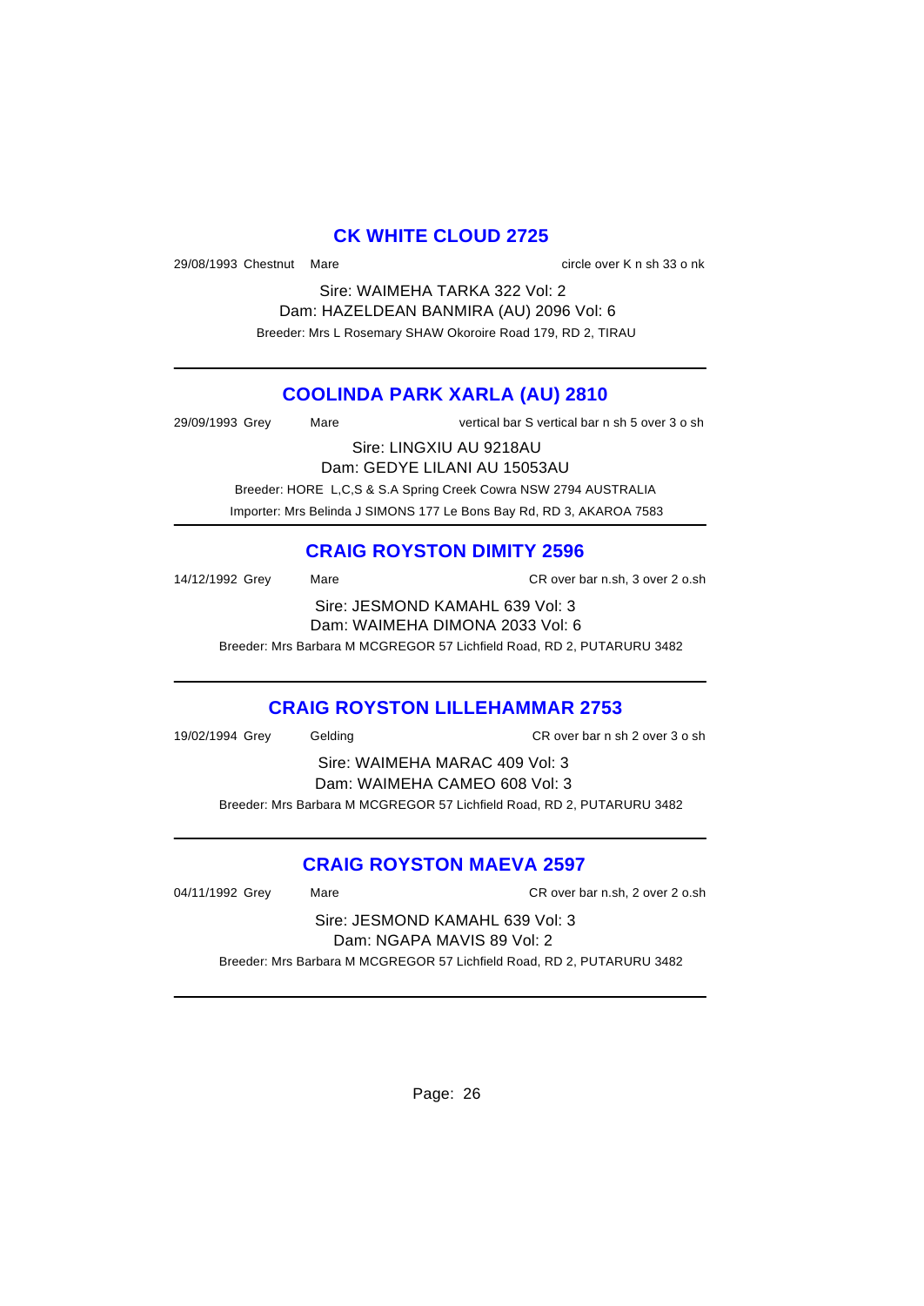## CK WHITE CLOUD 2725

29/08/1993 Chestnut Mare circle over K n sh 33 o nk

Sire: WAIMEHA TARKA 322 Vol: 2

Dam: HAZELDEAN BANMIRA (AU) 2096 Vol: 6

Breeder: Mrs L Rosemary SHAW Okoroire Road 179, RD 2, TIRAU

---

## COOLINDA PARK XARLA (AU) 2810

29/09/1993 Grey Mare vertical bar S vertical bar n sh 5 over 3 o sh

Sire: LINGXIU AU 9218AU

Dam: GEDYE LILANI AU 15053AU

Breeder: HORE L,C,S & S.A Spring Creek Cowra NSW 2794 AUSTRALIA

Importer: Mrs Belinda J SIMONS 177 Le Bons Bay Rd, RD 3, AKAROA 7583

---

## CRAIG ROYSTON DIMITY 2596

14/12/1992 Grey Mare CR over bar n.sh, 3 over 2 o.sh

Sire: JESMOND KAMAHL 639 Vol: 3

Dam: WAIMEHA DIMONA 2033 Vol: 6

Breeder: Mrs Barbara M MCGREGOR 57 Lichfield Road, RD 2, PUTARURU 3482

---

## CRAIG ROYSTON LILLEHAMMAR 2753

19/02/1994 Grey Gelding CR over bar n sh 2 over 3 o sh

Sire: WAIMEHA MARAC 409 Vol: 3

Dam: WAIMEHA CAMEO 608 Vol: 3

Breeder: Mrs Barbara M MCGREGOR 57 Lichfield Road, RD 2, PUTARURU 3482

---

## CRAIG ROYSTON MAEVA 2597

04/11/1992 Grey Mare CR over bar n.sh, 2 over 2 o.sh

Sire: JESMOND KAMAHL 639 Vol: 3

Dam: NGAPA MAVIS 89 Vol: 2

Breeder: Mrs Barbara M MCGREGOR 57 Lichfield Road, RD 2, PUTARURU 3482

---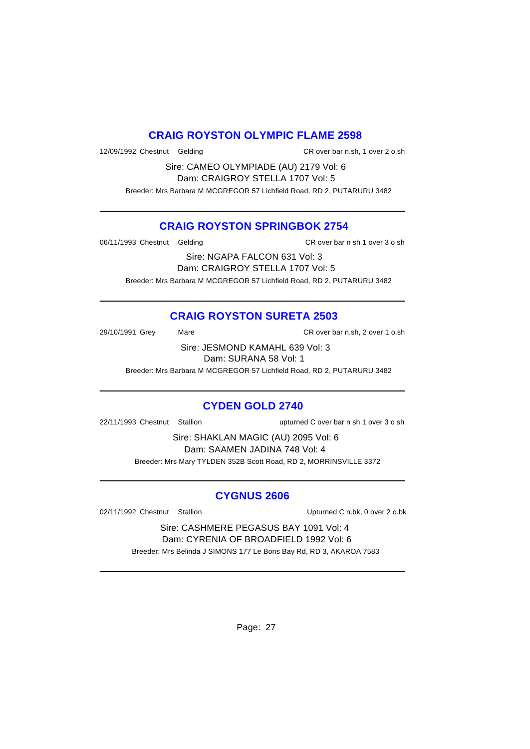## CRAIG ROYSTON OLYMPIC FLAME 2598

12/09/1992 Chestnut Gelding CR over bar n.sh, 1 over 2 o.sh

Sire: CAMEO OLYMPIADE (AU) 2179 Vol: 6
Dam: CRAIGROY STELLA 1707 Vol: 5

Breeder: Mrs Barbara M MCGREGOR 57 Lichfield Road, RD 2, PUTARURU 3482

---

## CRAIG ROYSTON SPRINGBOK 2754

06/11/1993 Chestnut Gelding CR over bar n sh 1 over 3 o sh

Sire: NGAPA FALCON 631 Vol: 3
Dam: CRAIGROY STELLA 1707 Vol: 5

Breeder: Mrs Barbara M MCGREGOR 57 Lichfield Road, RD 2, PUTARURU 3482

---

## CRAIG ROYSTON SURETA 2503

29/10/1991 Grey Mare CR over bar n.sh, 2 over 1 o.sh

Sire: JESMOND KAMAHL 639 Vol: 3
Dam: SURANA 58 Vol: 1

Breeder: Mrs Barbara M MCGREGOR 57 Lichfield Road, RD 2, PUTARURU 3482

---

## CYDEN GOLD 2740

22/11/1993 Chestnut Stallion upturned C over bar n sh 1 over 3 o sh

Sire: SHAKLAN MAGIC (AU) 2095 Vol: 6
Dam: SAAMEN JADINA 748 Vol: 4

Breeder: Mrs Mary TYLDEN 352B Scott Road, RD 2, MORRINSVILLE 3372

---

## CYGNUS 2606

02/11/1992 Chestnut Stallion Upturned C n.bk, 0 over 2 o.bk

Sire: CASHMERE PEGASUS BAY 1091 Vol: 4
Dam: CYRENIA OF BROADFIELD 1992 Vol: 6

Breeder: Mrs Belinda J SIMONS 177 Le Bons Bay Rd, RD 3, AKAROA 7583

---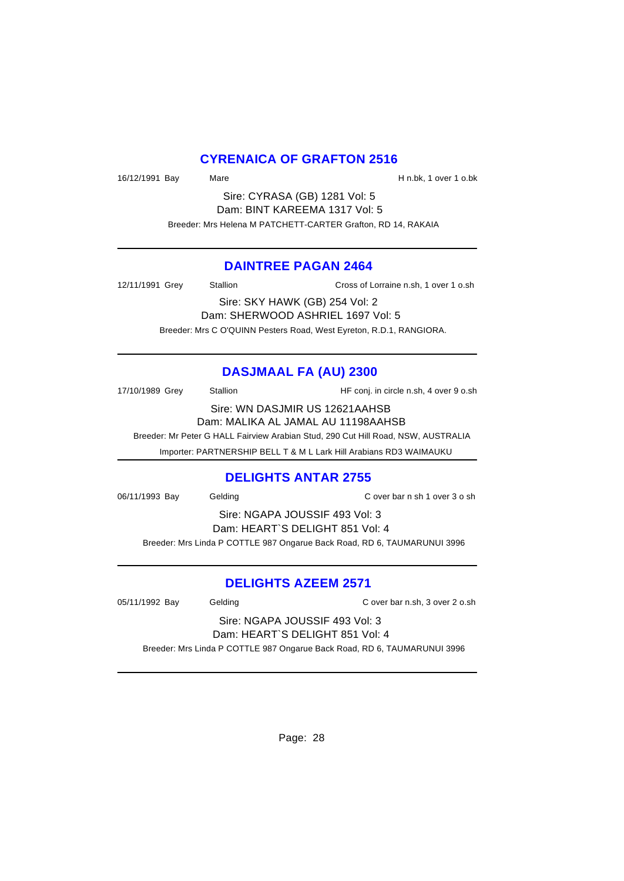## CYRENAICA OF GRAFTON 2516

16/12/1991 Bay Mare H n.bk, 1 over 1 o.bk

Sire: CYRASA (GB) 1281 Vol: 5
Dam: BINT KAREEMA 1317 Vol: 5

Breeder: Mrs Helena M PATCHETT-CARTER Grafton, RD 14, RAKAIA

---

## DAINTREE PAGAN 2464

12/11/1991 Grey Stallion Cross of Lorraine n.sh, 1 over 1 o.sh

Sire: SKY HAWK (GB) 254 Vol: 2
Dam: SHERWOOD ASHRIEL 1697 Vol: 5

Breeder: Mrs C O'QUINN Pesters Road, West Eyreton, R.D.1, RANGIORA.

---

## DASJMAAL FA (AU) 2300

17/10/1989 Grey Stallion HF conj. in circle n.sh, 4 over 9 o.sh

Sire: WN DASJMIR US 12621AAHSB
Dam: MALIKA AL JAMAL AU 11198AAHSB

Breeder: Mr Peter G HALL Fairview Arabian Stud, 290 Cut Hill Road, NSW, AUSTRALIA

Importer: PARTNERSHIP BELL T & M L Lark Hill Arabians RD3 WAIMAUKU

---

## DELIGHTS ANTAR 2755

06/11/1993 Bay Gelding C over bar n sh 1 over 3 o sh

Sire: NGAPA JOUSSIF 493 Vol: 3
Dam: HEART`S DELIGHT 851 Vol: 4

Breeder: Mrs Linda P COTTLE 987 Ongarue Back Road, RD 6, TAUMARUNUI 3996

---

## DELIGHTS AZEEM 2571

05/11/1992 Bay Gelding C over bar n.sh, 3 over 2 o.sh

Sire: NGAPA JOUSSIF 493 Vol: 3
Dam: HEART`S DELIGHT 851 Vol: 4

Breeder: Mrs Linda P COTTLE 987 Ongarue Back Road, RD 6, TAUMARUNUI 3996

---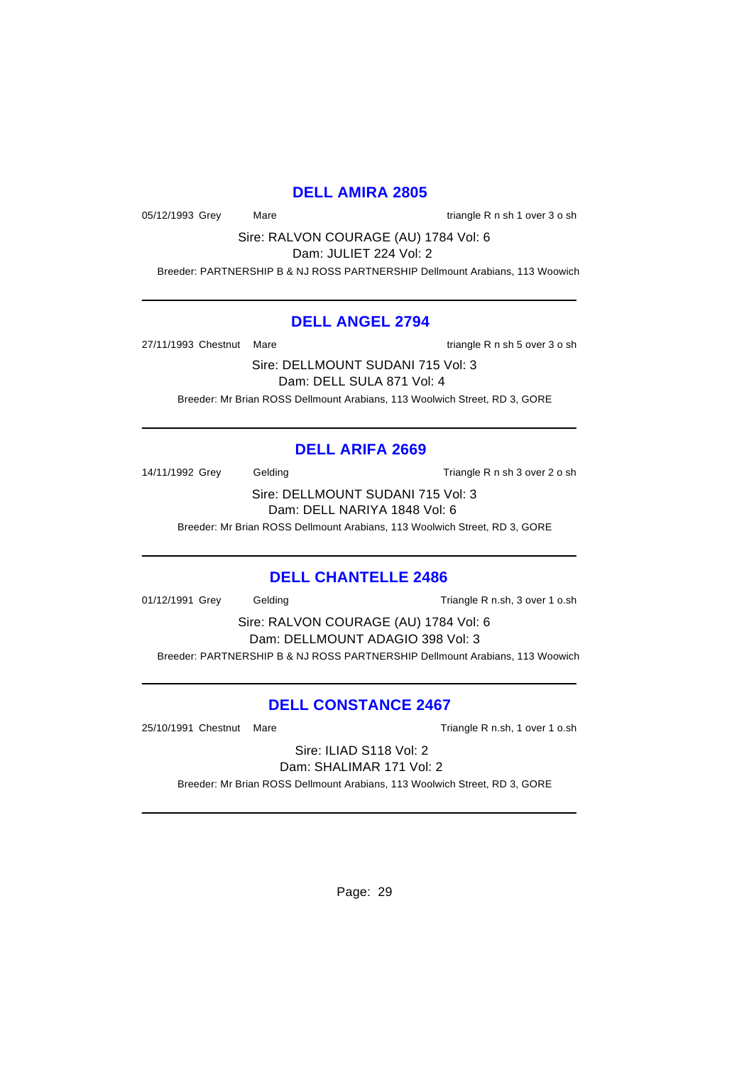## DELL AMIRA 2805

05/12/1993 Grey Mare triangle R n sh 1 over 3 o sh

Sire: RALVON COURAGE (AU) 1784 Vol: 6

Dam: JULIET 224 Vol: 2

Breeder: PARTNERSHIP B & NJ ROSS PARTNERSHIP Dellmount Arabians, 113 Woowich

---

## DELL ANGEL 2794

27/11/1993 Chestnut Mare triangle R n sh 5 over 3 o sh

Sire: DELLMOUNT SUDANI 715 Vol: 3

Dam: DELL SULA 871 Vol: 4

Breeder: Mr Brian ROSS Dellmount Arabians, 113 Woolwich Street, RD 3, GORE

---

## DELL ARIFA 2669

14/11/1992 Grey Gelding Triangle R n sh 3 over 2 o sh

Sire: DELLMOUNT SUDANI 715 Vol: 3

Dam: DELL NARIYA 1848 Vol: 6

Breeder: Mr Brian ROSS Dellmount Arabians, 113 Woolwich Street, RD 3, GORE

---

## DELL CHANTELLE 2486

01/12/1991 Grey Gelding Triangle R n.sh, 3 over 1 o.sh

Sire: RALVON COURAGE (AU) 1784 Vol: 6

Dam: DELLMOUNT ADAGIO 398 Vol: 3

Breeder: PARTNERSHIP B & NJ ROSS PARTNERSHIP Dellmount Arabians, 113 Woowich

---

## DELL CONSTANCE 2467

25/10/1991 Chestnut Mare Triangle R n.sh, 1 over 1 o.sh

Sire: ILIAD S118 Vol: 2

Dam: SHALIMAR 171 Vol: 2

Breeder: Mr Brian ROSS Dellmount Arabians, 113 Woolwich Street, RD 3, GORE

---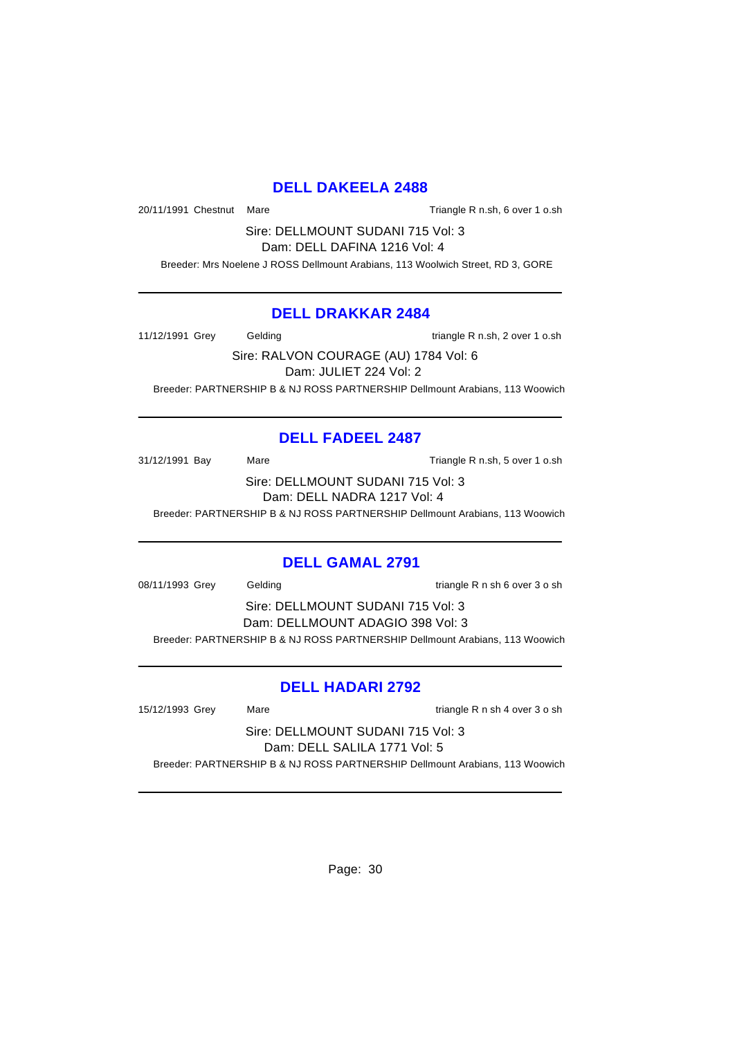## DELL DAKEELA 2488

20/11/1991 Chestnut Mare Triangle R n.sh, 6 over 1 o.sh

Sire: DELLMOUNT SUDANI 715 Vol: 3

Dam: DELL DAFINA 1216 Vol: 4

Breeder: Mrs Noelene J ROSS Dellmount Arabians, 113 Woolwich Street, RD 3, GORE

---

## DELL DRAKKAR 2484

11/12/1991 Grey Gelding triangle R n.sh, 2 over 1 o.sh

Sire: RALVON COURAGE (AU) 1784 Vol: 6

Dam: JULIET 224 Vol: 2

Breeder: PARTNERSHIP B & NJ ROSS PARTNERSHIP Dellmount Arabians, 113 Woowich

---

## DELL FADEEL 2487

31/12/1991 Bay Mare Triangle R n.sh, 5 over 1 o.sh

Sire: DELLMOUNT SUDANI 715 Vol: 3

Dam: DELL NADRA 1217 Vol: 4

Breeder: PARTNERSHIP B & NJ ROSS PARTNERSHIP Dellmount Arabians, 113 Woowich

---

## DELL GAMAL 2791

08/11/1993 Grey Gelding triangle R n sh 6 over 3 o sh

Sire: DELLMOUNT SUDANI 715 Vol: 3

Dam: DELLMOUNT ADAGIO 398 Vol: 3

Breeder: PARTNERSHIP B & NJ ROSS PARTNERSHIP Dellmount Arabians, 113 Woowich

---

## DELL HADARI 2792

15/12/1993 Grey Mare triangle R n sh 4 over 3 o sh

Sire: DELLMOUNT SUDANI 715 Vol: 3

Dam: DELL SALILA 1771 Vol: 5

Breeder: PARTNERSHIP B & NJ ROSS PARTNERSHIP Dellmount Arabians, 113 Woowich

---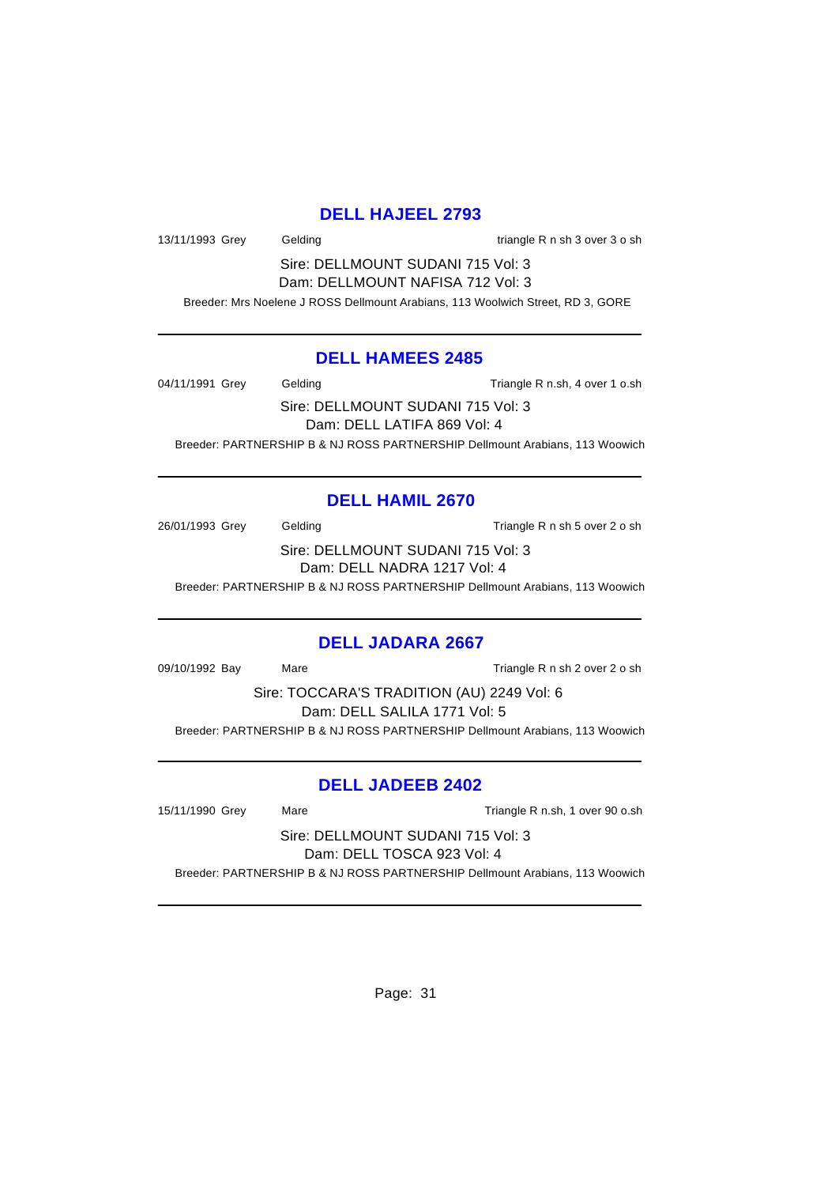## DELL HAJEEL 2793

13/11/1993 Grey Gelding triangle R n sh 3 over 3 o sh

Sire: DELLMOUNT SUDANI 715 Vol: 3
Dam: DELLMOUNT NAFISA 712 Vol: 3

Breeder: Mrs Noelene J ROSS Dellmount Arabians, 113 Woolwich Street, RD 3, GORE

---

## DELL HAMEES 2485

04/11/1991 Grey Gelding Triangle R n.sh, 4 over 1 o.sh

Sire: DELLMOUNT SUDANI 715 Vol: 3
Dam: DELL LATIFA 869 Vol: 4

Breeder: PARTNERSHIP B & NJ ROSS PARTNERSHIP Dellmount Arabians, 113 Woowich

---

## DELL HAMIL 2670

26/01/1993 Grey Gelding Triangle R n sh 5 over 2 o sh

Sire: DELLMOUNT SUDANI 715 Vol: 3
Dam: DELL NADRA 1217 Vol: 4

Breeder: PARTNERSHIP B & NJ ROSS PARTNERSHIP Dellmount Arabians, 113 Woowich

---

## DELL JADARA 2667

09/10/1992 Bay Mare Triangle R n sh 2 over 2 o sh

Sire: TOCCARA'S TRADITION (AU) 2249 Vol: 6
Dam: DELL SALILA 1771 Vol: 5

Breeder: PARTNERSHIP B & NJ ROSS PARTNERSHIP Dellmount Arabians, 113 Woowich

---

## DELL JADEEB 2402

15/11/1990 Grey Mare Triangle R n.sh, 1 over 90 o.sh

Sire: DELLMOUNT SUDANI 715 Vol: 3
Dam: DELL TOSCA 923 Vol: 4

Breeder: PARTNERSHIP B & NJ ROSS PARTNERSHIP Dellmount Arabians, 113 Woowich

---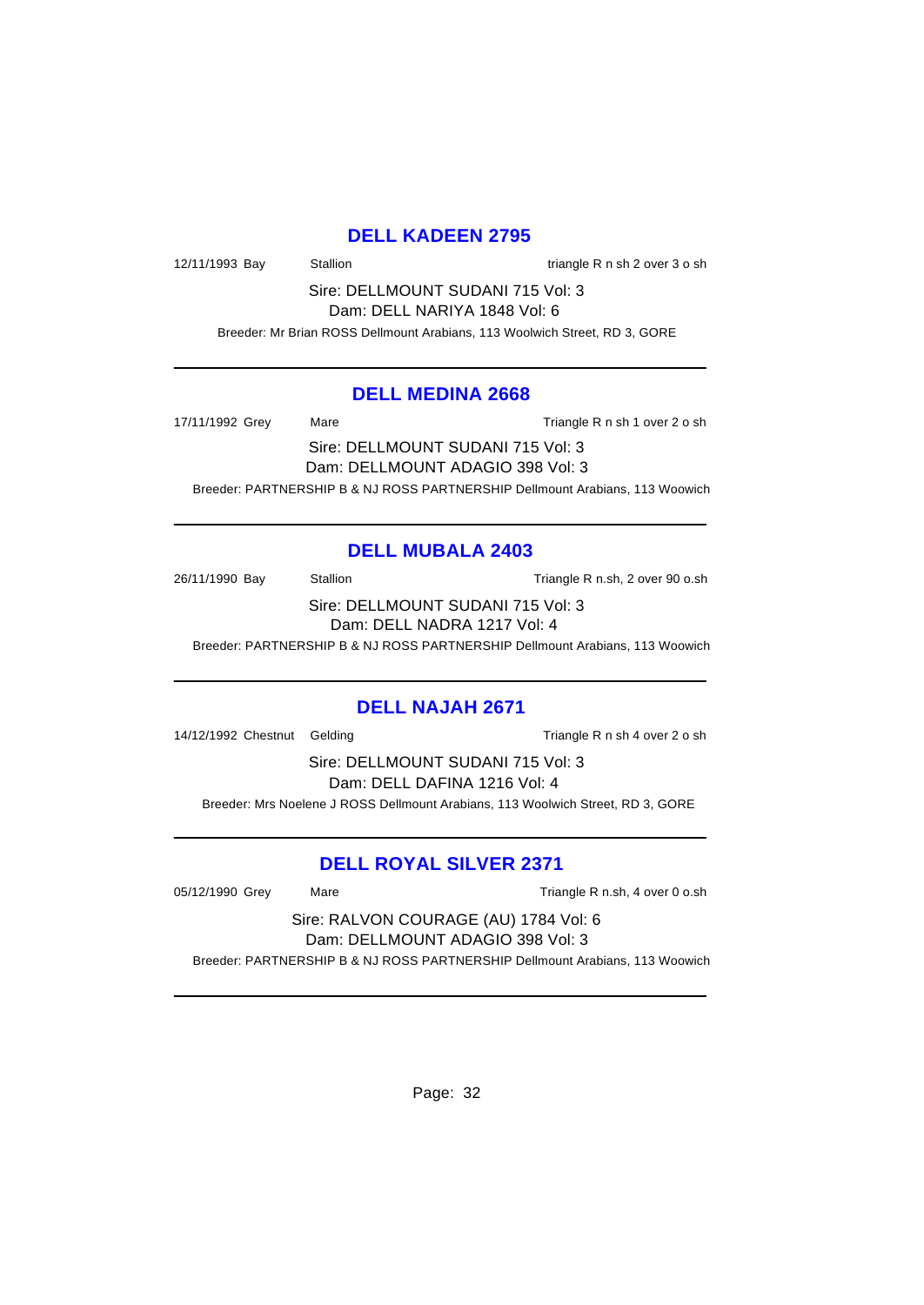## DELL KADEEN 2795

12/11/1993 Bay Stallion triangle R n sh 2 over 3 o sh

Sire: DELLMOUNT SUDANI 715 Vol: 3
Dam: DELL NARIYA 1848 Vol: 6

Breeder: Mr Brian ROSS Dellmount Arabians, 113 Woolwich Street, RD 3, GORE

---

## DELL MEDINA 2668

17/11/1992 Grey Mare Triangle R n sh 1 over 2 o sh

Sire: DELLMOUNT SUDANI 715 Vol: 3
Dam: DELLMOUNT ADAGIO 398 Vol: 3

Breeder: PARTNERSHIP B & NJ ROSS PARTNERSHIP Dellmount Arabians, 113 Woowich

---

## DELL MUBALA 2403

26/11/1990 Bay Stallion Triangle R n.sh, 2 over 90 o.sh

Sire: DELLMOUNT SUDANI 715 Vol: 3
Dam: DELL NADRA 1217 Vol: 4

Breeder: PARTNERSHIP B & NJ ROSS PARTNERSHIP Dellmount Arabians, 113 Woowich

---

## DELL NAJAH 2671

14/12/1992 Chestnut Gelding Triangle R n sh 4 over 2 o sh

Sire: DELLMOUNT SUDANI 715 Vol: 3
Dam: DELL DAFINA 1216 Vol: 4

Breeder: Mrs Noelene J ROSS Dellmount Arabians, 113 Woolwich Street, RD 3, GORE

---

## DELL ROYAL SILVER 2371

05/12/1990 Grey Mare Triangle R n.sh, 4 over 0 o.sh

Sire: RALVON COURAGE (AU) 1784 Vol: 6
Dam: DELLMOUNT ADAGIO 398 Vol: 3

Breeder: PARTNERSHIP B & NJ ROSS PARTNERSHIP Dellmount Arabians, 113 Woowich

---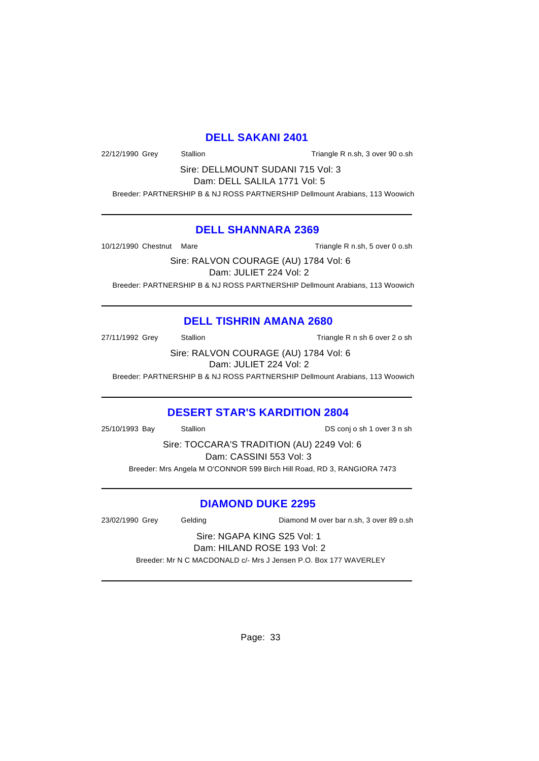## DELL SAKANI 2401

22/12/1990 Grey Stallion Triangle R n.sh, 3 over 90 o.sh

Sire: DELLMOUNT SUDANI 715 Vol: 3
Dam: DELL SALILA 1771 Vol: 5

Breeder: PARTNERSHIP B & NJ ROSS PARTNERSHIP Dellmount Arabians, 113 Woowich

---

## DELL SHANNARA 2369

10/12/1990 Chestnut Mare Triangle R n.sh, 5 over 0 o.sh

Sire: RALVON COURAGE (AU) 1784 Vol: 6
Dam: JULIET 224 Vol: 2

Breeder: PARTNERSHIP B & NJ ROSS PARTNERSHIP Dellmount Arabians, 113 Woowich

---

## DELL TISHRIN AMANA 2680

27/11/1992 Grey Stallion Triangle R n sh 6 over 2 o sh

Sire: RALVON COURAGE (AU) 1784 Vol: 6
Dam: JULIET 224 Vol: 2

Breeder: PARTNERSHIP B & NJ ROSS PARTNERSHIP Dellmount Arabians, 113 Woowich

---

## DESERT STAR'S KARDITION 2804

25/10/1993 Bay Stallion DS conj o sh 1 over 3 n sh

Sire: TOCCARA'S TRADITION (AU) 2249 Vol: 6
Dam: CASSINI 553 Vol: 3

Breeder: Mrs Angela M O'CONNOR 599 Birch Hill Road, RD 3, RANGIORA 7473

---

## DIAMOND DUKE 2295

23/02/1990 Grey Gelding Diamond M over bar n.sh, 3 over 89 o.sh

Sire: NGAPA KING S25 Vol: 1
Dam: HILAND ROSE 193 Vol: 2

Breeder: Mr N C MACDONALD c/- Mrs J Jensen P.O. Box 177 WAVERLEY

---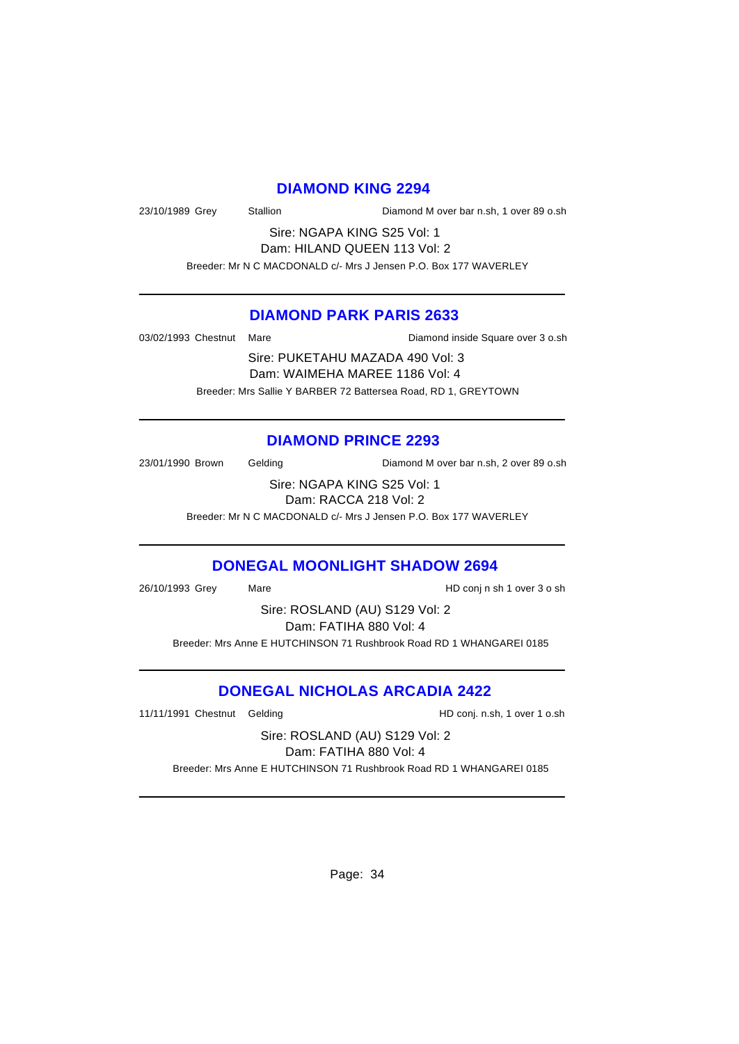## DIAMOND KING 2294

23/10/1989 Grey Stallion Diamond M over bar n.sh, 1 over 89 o.sh

Sire: NGAPA KING S25 Vol: 1
Dam: HILAND QUEEN 113 Vol: 2

Breeder: Mr N C MACDONALD c/- Mrs J Jensen P.O. Box 177 WAVERLEY

---

## DIAMOND PARK PARIS 2633

03/02/1993 Chestnut Mare Diamond inside Square over 3 o.sh

Sire: PUKETAHU MAZADA 490 Vol: 3
Dam: WAIMEHA MAREE 1186 Vol: 4

Breeder: Mrs Sallie Y BARBER 72 Battersea Road, RD 1, GREYTOWN

---

## DIAMOND PRINCE 2293

23/01/1990 Brown Gelding Diamond M over bar n.sh, 2 over 89 o.sh

Sire: NGAPA KING S25 Vol: 1
Dam: RACCA 218 Vol: 2

Breeder: Mr N C MACDONALD c/- Mrs J Jensen P.O. Box 177 WAVERLEY

---

## DONEGAL MOONLIGHT SHADOW 2694

26/10/1993 Grey Mare HD conj n sh 1 over 3 o sh

Sire: ROSLAND (AU) S129 Vol: 2
Dam: FATIHA 880 Vol: 4

Breeder: Mrs Anne E HUTCHINSON 71 Rushbrook Road RD 1 WHANGAREI 0185

---

## DONEGAL NICHOLAS ARCADIA 2422

11/11/1991 Chestnut Gelding HD conj. n.sh, 1 over 1 o.sh

Sire: ROSLAND (AU) S129 Vol: 2
Dam: FATIHA 880 Vol: 4

Breeder: Mrs Anne E HUTCHINSON 71 Rushbrook Road RD 1 WHANGAREI 0185

---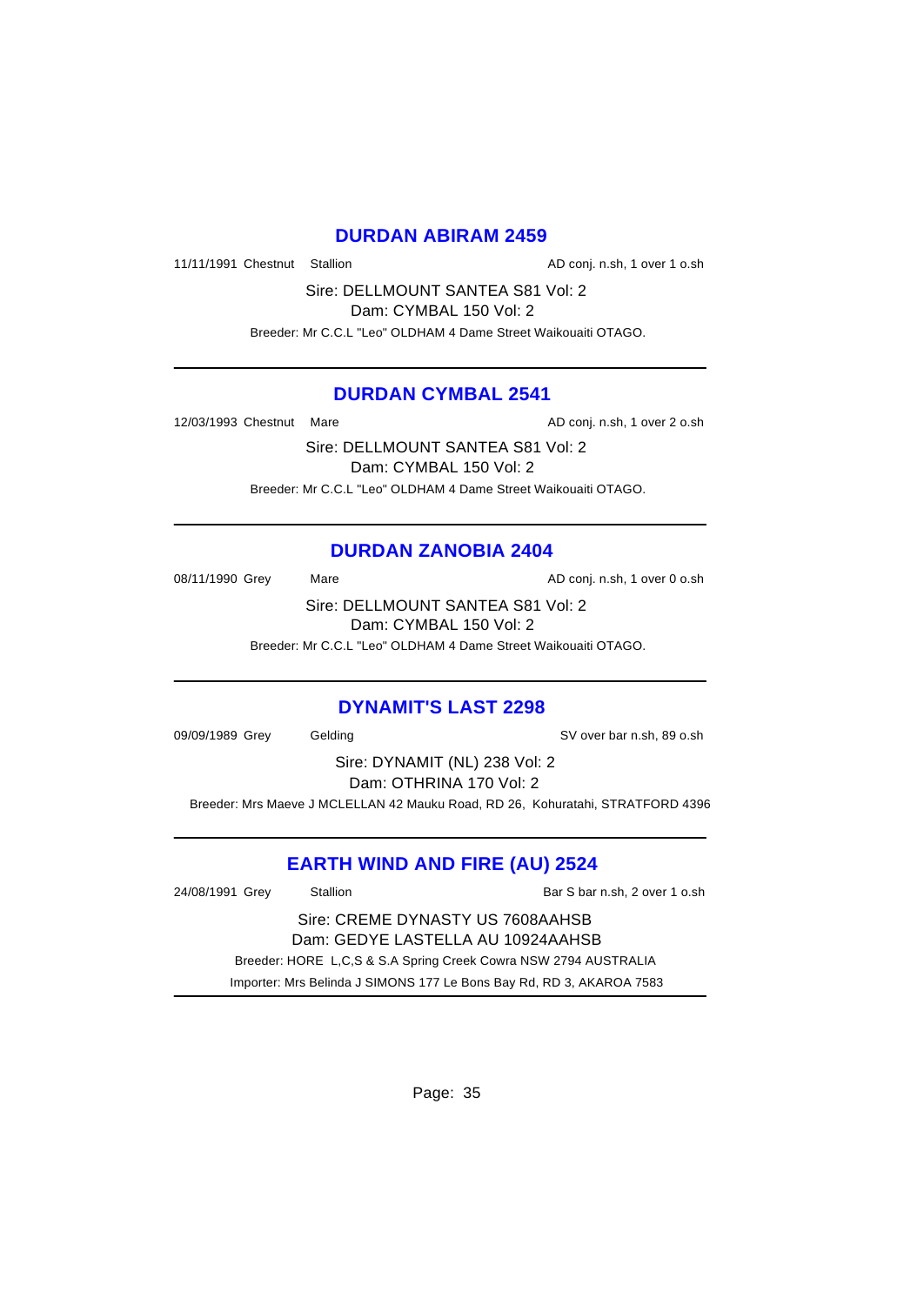## DURDAN ABIRAM 2459

11/11/1991 Chestnut Stallion AD conj. n.sh, 1 over 1 o.sh

Sire: DELLMOUNT SANTEA S81 Vol: 2
Dam: CYMBAL 150 Vol: 2

Breeder: Mr C.C.L "Leo" OLDHAM 4 Dame Street Waikouaiti OTAGO.

---

## DURDAN CYMBAL 2541

12/03/1993 Chestnut Mare AD conj. n.sh, 1 over 2 o.sh

Sire: DELLMOUNT SANTEA S81 Vol: 2
Dam: CYMBAL 150 Vol: 2

Breeder: Mr C.C.L "Leo" OLDHAM 4 Dame Street Waikouaiti OTAGO.

---

## DURDAN ZANOBIA 2404

08/11/1990 Grey Mare AD conj. n.sh, 1 over 0 o.sh

Sire: DELLMOUNT SANTEA S81 Vol: 2
Dam: CYMBAL 150 Vol: 2

Breeder: Mr C.C.L "Leo" OLDHAM 4 Dame Street Waikouaiti OTAGO.

---

## DYNAMIT'S LAST 2298

09/09/1989 Grey Gelding SV over bar n.sh, 89 o.sh

Sire: DYNAMIT (NL) 238 Vol: 2
Dam: OTHRINA 170 Vol: 2

Breeder: Mrs Maeve J MCLELLAN 42 Mauku Road, RD 26, Kohuratahi, STRATFORD 4396

---

## EARTH WIND AND FIRE (AU) 2524

24/08/1991 Grey Stallion Bar S bar n.sh, 2 over 1 o.sh

Sire: CREME DYNASTY US 7608AAHSB
Dam: GEDYE LASTELLA AU 10924AAHSB

Breeder: HORE L,C,S & S.A Spring Creek Cowra NSW 2794 AUSTRALIA

Importer: Mrs Belinda J SIMONS 177 Le Bons Bay Rd, RD 3, AKAROA 7583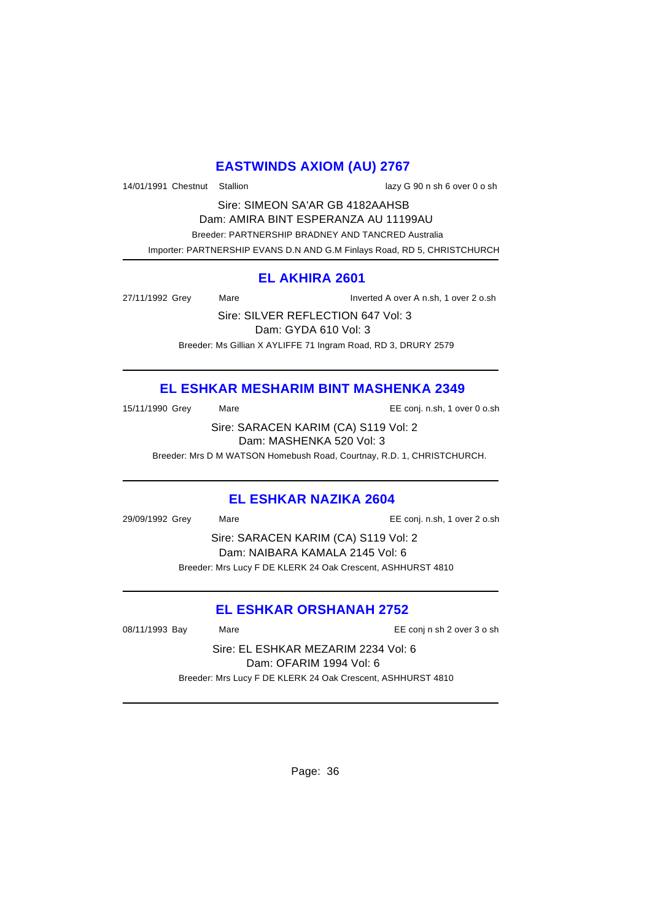## EASTWINDS AXIOM (AU) 2767

14/01/1991 Chestnut Stallion lazy G 90 n sh 6 over 0 o sh

Sire: SIMEON SA'AR GB 4182AAHSB
Dam: AMIRA BINT ESPERANZA AU 11199AU
Breeder: PARTNERSHIP BRADNEY AND TANCRED Australia
Importer: PARTNERSHIP EVANS D.N AND G.M Finlays Road, RD 5, CHRISTCHURCH

---

## EL AKHIRA 2601

27/11/1992 Grey Mare Inverted A over A n.sh, 1 over 2 o.sh

Sire: SILVER REFLECTION 647 Vol: 3
Dam: GYDA 610 Vol: 3
Breeder: Ms Gillian X AYLIFFE 71 Ingram Road, RD 3, DRURY 2579

---

## EL ESHKAR MESHARIM BINT MASHENKA 2349

15/11/1990 Grey Mare EE conj. n.sh, 1 over 0 o.sh

Sire: SARACEN KARIM (CA) S119 Vol: 2
Dam: MASHENKA 520 Vol: 3
Breeder: Mrs D M WATSON Homebush Road, Courtnay, R.D. 1, CHRISTCHURCH.

---

## EL ESHKAR NAZIKA 2604

29/09/1992 Grey Mare EE conj. n.sh, 1 over 2 o.sh

Sire: SARACEN KARIM (CA) S119 Vol: 2
Dam: NAIBARA KAMALA 2145 Vol: 6
Breeder: Mrs Lucy F DE KLERK 24 Oak Crescent, ASHHURST 4810

---

## EL ESHKAR ORSHANAH 2752

08/11/1993 Bay Mare EE conj n sh 2 over 3 o sh

Sire: EL ESHKAR MEZARIM 2234 Vol: 6
Dam: OFARIM 1994 Vol: 6
Breeder: Mrs Lucy F DE KLERK 24 Oak Crescent, ASHHURST 4810

---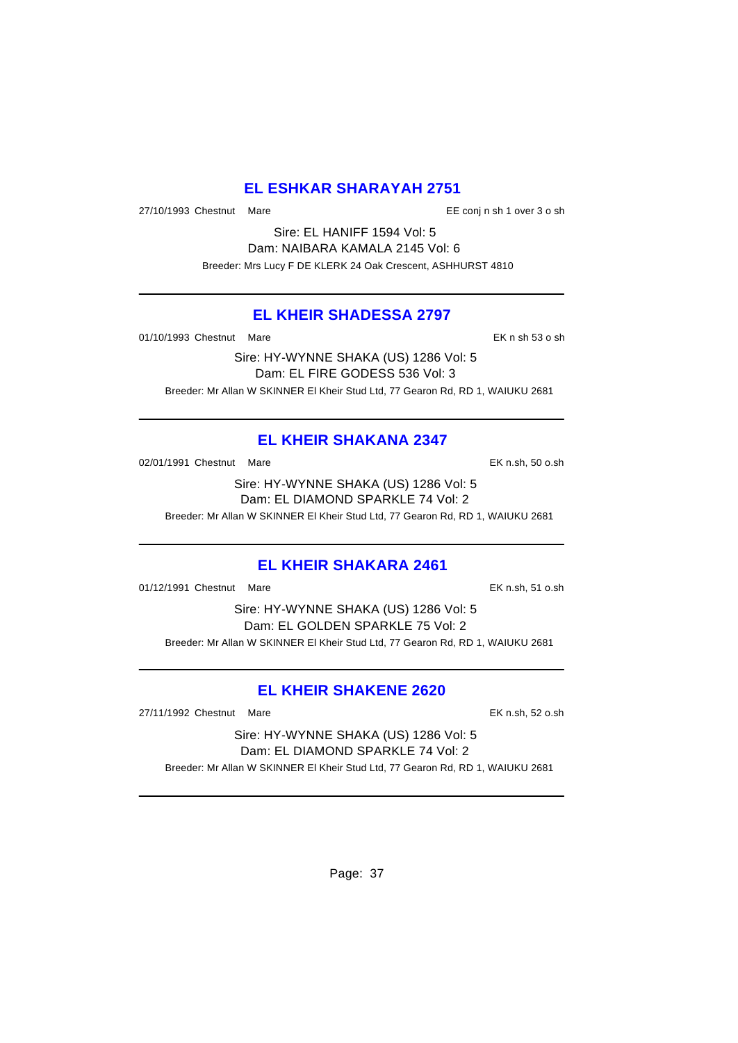## EL ESHKAR SHARAYAH 2751

27/10/1993 Chestnut Mare EE conj n sh 1 over 3 o sh

Sire: EL HANIFF 1594 Vol: 5
Dam: NAIBARA KAMALA 2145 Vol: 6
Breeder: Mrs Lucy F DE KLERK 24 Oak Crescent, ASHHURST 4810

---

## EL KHEIR SHADESSA 2797

01/10/1993 Chestnut Mare EK n sh 53 o sh

Sire: HY-WYNNE SHAKA (US) 1286 Vol: 5
Dam: EL FIRE GODESS 536 Vol: 3
Breeder: Mr Allan W SKINNER El Kheir Stud Ltd, 77 Gearon Rd, RD 1, WAIUKU 2681

---

## EL KHEIR SHAKANA 2347

02/01/1991 Chestnut Mare EK n.sh, 50 o.sh

Sire: HY-WYNNE SHAKA (US) 1286 Vol: 5
Dam: EL DIAMOND SPARKLE 74 Vol: 2
Breeder: Mr Allan W SKINNER El Kheir Stud Ltd, 77 Gearon Rd, RD 1, WAIUKU 2681

---

## EL KHEIR SHAKARA 2461

01/12/1991 Chestnut Mare EK n.sh, 51 o.sh

Sire: HY-WYNNE SHAKA (US) 1286 Vol: 5
Dam: EL GOLDEN SPARKLE 75 Vol: 2
Breeder: Mr Allan W SKINNER El Kheir Stud Ltd, 77 Gearon Rd, RD 1, WAIUKU 2681

---

## EL KHEIR SHAKENE 2620

27/11/1992 Chestnut Mare EK n.sh, 52 o.sh

Sire: HY-WYNNE SHAKA (US) 1286 Vol: 5
Dam: EL DIAMOND SPARKLE 74 Vol: 2
Breeder: Mr Allan W SKINNER El Kheir Stud Ltd, 77 Gearon Rd, RD 1, WAIUKU 2681

---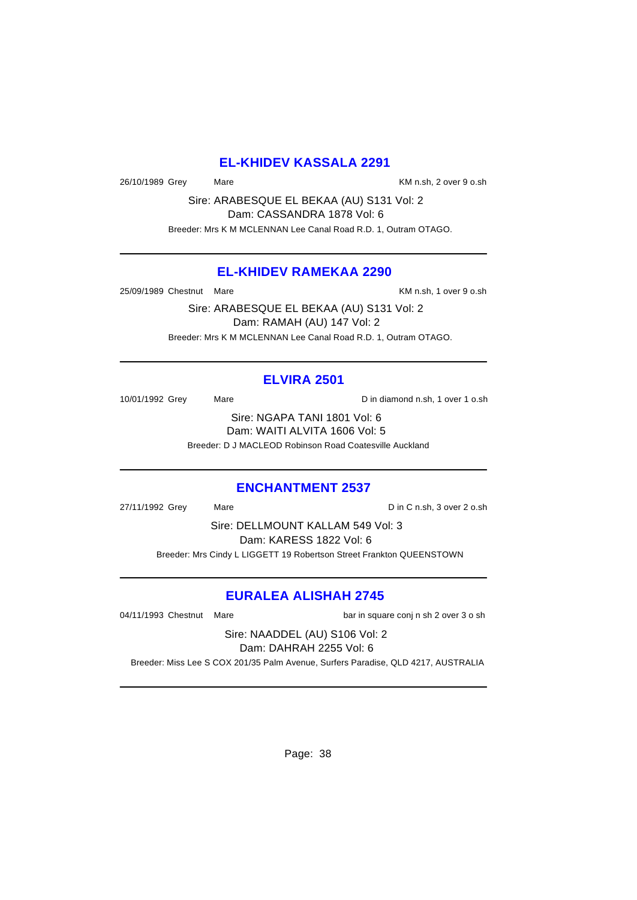## EL-KHIDEV KASSALA 2291

26/10/1989 Grey Mare KM n.sh, 2 over 9 o.sh

Sire: ARABESQUE EL BEKAA (AU) S131 Vol: 2
Dam: CASSANDRA 1878 Vol: 6

Breeder: Mrs K M MCLENNAN Lee Canal Road R.D. 1, Outram OTAGO.

---

## EL-KHIDEV RAMEKAA 2290

25/09/1989 Chestnut Mare KM n.sh, 1 over 9 o.sh

Sire: ARABESQUE EL BEKAA (AU) S131 Vol: 2
Dam: RAMAH (AU) 147 Vol: 2

Breeder: Mrs K M MCLENNAN Lee Canal Road R.D. 1, Outram OTAGO.

---

## ELVIRA 2501

10/01/1992 Grey Mare D in diamond n.sh, 1 over 1 o.sh

Sire: NGAPA TANI 1801 Vol: 6
Dam: WAITI ALVITA 1606 Vol: 5

Breeder: D J MACLEOD Robinson Road Coatesville Auckland

---

## ENCHANTMENT 2537

27/11/1992 Grey Mare D in C n.sh, 3 over 2 o.sh

Sire: DELLMOUNT KALLAM 549 Vol: 3
Dam: KARESS 1822 Vol: 6

Breeder: Mrs Cindy L LIGGETT 19 Robertson Street Frankton QUEENSTOWN

---

## EURALEA ALISHAH 2745

04/11/1993 Chestnut Mare bar in square conj n sh 2 over 3 o sh

Sire: NAADDEL (AU) S106 Vol: 2
Dam: DAHRAH 2255 Vol: 6

Breeder: Miss Lee S COX 201/35 Palm Avenue, Surfers Paradise, QLD 4217, AUSTRALIA

---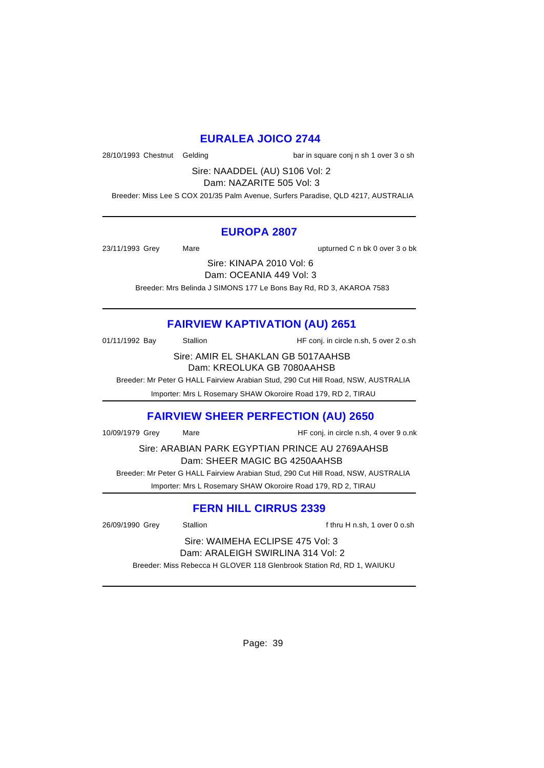## EURALEA JOICO 2744

28/10/1993 Chestnut Gelding bar in square conj n sh 1 over 3 o sh

Sire: NAADDEL (AU) S106 Vol: 2
Dam: NAZARITE 505 Vol: 3

Breeder: Miss Lee S COX 201/35 Palm Avenue, Surfers Paradise, QLD 4217, AUSTRALIA

---

## EUROPA 2807

23/11/1993 Grey Mare upturned C n bk 0 over 3 o bk

Sire: KINAPA 2010 Vol: 6
Dam: OCEANIA 449 Vol: 3

Breeder: Mrs Belinda J SIMONS 177 Le Bons Bay Rd, RD 3, AKAROA 7583

---

## FAIRVIEW KAPTIVATION (AU) 2651

01/11/1992 Bay Stallion HF conj. in circle n.sh, 5 over 2 o.sh

Sire: AMIR EL SHAKLAN GB 5017AAHSB
Dam: KREOLUKA GB 7080AAHSB

Breeder: Mr Peter G HALL Fairview Arabian Stud, 290 Cut Hill Road, NSW, AUSTRALIA

Importer: Mrs L Rosemary SHAW Okoroire Road 179, RD 2, TIRAU

---

## FAIRVIEW SHEER PERFECTION (AU) 2650

10/09/1979 Grey Mare HF conj. in circle n.sh, 4 over 9 o.nk

Sire: ARABIAN PARK EGYPTIAN PRINCE AU 2769AAHSB
Dam: SHEER MAGIC BG 4250AAHSB

Breeder: Mr Peter G HALL Fairview Arabian Stud, 290 Cut Hill Road, NSW, AUSTRALIA

Importer: Mrs L Rosemary SHAW Okoroire Road 179, RD 2, TIRAU

---

## FERN HILL CIRRUS 2339

26/09/1990 Grey Stallion f thru H n.sh, 1 over 0 o.sh

Sire: WAIMEHA ECLIPSE 475 Vol: 3
Dam: ARALEIGH SWIRLINA 314 Vol: 2

Breeder: Miss Rebecca H GLOVER 118 Glenbrook Station Rd, RD 1, WAIUKU

---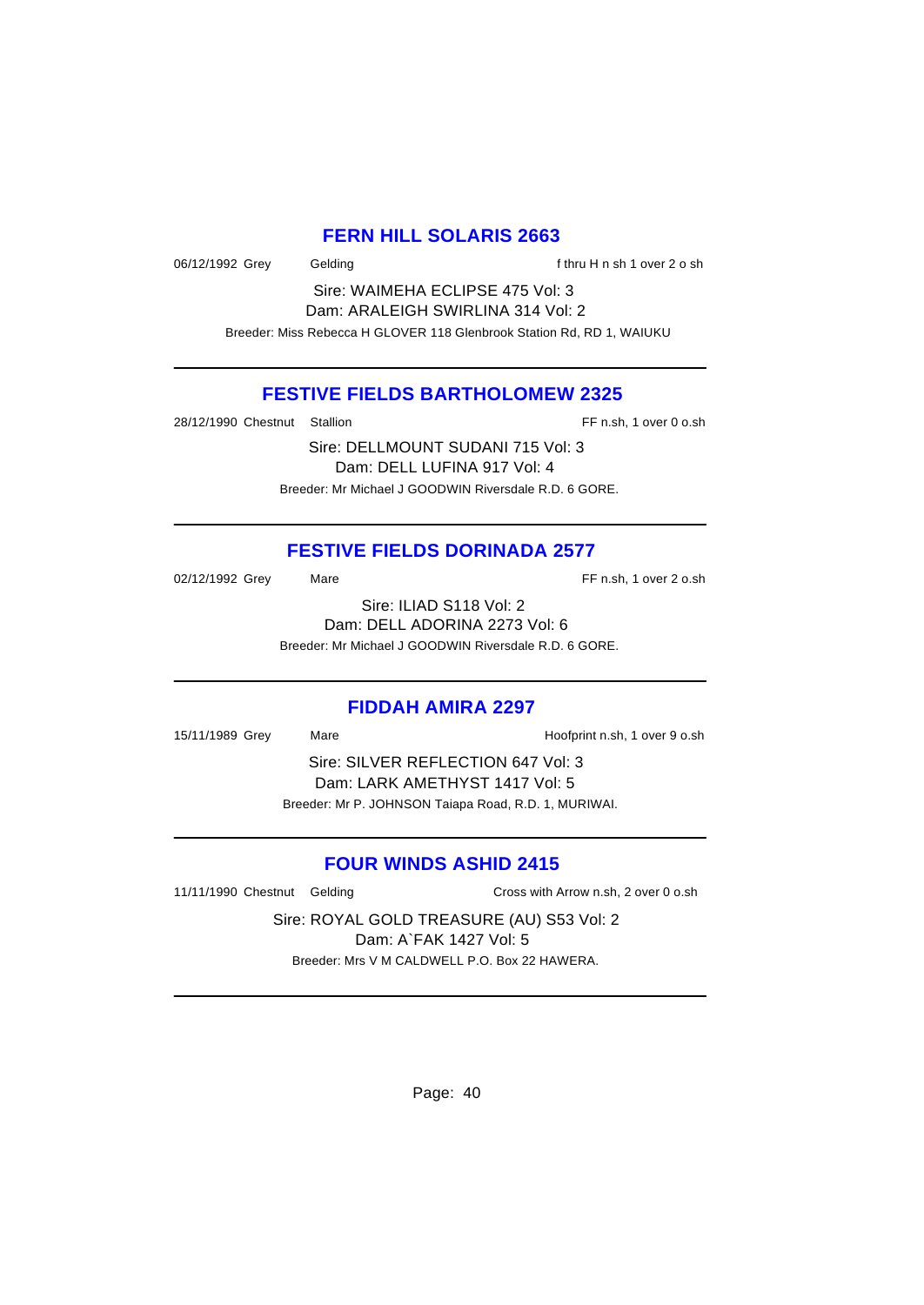## FERN HILL SOLARIS 2663

06/12/1992 Grey Gelding f thru H n sh 1 over 2 o sh

Sire: WAIMEHA ECLIPSE 475 Vol: 3

Dam: ARALEIGH SWIRLINA 314 Vol: 2

Breeder: Miss Rebecca H GLOVER 118 Glenbrook Station Rd, RD 1, WAIUKU

---

## FESTIVE FIELDS BARTHOLOMEW 2325

28/12/1990 Chestnut Stallion FF n.sh, 1 over 0 o.sh

Sire: DELLMOUNT SUDANI 715 Vol: 3

Dam: DELL LUFINA 917 Vol: 4

Breeder: Mr Michael J GOODWIN Riversdale R.D. 6 GORE.

---

## FESTIVE FIELDS DORINADA 2577

02/12/1992 Grey Mare FF n.sh, 1 over 2 o.sh

Sire: ILIAD S118 Vol: 2

Dam: DELL ADORINA 2273 Vol: 6

Breeder: Mr Michael J GOODWIN Riversdale R.D. 6 GORE.

---

## FIDDAH AMIRA 2297

15/11/1989 Grey Mare Hoofprint n.sh, 1 over 9 o.sh

Sire: SILVER REFLECTION 647 Vol: 3

Dam: LARK AMETHYST 1417 Vol: 5

Breeder: Mr P. JOHNSON Taiapa Road, R.D. 1, MURIWAI.

---

## FOUR WINDS ASHID 2415

11/11/1990 Chestnut Gelding Cross with Arrow n.sh, 2 over 0 o.sh

Sire: ROYAL GOLD TREASURE (AU) S53 Vol: 2

Dam: A`FAK 1427 Vol: 5

Breeder: Mrs V M CALDWELL P.O. Box 22 HAWERA.

---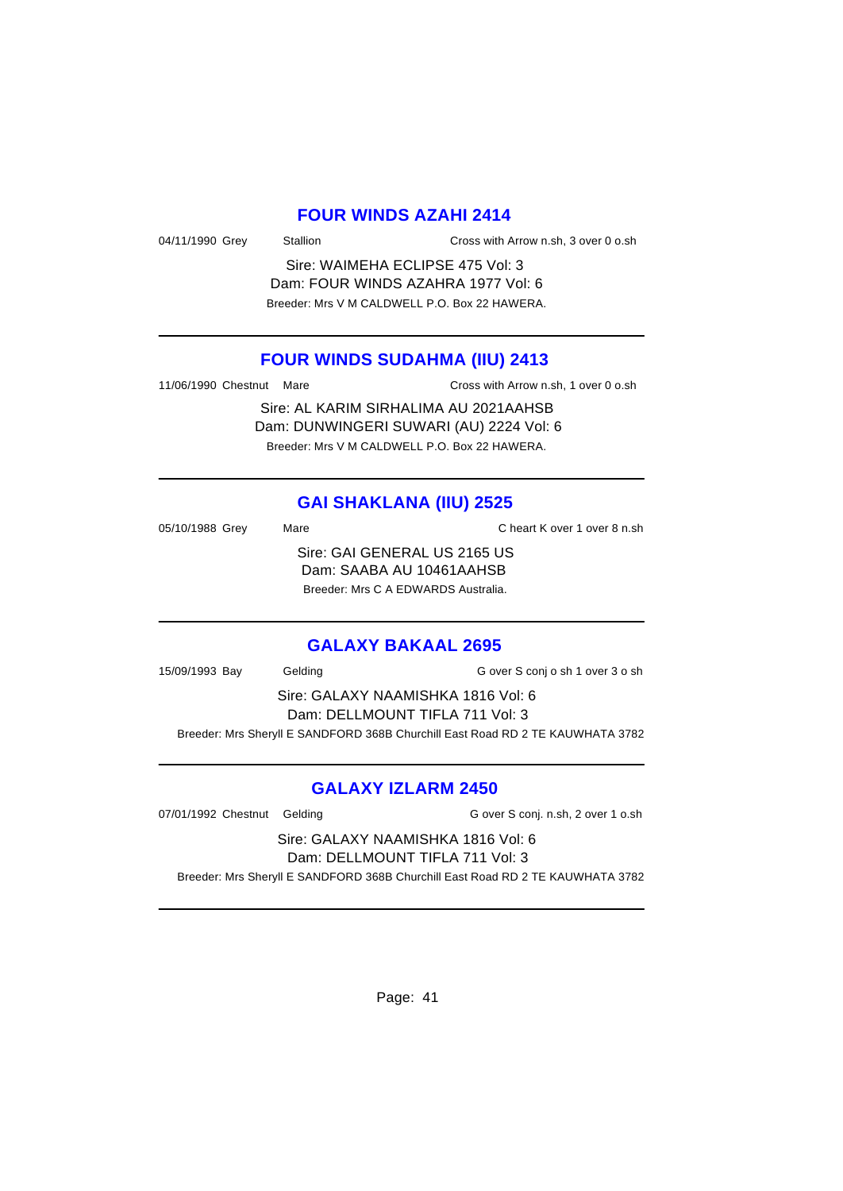## FOUR WINDS AZAHI 2414

04/11/1990 Grey Stallion Cross with Arrow n.sh, 3 over 0 o.sh

Sire: WAIMEHA ECLIPSE 475 Vol: 3
Dam: FOUR WINDS AZAHRA 1977 Vol: 6
Breeder: Mrs V M CALDWELL P.O. Box 22 HAWERA.

---

## FOUR WINDS SUDAHMA (IIU) 2413

11/06/1990 Chestnut Mare Cross with Arrow n.sh, 1 over 0 o.sh

Sire: AL KARIM SIRHALIMA AU 2021AAHSB
Dam: DUNWINGERI SUWARI (AU) 2224 Vol: 6
Breeder: Mrs V M CALDWELL P.O. Box 22 HAWERA.

---

## GAI SHAKLANA (IIU) 2525

05/10/1988 Grey Mare C heart K over 1 over 8 n.sh

Sire: GAI GENERAL US 2165 US
Dam: SAABA AU 10461AAHSB
Breeder: Mrs C A EDWARDS Australia.

---

## GALAXY BAKAAL 2695

15/09/1993 Bay Gelding G over S conj o sh 1 over 3 o sh

Sire: GALAXY NAAMISHKA 1816 Vol: 6
Dam: DELLMOUNT TIFLA 711 Vol: 3
Breeder: Mrs Sheryll E SANDFORD 368B Churchill East Road RD 2 TE KAUWHATA 3782

---

## GALAXY IZLARM 2450

07/01/1992 Chestnut Gelding G over S conj. n.sh, 2 over 1 o.sh

Sire: GALAXY NAAMISHKA 1816 Vol: 6
Dam: DELLMOUNT TIFLA 711 Vol: 3
Breeder: Mrs Sheryll E SANDFORD 368B Churchill East Road RD 2 TE KAUWHATA 3782

---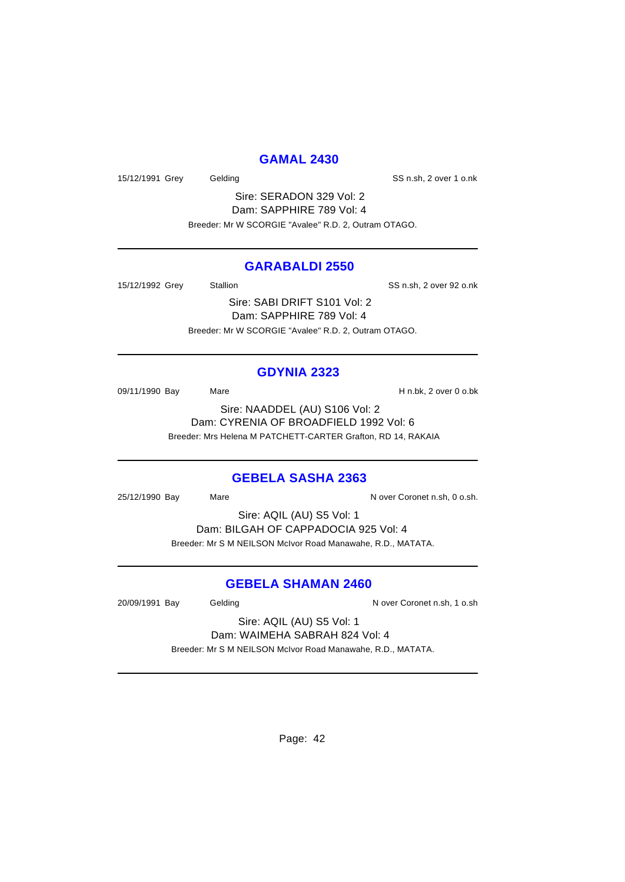## GAMAL 2430

15/12/1991 Grey Gelding SS n.sh, 2 over 1 o.nk

Sire: SERADON 329 Vol: 2
Dam: SAPPHIRE 789 Vol: 4
Breeder: Mr W SCORGIE "Avalee" R.D. 2, Outram OTAGO.

---

## GARABALDI 2550

15/12/1992 Grey Stallion SS n.sh, 2 over 92 o.nk

Sire: SABI DRIFT S101 Vol: 2
Dam: SAPPHIRE 789 Vol: 4
Breeder: Mr W SCORGIE "Avalee" R.D. 2, Outram OTAGO.

---

## GDYNIA 2323

09/11/1990 Bay Mare H n.bk, 2 over 0 o.bk

Sire: NAADDEL (AU) S106 Vol: 2
Dam: CYRENIA OF BROADFIELD 1992 Vol: 6
Breeder: Mrs Helena M PATCHETT-CARTER Grafton, RD 14, RAKAIA

---

## GEBELA SASHA 2363

25/12/1990 Bay Mare N over Coronet n.sh, 0 o.sh.

Sire: AQIL (AU) S5 Vol: 1
Dam: BILGAH OF CAPPADOCIA 925 Vol: 4
Breeder: Mr S M NEILSON McIvor Road Manawahe, R.D., MATATA.

---

## GEBELA SHAMAN 2460

20/09/1991 Bay Gelding N over Coronet n.sh, 1 o.sh

Sire: AQIL (AU) S5 Vol: 1
Dam: WAIMEHA SABRAH 824 Vol: 4
Breeder: Mr S M NEILSON McIvor Road Manawahe, R.D., MATATA.

---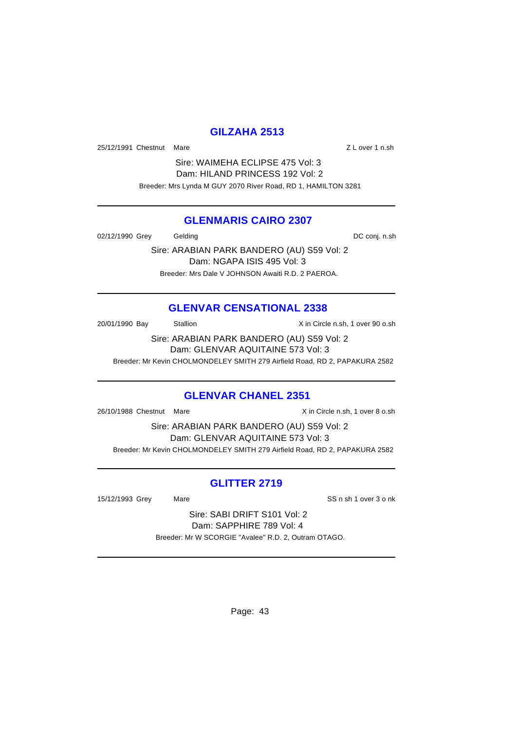## GILZAHA 2513

25/12/1991 Chestnut Mare Z L over 1 n.sh

Sire: WAIMEHA ECLIPSE 475 Vol: 3
Dam: HILAND PRINCESS 192 Vol: 2
Breeder: Mrs Lynda M GUY 2070 River Road, RD 1, HAMILTON 3281

---

## GLENMARIS CAIRO 2307

02/12/1990 Grey Gelding DC conj. n.sh

Sire: ARABIAN PARK BANDERO (AU) S59 Vol: 2
Dam: NGAPA ISIS 495 Vol: 3
Breeder: Mrs Dale V JOHNSON Awaiti R.D. 2 PAEROA.

---

## GLENVAR CENSATIONAL 2338

20/01/1990 Bay Stallion X in Circle n.sh, 1 over 90 o.sh

Sire: ARABIAN PARK BANDERO (AU) S59 Vol: 2
Dam: GLENVAR AQUITAINE 573 Vol: 3
Breeder: Mr Kevin CHOLMONDELEY SMITH 279 Airfield Road, RD 2, PAPAKURA 2582

---

## GLENVAR CHANEL 2351

26/10/1988 Chestnut Mare X in Circle n.sh, 1 over 8 o.sh

Sire: ARABIAN PARK BANDERO (AU) S59 Vol: 2
Dam: GLENVAR AQUITAINE 573 Vol: 3
Breeder: Mr Kevin CHOLMONDELEY SMITH 279 Airfield Road, RD 2, PAPAKURA 2582

---

## GLITTER 2719

15/12/1993 Grey Mare SS n sh 1 over 3 o nk

Sire: SABI DRIFT S101 Vol: 2
Dam: SAPPHIRE 789 Vol: 4
Breeder: Mr W SCORGIE "Avalee" R.D. 2, Outram OTAGO.

---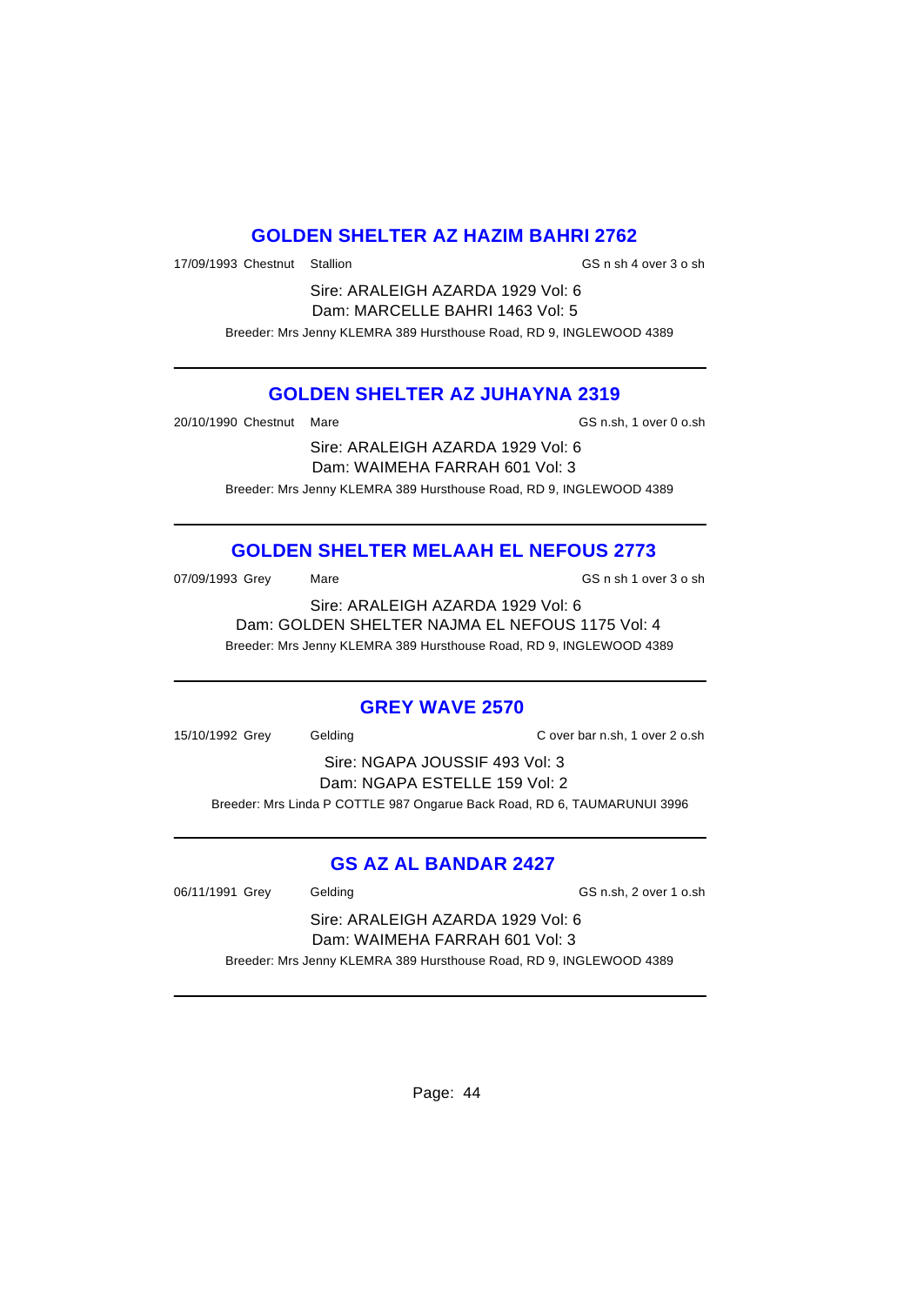## GOLDEN SHELTER AZ HAZIM BAHRI 2762

17/09/1993 Chestnut Stallion GS n sh 4 over 3 o sh

Sire: ARALEIGH AZARDA 1929 Vol: 6
Dam: MARCELLE BAHRI 1463 Vol: 5

Breeder: Mrs Jenny KLEMRA 389 Hursthouse Road, RD 9, INGLEWOOD 4389

---

## GOLDEN SHELTER AZ JUHAYNA 2319

20/10/1990 Chestnut Mare GS n.sh, 1 over 0 o.sh

Sire: ARALEIGH AZARDA 1929 Vol: 6
Dam: WAIMEHA FARRAH 601 Vol: 3

Breeder: Mrs Jenny KLEMRA 389 Hursthouse Road, RD 9, INGLEWOOD 4389

---

## GOLDEN SHELTER MELAAH EL NEFOUS 2773

07/09/1993 Grey Mare GS n sh 1 over 3 o sh

Sire: ARALEIGH AZARDA 1929 Vol: 6
Dam: GOLDEN SHELTER NAJMA EL NEFOUS 1175 Vol: 4

Breeder: Mrs Jenny KLEMRA 389 Hursthouse Road, RD 9, INGLEWOOD 4389

---

## GREY WAVE 2570

15/10/1992 Grey Gelding C over bar n.sh, 1 over 2 o.sh

Sire: NGAPA JOUSSIF 493 Vol: 3
Dam: NGAPA ESTELLE 159 Vol: 2

Breeder: Mrs Linda P COTTLE 987 Ongarue Back Road, RD 6, TAUMARUNUI 3996

---

## GS AZ AL BANDAR 2427

06/11/1991 Grey Gelding GS n.sh, 2 over 1 o.sh

Sire: ARALEIGH AZARDA 1929 Vol: 6
Dam: WAIMEHA FARRAH 601 Vol: 3

Breeder: Mrs Jenny KLEMRA 389 Hursthouse Road, RD 9, INGLEWOOD 4389

---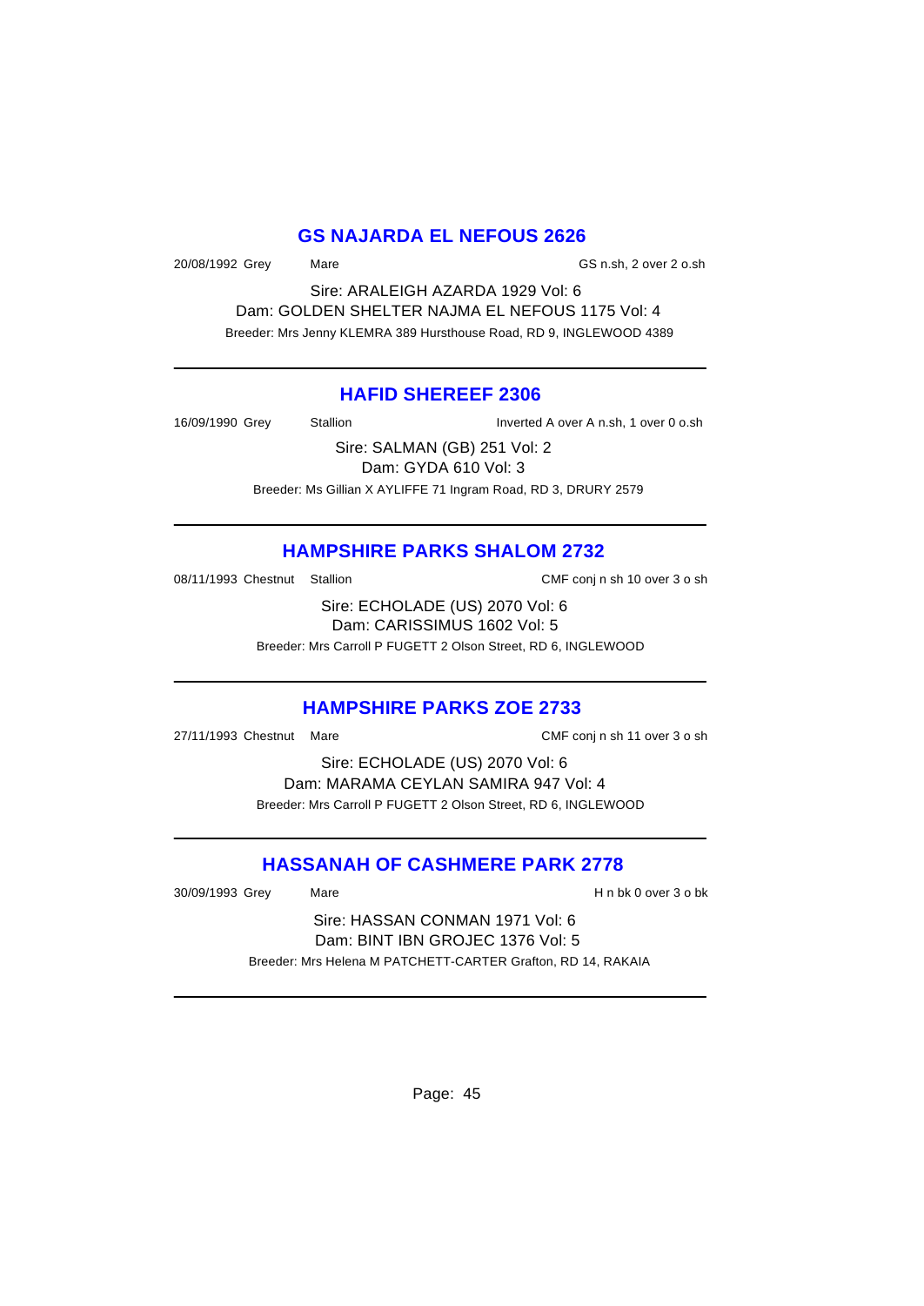## GS NAJARDA EL NEFOUS 2626

20/08/1992 Grey Mare GS n.sh, 2 over 2 o.sh

Sire: ARALEIGH AZARDA 1929 Vol: 6

Dam: GOLDEN SHELTER NAJMA EL NEFOUS 1175 Vol: 4

Breeder: Mrs Jenny KLEMRA 389 Hursthouse Road, RD 9, INGLEWOOD 4389

---

## HAFID SHEREEF 2306

16/09/1990 Grey Stallion Inverted A over A n.sh, 1 over 0 o.sh

Sire: SALMAN (GB) 251 Vol: 2

Dam: GYDA 610 Vol: 3

Breeder: Ms Gillian X AYLIFFE 71 Ingram Road, RD 3, DRURY 2579

---

## HAMPSHIRE PARKS SHALOM 2732

08/11/1993 Chestnut Stallion CMF conj n sh 10 over 3 o sh

Sire: ECHOLADE (US) 2070 Vol: 6

Dam: CARISSIMUS 1602 Vol: 5

Breeder: Mrs Carroll P FUGETT 2 Olson Street, RD 6, INGLEWOOD

---

## HAMPSHIRE PARKS ZOE 2733

27/11/1993 Chestnut Mare CMF conj n sh 11 over 3 o sh

Sire: ECHOLADE (US) 2070 Vol: 6

Dam: MARAMA CEYLAN SAMIRA 947 Vol: 4

Breeder: Mrs Carroll P FUGETT 2 Olson Street, RD 6, INGLEWOOD

---

## HASSANAH OF CASHMERE PARK 2778

30/09/1993 Grey Mare H n bk 0 over 3 o bk

Sire: HASSAN CONMAN 1971 Vol: 6

Dam: BINT IBN GROJEC 1376 Vol: 5

Breeder: Mrs Helena M PATCHETT-CARTER Grafton, RD 14, RAKAIA

---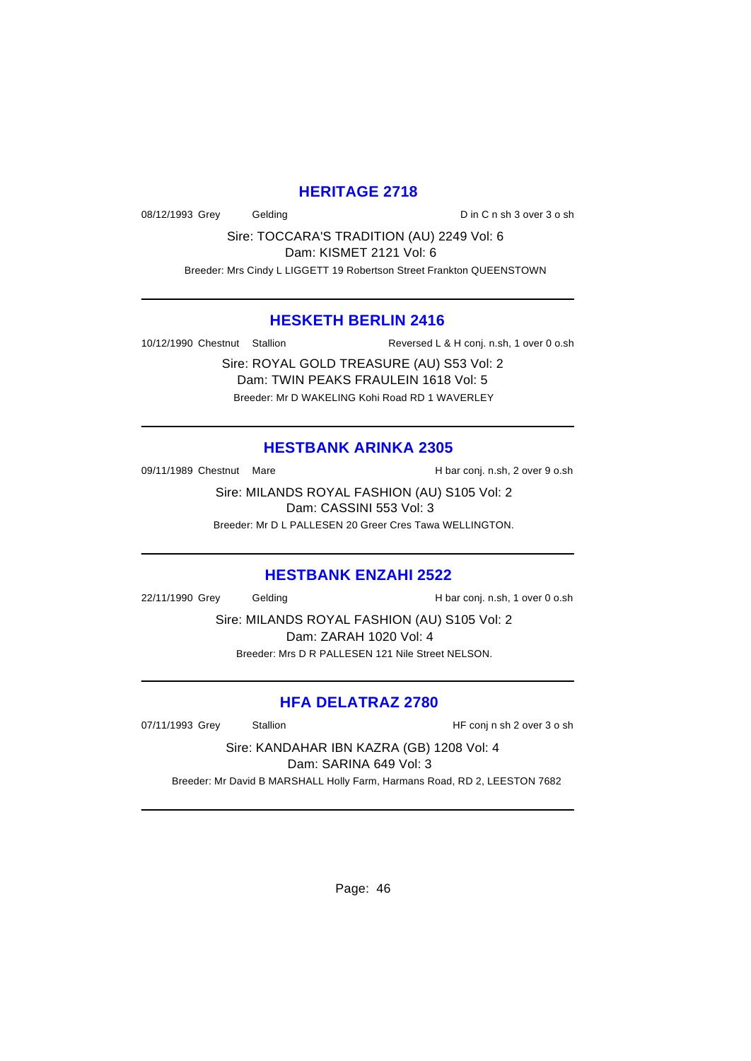## HERITAGE 2718

08/12/1993 Grey Gelding D in C n sh 3 over 3 o sh

Sire: TOCCARA'S TRADITION (AU) 2249 Vol: 6
Dam: KISMET 2121 Vol: 6
Breeder: Mrs Cindy L LIGGETT 19 Robertson Street Frankton QUEENSTOWN

---

## HESKETH BERLIN 2416

10/12/1990 Chestnut Stallion Reversed L & H conj. n.sh, 1 over 0 o.sh

Sire: ROYAL GOLD TREASURE (AU) S53 Vol: 2
Dam: TWIN PEAKS FRAULEIN 1618 Vol: 5
Breeder: Mr D WAKELING Kohi Road RD 1 WAVERLEY

---

## HESTBANK ARINKA 2305

09/11/1989 Chestnut Mare H bar conj. n.sh, 2 over 9 o.sh

Sire: MILANDS ROYAL FASHION (AU) S105 Vol: 2
Dam: CASSINI 553 Vol: 3
Breeder: Mr D L PALLESEN 20 Greer Cres Tawa WELLINGTON.

---

## HESTBANK ENZAHI 2522

22/11/1990 Grey Gelding H bar conj. n.sh, 1 over 0 o.sh

Sire: MILANDS ROYAL FASHION (AU) S105 Vol: 2
Dam: ZARAH 1020 Vol: 4
Breeder: Mrs D R PALLESEN 121 Nile Street NELSON.

---

## HFA DELATRAZ 2780

07/11/1993 Grey Stallion HF conj n sh 2 over 3 o sh

Sire: KANDAHAR IBN KAZRA (GB) 1208 Vol: 4
Dam: SARINA 649 Vol: 3
Breeder: Mr David B MARSHALL Holly Farm, Harmans Road, RD 2, LEESTON 7682

---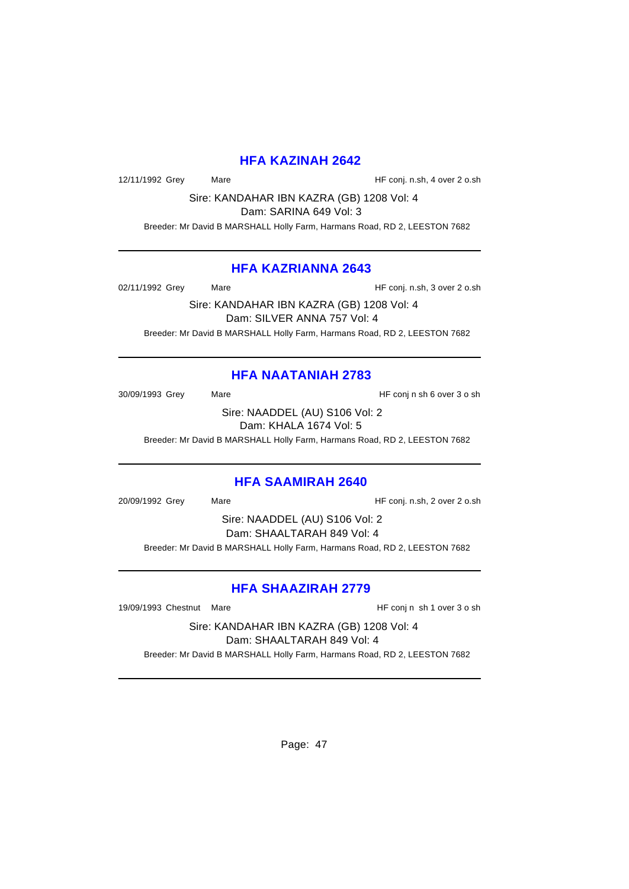## HFA KAZINAH 2642

12/11/1992 Grey Mare HF conj. n.sh, 4 over 2 o.sh

Sire: KANDAHAR IBN KAZRA (GB) 1208 Vol: 4
Dam: SARINA 649 Vol: 3

Breeder: Mr David B MARSHALL Holly Farm, Harmans Road, RD 2, LEESTON 7682

---

## HFA KAZRIANNA 2643

02/11/1992 Grey Mare HF conj. n.sh, 3 over 2 o.sh

Sire: KANDAHAR IBN KAZRA (GB) 1208 Vol: 4
Dam: SILVER ANNA 757 Vol: 4

Breeder: Mr David B MARSHALL Holly Farm, Harmans Road, RD 2, LEESTON 7682

---

## HFA NAATANIAH 2783

30/09/1993 Grey Mare HF conj n sh 6 over 3 o sh

Sire: NAADDEL (AU) S106 Vol: 2
Dam: KHALA 1674 Vol: 5

Breeder: Mr David B MARSHALL Holly Farm, Harmans Road, RD 2, LEESTON 7682

---

## HFA SAAMIRAH 2640

20/09/1992 Grey Mare HF conj. n.sh, 2 over 2 o.sh

Sire: NAADDEL (AU) S106 Vol: 2
Dam: SHAALTARAH 849 Vol: 4

Breeder: Mr David B MARSHALL Holly Farm, Harmans Road, RD 2, LEESTON 7682

---

## HFA SHAAZIRAH 2779

19/09/1993 Chestnut Mare HF conj n sh 1 over 3 o sh

Sire: KANDAHAR IBN KAZRA (GB) 1208 Vol: 4
Dam: SHAALTARAH 849 Vol: 4

Breeder: Mr David B MARSHALL Holly Farm, Harmans Road, RD 2, LEESTON 7682

---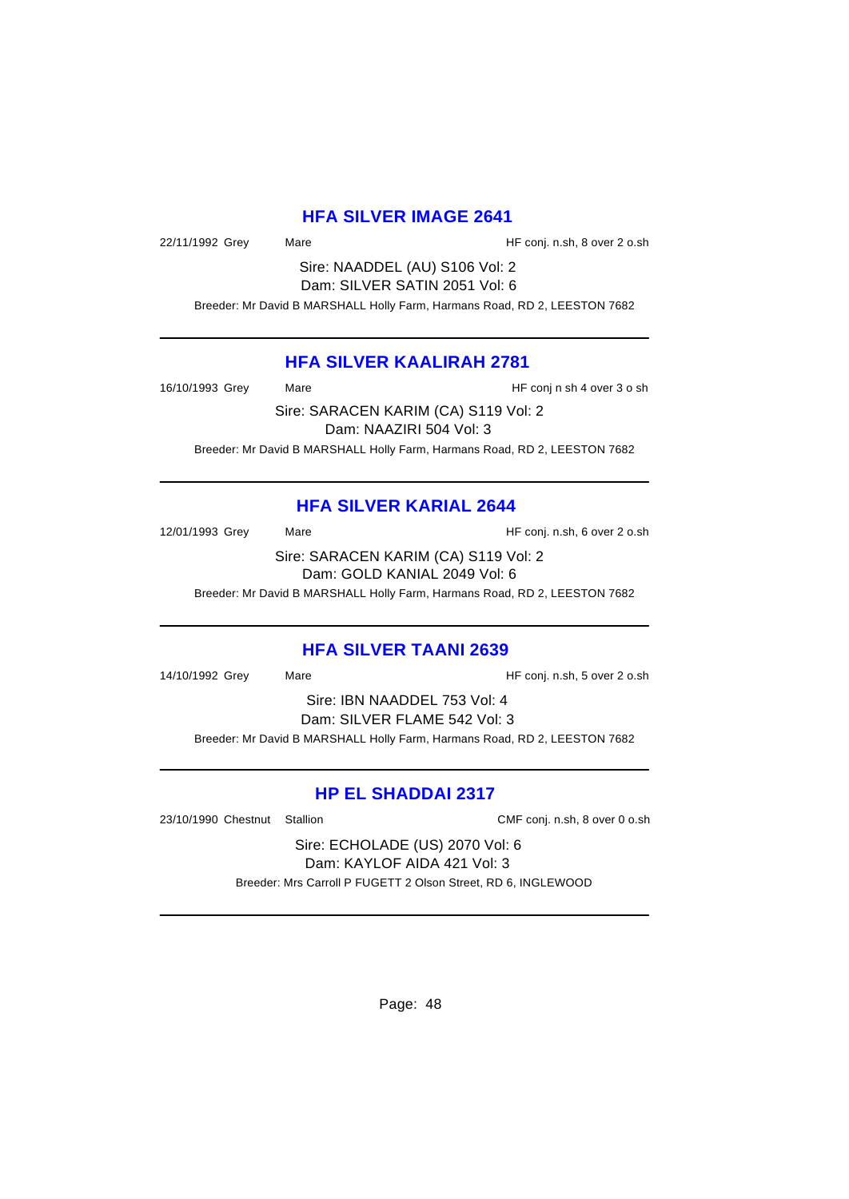## HFA SILVER IMAGE 2641

22/11/1992 Grey Mare HF conj. n.sh, 8 over 2 o.sh

Sire: NAADDEL (AU) S106 Vol: 2
Dam: SILVER SATIN 2051 Vol: 6

Breeder: Mr David B MARSHALL Holly Farm, Harmans Road, RD 2, LEESTON 7682

---

## HFA SILVER KAALIRAH 2781

16/10/1993 Grey Mare HF conj n sh 4 over 3 o sh

Sire: SARACEN KARIM (CA) S119 Vol: 2
Dam: NAAZIRI 504 Vol: 3

Breeder: Mr David B MARSHALL Holly Farm, Harmans Road, RD 2, LEESTON 7682

---

## HFA SILVER KARIAL 2644

12/01/1993 Grey Mare HF conj. n.sh, 6 over 2 o.sh

Sire: SARACEN KARIM (CA) S119 Vol: 2
Dam: GOLD KANIAL 2049 Vol: 6

Breeder: Mr David B MARSHALL Holly Farm, Harmans Road, RD 2, LEESTON 7682

---

## HFA SILVER TAANI 2639

14/10/1992 Grey Mare HF conj. n.sh, 5 over 2 o.sh

Sire: IBN NAADDEL 753 Vol: 4
Dam: SILVER FLAME 542 Vol: 3

Breeder: Mr David B MARSHALL Holly Farm, Harmans Road, RD 2, LEESTON 7682

---

## HP EL SHADDAI 2317

23/10/1990 Chestnut Stallion CMF conj. n.sh, 8 over 0 o.sh

Sire: ECHOLADE (US) 2070 Vol: 6
Dam: KAYLOF AIDA 421 Vol: 3

Breeder: Mrs Carroll P FUGETT 2 Olson Street, RD 6, INGLEWOOD

---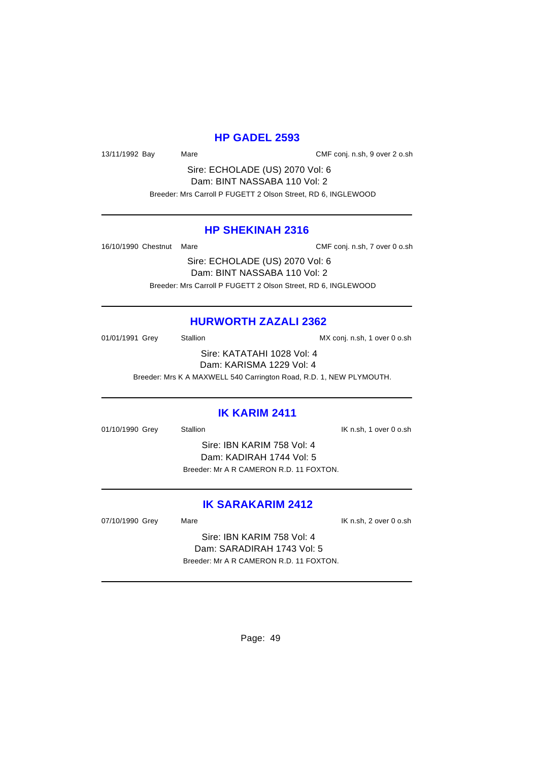## HP GADEL 2593

13/11/1992 Bay Mare CMF conj. n.sh, 9 over 2 o.sh

Sire: ECHOLADE (US) 2070 Vol: 6
Dam: BINT NASSABA 110 Vol: 2
Breeder: Mrs Carroll P FUGETT 2 Olson Street, RD 6, INGLEWOOD

---

## HP SHEKINAH 2316

16/10/1990 Chestnut Mare CMF conj. n.sh, 7 over 0 o.sh

Sire: ECHOLADE (US) 2070 Vol: 6
Dam: BINT NASSABA 110 Vol: 2
Breeder: Mrs Carroll P FUGETT 2 Olson Street, RD 6, INGLEWOOD

---

## HURWORTH ZAZALI 2362

01/01/1991 Grey Stallion MX conj. n.sh, 1 over 0 o.sh

Sire: KATATAHI 1028 Vol: 4
Dam: KARISMA 1229 Vol: 4
Breeder: Mrs K A MAXWELL 540 Carrington Road, R.D. 1, NEW PLYMOUTH.

---

## IK KARIM 2411

01/10/1990 Grey Stallion IK n.sh, 1 over 0 o.sh

Sire: IBN KARIM 758 Vol: 4
Dam: KADIRAH 1744 Vol: 5
Breeder: Mr A R CAMERON R.D. 11 FOXTON.

---

## IK SARAKARIM 2412

07/10/1990 Grey Mare IK n.sh, 2 over 0 o.sh

Sire: IBN KARIM 758 Vol: 4
Dam: SARADIRAH 1743 Vol: 5
Breeder: Mr A R CAMERON R.D. 11 FOXTON.

---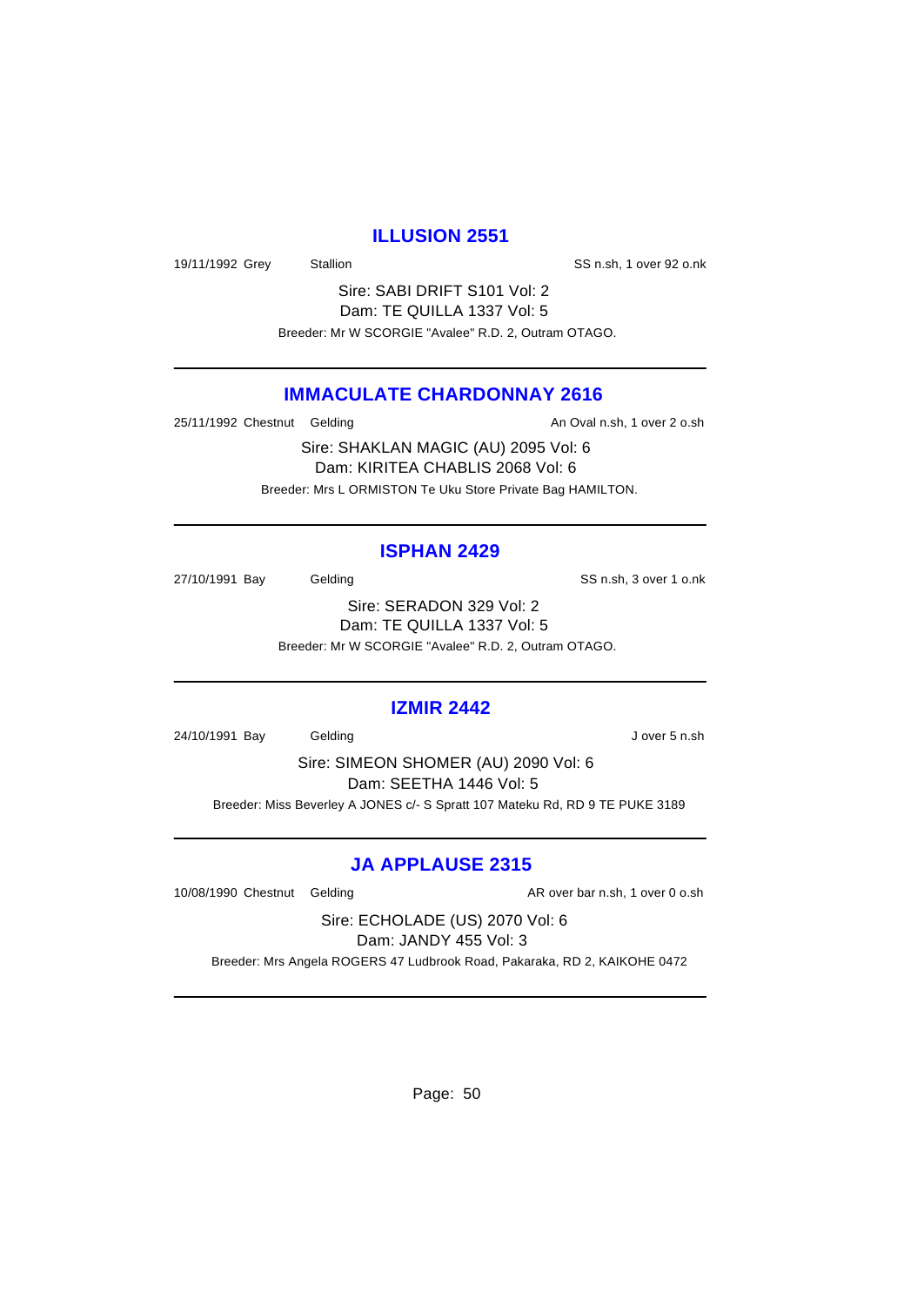## ILLUSION 2551

19/11/1992 Grey Stallion SS n.sh, 1 over 92 o.nk

Sire: SABI DRIFT S101 Vol: 2
Dam: TE QUILLA 1337 Vol: 5
Breeder: Mr W SCORGIE "Avalee" R.D. 2, Outram OTAGO.

---

## IMMACULATE CHARDONNAY 2616

25/11/1992 Chestnut Gelding An Oval n.sh, 1 over 2 o.sh

Sire: SHAKLAN MAGIC (AU) 2095 Vol: 6
Dam: KIRITEA CHABLIS 2068 Vol: 6
Breeder: Mrs L ORMISTON Te Uku Store Private Bag HAMILTON.

---

## ISPHAN 2429

27/10/1991 Bay Gelding SS n.sh, 3 over 1 o.nk

Sire: SERADON 329 Vol: 2
Dam: TE QUILLA 1337 Vol: 5
Breeder: Mr W SCORGIE "Avalee" R.D. 2, Outram OTAGO.

---

## IZMIR 2442

24/10/1991 Bay Gelding J over 5 n.sh

Sire: SIMEON SHOMER (AU) 2090 Vol: 6
Dam: SEETHA 1446 Vol: 5
Breeder: Miss Beverley A JONES c/- S Spratt 107 Mateku Rd, RD 9 TE PUKE 3189

---

## JA APPLAUSE 2315

10/08/1990 Chestnut Gelding AR over bar n.sh, 1 over 0 o.sh

Sire: ECHOLADE (US) 2070 Vol: 6
Dam: JANDY 455 Vol: 3
Breeder: Mrs Angela ROGERS 47 Ludbrook Road, Pakaraka, RD 2, KAIKOHE 0472

---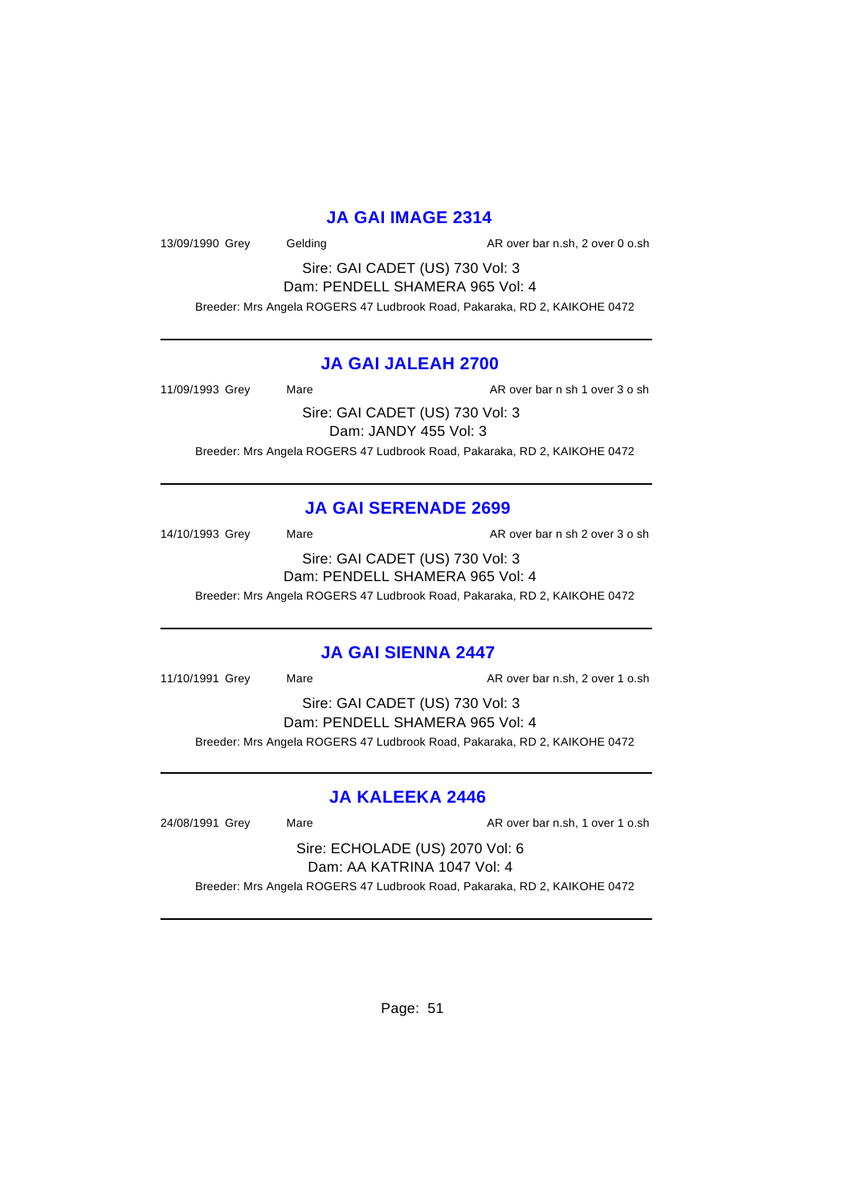## JA GAI IMAGE 2314

13/09/1990 Grey Gelding AR over bar n.sh, 2 over 0 o.sh

Sire: GAI CADET (US) 730 Vol: 3
Dam: PENDELL SHAMERA 965 Vol: 4

Breeder: Mrs Angela ROGERS 47 Ludbrook Road, Pakaraka, RD 2, KAIKOHE 0472

---

## JA GAI JALEAH 2700

11/09/1993 Grey Mare AR over bar n sh 1 over 3 o sh

Sire: GAI CADET (US) 730 Vol: 3
Dam: JANDY 455 Vol: 3

Breeder: Mrs Angela ROGERS 47 Ludbrook Road, Pakaraka, RD 2, KAIKOHE 0472

---

## JA GAI SERENADE 2699

14/10/1993 Grey Mare AR over bar n sh 2 over 3 o sh

Sire: GAI CADET (US) 730 Vol: 3
Dam: PENDELL SHAMERA 965 Vol: 4

Breeder: Mrs Angela ROGERS 47 Ludbrook Road, Pakaraka, RD 2, KAIKOHE 0472

---

## JA GAI SIENNA 2447

11/10/1991 Grey Mare AR over bar n.sh, 2 over 1 o.sh

Sire: GAI CADET (US) 730 Vol: 3
Dam: PENDELL SHAMERA 965 Vol: 4

Breeder: Mrs Angela ROGERS 47 Ludbrook Road, Pakaraka, RD 2, KAIKOHE 0472

---

## JA KALEEKA 2446

24/08/1991 Grey Mare AR over bar n.sh, 1 over 1 o.sh

Sire: ECHOLADE (US) 2070 Vol: 6
Dam: AA KATRINA 1047 Vol: 4

Breeder: Mrs Angela ROGERS 47 Ludbrook Road, Pakaraka, RD 2, KAIKOHE 0472

---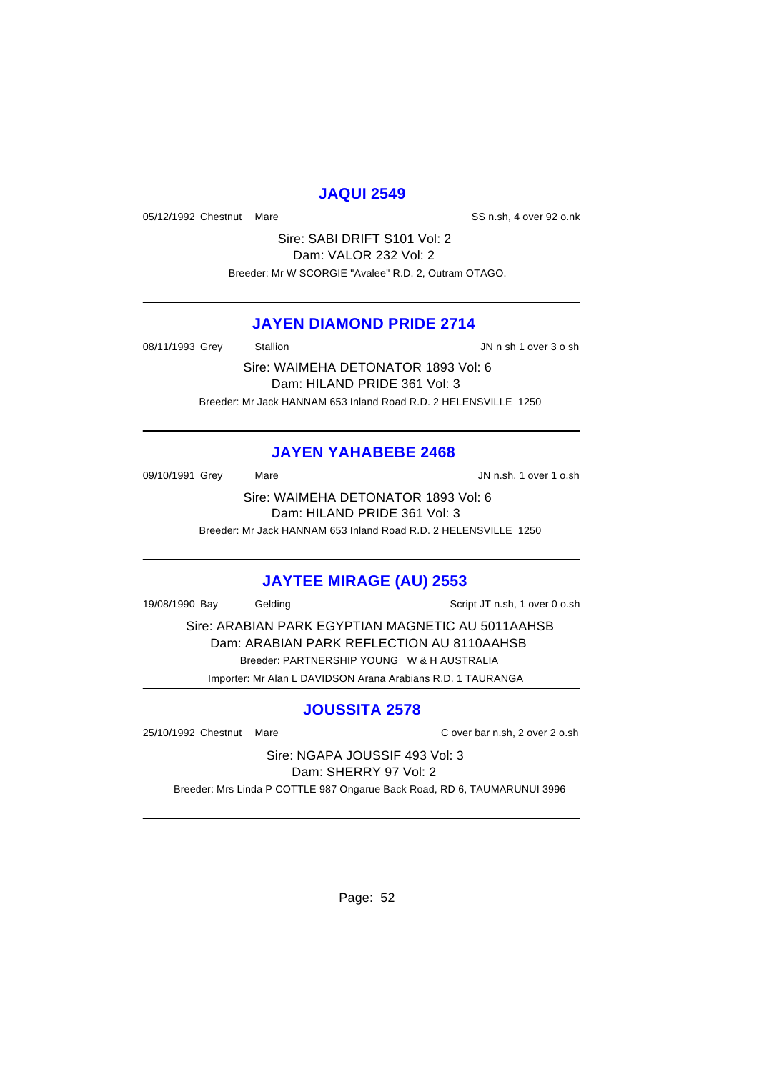## JAQUI 2549

05/12/1992 Chestnut Mare SS n.sh, 4 over 92 o.nk

Sire: SABI DRIFT S101 Vol: 2
Dam: VALOR 232 Vol: 2
Breeder: Mr W SCORGIE "Avalee" R.D. 2, Outram OTAGO.

---

## JAYEN DIAMOND PRIDE 2714

08/11/1993 Grey Stallion JN n sh 1 over 3 o sh

Sire: WAIMEHA DETONATOR 1893 Vol: 6
Dam: HILAND PRIDE 361 Vol: 3
Breeder: Mr Jack HANNAM 653 Inland Road R.D. 2 HELENSVILLE 1250

---

## JAYEN YAHABEBE 2468

09/10/1991 Grey Mare JN n.sh, 1 over 1 o.sh

Sire: WAIMEHA DETONATOR 1893 Vol: 6
Dam: HILAND PRIDE 361 Vol: 3
Breeder: Mr Jack HANNAM 653 Inland Road R.D. 2 HELENSVILLE 1250

---

## JAYTEE MIRAGE (AU) 2553

19/08/1990 Bay Gelding Script JT n.sh, 1 over 0 o.sh

Sire: ARABIAN PARK EGYPTIAN MAGNETIC AU 5011AAHSB
Dam: ARABIAN PARK REFLECTION AU 8110AAHSB
Breeder: PARTNERSHIP YOUNG W & H AUSTRALIA
Importer: Mr Alan L DAVIDSON Arana Arabians R.D. 1 TAURANGA

---

## JOUSSITA 2578

25/10/1992 Chestnut Mare C over bar n.sh, 2 over 2 o.sh

Sire: NGAPA JOUSSIF 493 Vol: 3
Dam: SHERRY 97 Vol: 2
Breeder: Mrs Linda P COTTLE 987 Ongarue Back Road, RD 6, TAUMARUNUI 3996

---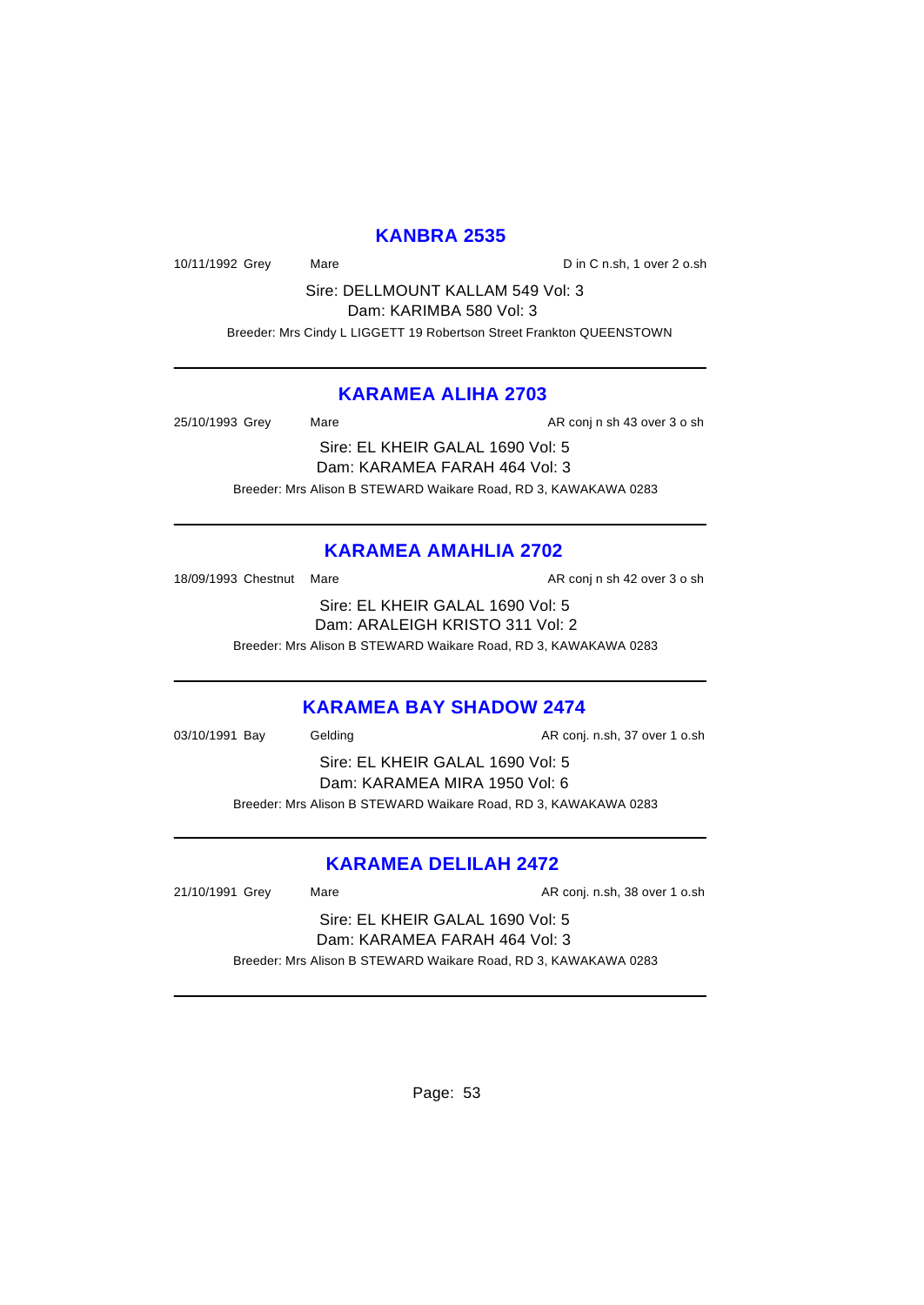## KANBRA 2535

10/11/1992 Grey Mare D in C n.sh, 1 over 2 o.sh

Sire: DELLMOUNT KALLAM 549 Vol: 3
Dam: KARIMBA 580 Vol: 3

Breeder: Mrs Cindy L LIGGETT 19 Robertson Street Frankton QUEENSTOWN

---

## KARAMEA ALIHA 2703

25/10/1993 Grey Mare AR conj n sh 43 over 3 o sh

Sire: EL KHEIR GALAL 1690 Vol: 5
Dam: KARAMEA FARAH 464 Vol: 3

Breeder: Mrs Alison B STEWARD Waikare Road, RD 3, KAWAKAWA 0283

---

## KARAMEA AMAHLIA 2702

18/09/1993 Chestnut Mare AR conj n sh 42 over 3 o sh

Sire: EL KHEIR GALAL 1690 Vol: 5
Dam: ARALEIGH KRISTO 311 Vol: 2

Breeder: Mrs Alison B STEWARD Waikare Road, RD 3, KAWAKAWA 0283

---

## KARAMEA BAY SHADOW 2474

03/10/1991 Bay Gelding AR conj. n.sh, 37 over 1 o.sh

Sire: EL KHEIR GALAL 1690 Vol: 5
Dam: KARAMEA MIRA 1950 Vol: 6

Breeder: Mrs Alison B STEWARD Waikare Road, RD 3, KAWAKAWA 0283

---

## KARAMEA DELILAH 2472

21/10/1991 Grey Mare AR conj. n.sh, 38 over 1 o.sh

Sire: EL KHEIR GALAL 1690 Vol: 5
Dam: KARAMEA FARAH 464 Vol: 3

Breeder: Mrs Alison B STEWARD Waikare Road, RD 3, KAWAKAWA 0283

---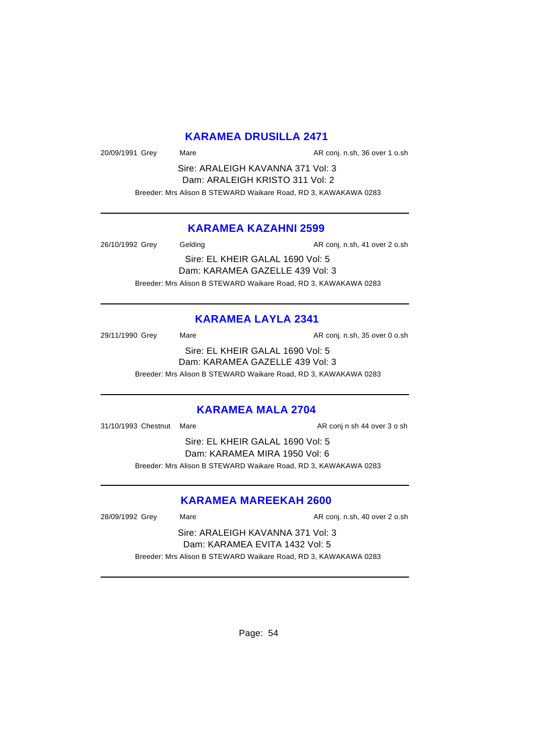## KARAMEA DRUSILLA 2471

20/09/1991 Grey Mare AR conj. n.sh, 36 over 1 o.sh

Sire: ARALEIGH KAVANNA 371 Vol: 3
Dam: ARALEIGH KRISTO 311 Vol: 2

Breeder: Mrs Alison B STEWARD Waikare Road, RD 3, KAWAKAWA 0283

---

## KARAMEA KAZAHNI 2599

26/10/1992 Grey Gelding AR conj. n.sh, 41 over 2 o.sh

Sire: EL KHEIR GALAL 1690 Vol: 5
Dam: KARAMEA GAZELLE 439 Vol: 3

Breeder: Mrs Alison B STEWARD Waikare Road, RD 3, KAWAKAWA 0283

---

## KARAMEA LAYLA 2341

29/11/1990 Grey Mare AR conj. n.sh, 35 over 0 o.sh

Sire: EL KHEIR GALAL 1690 Vol: 5
Dam: KARAMEA GAZELLE 439 Vol: 3

Breeder: Mrs Alison B STEWARD Waikare Road, RD 3, KAWAKAWA 0283

---

## KARAMEA MALA 2704

31/10/1993 Chestnut Mare AR conj n sh 44 over 3 o sh

Sire: EL KHEIR GALAL 1690 Vol: 5
Dam: KARAMEA MIRA 1950 Vol: 6

Breeder: Mrs Alison B STEWARD Waikare Road, RD 3, KAWAKAWA 0283

---

## KARAMEA MAREEKAH 2600

28/09/1992 Grey Mare AR conj. n.sh, 40 over 2 o.sh

Sire: ARALEIGH KAVANNA 371 Vol: 3
Dam: KARAMEA EVITA 1432 Vol: 5

Breeder: Mrs Alison B STEWARD Waikare Road, RD 3, KAWAKAWA 0283

---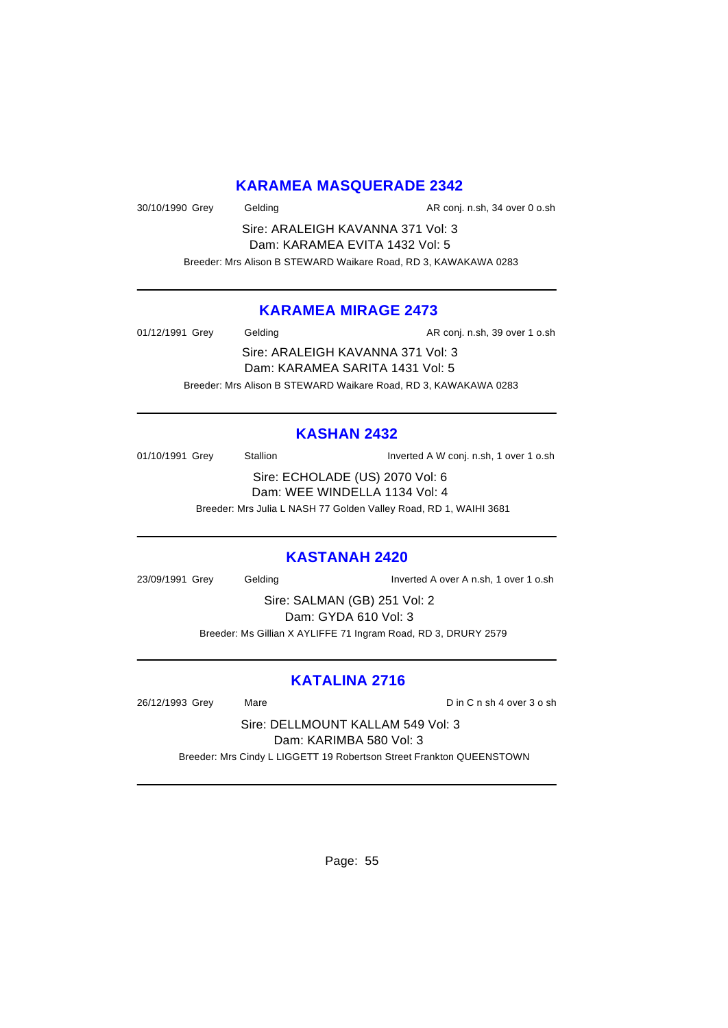## KARAMEA MASQUERADE 2342

30/10/1990 Grey Gelding AR conj. n.sh, 34 over 0 o.sh

Sire: ARALEIGH KAVANNA 371 Vol: 3
Dam: KARAMEA EVITA 1432 Vol: 5

Breeder: Mrs Alison B STEWARD Waikare Road, RD 3, KAWAKAWA 0283

---

## KARAMEA MIRAGE 2473

01/12/1991 Grey Gelding AR conj. n.sh, 39 over 1 o.sh

Sire: ARALEIGH KAVANNA 371 Vol: 3
Dam: KARAMEA SARITA 1431 Vol: 5

Breeder: Mrs Alison B STEWARD Waikare Road, RD 3, KAWAKAWA 0283

---

## KASHAN 2432

01/10/1991 Grey Stallion Inverted A W conj. n.sh, 1 over 1 o.sh

Sire: ECHOLADE (US) 2070 Vol: 6
Dam: WEE WINDELLA 1134 Vol: 4

Breeder: Mrs Julia L NASH 77 Golden Valley Road, RD 1, WAIHI 3681

---

## KASTANAH 2420

23/09/1991 Grey Gelding Inverted A over A n.sh, 1 over 1 o.sh

Sire: SALMAN (GB) 251 Vol: 2
Dam: GYDA 610 Vol: 3

Breeder: Ms Gillian X AYLIFFE 71 Ingram Road, RD 3, DRURY 2579

---

## KATALINA 2716

26/12/1993 Grey Mare D in C n sh 4 over 3 o sh

Sire: DELLMOUNT KALLAM 549 Vol: 3
Dam: KARIMBA 580 Vol: 3

Breeder: Mrs Cindy L LIGGETT 19 Robertson Street Frankton QUEENSTOWN

---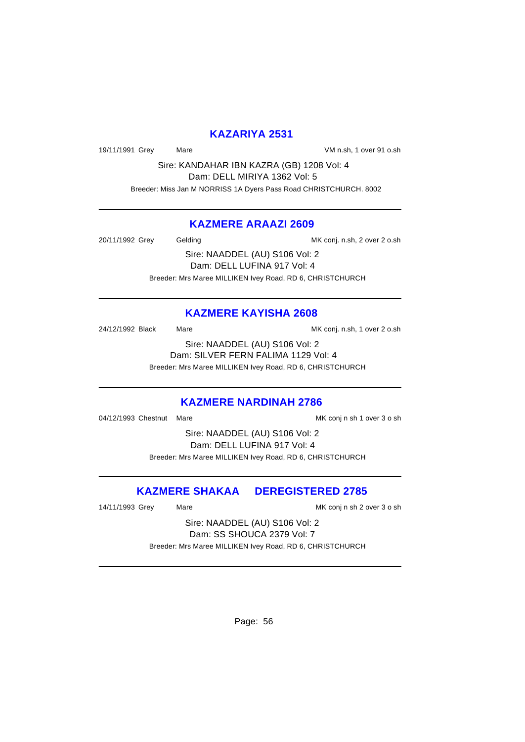## KAZARIYA 2531

19/11/1991 Grey Mare VM n.sh, 1 over 91 o.sh

Sire: KANDAHAR IBN KAZRA (GB) 1208 Vol: 4
Dam: DELL MIRIYA 1362 Vol: 5
Breeder: Miss Jan M NORRISS 1A Dyers Pass Road CHRISTCHURCH. 8002

---

## KAZMERE ARAAZI 2609

20/11/1992 Grey Gelding MK conj. n.sh, 2 over 2 o.sh

Sire: NAADDEL (AU) S106 Vol: 2
Dam: DELL LUFINA 917 Vol: 4
Breeder: Mrs Maree MILLIKEN Ivey Road, RD 6, CHRISTCHURCH

---

## KAZMERE KAYISHA 2608

24/12/1992 Black Mare MK conj. n.sh, 1 over 2 o.sh

Sire: NAADDEL (AU) S106 Vol: 2
Dam: SILVER FERN FALIMA 1129 Vol: 4
Breeder: Mrs Maree MILLIKEN Ivey Road, RD 6, CHRISTCHURCH

---

## KAZMERE NARDINAH 2786

04/12/1993 Chestnut Mare MK conj n sh 1 over 3 o sh

Sire: NAADDEL (AU) S106 Vol: 2
Dam: DELL LUFINA 917 Vol: 4
Breeder: Mrs Maree MILLIKEN Ivey Road, RD 6, CHRISTCHURCH

---

## KAZMERE SHAKAA DEREGISTERED 2785

14/11/1993 Grey Mare MK conj n sh 2 over 3 o sh

Sire: NAADDEL (AU) S106 Vol: 2
Dam: SS SHOUCA 2379 Vol: 7
Breeder: Mrs Maree MILLIKEN Ivey Road, RD 6, CHRISTCHURCH

---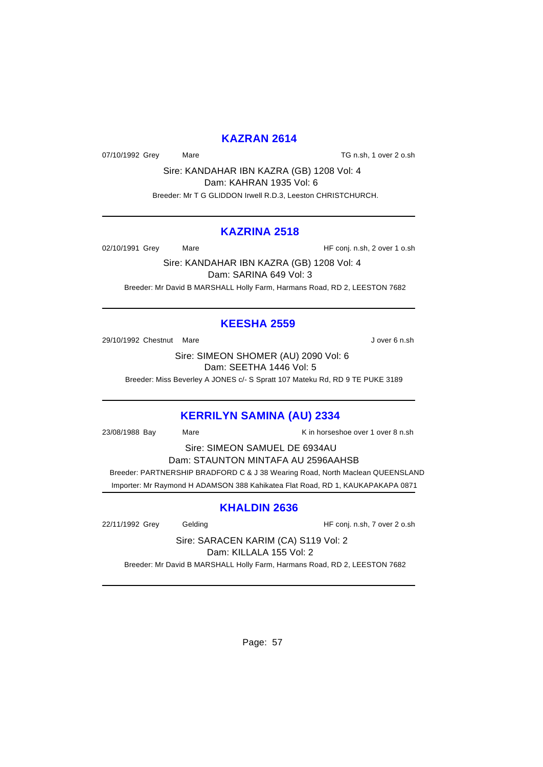## KAZRAN 2614

07/10/1992 Grey Mare TG n.sh, 1 over 2 o.sh

Sire: KANDAHAR IBN KAZRA (GB) 1208 Vol: 4
Dam: KAHRAN 1935 Vol: 6

Breeder: Mr T G GLIDDON Irwell R.D.3, Leeston CHRISTCHURCH.

---

## KAZRINA 2518

02/10/1991 Grey Mare HF conj. n.sh, 2 over 1 o.sh

Sire: KANDAHAR IBN KAZRA (GB) 1208 Vol: 4
Dam: SARINA 649 Vol: 3

Breeder: Mr David B MARSHALL Holly Farm, Harmans Road, RD 2, LEESTON 7682

---

## KEESHA 2559

29/10/1992 Chestnut Mare J over 6 n.sh

Sire: SIMEON SHOMER (AU) 2090 Vol: 6
Dam: SEETHA 1446 Vol: 5

Breeder: Miss Beverley A JONES c/- S Spratt 107 Mateku Rd, RD 9 TE PUKE 3189

---

## KERRILYN SAMINA (AU) 2334

23/08/1988 Bay Mare K in horseshoe over 1 over 8 n.sh

Sire: SIMEON SAMUEL DE 6934AU
Dam: STAUNTON MINTAFA AU 2596AAHSB

Breeder: PARTNERSHIP BRADFORD C & J 38 Wearing Road, North Maclean QUEENSLAND

Importer: Mr Raymond H ADAMSON 388 Kahikatea Flat Road, RD 1, KAUKAPAKAPA 0871

---

## KHALDIN 2636

22/11/1992 Grey Gelding HF conj. n.sh, 7 over 2 o.sh

Sire: SARACEN KARIM (CA) S119 Vol: 2
Dam: KILLALA 155 Vol: 2

Breeder: Mr David B MARSHALL Holly Farm, Harmans Road, RD 2, LEESTON 7682

---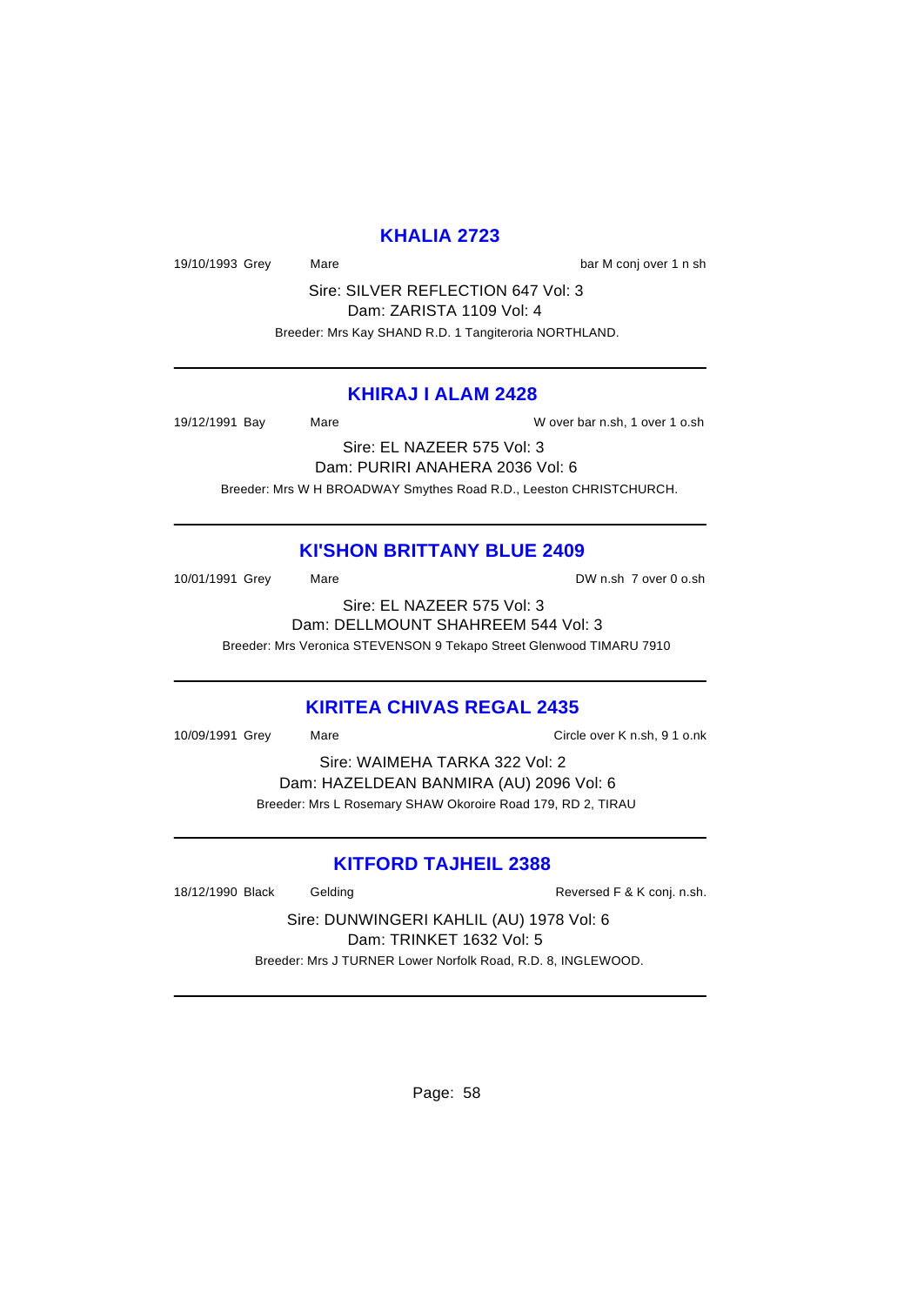## KHALIA 2723

19/10/1993 Grey Mare bar M conj over 1 n sh

Sire: SILVER REFLECTION 647 Vol: 3
Dam: ZARISTA 1109 Vol: 4
Breeder: Mrs Kay SHAND R.D. 1 Tangiteroria NORTHLAND.

---

## KHIRAJ I ALAM 2428

19/12/1991 Bay Mare W over bar n.sh, 1 over 1 o.sh

Sire: EL NAZEER 575 Vol: 3
Dam: PURIRI ANAHERA 2036 Vol: 6
Breeder: Mrs W H BROADWAY Smythes Road R.D., Leeston CHRISTCHURCH.

---

## KI'SHON BRITTANY BLUE 2409

10/01/1991 Grey Mare DW n.sh 7 over 0 o.sh

Sire: EL NAZEER 575 Vol: 3
Dam: DELLMOUNT SHAHREEM 544 Vol: 3
Breeder: Mrs Veronica STEVENSON 9 Tekapo Street Glenwood TIMARU 7910

---

## KIRITEA CHIVAS REGAL 2435

10/09/1991 Grey Mare Circle over K n.sh, 9 1 o.nk

Sire: WAIMEHA TARKA 322 Vol: 2
Dam: HAZELDEAN BANMIRA (AU) 2096 Vol: 6
Breeder: Mrs L Rosemary SHAW Okoroire Road 179, RD 2, TIRAU

---

## KITFORD TAJHEIL 2388

18/12/1990 Black Gelding Reversed F & K conj. n.sh.

Sire: DUNWINGERI KAHLIL (AU) 1978 Vol: 6
Dam: TRINKET 1632 Vol: 5
Breeder: Mrs J TURNER Lower Norfolk Road, R.D. 8, INGLEWOOD.

---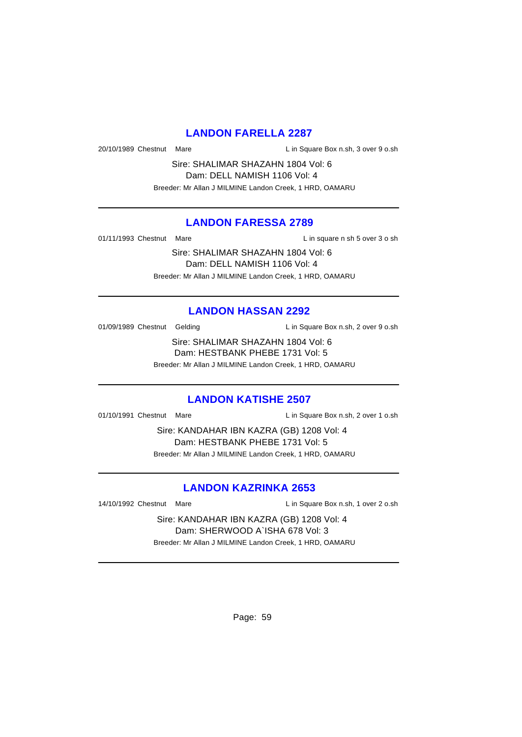## LANDON FARELLA 2287

20/10/1989 Chestnut Mare L in Square Box n.sh, 3 over 9 o.sh

Sire: SHALIMAR SHAZAHN 1804 Vol: 6
Dam: DELL NAMISH 1106 Vol: 4
Breeder: Mr Allan J MILMINE Landon Creek, 1 HRD, OAMARU

---

## LANDON FARESSA 2789

01/11/1993 Chestnut Mare L in square n sh 5 over 3 o sh

Sire: SHALIMAR SHAZAHN 1804 Vol: 6
Dam: DELL NAMISH 1106 Vol: 4
Breeder: Mr Allan J MILMINE Landon Creek, 1 HRD, OAMARU

---

## LANDON HASSAN 2292

01/09/1989 Chestnut Gelding L in Square Box n.sh, 2 over 9 o.sh

Sire: SHALIMAR SHAZAHN 1804 Vol: 6
Dam: HESTBANK PHEBE 1731 Vol: 5
Breeder: Mr Allan J MILMINE Landon Creek, 1 HRD, OAMARU

---

## LANDON KATISHE 2507

01/10/1991 Chestnut Mare L in Square Box n.sh, 2 over 1 o.sh

Sire: KANDAHAR IBN KAZRA (GB) 1208 Vol: 4
Dam: HESTBANK PHEBE 1731 Vol: 5
Breeder: Mr Allan J MILMINE Landon Creek, 1 HRD, OAMARU

---

## LANDON KAZRINKA 2653

14/10/1992 Chestnut Mare L in Square Box n.sh, 1 over 2 o.sh

Sire: KANDAHAR IBN KAZRA (GB) 1208 Vol: 4
Dam: SHERWOOD A`ISHA 678 Vol: 3
Breeder: Mr Allan J MILMINE Landon Creek, 1 HRD, OAMARU

---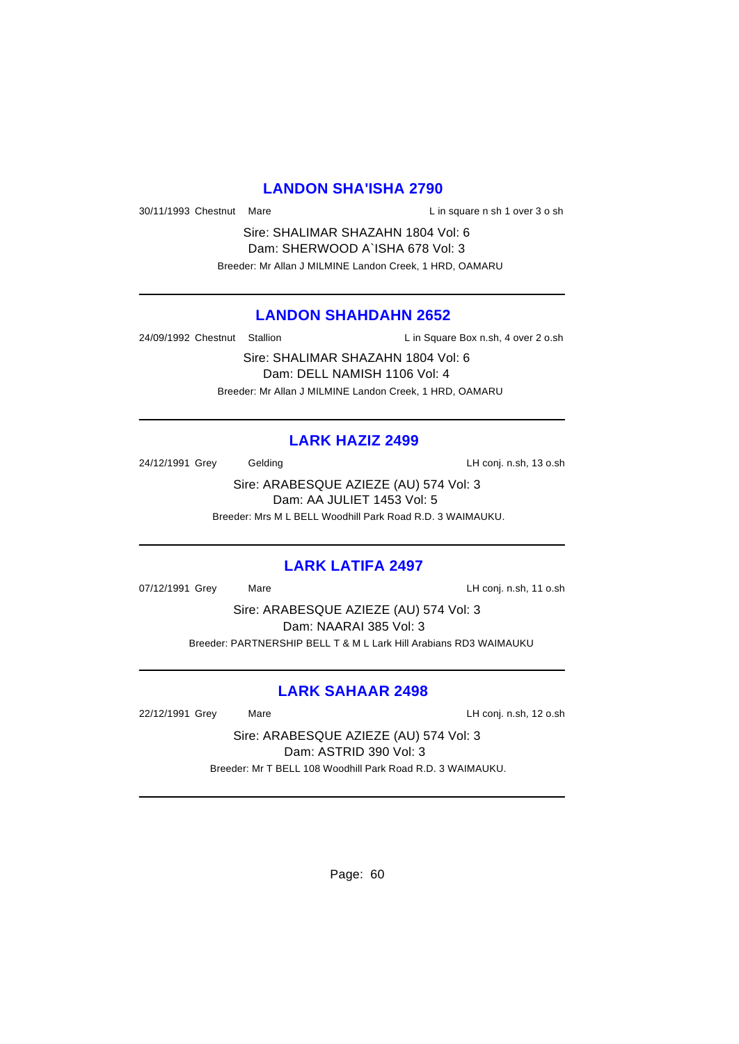## LANDON SHA'ISHA 2790

30/11/1993 Chestnut Mare L in square n sh 1 over 3 o sh

Sire: SHALIMAR SHAZAHN 1804 Vol: 6

Dam: SHERWOOD A`ISHA 678 Vol: 3

Breeder: Mr Allan J MILMINE Landon Creek, 1 HRD, OAMARU

---

## LANDON SHAHDAHN 2652

24/09/1992 Chestnut Stallion L in Square Box n.sh, 4 over 2 o.sh

Sire: SHALIMAR SHAZAHN 1804 Vol: 6

Dam: DELL NAMISH 1106 Vol: 4

Breeder: Mr Allan J MILMINE Landon Creek, 1 HRD, OAMARU

---

## LARK HAZIZ 2499

24/12/1991 Grey Gelding LH conj. n.sh, 13 o.sh

Sire: ARABESQUE AZIEZE (AU) 574 Vol: 3

Dam: AA JULIET 1453 Vol: 5

Breeder: Mrs M L BELL Woodhill Park Road R.D. 3 WAIMAUKU.

---

## LARK LATIFA 2497

07/12/1991 Grey Mare LH conj. n.sh, 11 o.sh

Sire: ARABESQUE AZIEZE (AU) 574 Vol: 3

Dam: NAARAI 385 Vol: 3

Breeder: PARTNERSHIP BELL T & M L Lark Hill Arabians RD3 WAIMAUKU

---

## LARK SAHAAR 2498

22/12/1991 Grey Mare LH conj. n.sh, 12 o.sh

Sire: ARABESQUE AZIEZE (AU) 574 Vol: 3

Dam: ASTRID 390 Vol: 3

Breeder: Mr T BELL 108 Woodhill Park Road R.D. 3 WAIMAUKU.

---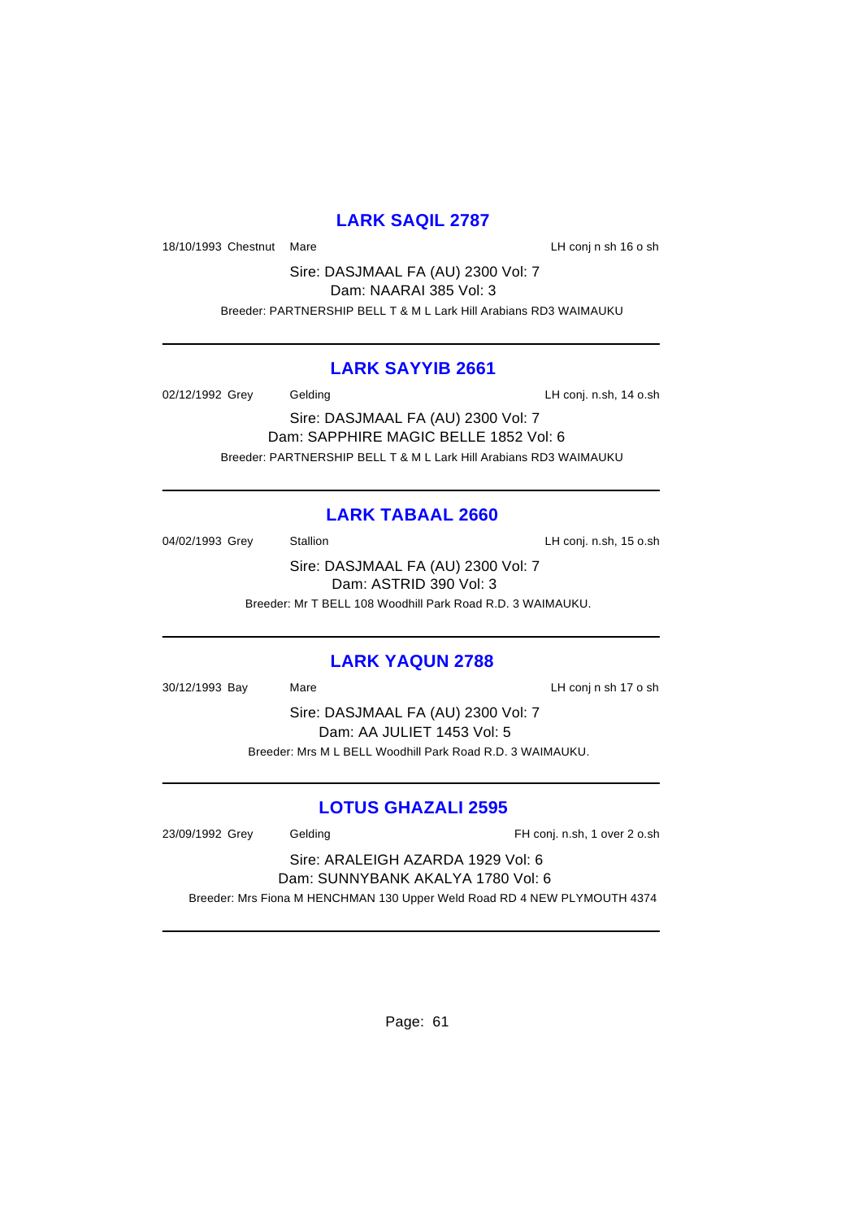## LARK SAQIL 2787

18/10/1993 Chestnut Mare LH conj n sh 16 o sh

Sire: DASJMAAL FA (AU) 2300 Vol: 7
Dam: NAARAI 385 Vol: 3

Breeder: PARTNERSHIP BELL T & M L Lark Hill Arabians RD3 WAIMAUKU

---

## LARK SAYYIB 2661

02/12/1992 Grey Gelding LH conj. n.sh, 14 o.sh

Sire: DASJMAAL FA (AU) 2300 Vol: 7
Dam: SAPPHIRE MAGIC BELLE 1852 Vol: 6

Breeder: PARTNERSHIP BELL T & M L Lark Hill Arabians RD3 WAIMAUKU

---

## LARK TABAAL 2660

04/02/1993 Grey Stallion LH conj. n.sh, 15 o.sh

Sire: DASJMAAL FA (AU) 2300 Vol: 7
Dam: ASTRID 390 Vol: 3

Breeder: Mr T BELL 108 Woodhill Park Road R.D. 3 WAIMAUKU.

---

## LARK YAQUN 2788

30/12/1993 Bay Mare LH conj n sh 17 o sh

Sire: DASJMAAL FA (AU) 2300 Vol: 7
Dam: AA JULIET 1453 Vol: 5

Breeder: Mrs M L BELL Woodhill Park Road R.D. 3 WAIMAUKU.

---

## LOTUS GHAZALI 2595

23/09/1992 Grey Gelding FH conj. n.sh, 1 over 2 o.sh

Sire: ARALEIGH AZARDA 1929 Vol: 6
Dam: SUNNYBANK AKALYA 1780 Vol: 6

Breeder: Mrs Fiona M HENCHMAN 130 Upper Weld Road RD 4 NEW PLYMOUTH 4374

---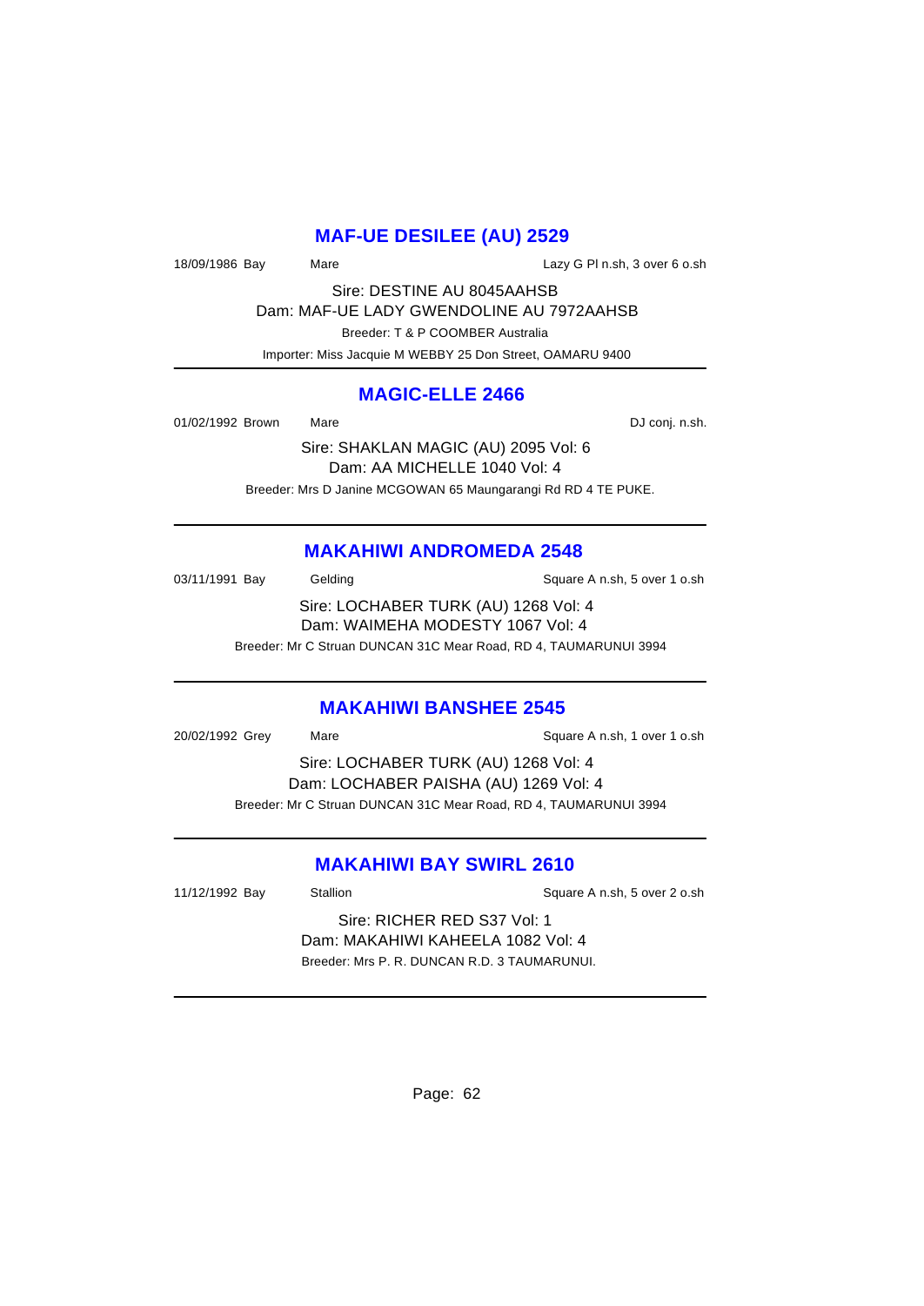## MAF-UE DESILEE (AU) 2529

18/09/1986 Bay Mare Lazy G Pl n.sh, 3 over 6 o.sh

Sire: DESTINE AU 8045AAHSB
Dam: MAF-UE LADY GWENDOLINE AU 7972AAHSB
Breeder: T & P COOMBER Australia
Importer: Miss Jacquie M WEBBY 25 Don Street, OAMARU 9400

---

## MAGIC-ELLE 2466

01/02/1992 Brown Mare DJ conj. n.sh.

Sire: SHAKLAN MAGIC (AU) 2095 Vol: 6
Dam: AA MICHELLE 1040 Vol: 4
Breeder: Mrs D Janine MCGOWAN 65 Maungarangi Rd RD 4 TE PUKE.

---

## MAKAHIWI ANDROMEDA 2548

03/11/1991 Bay Gelding Square A n.sh, 5 over 1 o.sh

Sire: LOCHABER TURK (AU) 1268 Vol: 4
Dam: WAIMEHA MODESTY 1067 Vol: 4
Breeder: Mr C Struan DUNCAN 31C Mear Road, RD 4, TAUMARUNUI 3994

---

## MAKAHIWI BANSHEE 2545

20/02/1992 Grey Mare Square A n.sh, 1 over 1 o.sh

Sire: LOCHABER TURK (AU) 1268 Vol: 4
Dam: LOCHABER PAISHA (AU) 1269 Vol: 4
Breeder: Mr C Struan DUNCAN 31C Mear Road, RD 4, TAUMARUNUI 3994

---

## MAKAHIWI BAY SWIRL 2610

11/12/1992 Bay Stallion Square A n.sh, 5 over 2 o.sh

Sire: RICHER RED S37 Vol: 1
Dam: MAKAHIWI KAHEELA 1082 Vol: 4
Breeder: Mrs P. R. DUNCAN R.D. 3 TAUMARUNUI.

---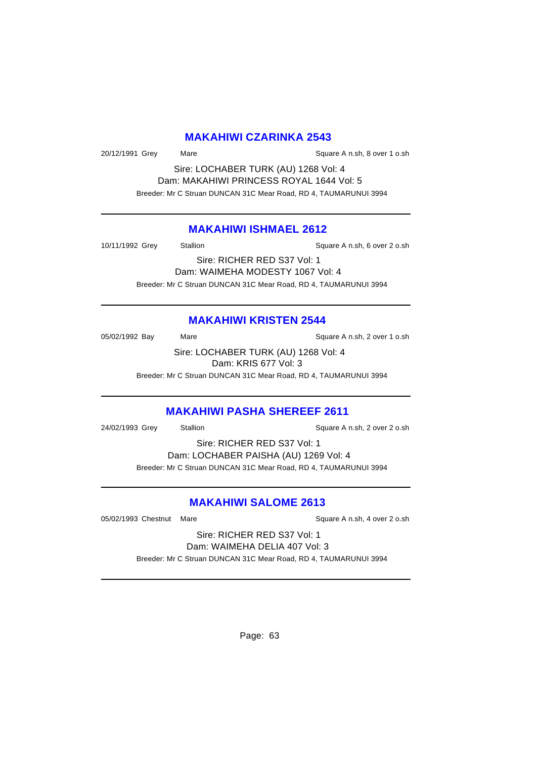## MAKAHIWI CZARINKA 2543

20/12/1991 Grey Mare Square A n.sh, 8 over 1 o.sh

Sire: LOCHABER TURK (AU) 1268 Vol: 4
Dam: MAKAHIWI PRINCESS ROYAL 1644 Vol: 5
Breeder: Mr C Struan DUNCAN 31C Mear Road, RD 4, TAUMARUNUI 3994

---

## MAKAHIWI ISHMAEL 2612

10/11/1992 Grey Stallion Square A n.sh, 6 over 2 o.sh

Sire: RICHER RED S37 Vol: 1
Dam: WAIMEHA MODESTY 1067 Vol: 4
Breeder: Mr C Struan DUNCAN 31C Mear Road, RD 4, TAUMARUNUI 3994

---

## MAKAHIWI KRISTEN 2544

05/02/1992 Bay Mare Square A n.sh, 2 over 1 o.sh

Sire: LOCHABER TURK (AU) 1268 Vol: 4
Dam: KRIS 677 Vol: 3
Breeder: Mr C Struan DUNCAN 31C Mear Road, RD 4, TAUMARUNUI 3994

---

## MAKAHIWI PASHA SHEREEF 2611

24/02/1993 Grey Stallion Square A n.sh, 2 over 2 o.sh

Sire: RICHER RED S37 Vol: 1
Dam: LOCHABER PAISHA (AU) 1269 Vol: 4
Breeder: Mr C Struan DUNCAN 31C Mear Road, RD 4, TAUMARUNUI 3994

---

## MAKAHIWI SALOME 2613

05/02/1993 Chestnut Mare Square A n.sh, 4 over 2 o.sh

Sire: RICHER RED S37 Vol: 1
Dam: WAIMEHA DELIA 407 Vol: 3
Breeder: Mr C Struan DUNCAN 31C Mear Road, RD 4, TAUMARUNUI 3994

---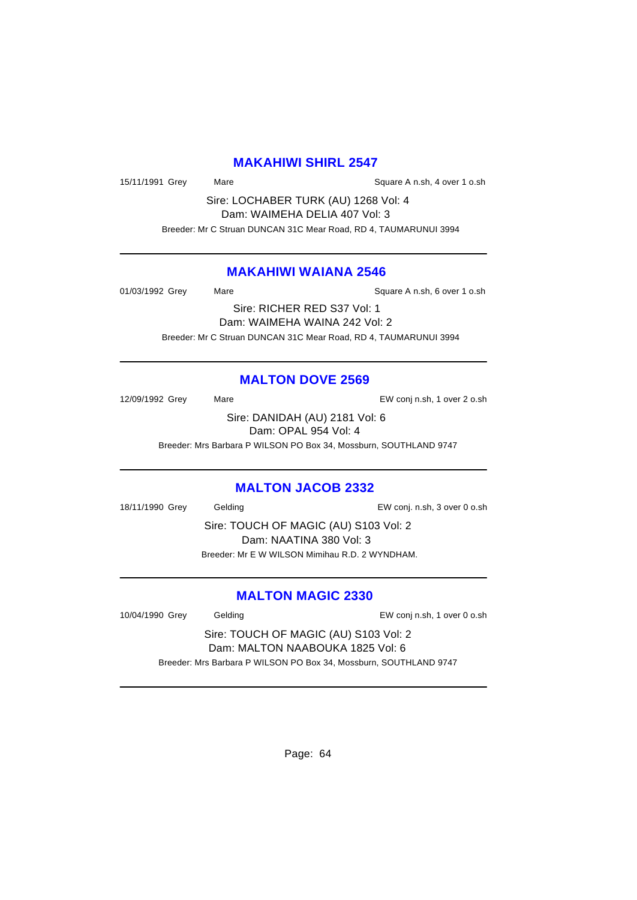## MAKAHIWI SHIRL 2547

15/11/1991 Grey Mare Square A n.sh, 4 over 1 o.sh

Sire: LOCHABER TURK (AU) 1268 Vol: 4
Dam: WAIMEHA DELIA 407 Vol: 3

Breeder: Mr C Struan DUNCAN 31C Mear Road, RD 4, TAUMARUNUI 3994

---

## MAKAHIWI WAIANA 2546

01/03/1992 Grey Mare Square A n.sh, 6 over 1 o.sh

Sire: RICHER RED S37 Vol: 1
Dam: WAIMEHA WAINA 242 Vol: 2

Breeder: Mr C Struan DUNCAN 31C Mear Road, RD 4, TAUMARUNUI 3994

---

## MALTON DOVE 2569

12/09/1992 Grey Mare EW conj n.sh, 1 over 2 o.sh

Sire: DANIDAH (AU) 2181 Vol: 6
Dam: OPAL 954 Vol: 4

Breeder: Mrs Barbara P WILSON PO Box 34, Mossburn, SOUTHLAND 9747

---

## MALTON JACOB 2332

18/11/1990 Grey Gelding EW conj. n.sh, 3 over 0 o.sh

Sire: TOUCH OF MAGIC (AU) S103 Vol: 2
Dam: NAATINA 380 Vol: 3

Breeder: Mr E W WILSON Mimihau R.D. 2 WYNDHAM.

---

## MALTON MAGIC 2330

10/04/1990 Grey Gelding EW conj n.sh, 1 over 0 o.sh

Sire: TOUCH OF MAGIC (AU) S103 Vol: 2
Dam: MALTON NAABOUKA 1825 Vol: 6

Breeder: Mrs Barbara P WILSON PO Box 34, Mossburn, SOUTHLAND 9747

---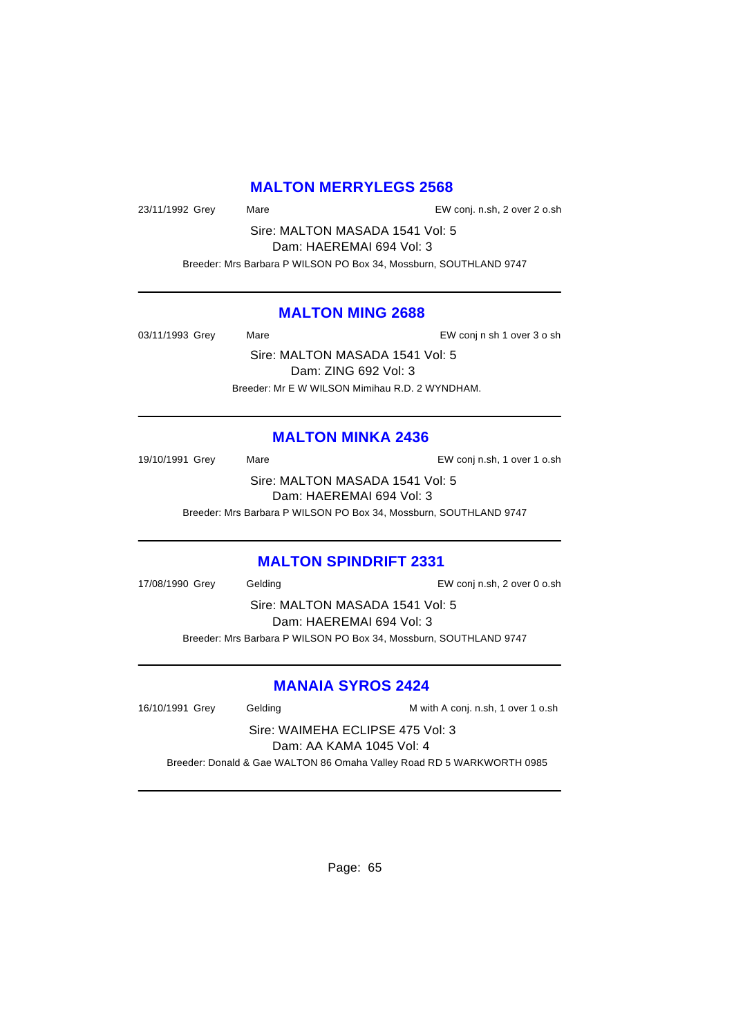## MALTON MERRYLEGS 2568

23/11/1992 Grey Mare EW conj. n.sh, 2 over 2 o.sh

Sire: MALTON MASADA 1541 Vol: 5
Dam: HAEREMAI 694 Vol: 3

Breeder: Mrs Barbara P WILSON PO Box 34, Mossburn, SOUTHLAND 9747

---

## MALTON MING 2688

03/11/1993 Grey Mare EW conj n sh 1 over 3 o sh

Sire: MALTON MASADA 1541 Vol: 5
Dam: ZING 692 Vol: 3

Breeder: Mr E W WILSON Mimihau R.D. 2 WYNDHAM.

---

## MALTON MINKA 2436

19/10/1991 Grey Mare EW conj n.sh, 1 over 1 o.sh

Sire: MALTON MASADA 1541 Vol: 5
Dam: HAEREMAI 694 Vol: 3

Breeder: Mrs Barbara P WILSON PO Box 34, Mossburn, SOUTHLAND 9747

---

## MALTON SPINDRIFT 2331

17/08/1990 Grey Gelding EW conj n.sh, 2 over 0 o.sh

Sire: MALTON MASADA 1541 Vol: 5
Dam: HAEREMAI 694 Vol: 3

Breeder: Mrs Barbara P WILSON PO Box 34, Mossburn, SOUTHLAND 9747

---

## MANAIA SYROS 2424

16/10/1991 Grey Gelding M with A conj. n.sh, 1 over 1 o.sh

Sire: WAIMEHA ECLIPSE 475 Vol: 3
Dam: AA KAMA 1045 Vol: 4

Breeder: Donald & Gae WALTON 86 Omaha Valley Road RD 5 WARKWORTH 0985

---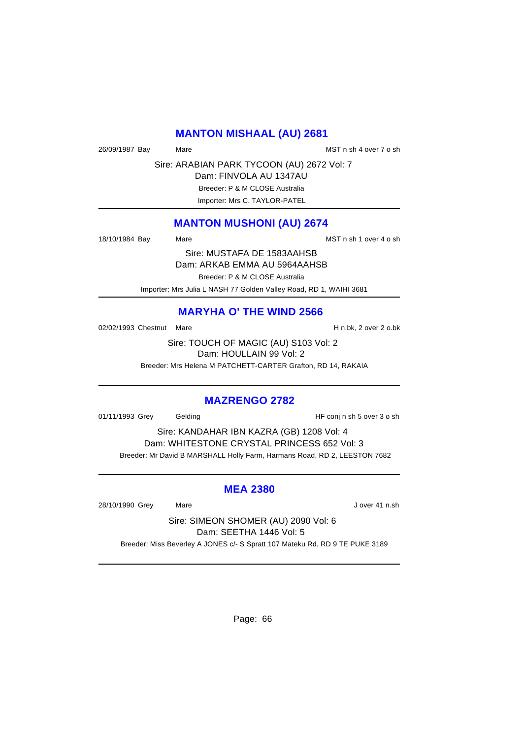## MANTON MISHAAL (AU) 2681

26/09/1987 Bay Mare MST n sh 4 over 7 o sh

Sire: ARABIAN PARK TYCOON (AU) 2672 Vol: 7
Dam: FINVOLA AU 1347AU
Breeder: P & M CLOSE Australia
Importer: Mrs C. TAYLOR-PATEL

---

## MANTON MUSHONI (AU) 2674

18/10/1984 Bay Mare MST n sh 1 over 4 o sh

Sire: MUSTAFA DE 1583AAHSB
Dam: ARKAB EMMA AU 5964AAHSB
Breeder: P & M CLOSE Australia
Importer: Mrs Julia L NASH 77 Golden Valley Road, RD 1, WAIHI 3681

---

## MARYHA O' THE WIND 2566

02/02/1993 Chestnut Mare H n.bk, 2 over 2 o.bk

Sire: TOUCH OF MAGIC (AU) S103 Vol: 2
Dam: HOULLAIN 99 Vol: 2
Breeder: Mrs Helena M PATCHETT-CARTER Grafton, RD 14, RAKAIA

---

## MAZRENGO 2782

01/11/1993 Grey Gelding HF conj n sh 5 over 3 o sh

Sire: KANDAHAR IBN KAZRA (GB) 1208 Vol: 4
Dam: WHITESTONE CRYSTAL PRINCESS 652 Vol: 3
Breeder: Mr David B MARSHALL Holly Farm, Harmans Road, RD 2, LEESTON 7682

---

## MEA 2380

28/10/1990 Grey Mare J over 41 n.sh

Sire: SIMEON SHOMER (AU) 2090 Vol: 6
Dam: SEETHA 1446 Vol: 5
Breeder: Miss Beverley A JONES c/- S Spratt 107 Mateku Rd, RD 9 TE PUKE 3189

---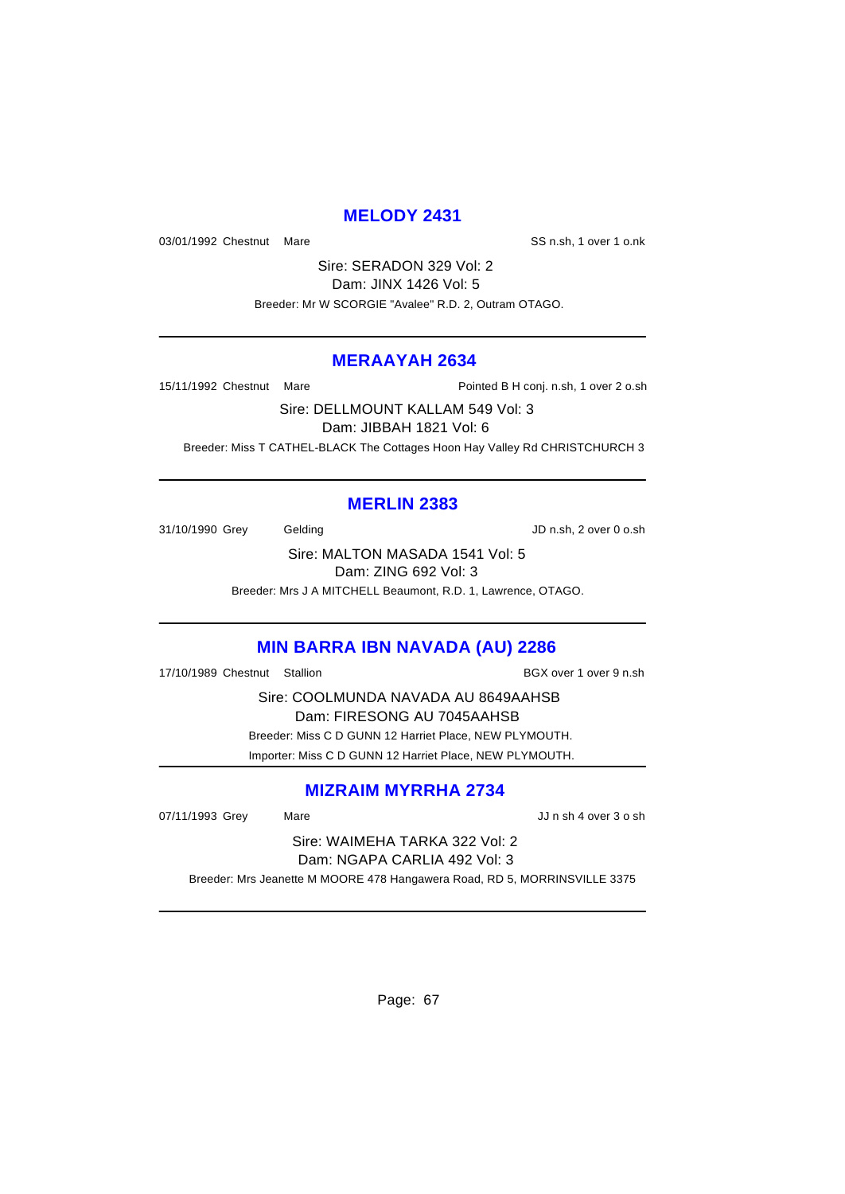## MELODY 2431

03/01/1992 Chestnut Mare SS n.sh, 1 over 1 o.nk

Sire: SERADON 329 Vol: 2
Dam: JINX 1426 Vol: 5
Breeder: Mr W SCORGIE "Avalee" R.D. 2, Outram OTAGO.

---

## MERAAYAH 2634

15/11/1992 Chestnut Mare Pointed B H conj. n.sh, 1 over 2 o.sh

Sire: DELLMOUNT KALLAM 549 Vol: 3
Dam: JIBBAH 1821 Vol: 6
Breeder: Miss T CATHEL-BLACK The Cottages Hoon Hay Valley Rd CHRISTCHURCH 3

---

## MERLIN 2383

31/10/1990 Grey Gelding JD n.sh, 2 over 0 o.sh

Sire: MALTON MASADA 1541 Vol: 5
Dam: ZING 692 Vol: 3
Breeder: Mrs J A MITCHELL Beaumont, R.D. 1, Lawrence, OTAGO.

---

## MIN BARRA IBN NAVADA (AU) 2286

17/10/1989 Chestnut Stallion BGX over 1 over 9 n.sh

Sire: COOLMUNDA NAVADA AU 8649AAHSB
Dam: FIRESONG AU 7045AAHSB
Breeder: Miss C D GUNN 12 Harriet Place, NEW PLYMOUTH.
Importer: Miss C D GUNN 12 Harriet Place, NEW PLYMOUTH.

---

## MIZRAIM MYRRHA 2734

07/11/1993 Grey Mare JJ n sh 4 over 3 o sh

Sire: WAIMEHA TARKA 322 Vol: 2
Dam: NGAPA CARLIA 492 Vol: 3
Breeder: Mrs Jeanette M MOORE 478 Hangawera Road, RD 5, MORRINSVILLE 3375

---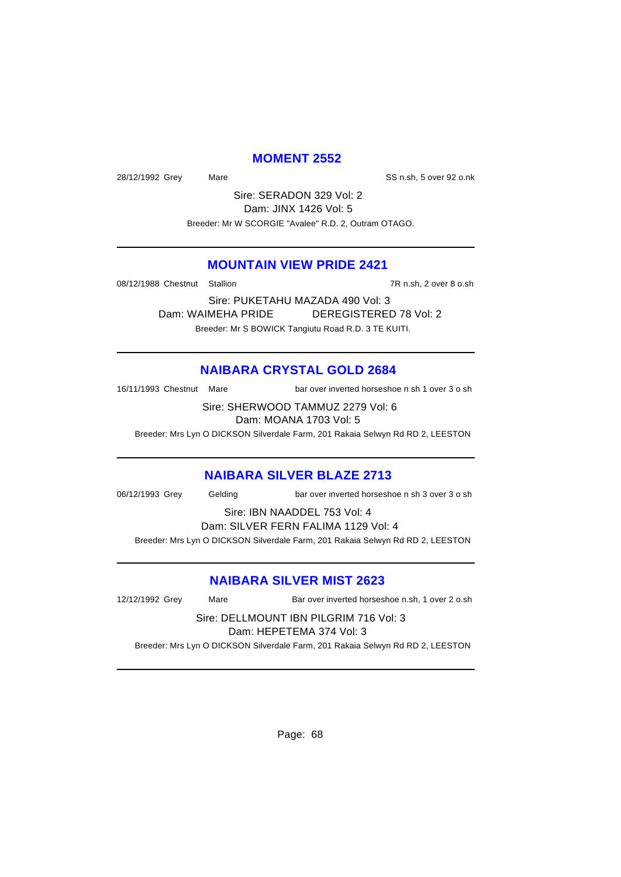## MOMENT 2552

28/12/1992 Grey Mare SS n.sh, 5 over 92 o.nk

Sire: SERADON 329 Vol: 2

Dam: JINX 1426 Vol: 5

Breeder: Mr W SCORGIE "Avalee" R.D. 2, Outram OTAGO.

---

## MOUNTAIN VIEW PRIDE 2421

08/12/1988 Chestnut Stallion 7R n.sh, 2 over 8 o.sh

Sire: PUKETAHU MAZADA 490 Vol: 3

Dam: WAIMEHA PRIDE DEREGISTERED 78 Vol: 2

Breeder: Mr S BOWICK Tangiutu Road R.D. 3 TE KUITI.

---

## NAIBARA CRYSTAL GOLD 2684

16/11/1993 Chestnut Mare bar over inverted horseshoe n sh 1 over 3 o sh

Sire: SHERWOOD TAMMUZ 2279 Vol: 6

Dam: MOANA 1703 Vol: 5

Breeder: Mrs Lyn O DICKSON Silverdale Farm, 201 Rakaia Selwyn Rd RD 2, LEESTON

---

## NAIBARA SILVER BLAZE 2713

06/12/1993 Grey Gelding bar over inverted horseshoe n sh 3 over 3 o sh

Sire: IBN NAADDEL 753 Vol: 4

Dam: SILVER FERN FALIMA 1129 Vol: 4

Breeder: Mrs Lyn O DICKSON Silverdale Farm, 201 Rakaia Selwyn Rd RD 2, LEESTON

---

## NAIBARA SILVER MIST 2623

12/12/1992 Grey Mare Bar over inverted horseshoe n.sh, 1 over 2 o.sh

Sire: DELLMOUNT IBN PILGRIM 716 Vol: 3

Dam: HEPETEMA 374 Vol: 3

Breeder: Mrs Lyn O DICKSON Silverdale Farm, 201 Rakaia Selwyn Rd RD 2, LEESTON

---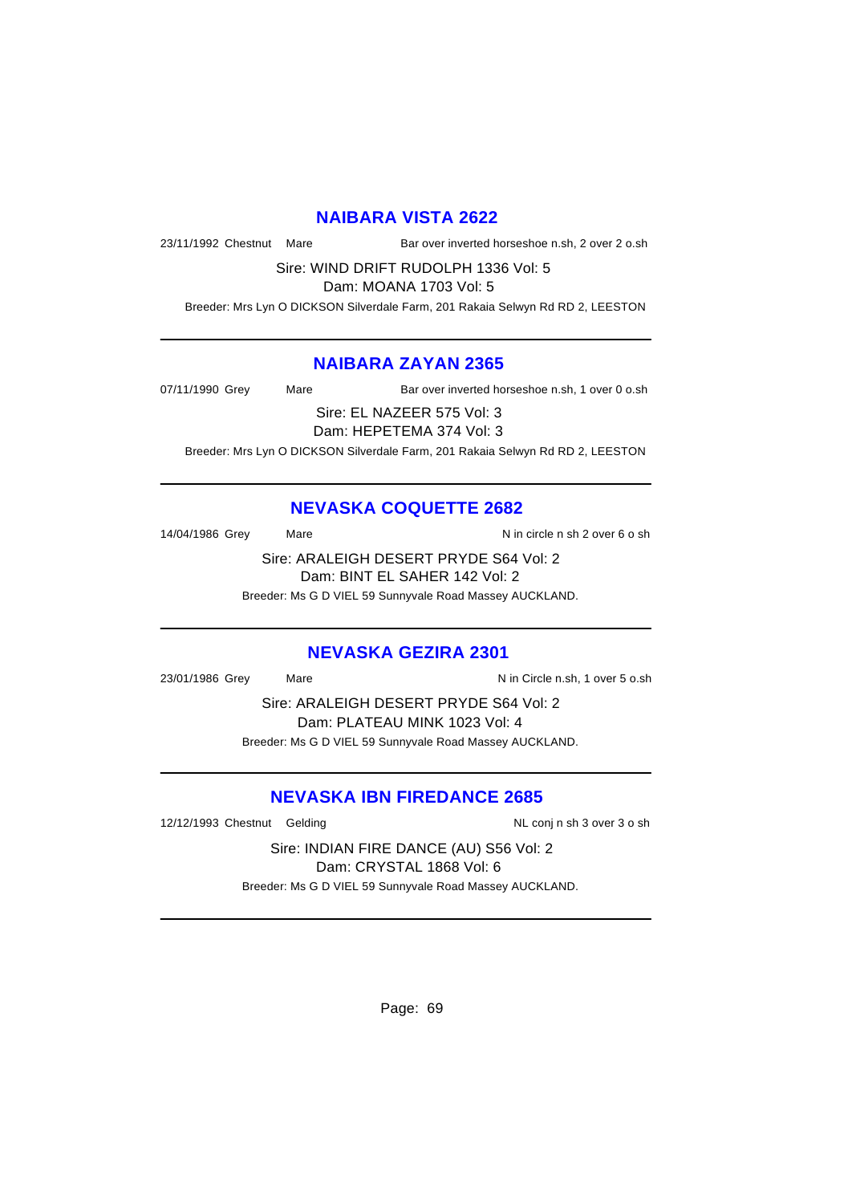## NAIBARA VISTA 2622

23/11/1992 Chestnut Mare Bar over inverted horseshoe n.sh, 2 over 2 o.sh

Sire: WIND DRIFT RUDOLPH 1336 Vol: 5
Dam: MOANA 1703 Vol: 5

Breeder: Mrs Lyn O DICKSON Silverdale Farm, 201 Rakaia Selwyn Rd RD 2, LEESTON

---

## NAIBARA ZAYAN 2365

07/11/1990 Grey Mare Bar over inverted horseshoe n.sh, 1 over 0 o.sh

Sire: EL NAZEER 575 Vol: 3
Dam: HEPETEMA 374 Vol: 3

Breeder: Mrs Lyn O DICKSON Silverdale Farm, 201 Rakaia Selwyn Rd RD 2, LEESTON

---

## NEVASKA COQUETTE 2682

14/04/1986 Grey Mare N in circle n sh 2 over 6 o sh

Sire: ARALEIGH DESERT PRYDE S64 Vol: 2
Dam: BINT EL SAHER 142 Vol: 2

Breeder: Ms G D VIEL 59 Sunnyvale Road Massey AUCKLAND.

---

## NEVASKA GEZIRA 2301

23/01/1986 Grey Mare N in Circle n.sh, 1 over 5 o.sh

Sire: ARALEIGH DESERT PRYDE S64 Vol: 2
Dam: PLATEAU MINK 1023 Vol: 4

Breeder: Ms G D VIEL 59 Sunnyvale Road Massey AUCKLAND.

---

## NEVASKA IBN FIREDANCE 2685

12/12/1993 Chestnut Gelding NL conj n sh 3 over 3 o sh

Sire: INDIAN FIRE DANCE (AU) S56 Vol: 2
Dam: CRYSTAL 1868 Vol: 6

Breeder: Ms G D VIEL 59 Sunnyvale Road Massey AUCKLAND.

---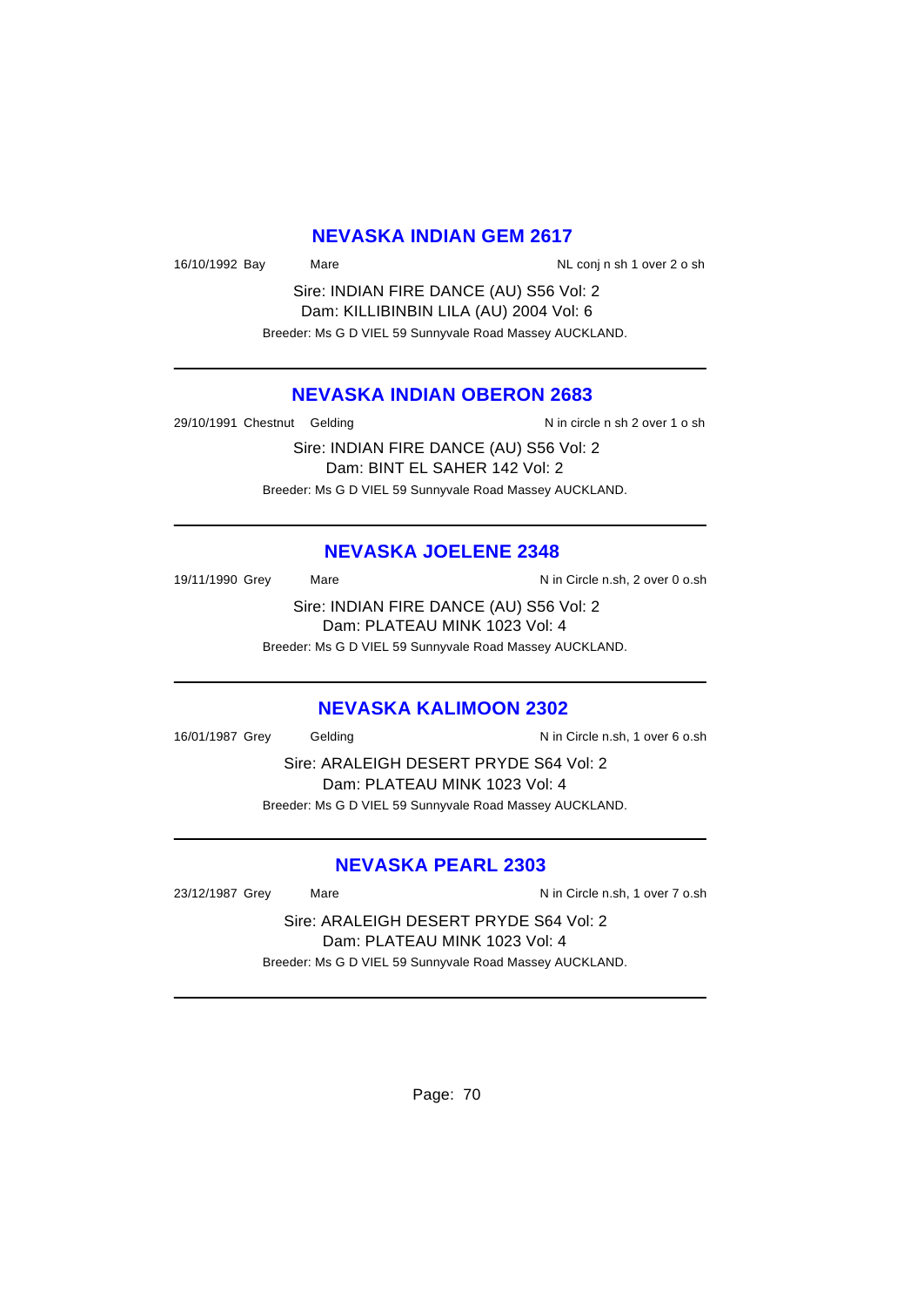## NEVASKA INDIAN GEM 2617

16/10/1992 Bay Mare NL conj n sh 1 over 2 o sh

Sire: INDIAN FIRE DANCE (AU) S56 Vol: 2
Dam: KILLIBINBIN LILA (AU) 2004 Vol: 6

Breeder: Ms G D VIEL 59 Sunnyvale Road Massey AUCKLAND.

---

## NEVASKA INDIAN OBERON 2683

29/10/1991 Chestnut Gelding N in circle n sh 2 over 1 o sh

Sire: INDIAN FIRE DANCE (AU) S56 Vol: 2
Dam: BINT EL SAHER 142 Vol: 2

Breeder: Ms G D VIEL 59 Sunnyvale Road Massey AUCKLAND.

---

## NEVASKA JOELENE 2348

19/11/1990 Grey Mare N in Circle n.sh, 2 over 0 o.sh

Sire: INDIAN FIRE DANCE (AU) S56 Vol: 2
Dam: PLATEAU MINK 1023 Vol: 4

Breeder: Ms G D VIEL 59 Sunnyvale Road Massey AUCKLAND.

---

## NEVASKA KALIMOON 2302

16/01/1987 Grey Gelding N in Circle n.sh, 1 over 6 o.sh

Sire: ARALEIGH DESERT PRYDE S64 Vol: 2
Dam: PLATEAU MINK 1023 Vol: 4

Breeder: Ms G D VIEL 59 Sunnyvale Road Massey AUCKLAND.

---

## NEVASKA PEARL 2303

23/12/1987 Grey Mare N in Circle n.sh, 1 over 7 o.sh

Sire: ARALEIGH DESERT PRYDE S64 Vol: 2
Dam: PLATEAU MINK 1023 Vol: 4

Breeder: Ms G D VIEL 59 Sunnyvale Road Massey AUCKLAND.

---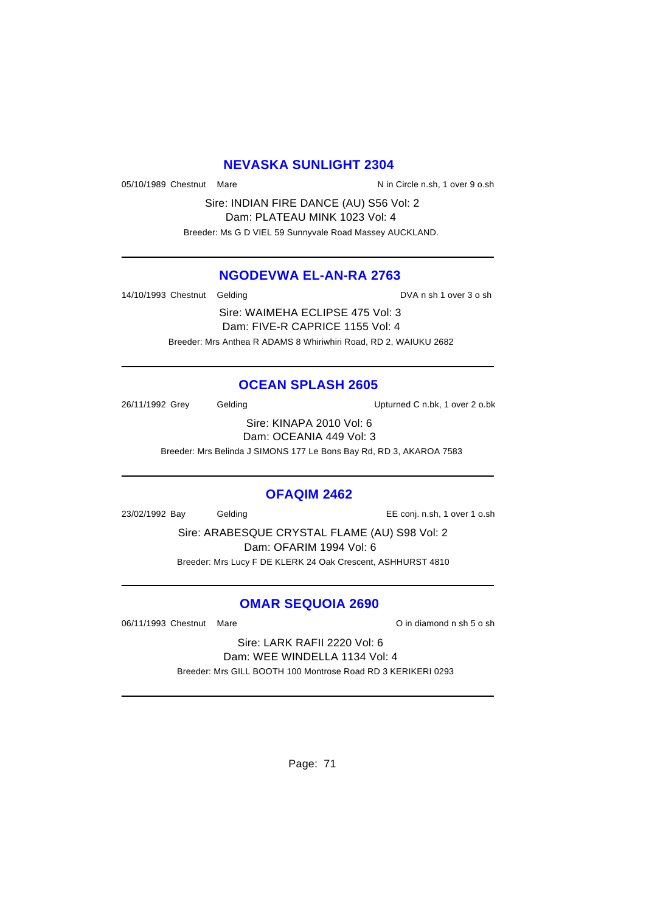## NEVASKA SUNLIGHT 2304

05/10/1989 Chestnut Mare N in Circle n.sh, 1 over 9 o.sh

Sire: INDIAN FIRE DANCE (AU) S56 Vol: 2
Dam: PLATEAU MINK 1023 Vol: 4

Breeder: Ms G D VIEL 59 Sunnyvale Road Massey AUCKLAND.

---

## NGODEVWA EL-AN-RA 2763

14/10/1993 Chestnut Gelding DVA n sh 1 over 3 o sh

Sire: WAIMEHA ECLIPSE 475 Vol: 3
Dam: FIVE-R CAPRICE 1155 Vol: 4

Breeder: Mrs Anthea R ADAMS 8 Whiriwhiri Road, RD 2, WAIUKU 2682

---

## OCEAN SPLASH 2605

26/11/1992 Grey Gelding Upturned C n.bk, 1 over 2 o.bk

Sire: KINAPA 2010 Vol: 6
Dam: OCEANIA 449 Vol: 3

Breeder: Mrs Belinda J SIMONS 177 Le Bons Bay Rd, RD 3, AKAROA 7583

---

## OFAQIM 2462

23/02/1992 Bay Gelding EE conj. n.sh, 1 over 1 o.sh

Sire: ARABESQUE CRYSTAL FLAME (AU) S98 Vol: 2
Dam: OFARIM 1994 Vol: 6

Breeder: Mrs Lucy F DE KLERK 24 Oak Crescent, ASHHURST 4810

---

## OMAR SEQUOIA 2690

06/11/1993 Chestnut Mare O in diamond n sh 5 o sh

Sire: LARK RAFII 2220 Vol: 6
Dam: WEE WINDELLA 1134 Vol: 4

Breeder: Mrs GILL BOOTH 100 Montrose Road RD 3 KERIKERI 0293

---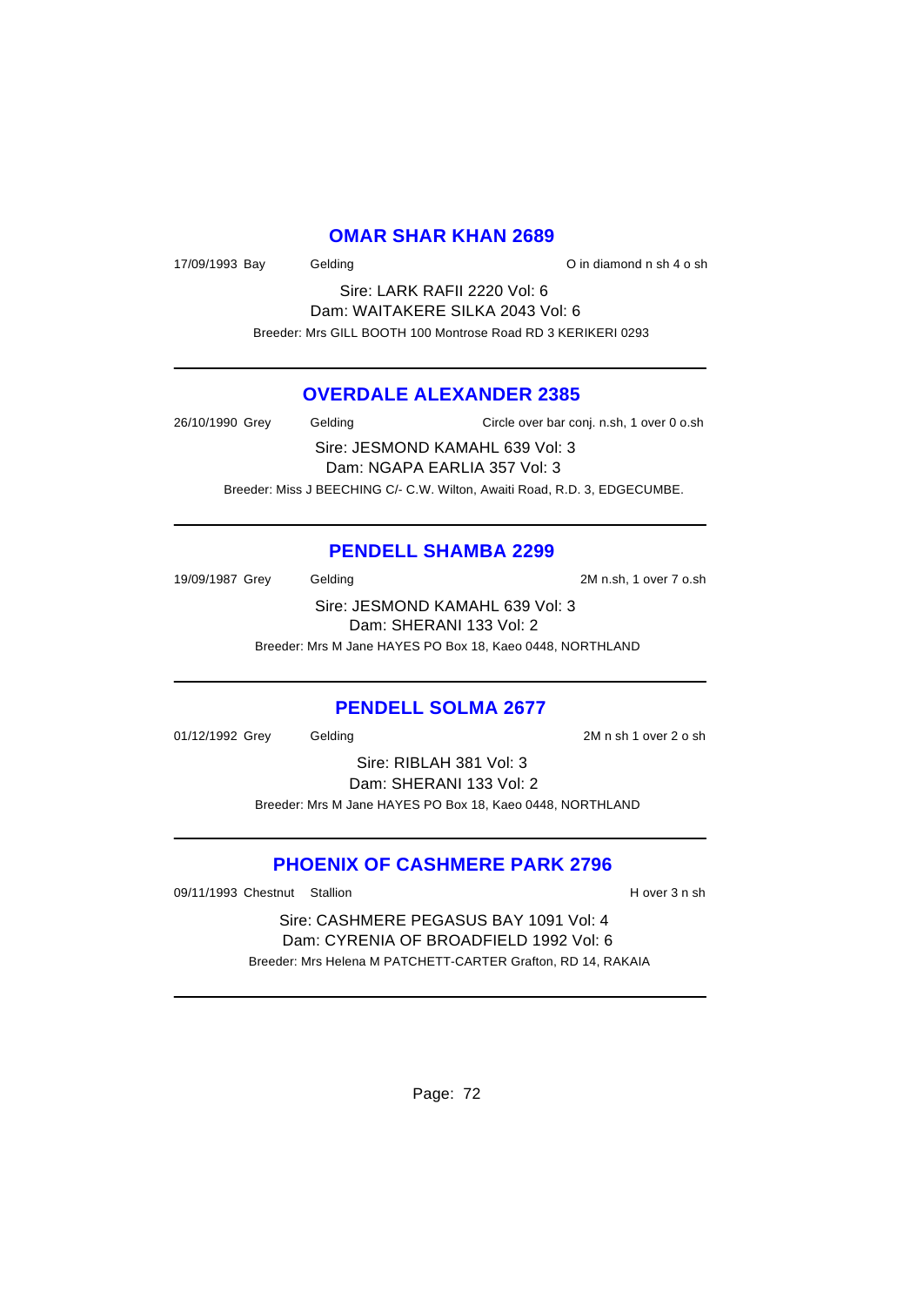## OMAR SHAR KHAN 2689

17/09/1993 Bay Gelding O in diamond n sh 4 o sh

Sire: LARK RAFII 2220 Vol: 6
Dam: WAITAKERE SILKA 2043 Vol: 6
Breeder: Mrs GILL BOOTH 100 Montrose Road RD 3 KERIKERI 0293

---

## OVERDALE ALEXANDER 2385

26/10/1990 Grey Gelding Circle over bar conj. n.sh, 1 over 0 o.sh

Sire: JESMOND KAMAHL 639 Vol: 3
Dam: NGAPA EARLIA 357 Vol: 3
Breeder: Miss J BEECHING C/- C.W. Wilton, Awaiti Road, R.D. 3, EDGECUMBE.

---

## PENDELL SHAMBA 2299

19/09/1987 Grey Gelding 2M n.sh, 1 over 7 o.sh

Sire: JESMOND KAMAHL 639 Vol: 3
Dam: SHERANI 133 Vol: 2
Breeder: Mrs M Jane HAYES PO Box 18, Kaeo 0448, NORTHLAND

---

## PENDELL SOLMA 2677

01/12/1992 Grey Gelding 2M n sh 1 over 2 o sh

Sire: RIBLAH 381 Vol: 3
Dam: SHERANI 133 Vol: 2
Breeder: Mrs M Jane HAYES PO Box 18, Kaeo 0448, NORTHLAND

---

## PHOENIX OF CASHMERE PARK 2796

09/11/1993 Chestnut Stallion H over 3 n sh

Sire: CASHMERE PEGASUS BAY 1091 Vol: 4
Dam: CYRENIA OF BROADFIELD 1992 Vol: 6
Breeder: Mrs Helena M PATCHETT-CARTER Grafton, RD 14, RAKAIA

---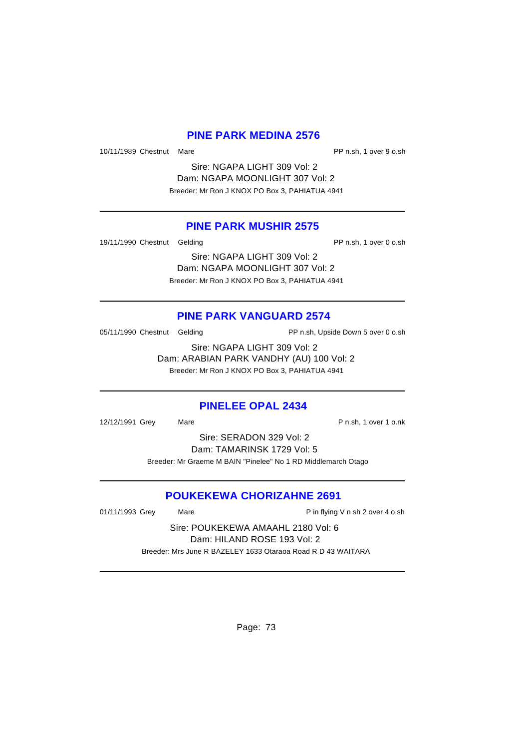## PINE PARK MEDINA 2576

10/11/1989 Chestnut Mare PP n.sh, 1 over 9 o.sh

Sire: NGAPA LIGHT 309 Vol: 2
Dam: NGAPA MOONLIGHT 307 Vol: 2
Breeder: Mr Ron J KNOX PO Box 3, PAHIATUA 4941

---

## PINE PARK MUSHIR 2575

19/11/1990 Chestnut Gelding PP n.sh, 1 over 0 o.sh

Sire: NGAPA LIGHT 309 Vol: 2
Dam: NGAPA MOONLIGHT 307 Vol: 2
Breeder: Mr Ron J KNOX PO Box 3, PAHIATUA 4941

---

## PINE PARK VANGUARD 2574

05/11/1990 Chestnut Gelding PP n.sh, Upside Down 5 over 0 o.sh

Sire: NGAPA LIGHT 309 Vol: 2
Dam: ARABIAN PARK VANDHY (AU) 100 Vol: 2
Breeder: Mr Ron J KNOX PO Box 3, PAHIATUA 4941

---

## PINELEE OPAL 2434

12/12/1991 Grey Mare P n.sh, 1 over 1 o.nk

Sire: SERADON 329 Vol: 2
Dam: TAMARINSK 1729 Vol: 5
Breeder: Mr Graeme M BAIN "Pinelee" No 1 RD Middlemarch Otago

---

## POUKEKEWA CHORIZAHNE 2691

01/11/1993 Grey Mare P in flying V n sh 2 over 4 o sh

Sire: POUKEKEWA AMAAHL 2180 Vol: 6
Dam: HILAND ROSE 193 Vol: 2
Breeder: Mrs June R BAZELEY 1633 Otaraoa Road R D 43 WAITARA

---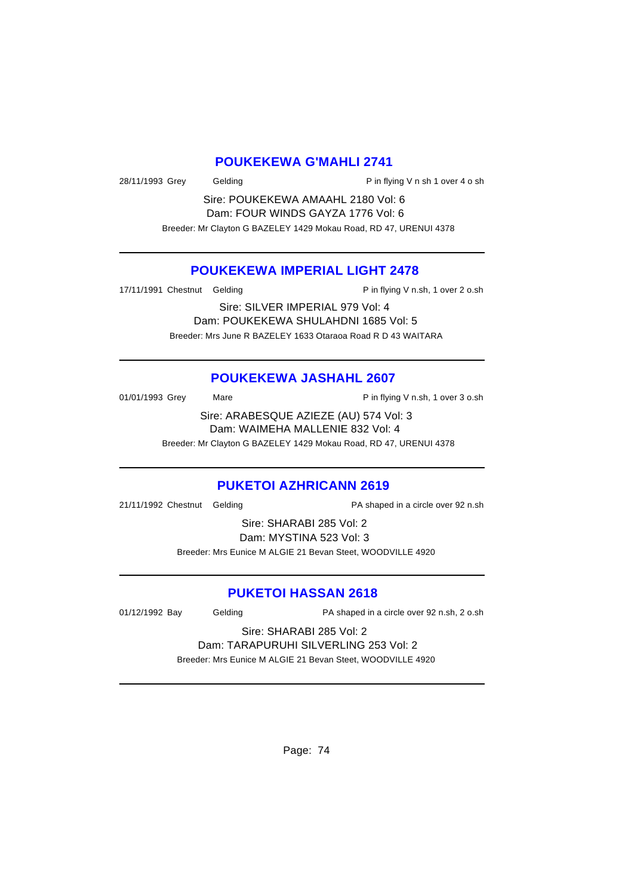## POUKEKEWA G'MAHLI 2741

28/11/1993 Grey Gelding P in flying V n sh 1 over 4 o sh

Sire: POUKEKEWA AMAAHL 2180 Vol: 6
Dam: FOUR WINDS GAYZA 1776 Vol: 6
Breeder: Mr Clayton G BAZELEY 1429 Mokau Road, RD 47, URENUI 4378

---

## POUKEKEWA IMPERIAL LIGHT 2478

17/11/1991 Chestnut Gelding P in flying V n.sh, 1 over 2 o.sh

Sire: SILVER IMPERIAL 979 Vol: 4
Dam: POUKEKEWA SHULAHDNI 1685 Vol: 5
Breeder: Mrs June R BAZELEY 1633 Otaraoa Road R D 43 WAITARA

---

## POUKEKEWA JASHAHL 2607

01/01/1993 Grey Mare P in flying V n.sh, 1 over 3 o.sh

Sire: ARABESQUE AZIEZE (AU) 574 Vol: 3
Dam: WAIMEHA MALLENIE 832 Vol: 4
Breeder: Mr Clayton G BAZELEY 1429 Mokau Road, RD 47, URENUI 4378

---

## PUKETOI AZHRICANN 2619

21/11/1992 Chestnut Gelding PA shaped in a circle over 92 n.sh

Sire: SHARABI 285 Vol: 2
Dam: MYSTINA 523 Vol: 3
Breeder: Mrs Eunice M ALGIE 21 Bevan Steet, WOODVILLE 4920

---

## PUKETOI HASSAN 2618

01/12/1992 Bay Gelding PA shaped in a circle over 92 n.sh, 2 o.sh

Sire: SHARABI 285 Vol: 2
Dam: TARAPURUHI SILVERLING 253 Vol: 2
Breeder: Mrs Eunice M ALGIE 21 Bevan Steet, WOODVILLE 4920

---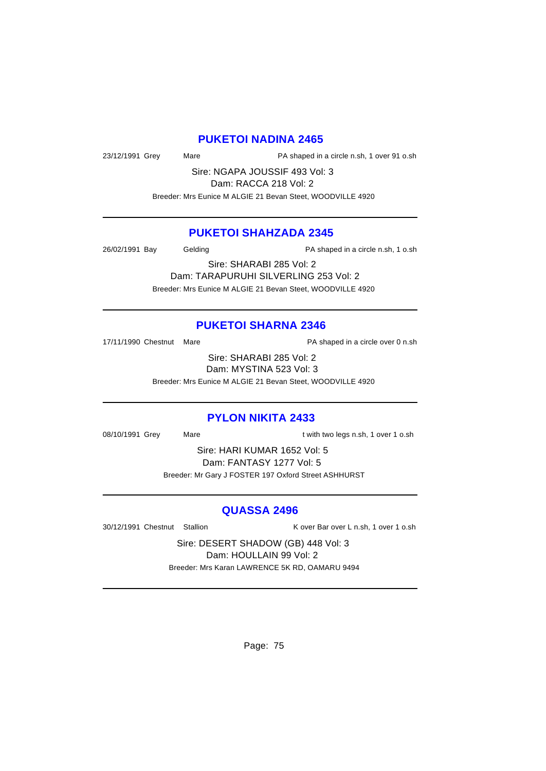## PUKETOI NADINA 2465

23/12/1991 Grey Mare PA shaped in a circle n.sh, 1 over 91 o.sh

Sire: NGAPA JOUSSIF 493 Vol: 3
Dam: RACCA 218 Vol: 2

Breeder: Mrs Eunice M ALGIE 21 Bevan Steet, WOODVILLE 4920

---

## PUKETOI SHAHZADA 2345

26/02/1991 Bay Gelding PA shaped in a circle n.sh, 1 o.sh

Sire: SHARABI 285 Vol: 2
Dam: TARAPURUHI SILVERLING 253 Vol: 2

Breeder: Mrs Eunice M ALGIE 21 Bevan Steet, WOODVILLE 4920

---

## PUKETOI SHARNA 2346

17/11/1990 Chestnut Mare PA shaped in a circle over 0 n.sh

Sire: SHARABI 285 Vol: 2
Dam: MYSTINA 523 Vol: 3

Breeder: Mrs Eunice M ALGIE 21 Bevan Steet, WOODVILLE 4920

---

## PYLON NIKITA 2433

08/10/1991 Grey Mare t with two legs n.sh, 1 over 1 o.sh

Sire: HARI KUMAR 1652 Vol: 5
Dam: FANTASY 1277 Vol: 5

Breeder: Mr Gary J FOSTER 197 Oxford Street ASHHURST

---

## QUASSA 2496

30/12/1991 Chestnut Stallion K over Bar over L n.sh, 1 over 1 o.sh

Sire: DESERT SHADOW (GB) 448 Vol: 3
Dam: HOULLAIN 99 Vol: 2

Breeder: Mrs Karan LAWRENCE 5K RD, OAMARU 9494

---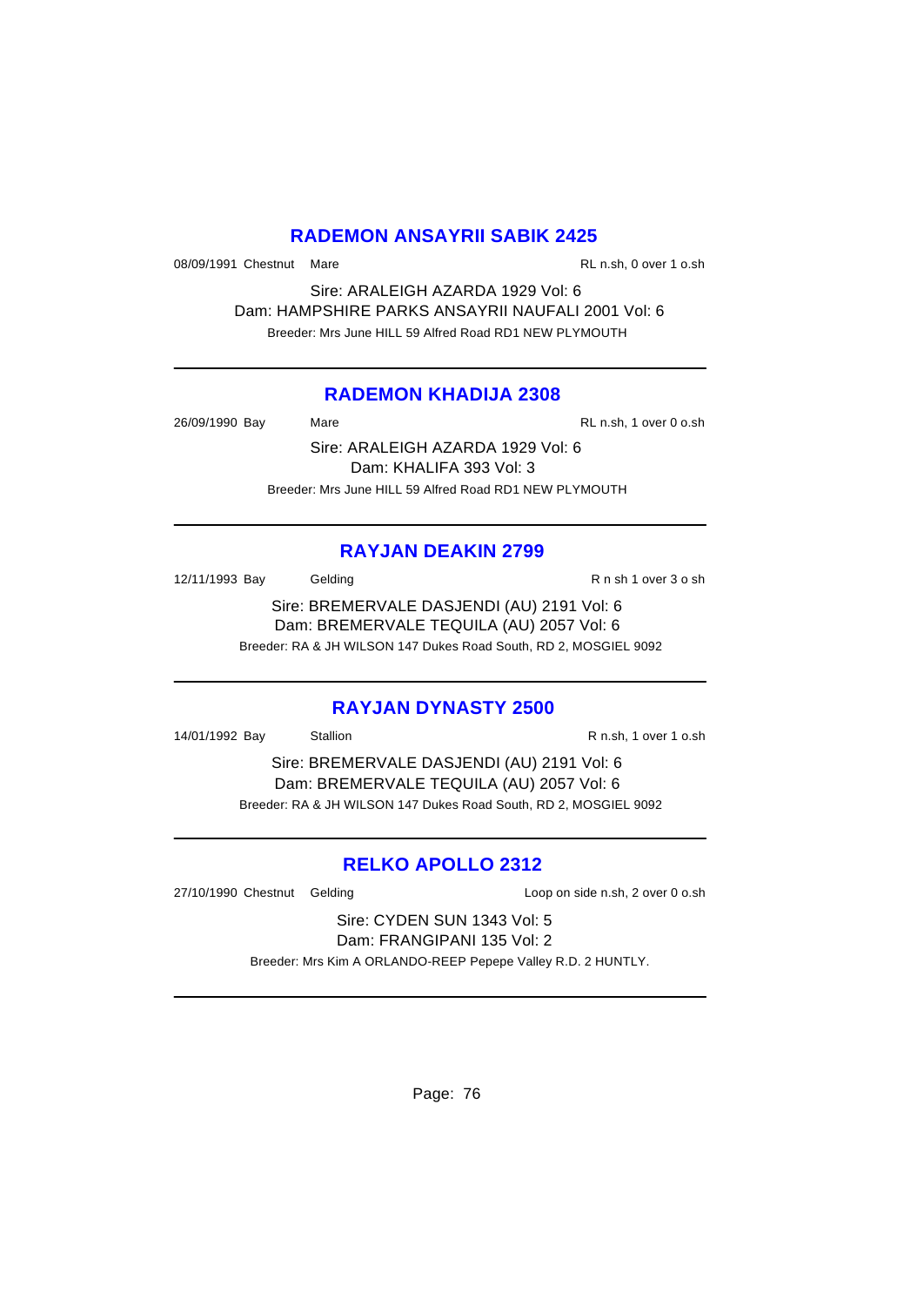## RADEMON ANSAYRII SABIK 2425

08/09/1991 Chestnut Mare RL n.sh, 0 over 1 o.sh

Sire: ARALEIGH AZARDA 1929 Vol: 6
Dam: HAMPSHIRE PARKS ANSAYRII NAUFALI 2001 Vol: 6
Breeder: Mrs June HILL 59 Alfred Road RD1 NEW PLYMOUTH

---

## RADEMON KHADIJA 2308

26/09/1990 Bay Mare RL n.sh, 1 over 0 o.sh

Sire: ARALEIGH AZARDA 1929 Vol: 6
Dam: KHALIFA 393 Vol: 3
Breeder: Mrs June HILL 59 Alfred Road RD1 NEW PLYMOUTH

---

## RAYJAN DEAKIN 2799

12/11/1993 Bay Gelding R n sh 1 over 3 o sh

Sire: BREMERVALE DASJENDI (AU) 2191 Vol: 6
Dam: BREMERVALE TEQUILA (AU) 2057 Vol: 6
Breeder: RA & JH WILSON 147 Dukes Road South, RD 2, MOSGIEL 9092

---

## RAYJAN DYNASTY 2500

14/01/1992 Bay Stallion R n.sh, 1 over 1 o.sh

Sire: BREMERVALE DASJENDI (AU) 2191 Vol: 6
Dam: BREMERVALE TEQUILA (AU) 2057 Vol: 6
Breeder: RA & JH WILSON 147 Dukes Road South, RD 2, MOSGIEL 9092

---

## RELKO APOLLO 2312

27/10/1990 Chestnut Gelding Loop on side n.sh, 2 over 0 o.sh

Sire: CYDEN SUN 1343 Vol: 5
Dam: FRANGIPANI 135 Vol: 2
Breeder: Mrs Kim A ORLANDO-REEP Pepepe Valley R.D. 2 HUNTLY.

---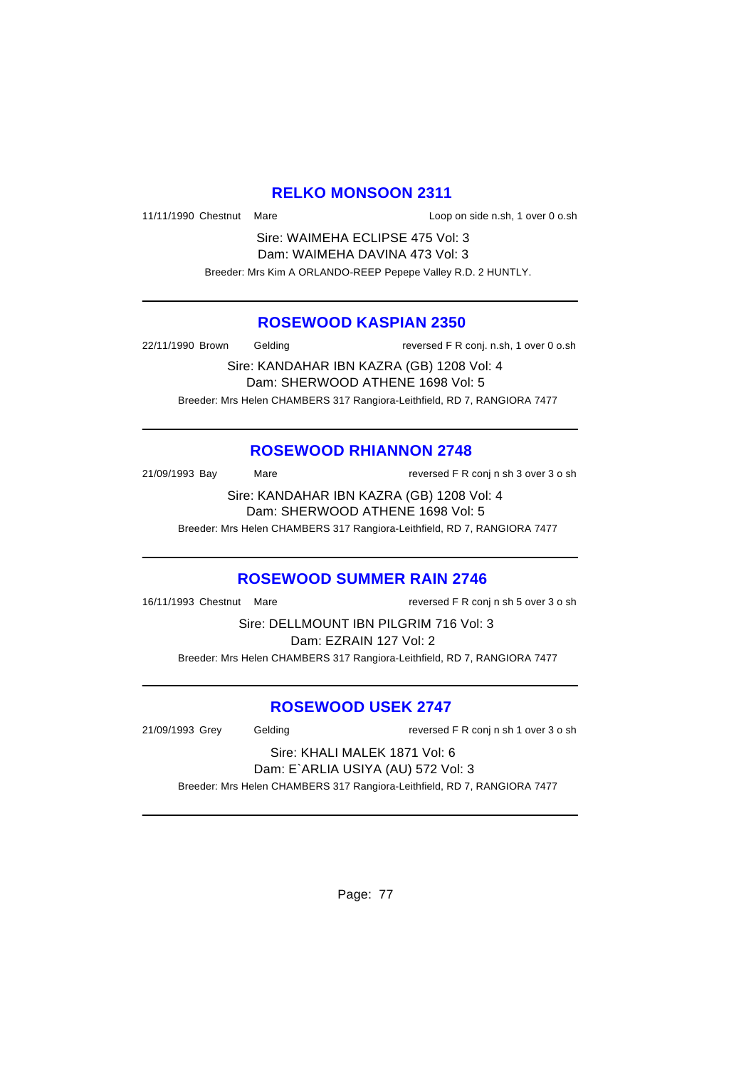## RELKO MONSOON 2311

11/11/1990 Chestnut Mare Loop on side n.sh, 1 over 0 o.sh

Sire: WAIMEHA ECLIPSE 475 Vol: 3

Dam: WAIMEHA DAVINA 473 Vol: 3

Breeder: Mrs Kim A ORLANDO-REEP Pepepe Valley R.D. 2 HUNTLY.

---

## ROSEWOOD KASPIAN 2350

22/11/1990 Brown Gelding reversed F R conj. n.sh, 1 over 0 o.sh

Sire: KANDAHAR IBN KAZRA (GB) 1208 Vol: 4

Dam: SHERWOOD ATHENE 1698 Vol: 5

Breeder: Mrs Helen CHAMBERS 317 Rangiora-Leithfield, RD 7, RANGIORA 7477

---

## ROSEWOOD RHIANNON 2748

21/09/1993 Bay Mare reversed F R conj n sh 3 over 3 o sh

Sire: KANDAHAR IBN KAZRA (GB) 1208 Vol: 4

Dam: SHERWOOD ATHENE 1698 Vol: 5

Breeder: Mrs Helen CHAMBERS 317 Rangiora-Leithfield, RD 7, RANGIORA 7477

---

## ROSEWOOD SUMMER RAIN 2746

16/11/1993 Chestnut Mare reversed F R conj n sh 5 over 3 o sh

Sire: DELLMOUNT IBN PILGRIM 716 Vol: 3

Dam: EZRAIN 127 Vol: 2

Breeder: Mrs Helen CHAMBERS 317 Rangiora-Leithfield, RD 7, RANGIORA 7477

---

## ROSEWOOD USEK 2747

21/09/1993 Grey Gelding reversed F R conj n sh 1 over 3 o sh

Sire: KHALI MALEK 1871 Vol: 6

Dam: E`ARLIA USIYA (AU) 572 Vol: 3

Breeder: Mrs Helen CHAMBERS 317 Rangiora-Leithfield, RD 7, RANGIORA 7477

---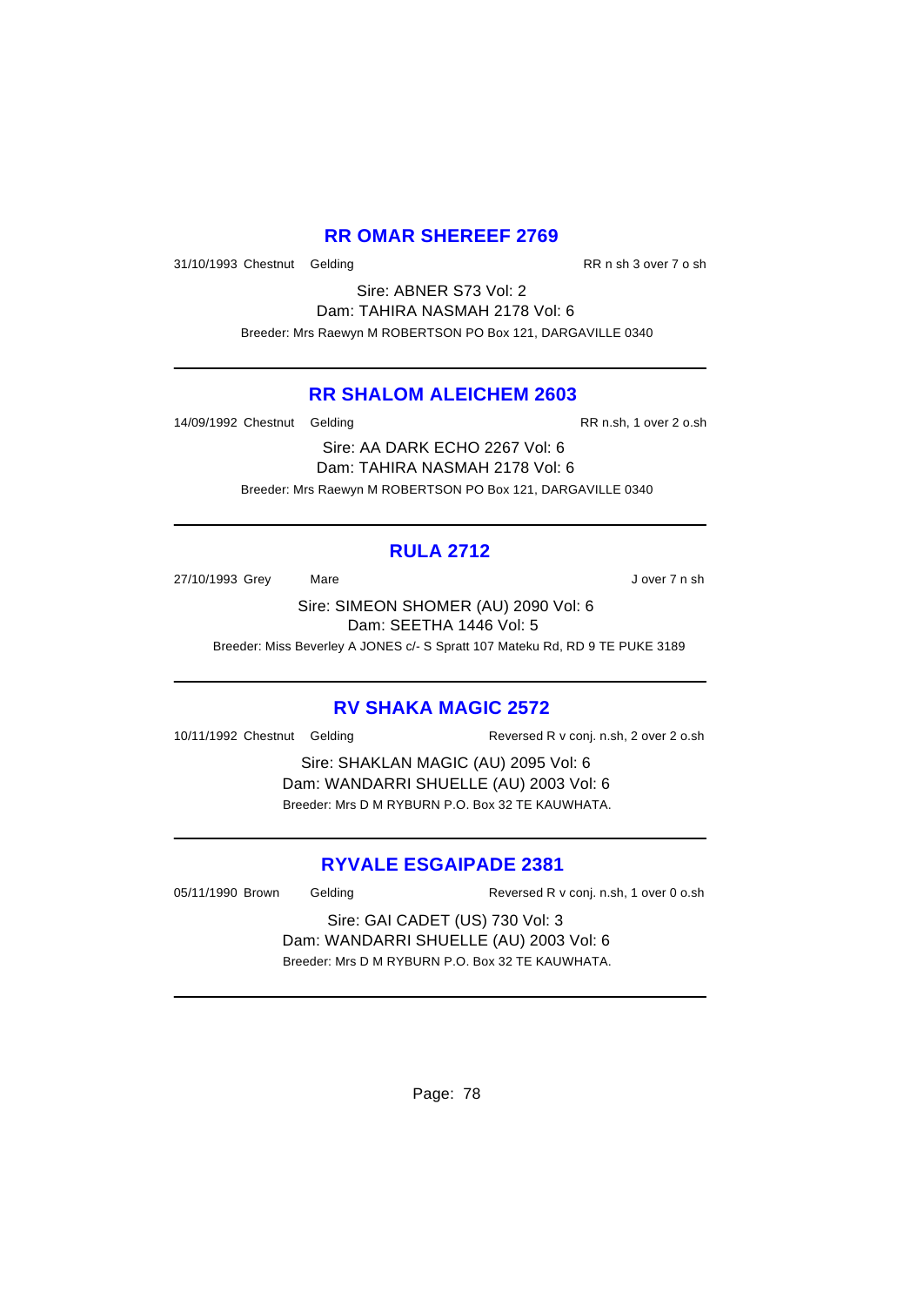## RR OMAR SHEREEF 2769

31/10/1993 Chestnut Gelding RR n sh 3 over 7 o sh

Sire: ABNER S73 Vol: 2
Dam: TAHIRA NASMAH 2178 Vol: 6
Breeder: Mrs Raewyn M ROBERTSON PO Box 121, DARGAVILLE 0340

---

## RR SHALOM ALEICHEM 2603

14/09/1992 Chestnut Gelding RR n.sh, 1 over 2 o.sh

Sire: AA DARK ECHO 2267 Vol: 6
Dam: TAHIRA NASMAH 2178 Vol: 6
Breeder: Mrs Raewyn M ROBERTSON PO Box 121, DARGAVILLE 0340

---

## RULA 2712

27/10/1993 Grey Mare J over 7 n sh

Sire: SIMEON SHOMER (AU) 2090 Vol: 6
Dam: SEETHA 1446 Vol: 5
Breeder: Miss Beverley A JONES c/- S Spratt 107 Mateku Rd, RD 9 TE PUKE 3189

---

## RV SHAKA MAGIC 2572

10/11/1992 Chestnut Gelding Reversed R v conj. n.sh, 2 over 2 o.sh

Sire: SHAKLAN MAGIC (AU) 2095 Vol: 6
Dam: WANDARRI SHUELLE (AU) 2003 Vol: 6
Breeder: Mrs D M RYBURN P.O. Box 32 TE KAUWHATA.

---

## RYVALE ESGAIPADE 2381

05/11/1990 Brown Gelding Reversed R v conj. n.sh, 1 over 0 o.sh

Sire: GAI CADET (US) 730 Vol: 3
Dam: WANDARRI SHUELLE (AU) 2003 Vol: 6
Breeder: Mrs D M RYBURN P.O. Box 32 TE KAUWHATA.

---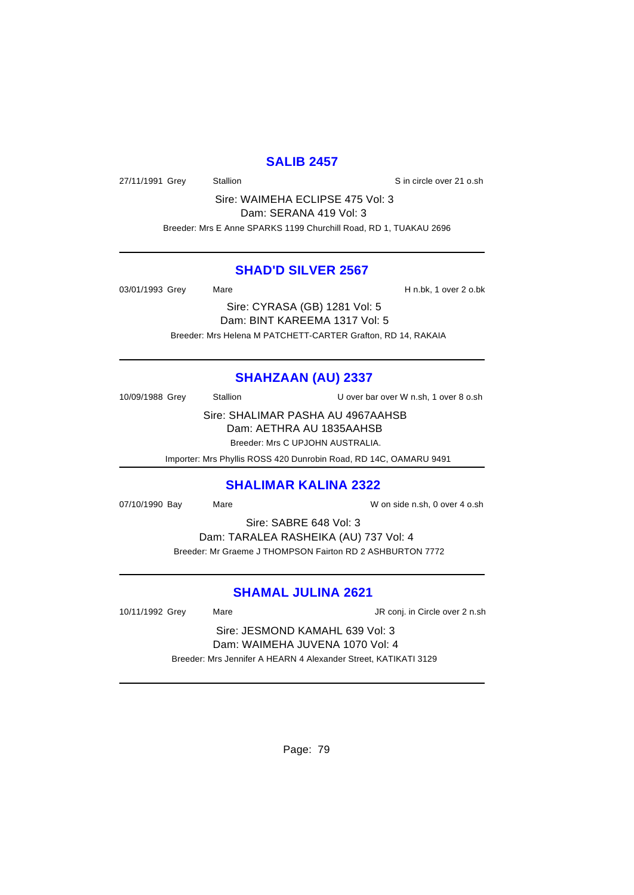## SALIB 2457

27/11/1991 Grey Stallion S in circle over 21 o.sh

Sire: WAIMEHA ECLIPSE 475 Vol: 3
Dam: SERANA 419 Vol: 3

Breeder: Mrs E Anne SPARKS 1199 Churchill Road, RD 1, TUAKAU 2696

---

## SHAD'D SILVER 2567

03/01/1993 Grey Mare H n.bk, 1 over 2 o.bk

Sire: CYRASA (GB) 1281 Vol: 5
Dam: BINT KAREEMA 1317 Vol: 5

Breeder: Mrs Helena M PATCHETT-CARTER Grafton, RD 14, RAKAIA

---

## SHAHZAAN (AU) 2337

10/09/1988 Grey Stallion U over bar over W n.sh, 1 over 8 o.sh

Sire: SHALIMAR PASHA AU 4967AAHSB
Dam: AETHRA AU 1835AAHSB

Breeder: Mrs C UPJOHN AUSTRALIA.

Importer: Mrs Phyllis ROSS 420 Dunrobin Road, RD 14C, OAMARU 9491

---

## SHALIMAR KALINA 2322

07/10/1990 Bay Mare W on side n.sh, 0 over 4 o.sh

Sire: SABRE 648 Vol: 3
Dam: TARALEA RASHEIKA (AU) 737 Vol: 4

Breeder: Mr Graeme J THOMPSON Fairton RD 2 ASHBURTON 7772

---

## SHAMAL JULINA 2621

10/11/1992 Grey Mare JR conj. in Circle over 2 n.sh

Sire: JESMOND KAMAHL 639 Vol: 3
Dam: WAIMEHA JUVENA 1070 Vol: 4

Breeder: Mrs Jennifer A HEARN 4 Alexander Street, KATIKATI 3129

---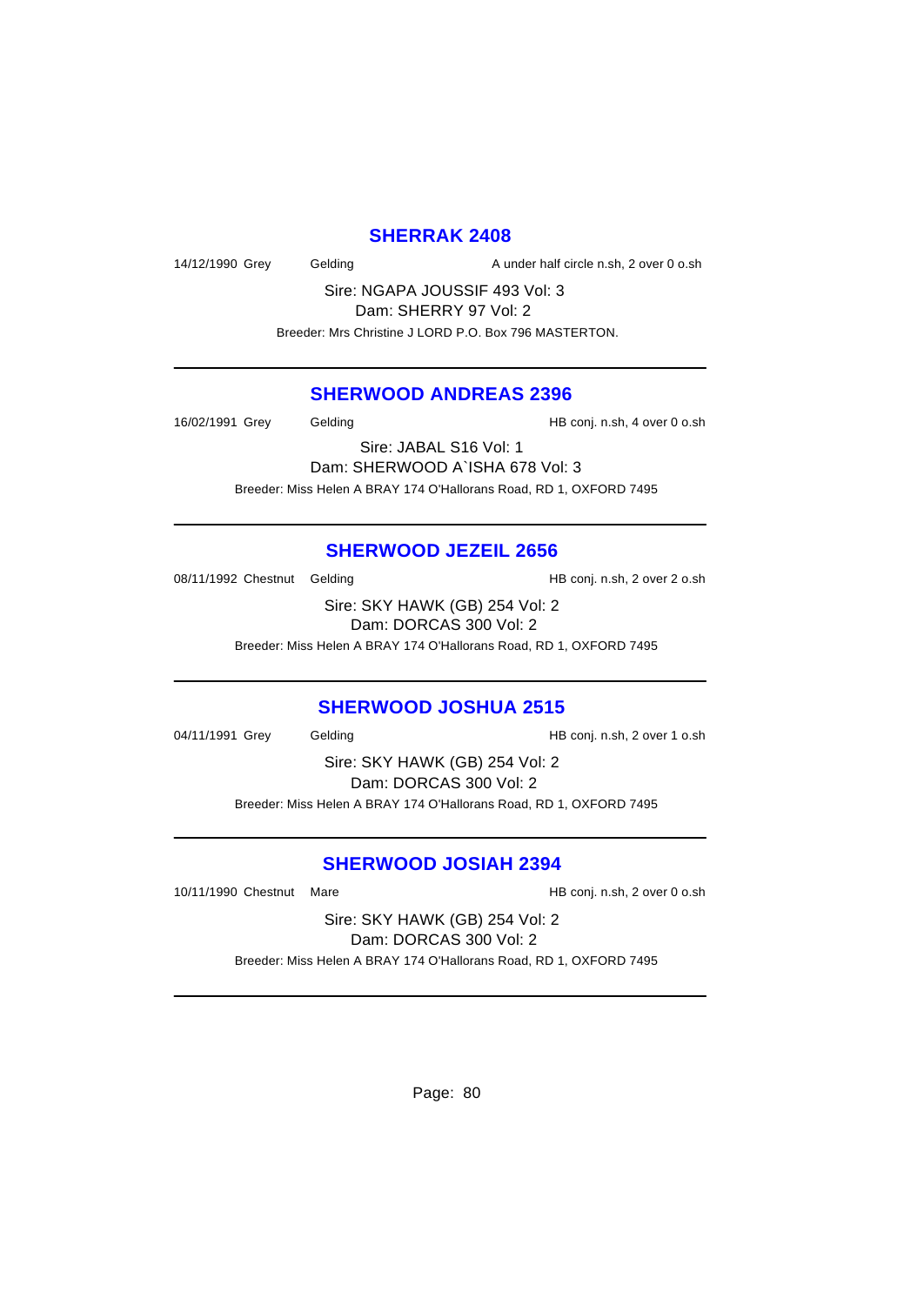## SHERRAK 2408

14/12/1990 Grey Gelding A under half circle n.sh, 2 over 0 o.sh

Sire: NGAPA JOUSSIF 493 Vol: 3
Dam: SHERRY 97 Vol: 2
Breeder: Mrs Christine J LORD P.O. Box 796 MASTERTON.

---

## SHERWOOD ANDREAS 2396

16/02/1991 Grey Gelding HB conj. n.sh, 4 over 0 o.sh

Sire: JABAL S16 Vol: 1
Dam: SHERWOOD A`ISHA 678 Vol: 3
Breeder: Miss Helen A BRAY 174 O'Hallorans Road, RD 1, OXFORD 7495

---

## SHERWOOD JEZEIL 2656

08/11/1992 Chestnut Gelding HB conj. n.sh, 2 over 2 o.sh

Sire: SKY HAWK (GB) 254 Vol: 2
Dam: DORCAS 300 Vol: 2
Breeder: Miss Helen A BRAY 174 O'Hallorans Road, RD 1, OXFORD 7495

---

## SHERWOOD JOSHUA 2515

04/11/1991 Grey Gelding HB conj. n.sh, 2 over 1 o.sh

Sire: SKY HAWK (GB) 254 Vol: 2
Dam: DORCAS 300 Vol: 2
Breeder: Miss Helen A BRAY 174 O'Hallorans Road, RD 1, OXFORD 7495

---

## SHERWOOD JOSIAH 2394

10/11/1990 Chestnut Mare HB conj. n.sh, 2 over 0 o.sh

Sire: SKY HAWK (GB) 254 Vol: 2
Dam: DORCAS 300 Vol: 2
Breeder: Miss Helen A BRAY 174 O'Hallorans Road, RD 1, OXFORD 7495

---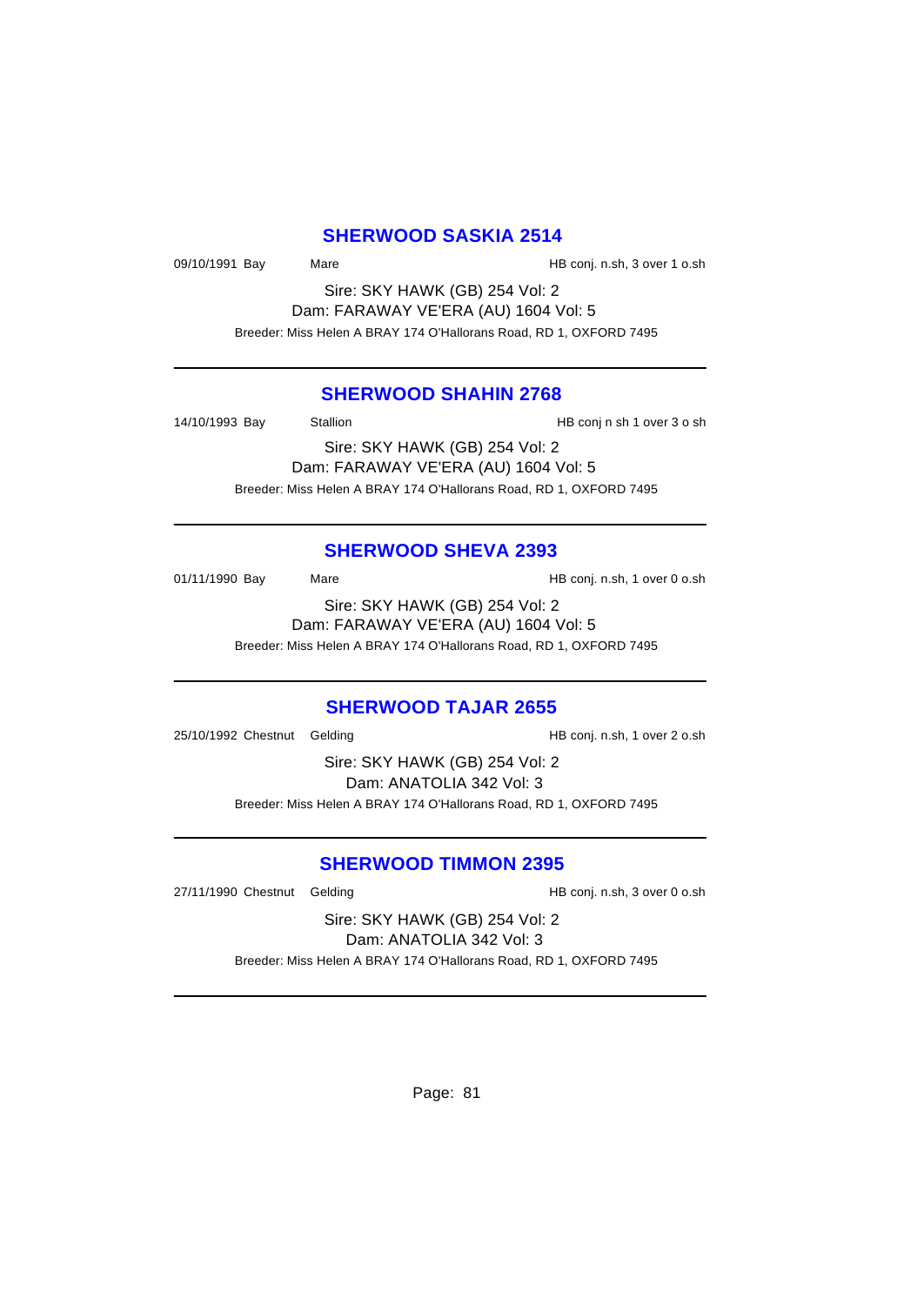## SHERWOOD SASKIA 2514

09/10/1991 Bay Mare HB conj. n.sh, 3 over 1 o.sh

Sire: SKY HAWK (GB) 254 Vol: 2
Dam: FARAWAY VE'ERA (AU) 1604 Vol: 5

Breeder: Miss Helen A BRAY 174 O'Hallorans Road, RD 1, OXFORD 7495

---

## SHERWOOD SHAHIN 2768

14/10/1993 Bay Stallion HB conj n sh 1 over 3 o sh

Sire: SKY HAWK (GB) 254 Vol: 2
Dam: FARAWAY VE'ERA (AU) 1604 Vol: 5

Breeder: Miss Helen A BRAY 174 O'Hallorans Road, RD 1, OXFORD 7495

---

## SHERWOOD SHEVA 2393

01/11/1990 Bay Mare HB conj. n.sh, 1 over 0 o.sh

Sire: SKY HAWK (GB) 254 Vol: 2
Dam: FARAWAY VE'ERA (AU) 1604 Vol: 5

Breeder: Miss Helen A BRAY 174 O'Hallorans Road, RD 1, OXFORD 7495

---

## SHERWOOD TAJAR 2655

25/10/1992 Chestnut Gelding HB conj. n.sh, 1 over 2 o.sh

Sire: SKY HAWK (GB) 254 Vol: 2
Dam: ANATOLIA 342 Vol: 3

Breeder: Miss Helen A BRAY 174 O'Hallorans Road, RD 1, OXFORD 7495

---

## SHERWOOD TIMMON 2395

27/11/1990 Chestnut Gelding HB conj. n.sh, 3 over 0 o.sh

Sire: SKY HAWK (GB) 254 Vol: 2
Dam: ANATOLIA 342 Vol: 3

Breeder: Miss Helen A BRAY 174 O'Hallorans Road, RD 1, OXFORD 7495

---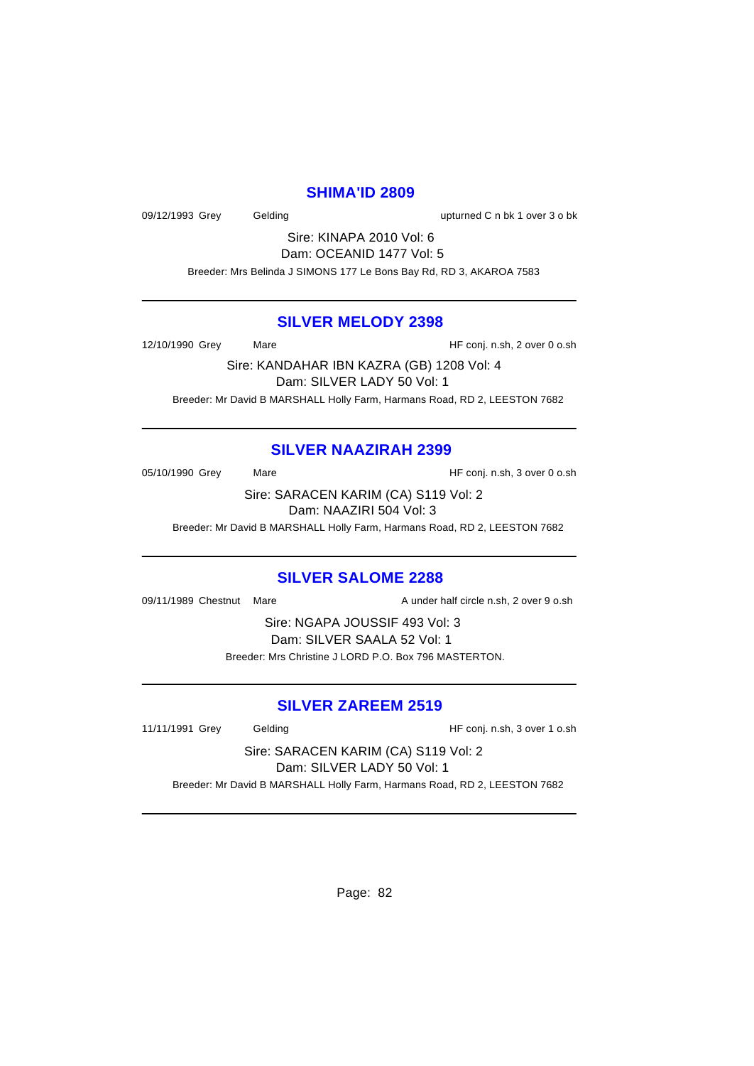## SHIMA'ID 2809

09/12/1993 Grey Gelding upturned C n bk 1 over 3 o bk

Sire: KINAPA 2010 Vol: 6

Dam: OCEANID 1477 Vol: 5

Breeder: Mrs Belinda J SIMONS 177 Le Bons Bay Rd, RD 3, AKAROA 7583

---

## SILVER MELODY 2398

12/10/1990 Grey Mare HF conj. n.sh, 2 over 0 o.sh

Sire: KANDAHAR IBN KAZRA (GB) 1208 Vol: 4

Dam: SILVER LADY 50 Vol: 1

Breeder: Mr David B MARSHALL Holly Farm, Harmans Road, RD 2, LEESTON 7682

---

## SILVER NAAZIRAH 2399

05/10/1990 Grey Mare HF conj. n.sh, 3 over 0 o.sh

Sire: SARACEN KARIM (CA) S119 Vol: 2

Dam: NAAZIRI 504 Vol: 3

Breeder: Mr David B MARSHALL Holly Farm, Harmans Road, RD 2, LEESTON 7682

---

## SILVER SALOME 2288

09/11/1989 Chestnut Mare A under half circle n.sh, 2 over 9 o.sh

Sire: NGAPA JOUSSIF 493 Vol: 3

Dam: SILVER SAALA 52 Vol: 1

Breeder: Mrs Christine J LORD P.O. Box 796 MASTERTON.

---

## SILVER ZAREEM 2519

11/11/1991 Grey Gelding HF conj. n.sh, 3 over 1 o.sh

Sire: SARACEN KARIM (CA) S119 Vol: 2

Dam: SILVER LADY 50 Vol: 1

Breeder: Mr David B MARSHALL Holly Farm, Harmans Road, RD 2, LEESTON 7682

---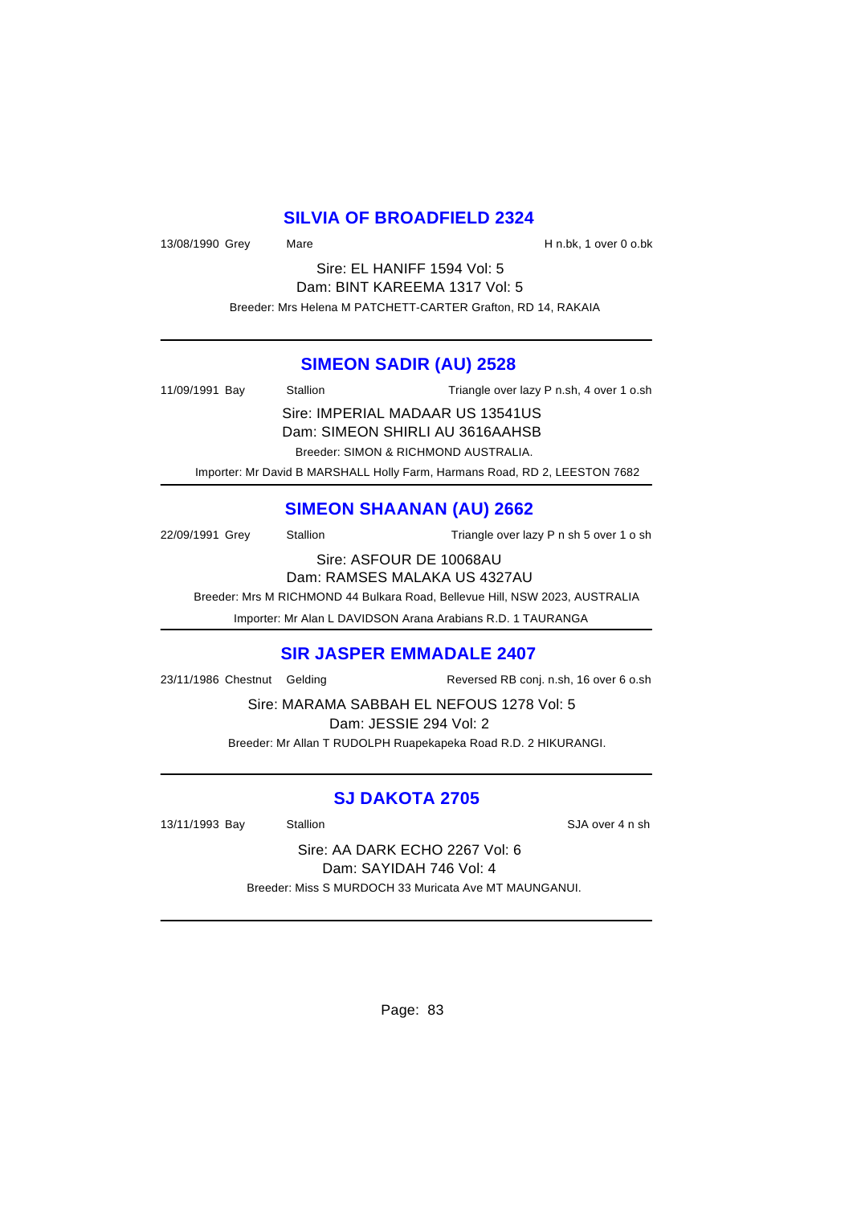## SILVIA OF BROADFIELD 2324

13/08/1990 Grey Mare H n.bk, 1 over 0 o.bk

Sire: EL HANIFF 1594 Vol: 5
Dam: BINT KAREEMA 1317 Vol: 5
Breeder: Mrs Helena M PATCHETT-CARTER Grafton, RD 14, RAKAIA

---

## SIMEON SADIR (AU) 2528

11/09/1991 Bay Stallion Triangle over lazy P n.sh, 4 over 1 o.sh

Sire: IMPERIAL MADAAR US 13541US
Dam: SIMEON SHIRLI AU 3616AAHSB
Breeder: SIMON & RICHMOND AUSTRALIA.
Importer: Mr David B MARSHALL Holly Farm, Harmans Road, RD 2, LEESTON 7682

---

## SIMEON SHAANAN (AU) 2662

22/09/1991 Grey Stallion Triangle over lazy P n sh 5 over 1 o sh

Sire: ASFOUR DE 10068AU
Dam: RAMSES MALAKA US 4327AU
Breeder: Mrs M RICHMOND 44 Bulkara Road, Bellevue Hill, NSW 2023, AUSTRALIA
Importer: Mr Alan L DAVIDSON Arana Arabians R.D. 1 TAURANGA

---

## SIR JASPER EMMADALE 2407

23/11/1986 Chestnut Gelding Reversed RB conj. n.sh, 16 over 6 o.sh

Sire: MARAMA SABBAH EL NEFOUS 1278 Vol: 5
Dam: JESSIE 294 Vol: 2
Breeder: Mr Allan T RUDOLPH Ruapekapeka Road R.D. 2 HIKURANGI.

---

## SJ DAKOTA 2705

13/11/1993 Bay Stallion SJA over 4 n sh

Sire: AA DARK ECHO 2267 Vol: 6
Dam: SAYIDAH 746 Vol: 4
Breeder: Miss S MURDOCH 33 Muricata Ave MT MAUNGANUI.

---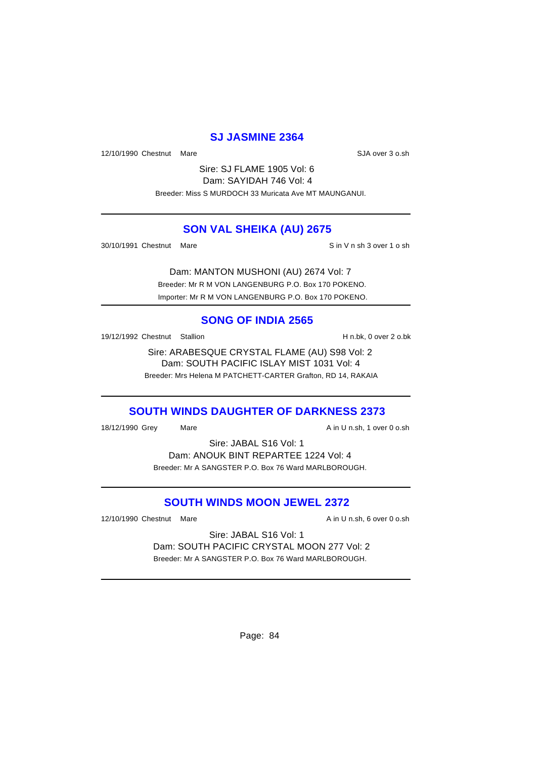## SJ JASMINE 2364

12/10/1990 Chestnut Mare SJA over 3 o.sh

Sire: SJ FLAME 1905 Vol: 6
Dam: SAYIDAH 746 Vol: 4
Breeder: Miss S MURDOCH 33 Muricata Ave MT MAUNGANUI.

---

## SON VAL SHEIKA (AU) 2675

30/10/1991 Chestnut Mare S in V n sh 3 over 1 o sh

Dam: MANTON MUSHONI (AU) 2674 Vol: 7
Breeder: Mr R M VON LANGENBURG P.O. Box 170 POKENO.
Importer: Mr R M VON LANGENBURG P.O. Box 170 POKENO.

---

## SONG OF INDIA 2565

19/12/1992 Chestnut Stallion H n.bk, 0 over 2 o.bk

Sire: ARABESQUE CRYSTAL FLAME (AU) S98 Vol: 2
Dam: SOUTH PACIFIC ISLAY MIST 1031 Vol: 4
Breeder: Mrs Helena M PATCHETT-CARTER Grafton, RD 14, RAKAIA

---

## SOUTH WINDS DAUGHTER OF DARKNESS 2373

18/12/1990 Grey Mare A in U n.sh, 1 over 0 o.sh

Sire: JABAL S16 Vol: 1
Dam: ANOUK BINT REPARTEE 1224 Vol: 4
Breeder: Mr A SANGSTER P.O. Box 76 Ward MARLBOROUGH.

---

## SOUTH WINDS MOON JEWEL 2372

12/10/1990 Chestnut Mare A in U n.sh, 6 over 0 o.sh

Sire: JABAL S16 Vol: 1
Dam: SOUTH PACIFIC CRYSTAL MOON 277 Vol: 2
Breeder: Mr A SANGSTER P.O. Box 76 Ward MARLBOROUGH.

---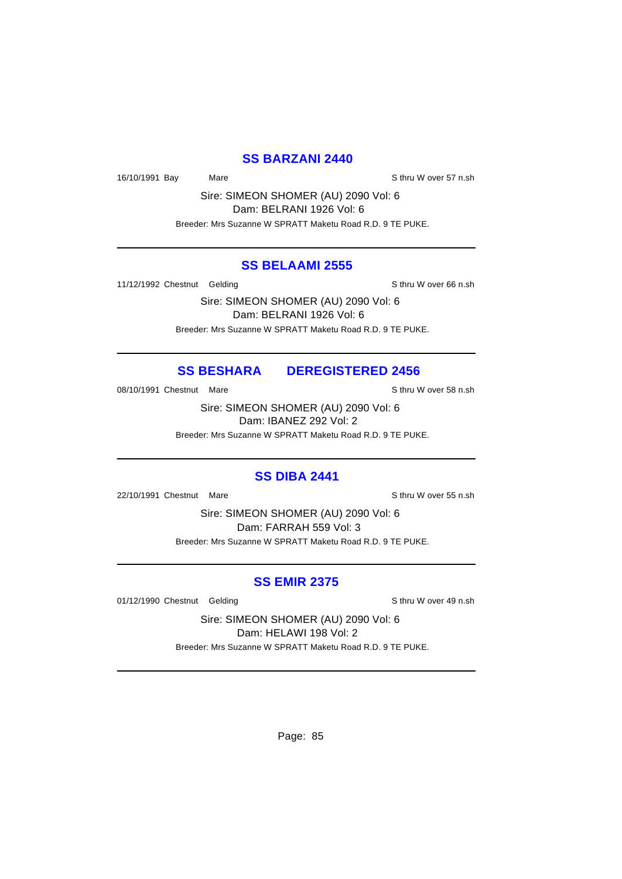## SS BARZANI 2440

16/10/1991 Bay Mare S thru W over 57 n.sh

Sire: SIMEON SHOMER (AU) 2090 Vol: 6
Dam: BELRANI 1926 Vol: 6

Breeder: Mrs Suzanne W SPRATT Maketu Road R.D. 9 TE PUKE.

---

## SS BELAAMI 2555

11/12/1992 Chestnut Gelding S thru W over 66 n.sh

Sire: SIMEON SHOMER (AU) 2090 Vol: 6
Dam: BELRANI 1926 Vol: 6

Breeder: Mrs Suzanne W SPRATT Maketu Road R.D. 9 TE PUKE.

---

## SS BESHARA DEREGISTERED 2456

08/10/1991 Chestnut Mare S thru W over 58 n.sh

Sire: SIMEON SHOMER (AU) 2090 Vol: 6
Dam: IBANEZ 292 Vol: 2

Breeder: Mrs Suzanne W SPRATT Maketu Road R.D. 9 TE PUKE.

---

## SS DIBA 2441

22/10/1991 Chestnut Mare S thru W over 55 n.sh

Sire: SIMEON SHOMER (AU) 2090 Vol: 6
Dam: FARRAH 559 Vol: 3

Breeder: Mrs Suzanne W SPRATT Maketu Road R.D. 9 TE PUKE.

---

## SS EMIR 2375

01/12/1990 Chestnut Gelding S thru W over 49 n.sh

Sire: SIMEON SHOMER (AU) 2090 Vol: 6
Dam: HELAWI 198 Vol: 2

Breeder: Mrs Suzanne W SPRATT Maketu Road R.D. 9 TE PUKE.

---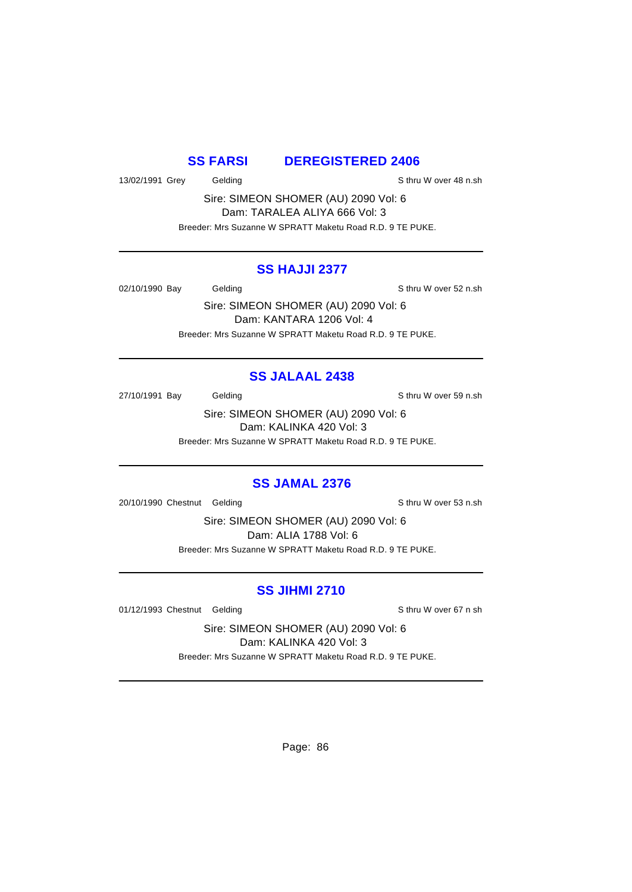## SS FARSI DEREGISTERED 2406

13/02/1991 Grey Gelding S thru W over 48 n.sh

Sire: SIMEON SHOMER (AU) 2090 Vol: 6
Dam: TARALEA ALIYA 666 Vol: 3

Breeder: Mrs Suzanne W SPRATT Maketu Road R.D. 9 TE PUKE.

---

## SS HAJJI 2377

02/10/1990 Bay Gelding S thru W over 52 n.sh

Sire: SIMEON SHOMER (AU) 2090 Vol: 6
Dam: KANTARA 1206 Vol: 4

Breeder: Mrs Suzanne W SPRATT Maketu Road R.D. 9 TE PUKE.

---

## SS JALAAL 2438

27/10/1991 Bay Gelding S thru W over 59 n.sh

Sire: SIMEON SHOMER (AU) 2090 Vol: 6
Dam: KALINKA 420 Vol: 3

Breeder: Mrs Suzanne W SPRATT Maketu Road R.D. 9 TE PUKE.

---

## SS JAMAL 2376

20/10/1990 Chestnut Gelding S thru W over 53 n.sh

Sire: SIMEON SHOMER (AU) 2090 Vol: 6
Dam: ALIA 1788 Vol: 6

Breeder: Mrs Suzanne W SPRATT Maketu Road R.D. 9 TE PUKE.

---

## SS JIHMI 2710

01/12/1993 Chestnut Gelding S thru W over 67 n sh

Sire: SIMEON SHOMER (AU) 2090 Vol: 6
Dam: KALINKA 420 Vol: 3

Breeder: Mrs Suzanne W SPRATT Maketu Road R.D. 9 TE PUKE.

---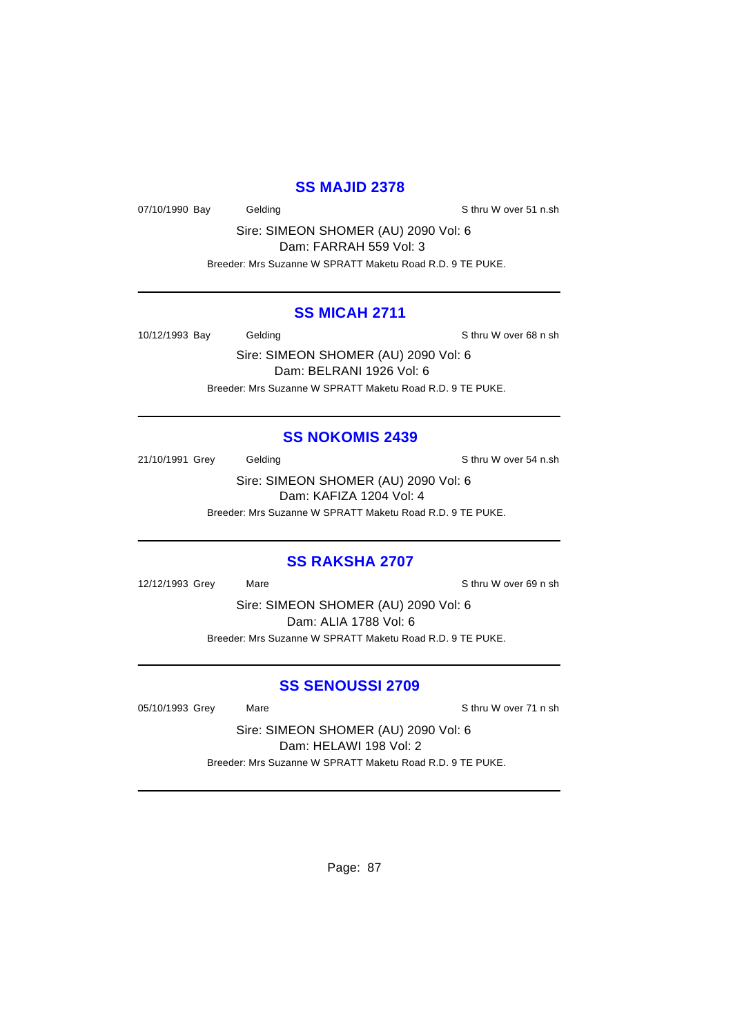## SS MAJID 2378

07/10/1990 Bay Gelding S thru W over 51 n.sh

Sire: SIMEON SHOMER (AU) 2090 Vol: 6
Dam: FARRAH 559 Vol: 3

Breeder: Mrs Suzanne W SPRATT Maketu Road R.D. 9 TE PUKE.

---

## SS MICAH 2711

10/12/1993 Bay Gelding S thru W over 68 n sh

Sire: SIMEON SHOMER (AU) 2090 Vol: 6
Dam: BELRANI 1926 Vol: 6

Breeder: Mrs Suzanne W SPRATT Maketu Road R.D. 9 TE PUKE.

---

## SS NOKOMIS 2439

21/10/1991 Grey Gelding S thru W over 54 n.sh

Sire: SIMEON SHOMER (AU) 2090 Vol: 6
Dam: KAFIZA 1204 Vol: 4

Breeder: Mrs Suzanne W SPRATT Maketu Road R.D. 9 TE PUKE.

---

## SS RAKSHA 2707

12/12/1993 Grey Mare S thru W over 69 n sh

Sire: SIMEON SHOMER (AU) 2090 Vol: 6
Dam: ALIA 1788 Vol: 6

Breeder: Mrs Suzanne W SPRATT Maketu Road R.D. 9 TE PUKE.

---

## SS SENOUSSI 2709

05/10/1993 Grey Mare S thru W over 71 n sh

Sire: SIMEON SHOMER (AU) 2090 Vol: 6
Dam: HELAWI 198 Vol: 2

Breeder: Mrs Suzanne W SPRATT Maketu Road R.D. 9 TE PUKE.

---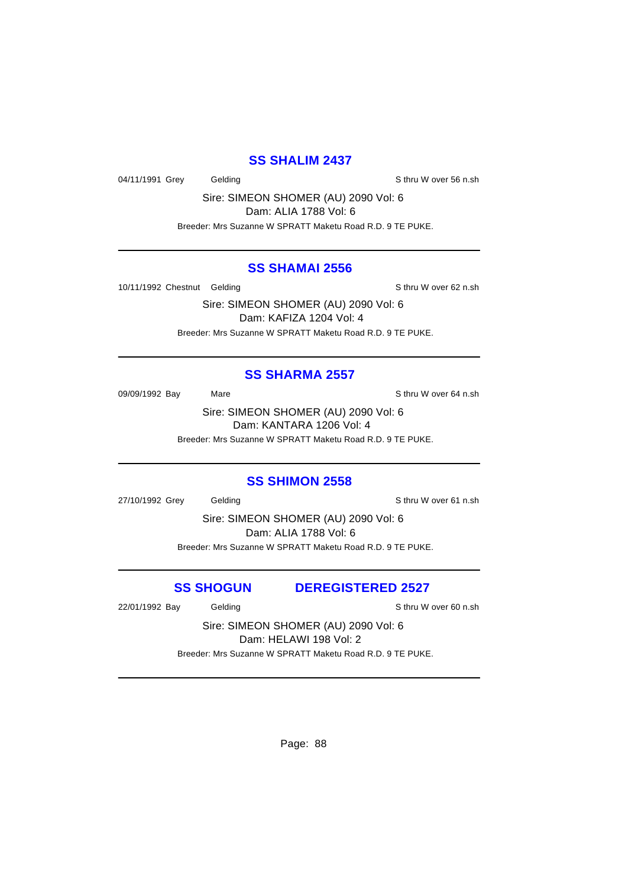## SS SHALIM 2437

04/11/1991 Grey Gelding S thru W over 56 n.sh

Sire: SIMEON SHOMER (AU) 2090 Vol: 6
Dam: ALIA 1788 Vol: 6

Breeder: Mrs Suzanne W SPRATT Maketu Road R.D. 9 TE PUKE.

---

## SS SHAMAI 2556

10/11/1992 Chestnut Gelding S thru W over 62 n.sh

Sire: SIMEON SHOMER (AU) 2090 Vol: 6
Dam: KAFIZA 1204 Vol: 4

Breeder: Mrs Suzanne W SPRATT Maketu Road R.D. 9 TE PUKE.

---

## SS SHARMA 2557

09/09/1992 Bay Mare S thru W over 64 n.sh

Sire: SIMEON SHOMER (AU) 2090 Vol: 6
Dam: KANTARA 1206 Vol: 4

Breeder: Mrs Suzanne W SPRATT Maketu Road R.D. 9 TE PUKE.

---

## SS SHIMON 2558

27/10/1992 Grey Gelding S thru W over 61 n.sh

Sire: SIMEON SHOMER (AU) 2090 Vol: 6
Dam: ALIA 1788 Vol: 6

Breeder: Mrs Suzanne W SPRATT Maketu Road R.D. 9 TE PUKE.

---

## SS SHOGUN DEREGISTERED 2527

22/01/1992 Bay Gelding S thru W over 60 n.sh

Sire: SIMEON SHOMER (AU) 2090 Vol: 6
Dam: HELAWI 198 Vol: 2

Breeder: Mrs Suzanne W SPRATT Maketu Road R.D. 9 TE PUKE.

---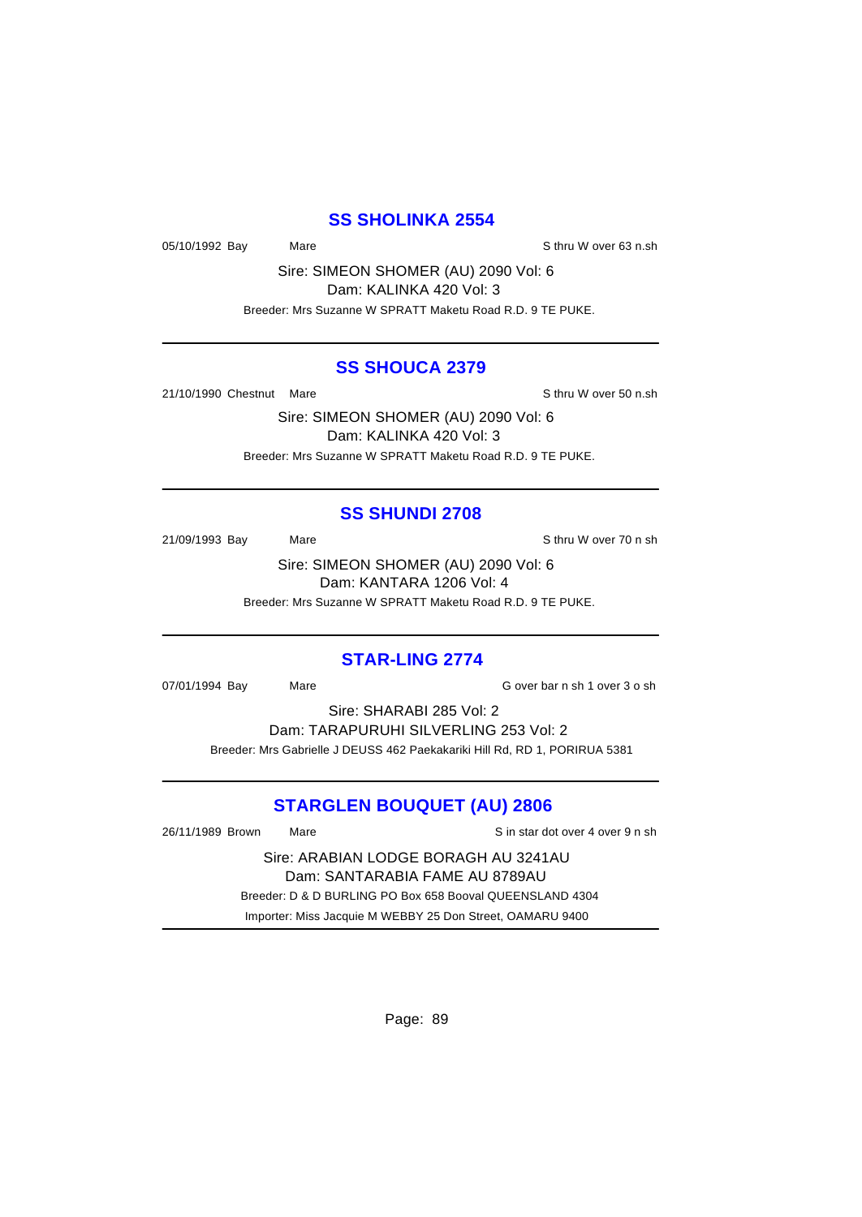## SS SHOLINKA 2554

05/10/1992 Bay Mare S thru W over 63 n.sh

Sire: SIMEON SHOMER (AU) 2090 Vol: 6
Dam: KALINKA 420 Vol: 3

Breeder: Mrs Suzanne W SPRATT Maketu Road R.D. 9 TE PUKE.

---

## SS SHOUCA 2379

21/10/1990 Chestnut Mare S thru W over 50 n.sh

Sire: SIMEON SHOMER (AU) 2090 Vol: 6
Dam: KALINKA 420 Vol: 3

Breeder: Mrs Suzanne W SPRATT Maketu Road R.D. 9 TE PUKE.

---

## SS SHUNDI 2708

21/09/1993 Bay Mare S thru W over 70 n sh

Sire: SIMEON SHOMER (AU) 2090 Vol: 6
Dam: KANTARA 1206 Vol: 4

Breeder: Mrs Suzanne W SPRATT Maketu Road R.D. 9 TE PUKE.

---

## STAR-LING 2774

07/01/1994 Bay Mare G over bar n sh 1 over 3 o sh

Sire: SHARABI 285 Vol: 2
Dam: TARAPURUHI SILVERLING 253 Vol: 2

Breeder: Mrs Gabrielle J DEUSS 462 Paekakariki Hill Rd, RD 1, PORIRUA 5381

---

## STARGLEN BOUQUET (AU) 2806

26/11/1989 Brown Mare S in star dot over 4 over 9 n sh

Sire: ARABIAN LODGE BORAGH AU 3241AU
Dam: SANTARABIA FAME AU 8789AU

Breeder: D & D BURLING PO Box 658 Booval QUEENSLAND 4304

Importer: Miss Jacquie M WEBBY 25 Don Street, OAMARU 9400

---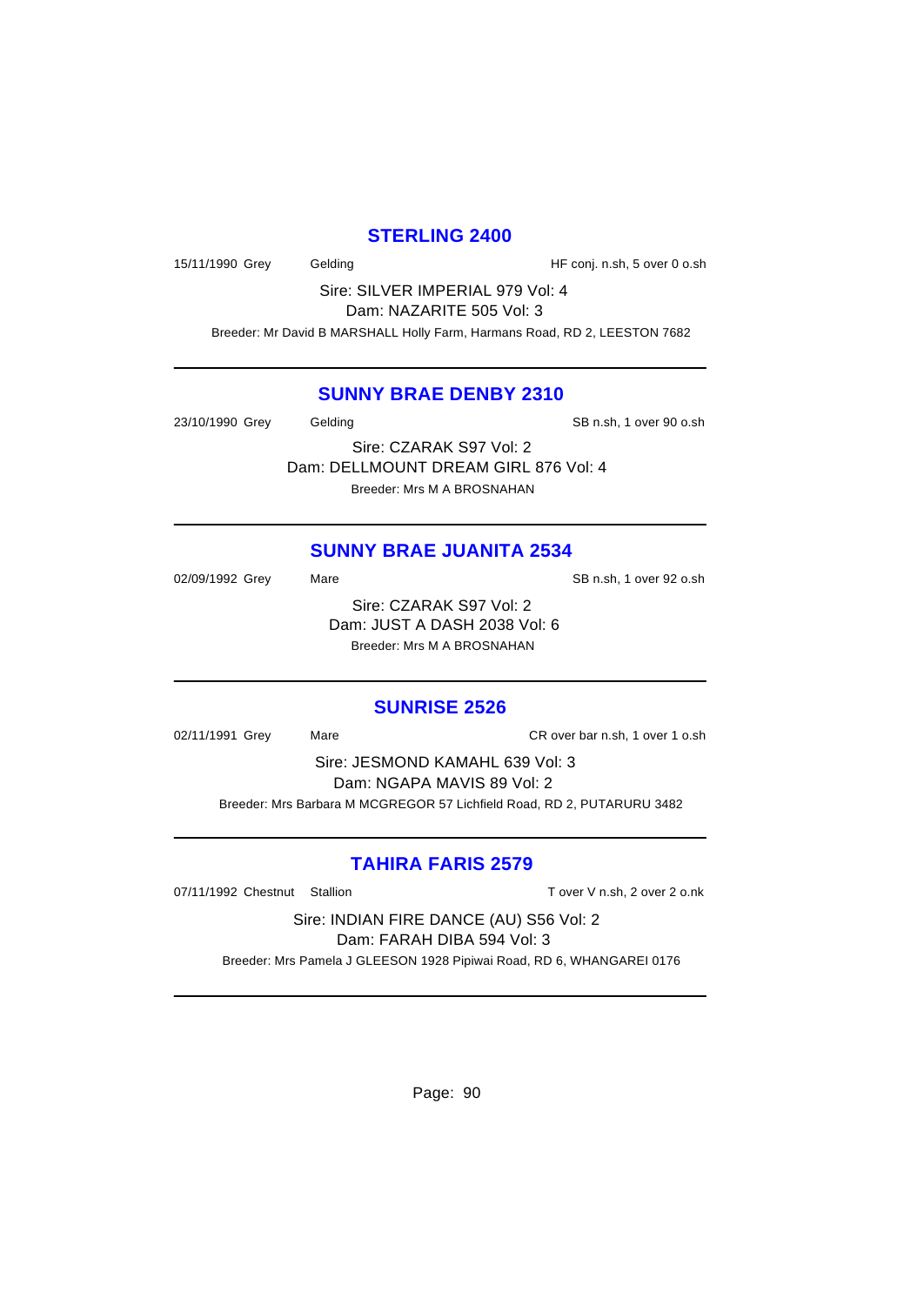## STERLING 2400

15/11/1990 Grey Gelding HF conj. n.sh, 5 over 0 o.sh

Sire: SILVER IMPERIAL 979 Vol: 4
Dam: NAZARITE 505 Vol: 3
Breeder: Mr David B MARSHALL Holly Farm, Harmans Road, RD 2, LEESTON 7682

---

## SUNNY BRAE DENBY 2310

23/10/1990 Grey Gelding SB n.sh, 1 over 90 o.sh

Sire: CZARAK S97 Vol: 2
Dam: DELLMOUNT DREAM GIRL 876 Vol: 4
Breeder: Mrs M A BROSNAHAN

---

## SUNNY BRAE JUANITA 2534

02/09/1992 Grey Mare SB n.sh, 1 over 92 o.sh

Sire: CZARAK S97 Vol: 2
Dam: JUST A DASH 2038 Vol: 6
Breeder: Mrs M A BROSNAHAN

---

## SUNRISE 2526

02/11/1991 Grey Mare CR over bar n.sh, 1 over 1 o.sh

Sire: JESMOND KAMAHL 639 Vol: 3
Dam: NGAPA MAVIS 89 Vol: 2
Breeder: Mrs Barbara M MCGREGOR 57 Lichfield Road, RD 2, PUTARURU 3482

---

## TAHIRA FARIS 2579

07/11/1992 Chestnut Stallion T over V n.sh, 2 over 2 o.nk

Sire: INDIAN FIRE DANCE (AU) S56 Vol: 2
Dam: FARAH DIBA 594 Vol: 3
Breeder: Mrs Pamela J GLEESON 1928 Pipiwai Road, RD 6, WHANGAREI 0176

---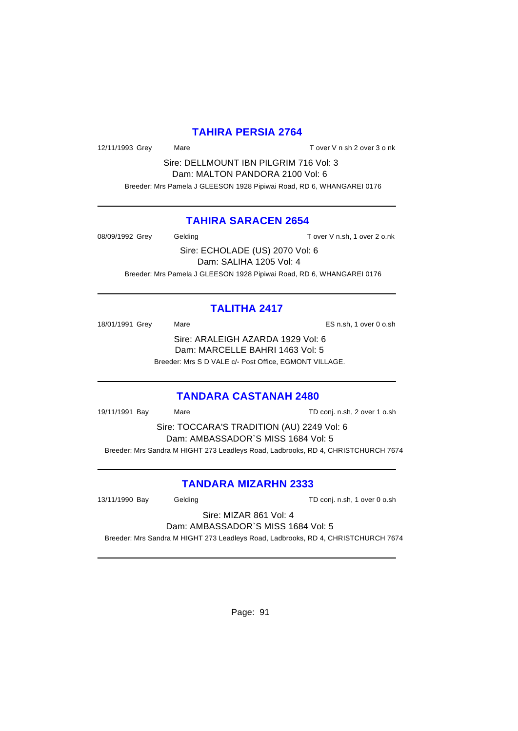## TAHIRA PERSIA 2764

12/11/1993 Grey Mare T over V n sh 2 over 3 o nk

Sire: DELLMOUNT IBN PILGRIM 716 Vol: 3
Dam: MALTON PANDORA 2100 Vol: 6

Breeder: Mrs Pamela J GLEESON 1928 Pipiwai Road, RD 6, WHANGAREI 0176

---

## TAHIRA SARACEN 2654

08/09/1992 Grey Gelding T over V n.sh, 1 over 2 o.nk

Sire: ECHOLADE (US) 2070 Vol: 6
Dam: SALIHA 1205 Vol: 4

Breeder: Mrs Pamela J GLEESON 1928 Pipiwai Road, RD 6, WHANGAREI 0176

---

## TALITHA 2417

18/01/1991 Grey Mare ES n.sh, 1 over 0 o.sh

Sire: ARALEIGH AZARDA 1929 Vol: 6
Dam: MARCELLE BAHRI 1463 Vol: 5

Breeder: Mrs S D VALE c/- Post Office, EGMONT VILLAGE.

---

## TANDARA CASTANAH 2480

19/11/1991 Bay Mare TD conj. n.sh, 2 over 1 o.sh

Sire: TOCCARA'S TRADITION (AU) 2249 Vol: 6
Dam: AMBASSADOR`S MISS 1684 Vol: 5

Breeder: Mrs Sandra M HIGHT 273 Leadleys Road, Ladbrooks, RD 4, CHRISTCHURCH 7674

---

## TANDARA MIZARHN 2333

13/11/1990 Bay Gelding TD conj. n.sh, 1 over 0 o.sh

Sire: MIZAR 861 Vol: 4
Dam: AMBASSADOR`S MISS 1684 Vol: 5

Breeder: Mrs Sandra M HIGHT 273 Leadleys Road, Ladbrooks, RD 4, CHRISTCHURCH 7674

---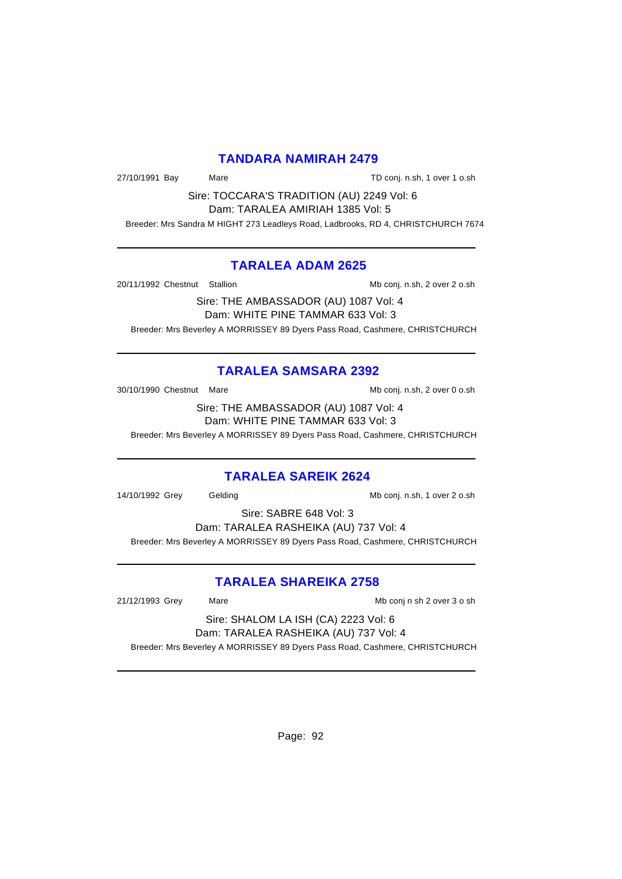## TANDARA NAMIRAH 2479

27/10/1991 Bay Mare TD conj. n.sh, 1 over 1 o.sh

Sire: TOCCARA'S TRADITION (AU) 2249 Vol: 6
Dam: TARALEA AMIRIAH 1385 Vol: 5

Breeder: Mrs Sandra M HIGHT 273 Leadleys Road, Ladbrooks, RD 4, CHRISTCHURCH 7674

---

## TARALEA ADAM 2625

20/11/1992 Chestnut Stallion Mb conj. n.sh, 2 over 2 o.sh

Sire: THE AMBASSADOR (AU) 1087 Vol: 4
Dam: WHITE PINE TAMMAR 633 Vol: 3

Breeder: Mrs Beverley A MORRISSEY 89 Dyers Pass Road, Cashmere, CHRISTCHURCH

---

## TARALEA SAMSARA 2392

30/10/1990 Chestnut Mare Mb conj. n.sh, 2 over 0 o.sh

Sire: THE AMBASSADOR (AU) 1087 Vol: 4
Dam: WHITE PINE TAMMAR 633 Vol: 3

Breeder: Mrs Beverley A MORRISSEY 89 Dyers Pass Road, Cashmere, CHRISTCHURCH

---

## TARALEA SAREIK 2624

14/10/1992 Grey Gelding Mb conj. n.sh, 1 over 2 o.sh

Sire: SABRE 648 Vol: 3
Dam: TARALEA RASHEIKA (AU) 737 Vol: 4

Breeder: Mrs Beverley A MORRISSEY 89 Dyers Pass Road, Cashmere, CHRISTCHURCH

---

## TARALEA SHAREIKA 2758

21/12/1993 Grey Mare Mb conj n sh 2 over 3 o sh

Sire: SHALOM LA ISH (CA) 2223 Vol: 6
Dam: TARALEA RASHEIKA (AU) 737 Vol: 4

Breeder: Mrs Beverley A MORRISSEY 89 Dyers Pass Road, Cashmere, CHRISTCHURCH

---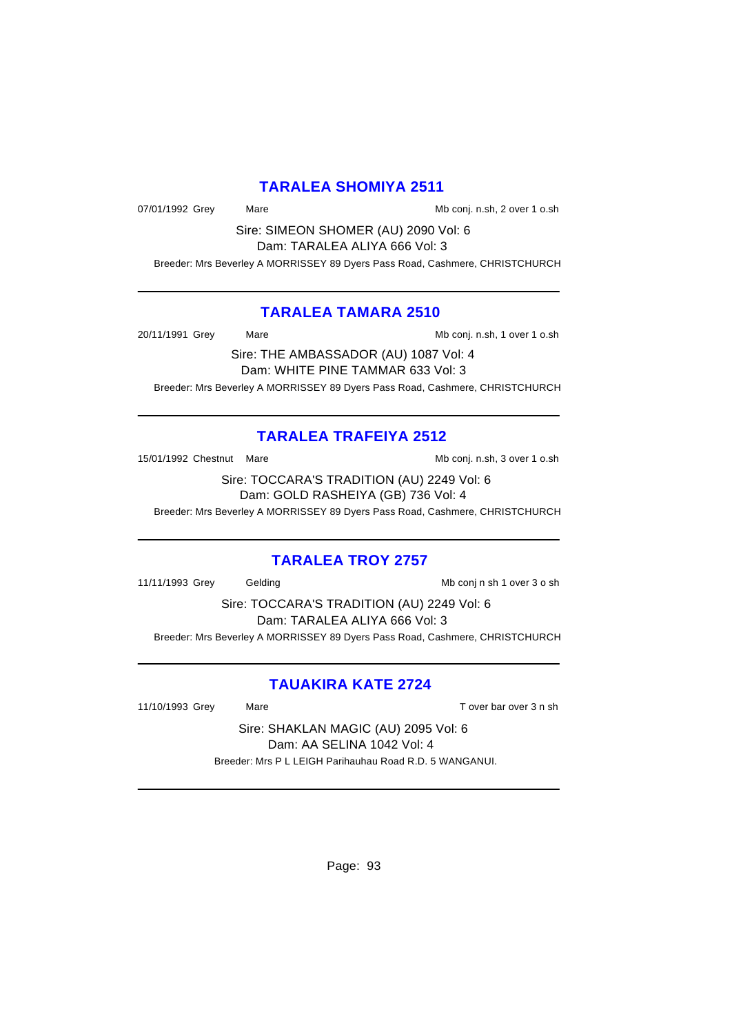## TARALEA SHOMIYA 2511

07/01/1992 Grey Mare Mb conj. n.sh, 2 over 1 o.sh

Sire: SIMEON SHOMER (AU) 2090 Vol: 6
Dam: TARALEA ALIYA 666 Vol: 3

Breeder: Mrs Beverley A MORRISSEY 89 Dyers Pass Road, Cashmere, CHRISTCHURCH

---

## TARALEA TAMARA 2510

20/11/1991 Grey Mare Mb conj. n.sh, 1 over 1 o.sh

Sire: THE AMBASSADOR (AU) 1087 Vol: 4
Dam: WHITE PINE TAMMAR 633 Vol: 3

Breeder: Mrs Beverley A MORRISSEY 89 Dyers Pass Road, Cashmere, CHRISTCHURCH

---

## TARALEA TRAFEIYA 2512

15/01/1992 Chestnut Mare Mb conj. n.sh, 3 over 1 o.sh

Sire: TOCCARA'S TRADITION (AU) 2249 Vol: 6
Dam: GOLD RASHEIYA (GB) 736 Vol: 4

Breeder: Mrs Beverley A MORRISSEY 89 Dyers Pass Road, Cashmere, CHRISTCHURCH

---

## TARALEA TROY 2757

11/11/1993 Grey Gelding Mb conj n sh 1 over 3 o sh

Sire: TOCCARA'S TRADITION (AU) 2249 Vol: 6
Dam: TARALEA ALIYA 666 Vol: 3

Breeder: Mrs Beverley A MORRISSEY 89 Dyers Pass Road, Cashmere, CHRISTCHURCH

---

## TAUAKIRA KATE 2724

11/10/1993 Grey Mare T over bar over 3 n sh

Sire: SHAKLAN MAGIC (AU) 2095 Vol: 6
Dam: AA SELINA 1042 Vol: 4

Breeder: Mrs P L LEIGH Parihauhau Road R.D. 5 WANGANUI.

---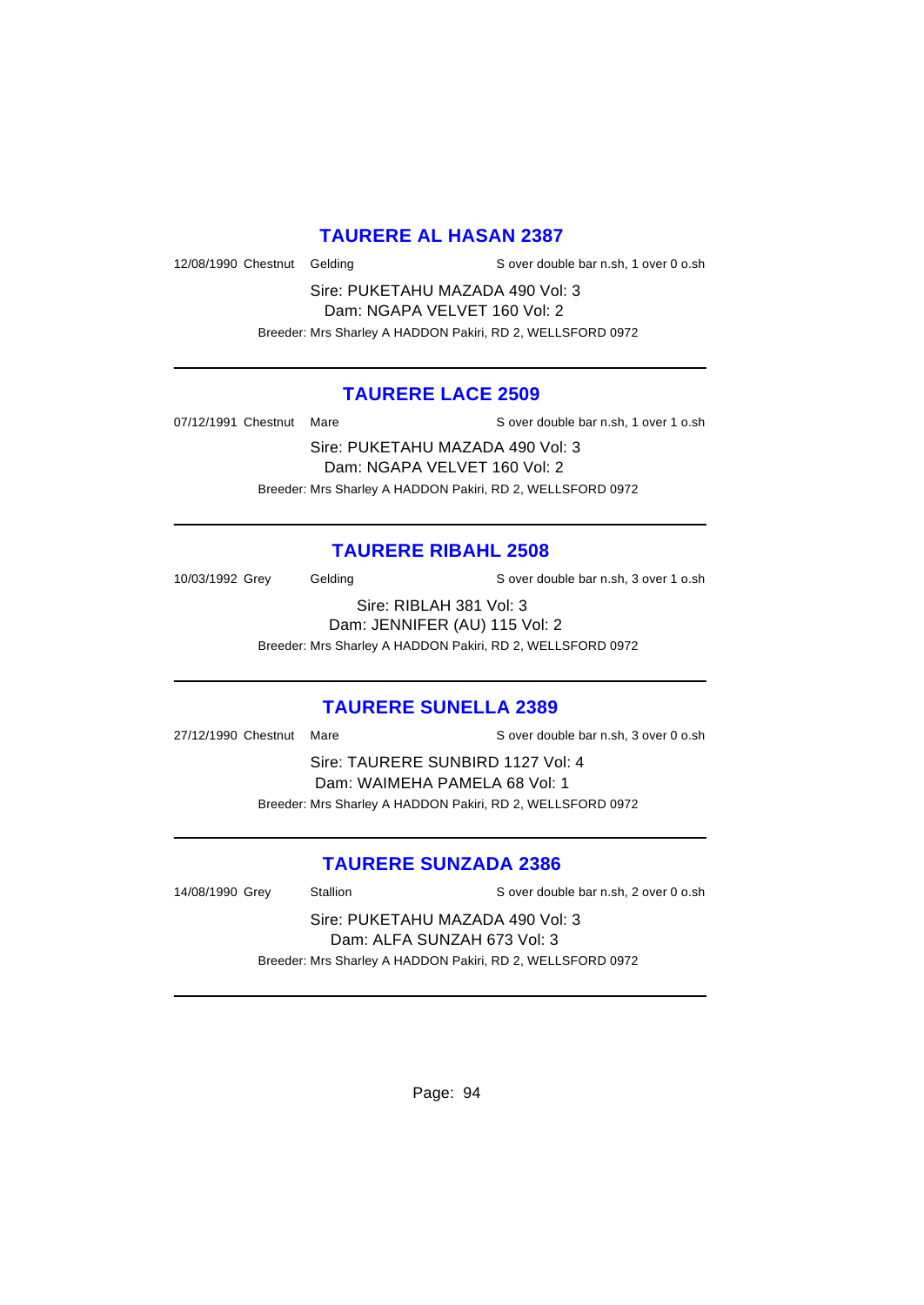## TAURERE AL HASAN 2387

12/08/1990 Chestnut Gelding S over double bar n.sh, 1 over 0 o.sh

Sire: PUKETAHU MAZADA 490 Vol: 3
Dam: NGAPA VELVET 160 Vol: 2

Breeder: Mrs Sharley A HADDON Pakiri, RD 2, WELLSFORD 0972

---

## TAURERE LACE 2509

07/12/1991 Chestnut Mare S over double bar n.sh, 1 over 1 o.sh

Sire: PUKETAHU MAZADA 490 Vol: 3
Dam: NGAPA VELVET 160 Vol: 2

Breeder: Mrs Sharley A HADDON Pakiri, RD 2, WELLSFORD 0972

---

## TAURERE RIBAHL 2508

10/03/1992 Grey Gelding S over double bar n.sh, 3 over 1 o.sh

Sire: RIBLAH 381 Vol: 3
Dam: JENNIFER (AU) 115 Vol: 2

Breeder: Mrs Sharley A HADDON Pakiri, RD 2, WELLSFORD 0972

---

## TAURERE SUNELLA 2389

27/12/1990 Chestnut Mare S over double bar n.sh, 3 over 0 o.sh

Sire: TAURERE SUNBIRD 1127 Vol: 4
Dam: WAIMEHA PAMELA 68 Vol: 1

Breeder: Mrs Sharley A HADDON Pakiri, RD 2, WELLSFORD 0972

---

## TAURERE SUNZADA 2386

14/08/1990 Grey Stallion S over double bar n.sh, 2 over 0 o.sh

Sire: PUKETAHU MAZADA 490 Vol: 3
Dam: ALFA SUNZAH 673 Vol: 3

Breeder: Mrs Sharley A HADDON Pakiri, RD 2, WELLSFORD 0972

---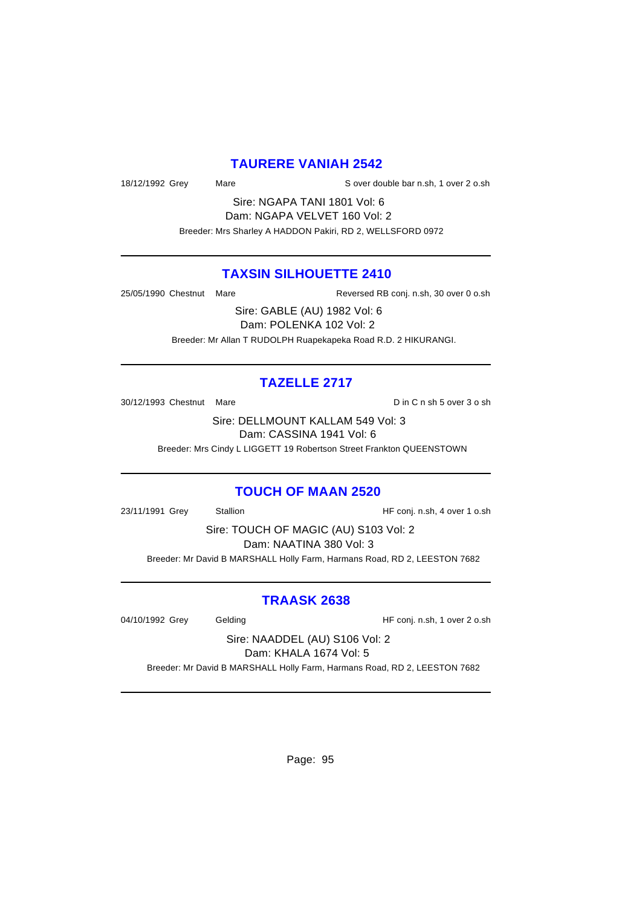## TAURERE VANIAH 2542

18/12/1992 Grey Mare S over double bar n.sh, 1 over 2 o.sh

Sire: NGAPA TANI 1801 Vol: 6
Dam: NGAPA VELVET 160 Vol: 2
Breeder: Mrs Sharley A HADDON Pakiri, RD 2, WELLSFORD 0972

---

## TAXSIN SILHOUETTE 2410

25/05/1990 Chestnut Mare Reversed RB conj. n.sh, 30 over 0 o.sh

Sire: GABLE (AU) 1982 Vol: 6
Dam: POLENKA 102 Vol: 2
Breeder: Mr Allan T RUDOLPH Ruapekapeka Road R.D. 2 HIKURANGI.

---

## TAZELLE 2717

30/12/1993 Chestnut Mare D in C n sh 5 over 3 o sh

Sire: DELLMOUNT KALLAM 549 Vol: 3
Dam: CASSINA 1941 Vol: 6
Breeder: Mrs Cindy L LIGGETT 19 Robertson Street Frankton QUEENSTOWN

---

## TOUCH OF MAAN 2520

23/11/1991 Grey Stallion HF conj. n.sh, 4 over 1 o.sh

Sire: TOUCH OF MAGIC (AU) S103 Vol: 2
Dam: NAATINA 380 Vol: 3
Breeder: Mr David B MARSHALL Holly Farm, Harmans Road, RD 2, LEESTON 7682

---

## TRAASK 2638

04/10/1992 Grey Gelding HF conj. n.sh, 1 over 2 o.sh

Sire: NAADDEL (AU) S106 Vol: 2
Dam: KHALA 1674 Vol: 5
Breeder: Mr David B MARSHALL Holly Farm, Harmans Road, RD 2, LEESTON 7682

---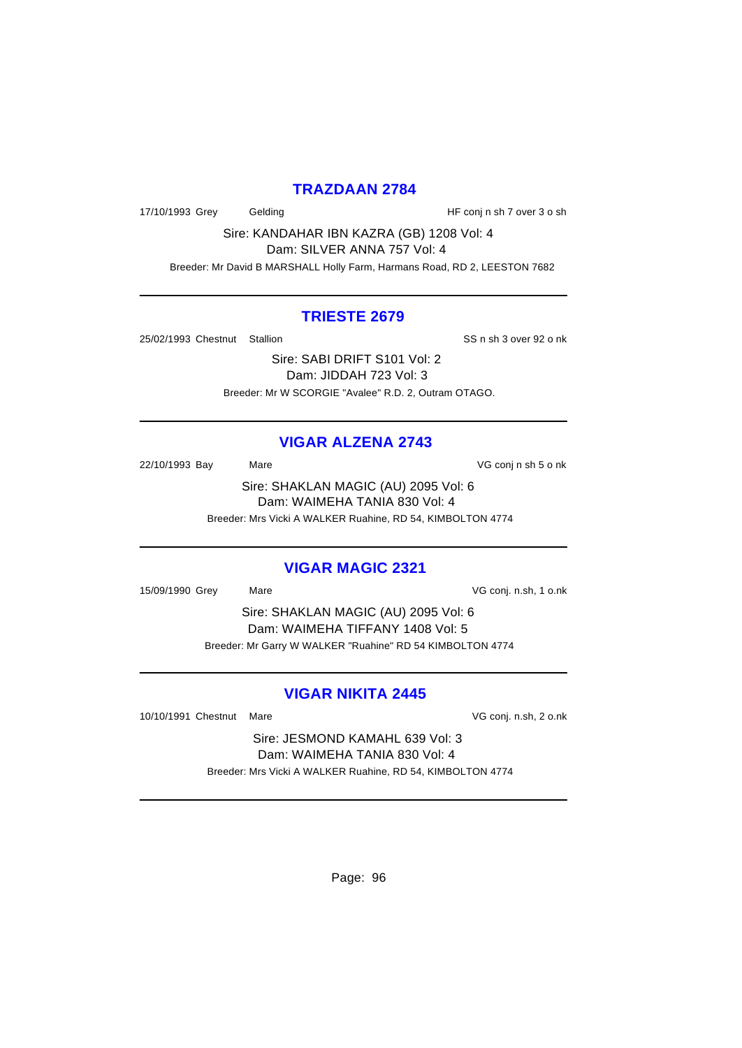## TRAZDAAN 2784

17/10/1993 Grey Gelding HF conj n sh 7 over 3 o sh

Sire: KANDAHAR IBN KAZRA (GB) 1208 Vol: 4
Dam: SILVER ANNA 757 Vol: 4

Breeder: Mr David B MARSHALL Holly Farm, Harmans Road, RD 2, LEESTON 7682

---

## TRIESTE 2679

25/02/1993 Chestnut Stallion SS n sh 3 over 92 o nk

Sire: SABI DRIFT S101 Vol: 2
Dam: JIDDAH 723 Vol: 3

Breeder: Mr W SCORGIE "Avalee" R.D. 2, Outram OTAGO.

---

## VIGAR ALZENA 2743

22/10/1993 Bay Mare VG conj n sh 5 o nk

Sire: SHAKLAN MAGIC (AU) 2095 Vol: 6
Dam: WAIMEHA TANIA 830 Vol: 4

Breeder: Mrs Vicki A WALKER Ruahine, RD 54, KIMBOLTON 4774

---

## VIGAR MAGIC 2321

15/09/1990 Grey Mare VG conj. n.sh, 1 o.nk

Sire: SHAKLAN MAGIC (AU) 2095 Vol: 6
Dam: WAIMEHA TIFFANY 1408 Vol: 5

Breeder: Mr Garry W WALKER "Ruahine" RD 54 KIMBOLTON 4774

---

## VIGAR NIKITA 2445

10/10/1991 Chestnut Mare VG conj. n.sh, 2 o.nk

Sire: JESMOND KAMAHL 639 Vol: 3
Dam: WAIMEHA TANIA 830 Vol: 4

Breeder: Mrs Vicki A WALKER Ruahine, RD 54, KIMBOLTON 4774

---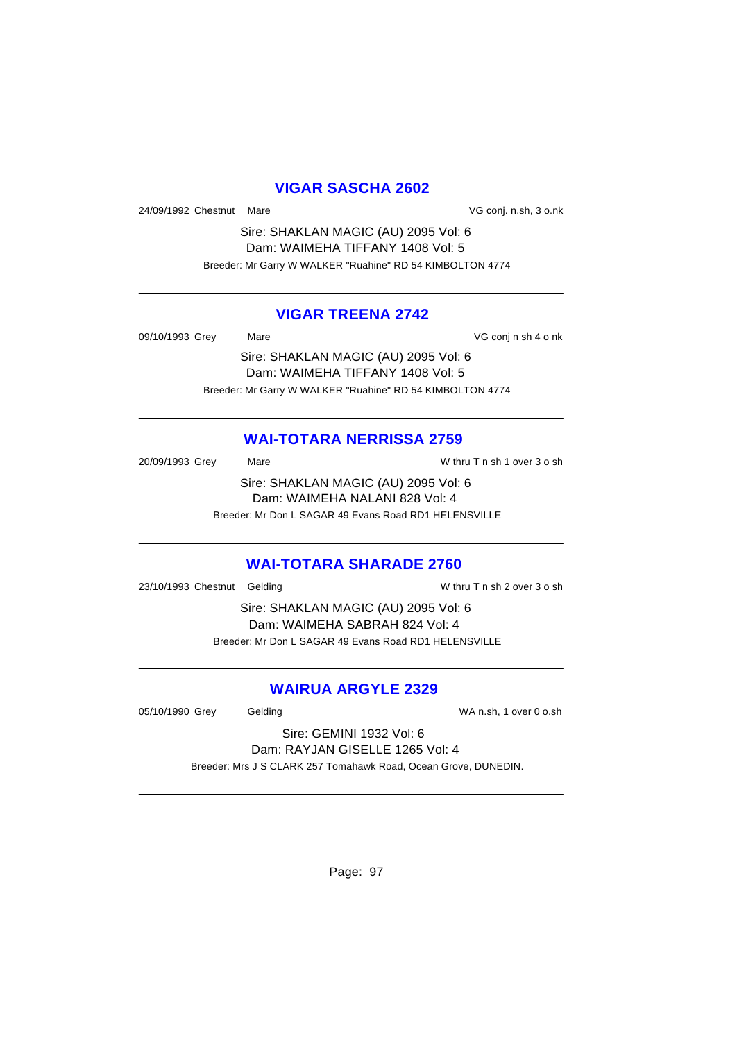## VIGAR SASCHA 2602

24/09/1992 Chestnut Mare VG conj. n.sh, 3 o.nk

Sire: SHAKLAN MAGIC (AU) 2095 Vol: 6
Dam: WAIMEHA TIFFANY 1408 Vol: 5
Breeder: Mr Garry W WALKER "Ruahine" RD 54 KIMBOLTON 4774

---

## VIGAR TREENA 2742

09/10/1993 Grey Mare VG conj n sh 4 o nk

Sire: SHAKLAN MAGIC (AU) 2095 Vol: 6
Dam: WAIMEHA TIFFANY 1408 Vol: 5
Breeder: Mr Garry W WALKER "Ruahine" RD 54 KIMBOLTON 4774

---

## WAI-TOTARA NERRISSA 2759

20/09/1993 Grey Mare W thru T n sh 1 over 3 o sh

Sire: SHAKLAN MAGIC (AU) 2095 Vol: 6
Dam: WAIMEHA NALANI 828 Vol: 4
Breeder: Mr Don L SAGAR 49 Evans Road RD1 HELENSVILLE

---

## WAI-TOTARA SHARADE 2760

23/10/1993 Chestnut Gelding W thru T n sh 2 over 3 o sh

Sire: SHAKLAN MAGIC (AU) 2095 Vol: 6
Dam: WAIMEHA SABRAH 824 Vol: 4
Breeder: Mr Don L SAGAR 49 Evans Road RD1 HELENSVILLE

---

## WAIRUA ARGYLE 2329

05/10/1990 Grey Gelding WA n.sh, 1 over 0 o.sh

Sire: GEMINI 1932 Vol: 6
Dam: RAYJAN GISELLE 1265 Vol: 4
Breeder: Mrs J S CLARK 257 Tomahawk Road, Ocean Grove, DUNEDIN.

---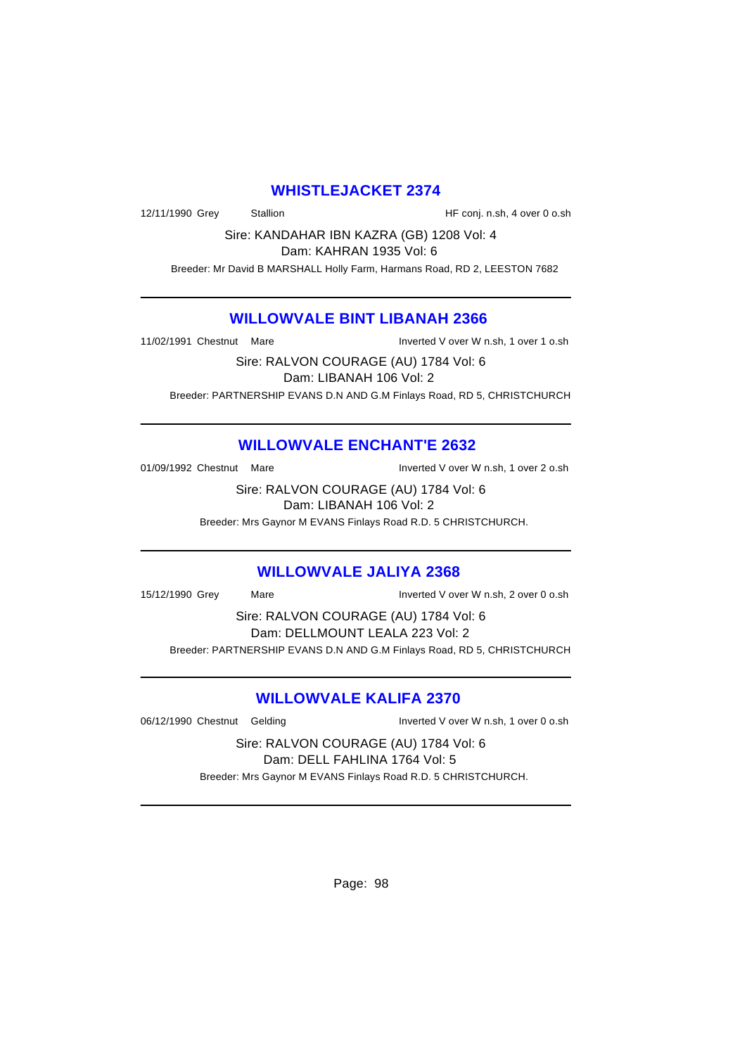## WHISTLEJACKET 2374

12/11/1990 Grey Stallion HF conj. n.sh, 4 over 0 o.sh

Sire: KANDAHAR IBN KAZRA (GB) 1208 Vol: 4
Dam: KAHRAN 1935 Vol: 6

Breeder: Mr David B MARSHALL Holly Farm, Harmans Road, RD 2, LEESTON 7682

---

## WILLOWVALE BINT LIBANAH 2366

11/02/1991 Chestnut Mare Inverted V over W n.sh, 1 over 1 o.sh

Sire: RALVON COURAGE (AU) 1784 Vol: 6
Dam: LIBANAH 106 Vol: 2

Breeder: PARTNERSHIP EVANS D.N AND G.M Finlays Road, RD 5, CHRISTCHURCH

---

## WILLOWVALE ENCHANT'E 2632

01/09/1992 Chestnut Mare Inverted V over W n.sh, 1 over 2 o.sh

Sire: RALVON COURAGE (AU) 1784 Vol: 6
Dam: LIBANAH 106 Vol: 2

Breeder: Mrs Gaynor M EVANS Finlays Road R.D. 5 CHRISTCHURCH.

---

## WILLOWVALE JALIYA 2368

15/12/1990 Grey Mare Inverted V over W n.sh, 2 over 0 o.sh

Sire: RALVON COURAGE (AU) 1784 Vol: 6
Dam: DELLMOUNT LEALA 223 Vol: 2

Breeder: PARTNERSHIP EVANS D.N AND G.M Finlays Road, RD 5, CHRISTCHURCH

---

## WILLOWVALE KALIFA 2370

06/12/1990 Chestnut Gelding Inverted V over W n.sh, 1 over 0 o.sh

Sire: RALVON COURAGE (AU) 1784 Vol: 6
Dam: DELL FAHLINA 1764 Vol: 5

Breeder: Mrs Gaynor M EVANS Finlays Road R.D. 5 CHRISTCHURCH.

---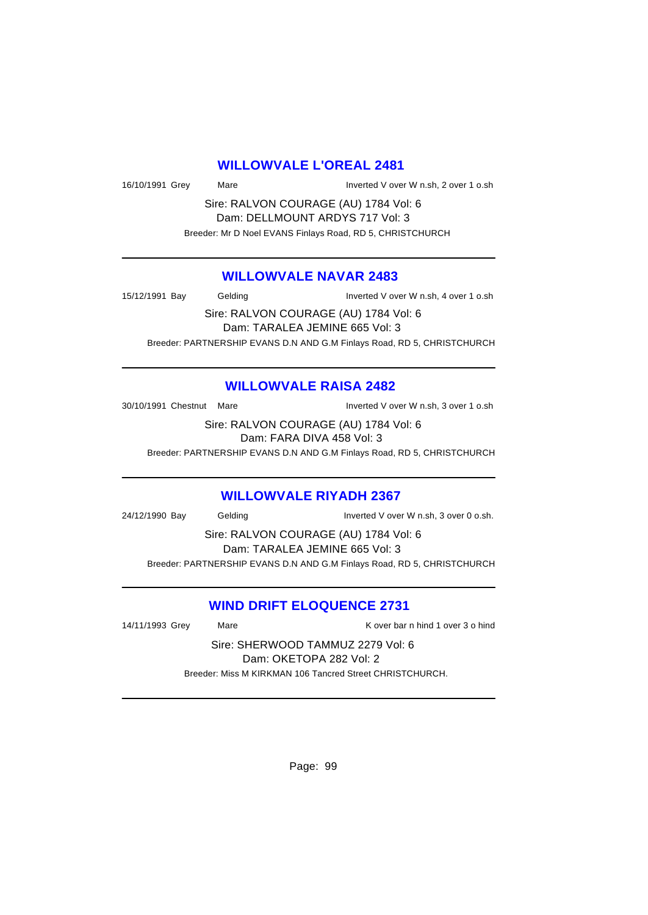## WILLOWVALE L'OREAL 2481

16/10/1991 Grey Mare Inverted V over W n.sh, 2 over 1 o.sh

Sire: RALVON COURAGE (AU) 1784 Vol: 6
Dam: DELLMOUNT ARDYS 717 Vol: 3
Breeder: Mr D Noel EVANS Finlays Road, RD 5, CHRISTCHURCH

---

## WILLOWVALE NAVAR 2483

15/12/1991 Bay Gelding Inverted V over W n.sh, 4 over 1 o.sh

Sire: RALVON COURAGE (AU) 1784 Vol: 6
Dam: TARALEA JEMINE 665 Vol: 3
Breeder: PARTNERSHIP EVANS D.N AND G.M Finlays Road, RD 5, CHRISTCHURCH

---

## WILLOWVALE RAISA 2482

30/10/1991 Chestnut Mare Inverted V over W n.sh, 3 over 1 o.sh

Sire: RALVON COURAGE (AU) 1784 Vol: 6
Dam: FARA DIVA 458 Vol: 3
Breeder: PARTNERSHIP EVANS D.N AND G.M Finlays Road, RD 5, CHRISTCHURCH

---

## WILLOWVALE RIYADH 2367

24/12/1990 Bay Gelding Inverted V over W n.sh, 3 over 0 o.sh.

Sire: RALVON COURAGE (AU) 1784 Vol: 6
Dam: TARALEA JEMINE 665 Vol: 3
Breeder: PARTNERSHIP EVANS D.N AND G.M Finlays Road, RD 5, CHRISTCHURCH

---

## WIND DRIFT ELOQUENCE 2731

14/11/1993 Grey Mare K over bar n hind 1 over 3 o hind

Sire: SHERWOOD TAMMUZ 2279 Vol: 6
Dam: OKETOPA 282 Vol: 2
Breeder: Miss M KIRKMAN 106 Tancred Street CHRISTCHURCH.

---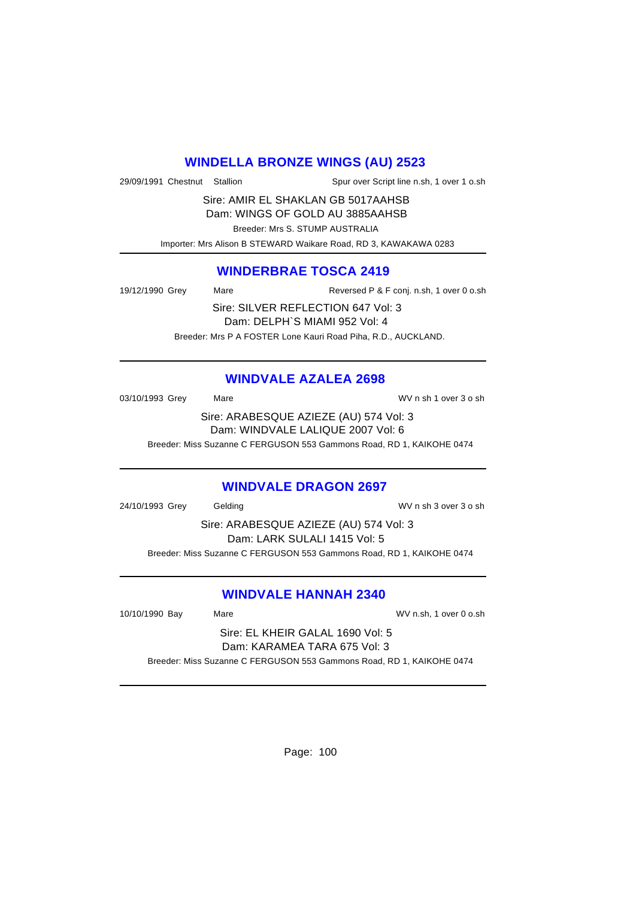## WINDELLA BRONZE WINGS (AU) 2523

29/09/1991 Chestnut Stallion Spur over Script line n.sh, 1 over 1 o.sh

Sire: AMIR EL SHAKLAN GB 5017AAHSB
Dam: WINGS OF GOLD AU 3885AAHSB

Breeder: Mrs S. STUMP AUSTRALIA

Importer: Mrs Alison B STEWARD Waikare Road, RD 3, KAWAKAWA 0283

---

## WINDERBRAE TOSCA 2419

19/12/1990 Grey Mare Reversed P & F conj. n.sh, 1 over 0 o.sh

Sire: SILVER REFLECTION 647 Vol: 3
Dam: DELPH`S MIAMI 952 Vol: 4

Breeder: Mrs P A FOSTER Lone Kauri Road Piha, R.D., AUCKLAND.

---

## WINDVALE AZALEA 2698

03/10/1993 Grey Mare WV n sh 1 over 3 o sh

Sire: ARABESQUE AZIEZE (AU) 574 Vol: 3
Dam: WINDVALE LALIQUE 2007 Vol: 6

Breeder: Miss Suzanne C FERGUSON 553 Gammons Road, RD 1, KAIKOHE 0474

---

## WINDVALE DRAGON 2697

24/10/1993 Grey Gelding WV n sh 3 over 3 o sh

Sire: ARABESQUE AZIEZE (AU) 574 Vol: 3
Dam: LARK SULALI 1415 Vol: 5

Breeder: Miss Suzanne C FERGUSON 553 Gammons Road, RD 1, KAIKOHE 0474

---

## WINDVALE HANNAH 2340

10/10/1990 Bay Mare WV n.sh, 1 over 0 o.sh

Sire: EL KHEIR GALAL 1690 Vol: 5
Dam: KARAMEA TARA 675 Vol: 3

Breeder: Miss Suzanne C FERGUSON 553 Gammons Road, RD 1, KAIKOHE 0474

---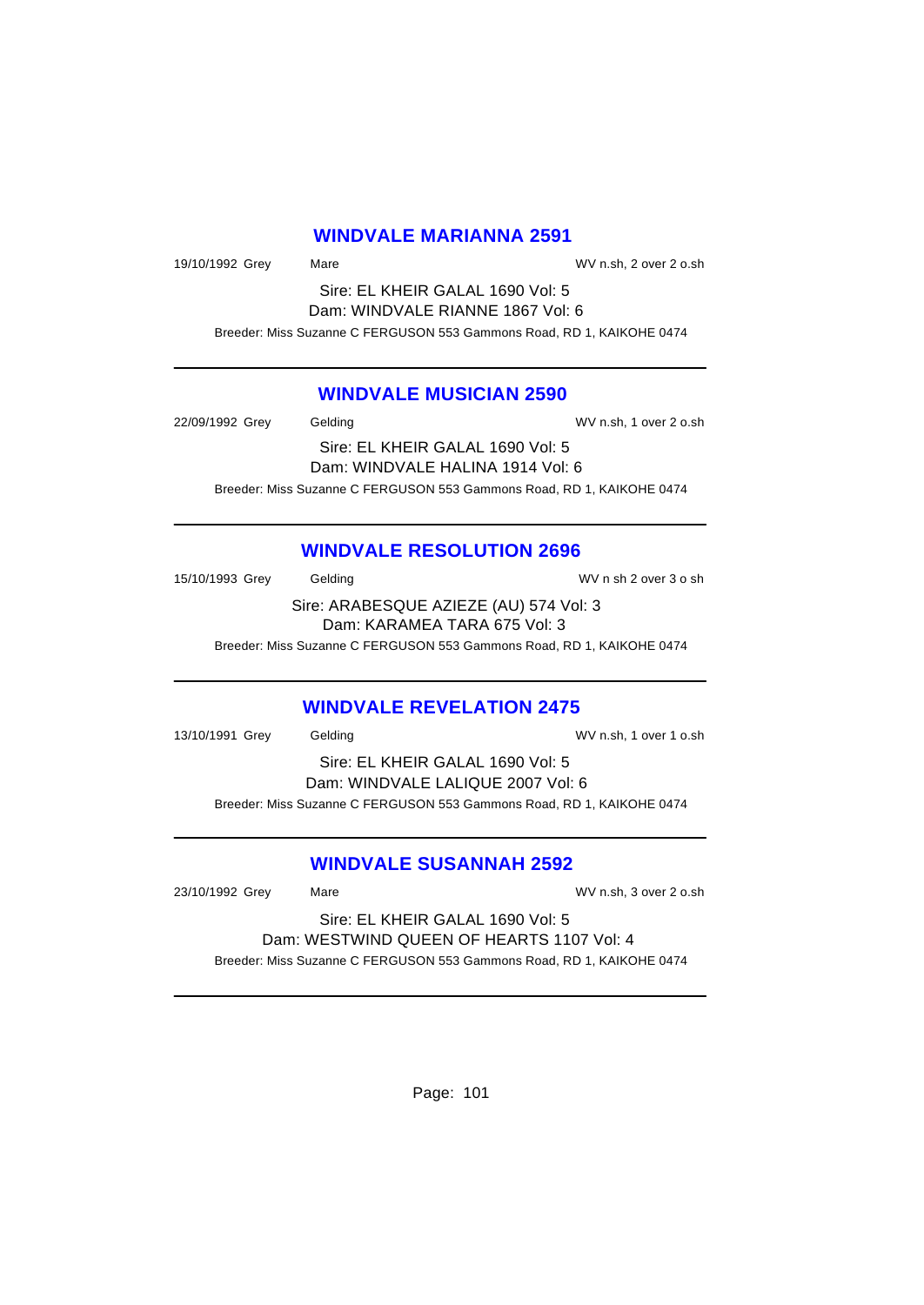## WINDVALE MARIANNA 2591

19/10/1992 Grey Mare WV n.sh, 2 over 2 o.sh

Sire: EL KHEIR GALAL 1690 Vol: 5
Dam: WINDVALE RIANNE 1867 Vol: 6
Breeder: Miss Suzanne C FERGUSON 553 Gammons Road, RD 1, KAIKOHE 0474

---

## WINDVALE MUSICIAN 2590

22/09/1992 Grey Gelding WV n.sh, 1 over 2 o.sh

Sire: EL KHEIR GALAL 1690 Vol: 5
Dam: WINDVALE HALINA 1914 Vol: 6
Breeder: Miss Suzanne C FERGUSON 553 Gammons Road, RD 1, KAIKOHE 0474

---

## WINDVALE RESOLUTION 2696

15/10/1993 Grey Gelding WV n sh 2 over 3 o sh

Sire: ARABESQUE AZIEZE (AU) 574 Vol: 3
Dam: KARAMEA TARA 675 Vol: 3
Breeder: Miss Suzanne C FERGUSON 553 Gammons Road, RD 1, KAIKOHE 0474

---

## WINDVALE REVELATION 2475

13/10/1991 Grey Gelding WV n.sh, 1 over 1 o.sh

Sire: EL KHEIR GALAL 1690 Vol: 5
Dam: WINDVALE LALIQUE 2007 Vol: 6
Breeder: Miss Suzanne C FERGUSON 553 Gammons Road, RD 1, KAIKOHE 0474

---

## WINDVALE SUSANNAH 2592

23/10/1992 Grey Mare WV n.sh, 3 over 2 o.sh

Sire: EL KHEIR GALAL 1690 Vol: 5
Dam: WESTWIND QUEEN OF HEARTS 1107 Vol: 4
Breeder: Miss Suzanne C FERGUSON 553 Gammons Road, RD 1, KAIKOHE 0474

---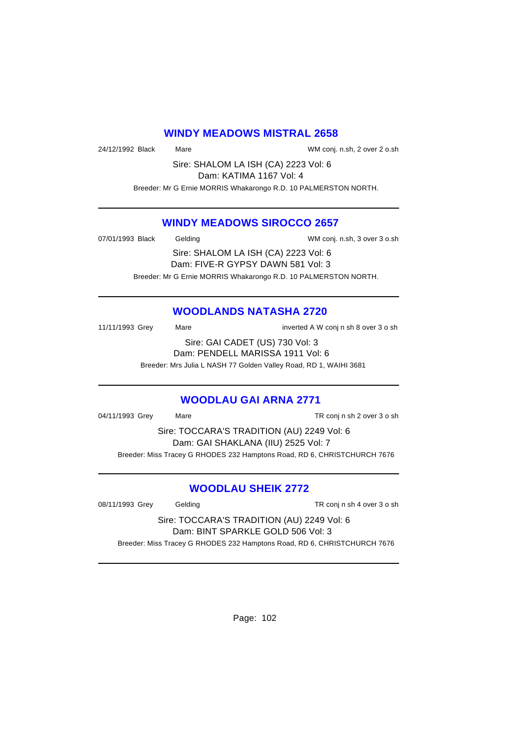## WINDY MEADOWS MISTRAL 2658

24/12/1992 Black Mare WM conj. n.sh, 2 over 2 o.sh

Sire: SHALOM LA ISH (CA) 2223 Vol: 6
Dam: KATIMA 1167 Vol: 4

Breeder: Mr G Ernie MORRIS Whakarongo R.D. 10 PALMERSTON NORTH.

---

## WINDY MEADOWS SIROCCO 2657

07/01/1993 Black Gelding WM conj. n.sh, 3 over 3 o.sh

Sire: SHALOM LA ISH (CA) 2223 Vol: 6
Dam: FIVE-R GYPSY DAWN 581 Vol: 3

Breeder: Mr G Ernie MORRIS Whakarongo R.D. 10 PALMERSTON NORTH.

---

## WOODLANDS NATASHA 2720

11/11/1993 Grey Mare inverted A W conj n sh 8 over 3 o sh

Sire: GAI CADET (US) 730 Vol: 3
Dam: PENDELL MARISSA 1911 Vol: 6

Breeder: Mrs Julia L NASH 77 Golden Valley Road, RD 1, WAIHI 3681

---

## WOODLAU GAI ARNA 2771

04/11/1993 Grey Mare TR conj n sh 2 over 3 o sh

Sire: TOCCARA'S TRADITION (AU) 2249 Vol: 6
Dam: GAI SHAKLANA (IIU) 2525 Vol: 7

Breeder: Miss Tracey G RHODES 232 Hamptons Road, RD 6, CHRISTCHURCH 7676

---

## WOODLAU SHEIK 2772

08/11/1993 Grey Gelding TR conj n sh 4 over 3 o sh

Sire: TOCCARA'S TRADITION (AU) 2249 Vol: 6
Dam: BINT SPARKLE GOLD 506 Vol: 3

Breeder: Miss Tracey G RHODES 232 Hamptons Road, RD 6, CHRISTCHURCH 7676

---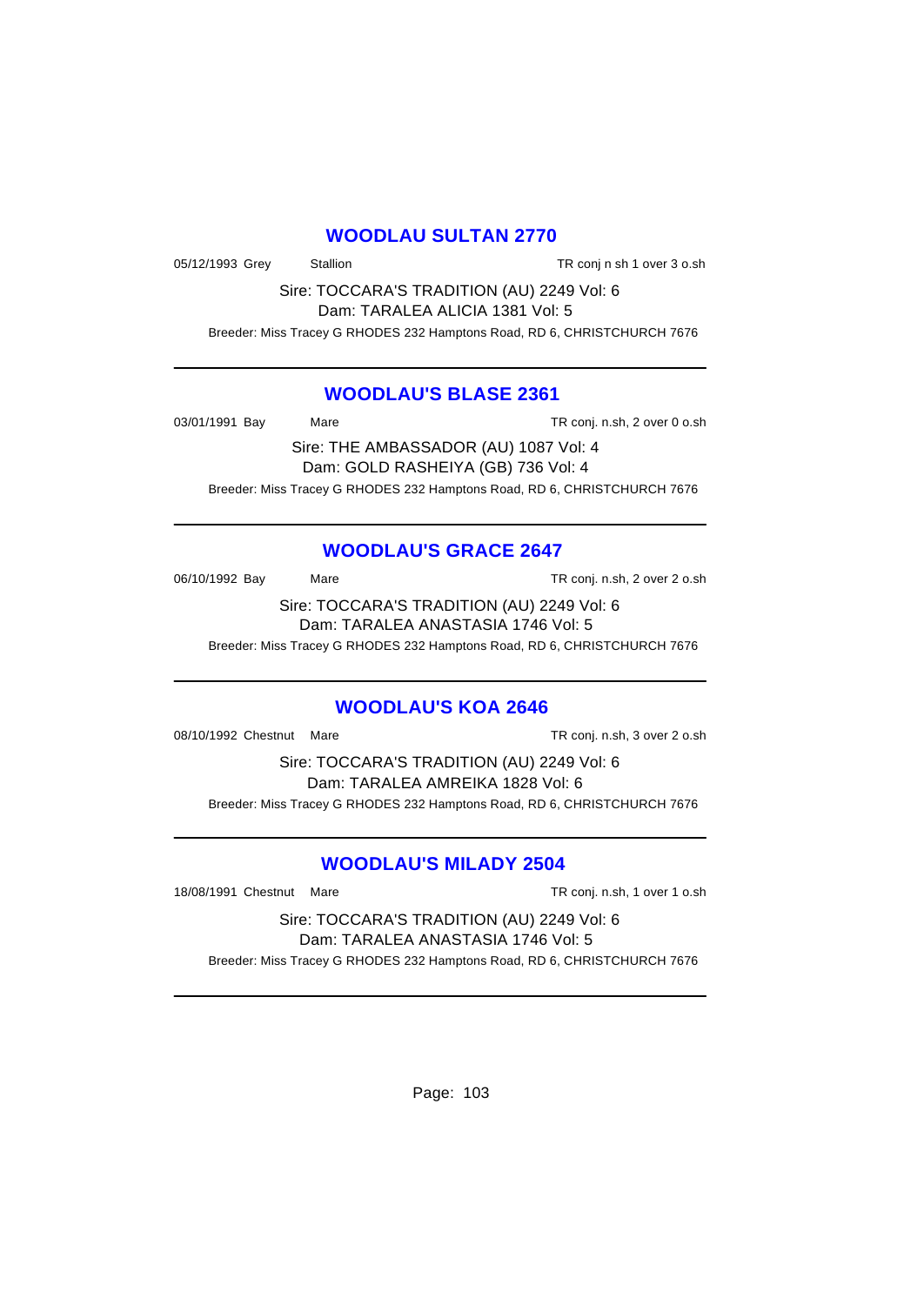## WOODLAU SULTAN 2770

05/12/1993 Grey Stallion TR conj n sh 1 over 3 o.sh

Sire: TOCCARA'S TRADITION (AU) 2249 Vol: 6
Dam: TARALEA ALICIA 1381 Vol: 5

Breeder: Miss Tracey G RHODES 232 Hamptons Road, RD 6, CHRISTCHURCH 7676

---

## WOODLAU'S BLASE 2361

03/01/1991 Bay Mare TR conj. n.sh, 2 over 0 o.sh

Sire: THE AMBASSADOR (AU) 1087 Vol: 4
Dam: GOLD RASHEIYA (GB) 736 Vol: 4

Breeder: Miss Tracey G RHODES 232 Hamptons Road, RD 6, CHRISTCHURCH 7676

---

## WOODLAU'S GRACE 2647

06/10/1992 Bay Mare TR conj. n.sh, 2 over 2 o.sh

Sire: TOCCARA'S TRADITION (AU) 2249 Vol: 6
Dam: TARALEA ANASTASIA 1746 Vol: 5

Breeder: Miss Tracey G RHODES 232 Hamptons Road, RD 6, CHRISTCHURCH 7676

---

## WOODLAU'S KOA 2646

08/10/1992 Chestnut Mare TR conj. n.sh, 3 over 2 o.sh

Sire: TOCCARA'S TRADITION (AU) 2249 Vol: 6
Dam: TARALEA AMREIKA 1828 Vol: 6

Breeder: Miss Tracey G RHODES 232 Hamptons Road, RD 6, CHRISTCHURCH 7676

---

## WOODLAU'S MILADY 2504

18/08/1991 Chestnut Mare TR conj. n.sh, 1 over 1 o.sh

Sire: TOCCARA'S TRADITION (AU) 2249 Vol: 6
Dam: TARALEA ANASTASIA 1746 Vol: 5

Breeder: Miss Tracey G RHODES 232 Hamptons Road, RD 6, CHRISTCHURCH 7676

---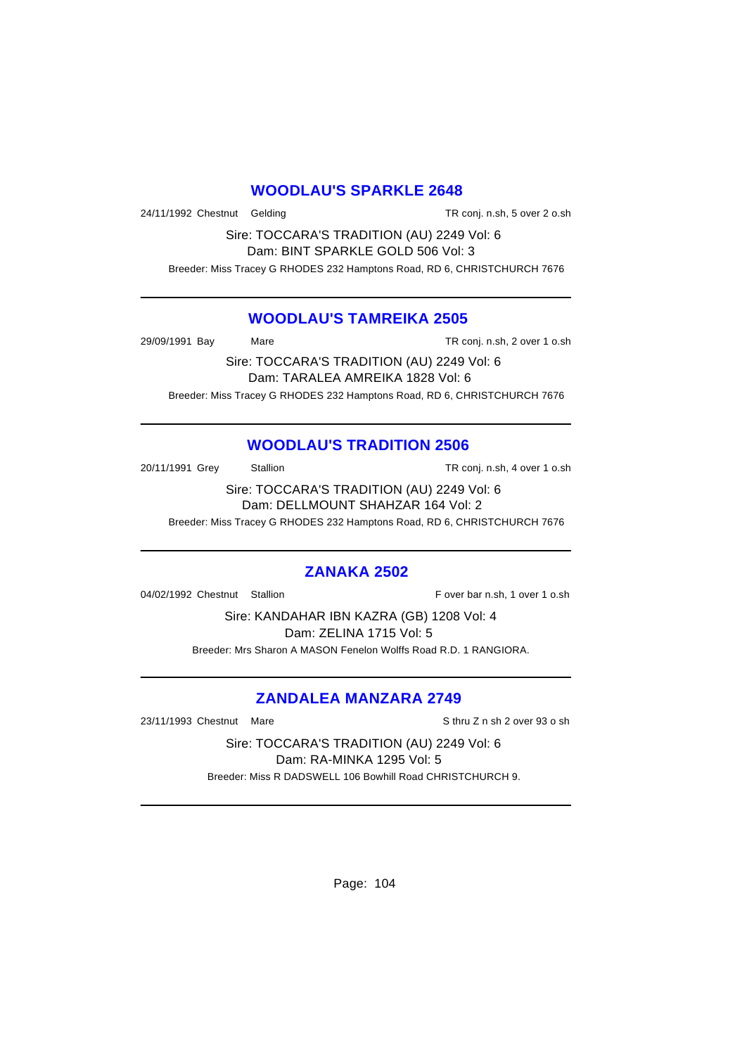## WOODLAU'S SPARKLE 2648

24/11/1992 Chestnut Gelding TR conj. n.sh, 5 over 2 o.sh

Sire: TOCCARA'S TRADITION (AU) 2249 Vol: 6
Dam: BINT SPARKLE GOLD 506 Vol: 3

Breeder: Miss Tracey G RHODES 232 Hamptons Road, RD 6, CHRISTCHURCH 7676

---

## WOODLAU'S TAMREIKA 2505

29/09/1991 Bay Mare TR conj. n.sh, 2 over 1 o.sh

Sire: TOCCARA'S TRADITION (AU) 2249 Vol: 6
Dam: TARALEA AMREIKA 1828 Vol: 6

Breeder: Miss Tracey G RHODES 232 Hamptons Road, RD 6, CHRISTCHURCH 7676

---

## WOODLAU'S TRADITION 2506

20/11/1991 Grey Stallion TR conj. n.sh, 4 over 1 o.sh

Sire: TOCCARA'S TRADITION (AU) 2249 Vol: 6
Dam: DELLMOUNT SHAHZAR 164 Vol: 2

Breeder: Miss Tracey G RHODES 232 Hamptons Road, RD 6, CHRISTCHURCH 7676

---

## ZANAKA 2502

04/02/1992 Chestnut Stallion F over bar n.sh, 1 over 1 o.sh

Sire: KANDAHAR IBN KAZRA (GB) 1208 Vol: 4
Dam: ZELINA 1715 Vol: 5

Breeder: Mrs Sharon A MASON Fenelon Wolffs Road R.D. 1 RANGIORA.

---

## ZANDALEA MANZARA 2749

23/11/1993 Chestnut Mare S thru Z n sh 2 over 93 o sh

Sire: TOCCARA'S TRADITION (AU) 2249 Vol: 6
Dam: RA-MINKA 1295 Vol: 5

Breeder: Miss R DADSWELL 106 Bowhill Road CHRISTCHURCH 9.

---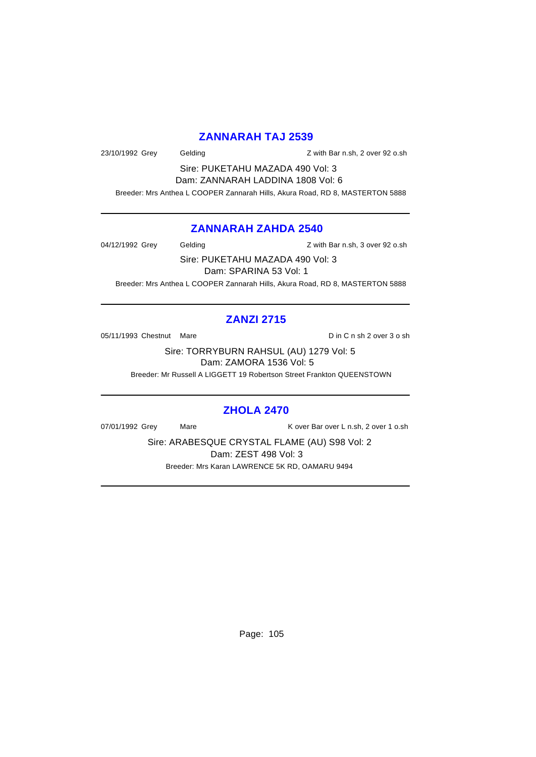## ZANNARAH TAJ 2539

23/10/1992 Grey Gelding Z with Bar n.sh, 2 over 92 o.sh

Sire: PUKETAHU MAZADA 490 Vol: 3

Dam: ZANNARAH LADDINA 1808 Vol: 6

Breeder: Mrs Anthea L COOPER Zannarah Hills, Akura Road, RD 8, MASTERTON 5888

---

## ZANNARAH ZAHDA 2540

04/12/1992 Grey Gelding Z with Bar n.sh, 3 over 92 o.sh

Sire: PUKETAHU MAZADA 490 Vol: 3

Dam: SPARINA 53 Vol: 1

Breeder: Mrs Anthea L COOPER Zannarah Hills, Akura Road, RD 8, MASTERTON 5888

---

## ZANZI 2715

05/11/1993 Chestnut Mare D in C n sh 2 over 3 o sh

Sire: TORRYBURN RAHSUL (AU) 1279 Vol: 5

Dam: ZAMORA 1536 Vol: 5

Breeder: Mr Russell A LIGGETT 19 Robertson Street Frankton QUEENSTOWN

---

## ZHOLA 2470

07/01/1992 Grey Mare K over Bar over L n.sh, 2 over 1 o.sh

Sire: ARABESQUE CRYSTAL FLAME (AU) S98 Vol: 2

Dam: ZEST 498 Vol: 3

Breeder: Mrs Karan LAWRENCE 5K RD, OAMARU 9494

---